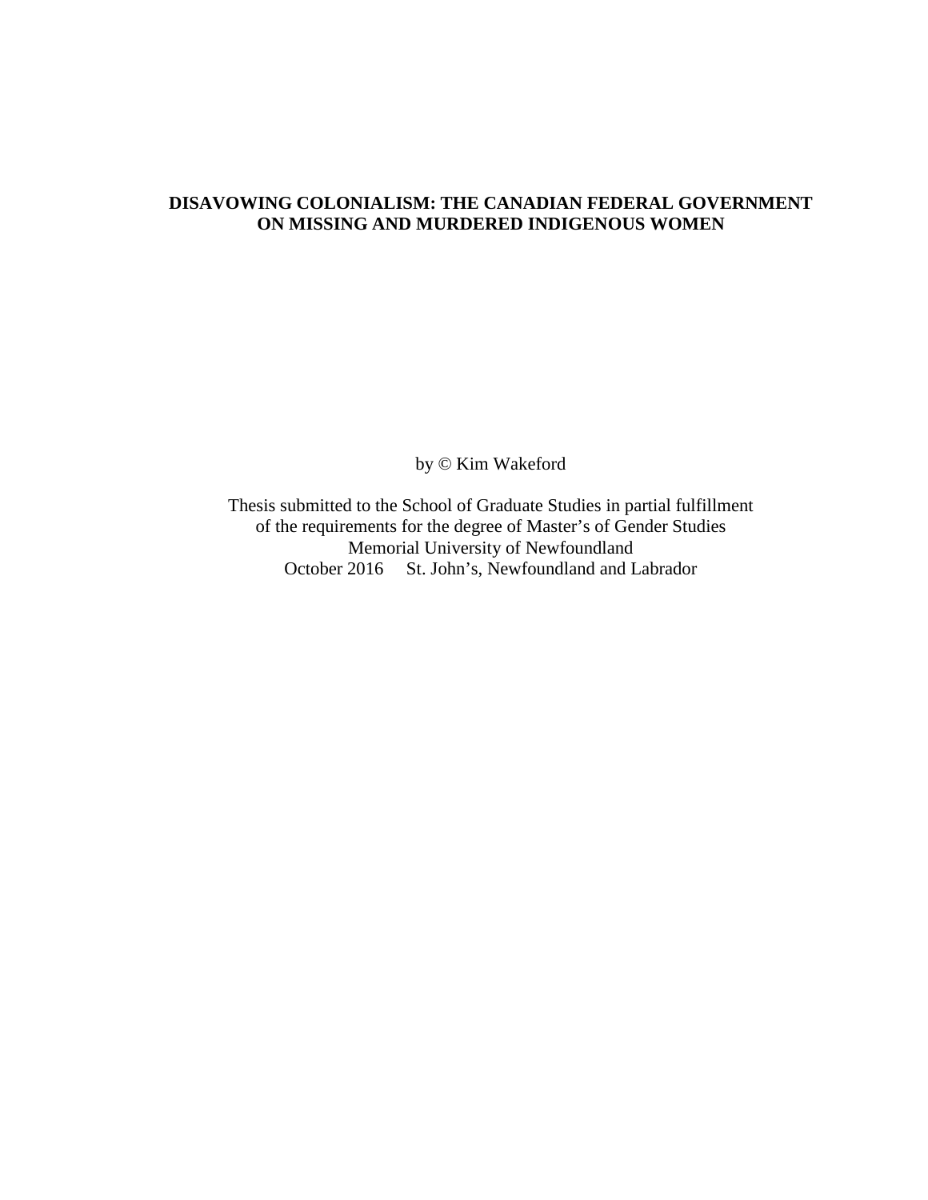# DISAVOWING COLONIALISM: THE CANADIAN FEDERAL GOVERNMENT ON MISSING AND MURDERED INDIGENOUS WOMEN

by © Kim Wakeford

Thesis submitted to the School of Graduate Studies in partial fulfillment of the requirements for the degree of Master's of Gender Studies  
Memorial University of Newfoundland  
October 2016 St. John's, Newfoundland and Labrador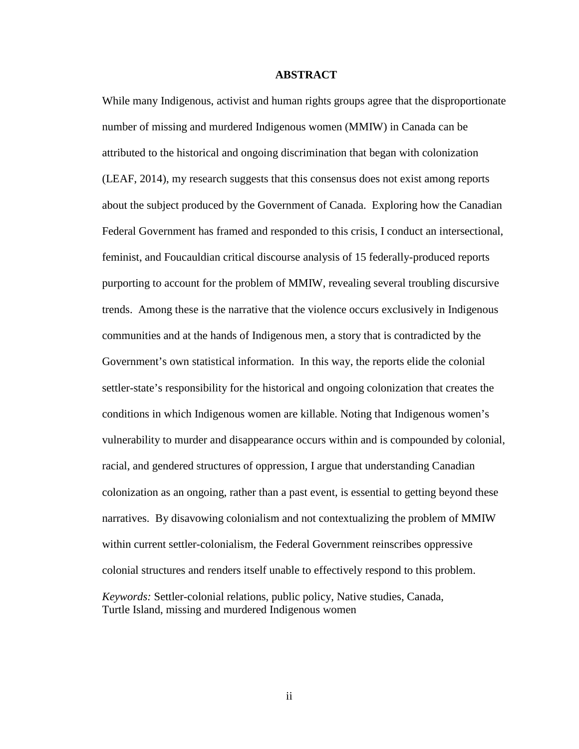# ABSTRACT

While many Indigenous, activist and human rights groups agree that the disproportionate number of missing and murdered Indigenous women (MMIW) in Canada can be attributed to the historical and ongoing discrimination that began with colonization (LEAF, 2014), my research suggests that this consensus does not exist among reports about the subject produced by the Government of Canada. Exploring how the Canadian Federal Government has framed and responded to this crisis, I conduct an intersectional, feminist, and Foucauldian critical discourse analysis of 15 federally-produced reports purporting to account for the problem of MMIW, revealing several troubling discursive trends. Among these is the narrative that the violence occurs exclusively in Indigenous communities and at the hands of Indigenous men, a story that is contradicted by the Government's own statistical information. In this way, the reports elide the colonial settler-state's responsibility for the historical and ongoing colonization that creates the conditions in which Indigenous women are killable. Noting that Indigenous women's vulnerability to murder and disappearance occurs within and is compounded by colonial, racial, and gendered structures of oppression, I argue that understanding Canadian colonization as an ongoing, rather than a past event, is essential to getting beyond these narratives. By disavowing colonialism and not contextualizing the problem of MMIW within current settler-colonialism, the Federal Government reinscribes oppressive colonial structures and renders itself unable to effectively respond to this problem.

*Keywords:* Settler-colonial relations, public policy, Native studies, Canada, Turtle Island, missing and murdered Indigenous women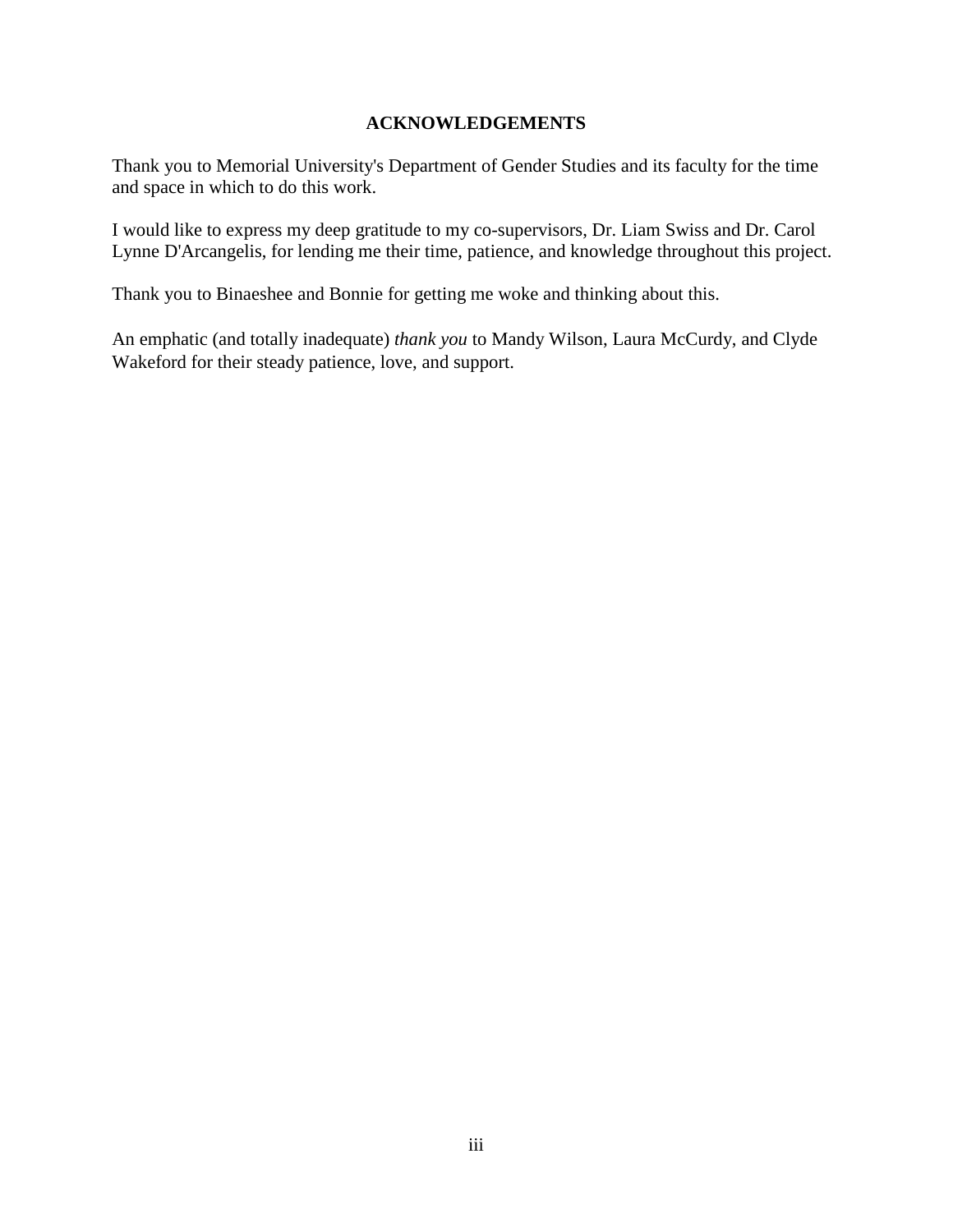## ACKNOWLEDGEMENTS

Thank you to Memorial University's Department of Gender Studies and its faculty for the time and space in which to do this work.

I would like to express my deep gratitude to my co-supervisors, Dr. Liam Swiss and Dr. Carol Lynne D'Arcangelis, for lending me their time, patience, and knowledge throughout this project.

Thank you to Binaeshee and Bonnie for getting me woke and thinking about this.

An emphatic (and totally inadequate) *thank you* to Mandy Wilson, Laura McCurdy, and Clyde Wakeford for their steady patience, love, and support.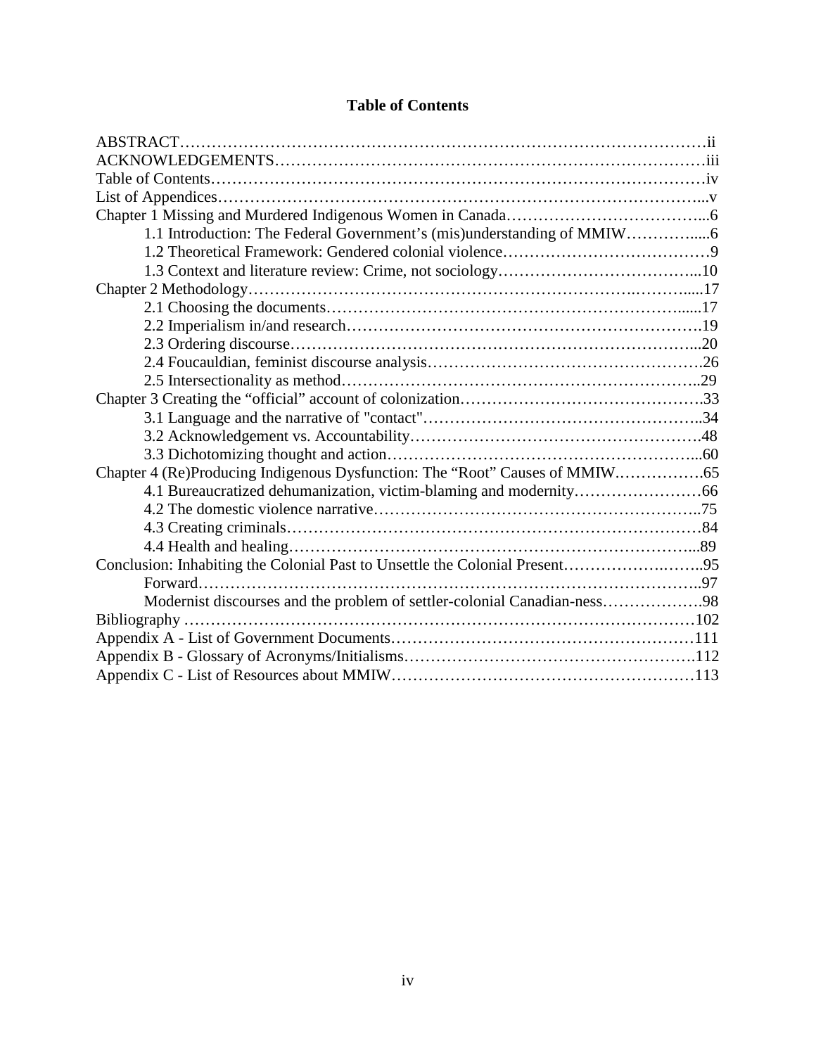# Table of Contents

ABSTRACT……………………………………………………………………………………ii
ACKNOWLEDGEMENTS…………………………………………………………………iii
Table of Contents……………………………………………………………………………iv
List of Appendices……………………………………………………………………………v
Chapter 1 Missing and Murdered Indigenous Women in Canada……………………………6
    1.1 Introduction: The Federal Government's (mis)understanding of MMIW………….....6
    1.2 Theoretical Framework: Gendered colonial violence…………………………………9
    1.3 Context and literature review: Crime, not sociology………………………………...10
Chapter 2 Methodology…………………………………………………………….………....17
    2.1 Choosing the documents……………………………………………………….......17
    2.2 Imperialism in/and research………………………………………………………….19
    2.3 Ordering discourse…………………………………………………………………...20
    2.4 Foucauldian, feminist discourse analysis…………………………………………….26
    2.5 Intersectionality as method………………………………………………………..29
Chapter 3 Creating the "official" account of colonization………………………………………33
    3.1 Language and the narrative of "contact"……………………………………………..34
    3.2 Acknowledgement vs. Accountability……………………………………………….48
    3.3 Dichotomizing thought and action…………………………………………………...60
Chapter 4 (Re)Producing Indigenous Dysfunction: The "Root" Causes of MMIW…………….65
    4.1 Bureaucratized dehumanization, victim-blaming and modernity……………………66
    4.2 The domestic violence narrative……………………………………………………..75
    4.3 Creating criminals……………………………………………………………………84
    4.4 Health and healing…………………………………………………………………...89
Conclusion: Inhabiting the Colonial Past to Unsettle the Colonial Present……………….……..95
    Forward………………………………………………………………………………..97
    Modernist discourses and the problem of settler-colonial Canadian-ness……………….98
Bibliography ………………………………………………………………………………102
Appendix A - List of Government Documents…………………………………………………111
Appendix B - Glossary of Acronyms/Initialisms……………………………………………….112
Appendix C - List of Resources about MMIW…………………………………………………113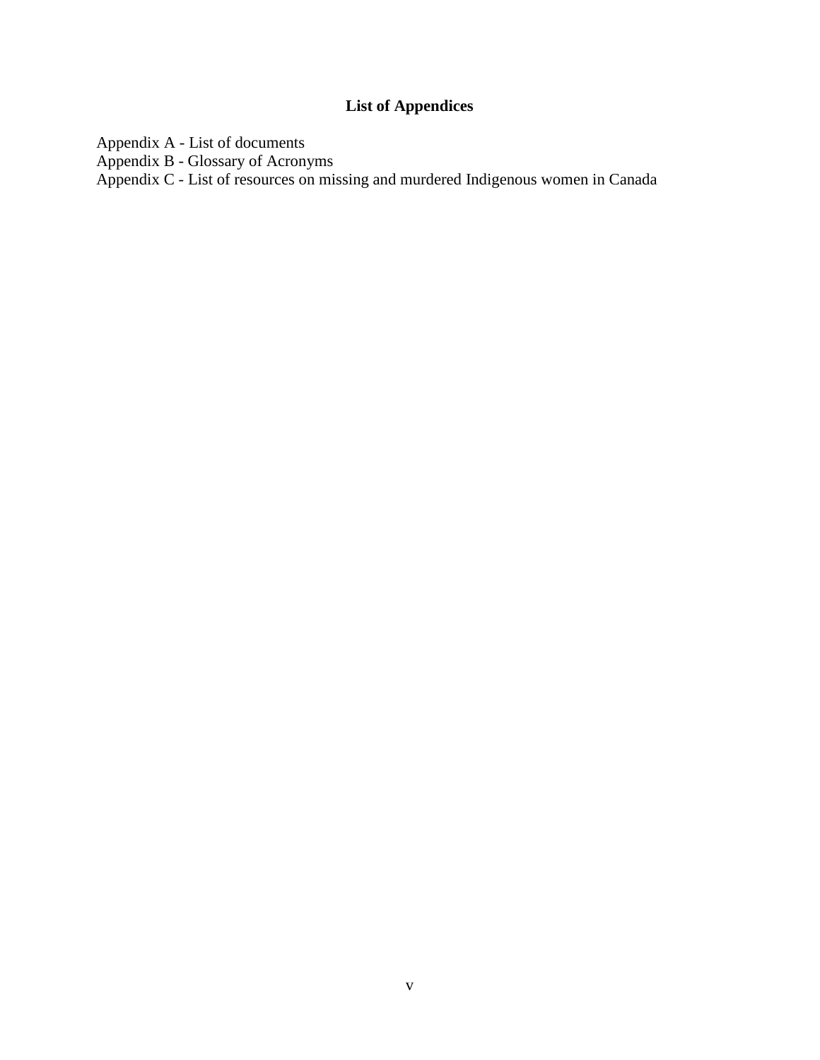## List of Appendices

Appendix A - List of documents
Appendix B - Glossary of Acronyms
Appendix C - List of resources on missing and murdered Indigenous women in Canada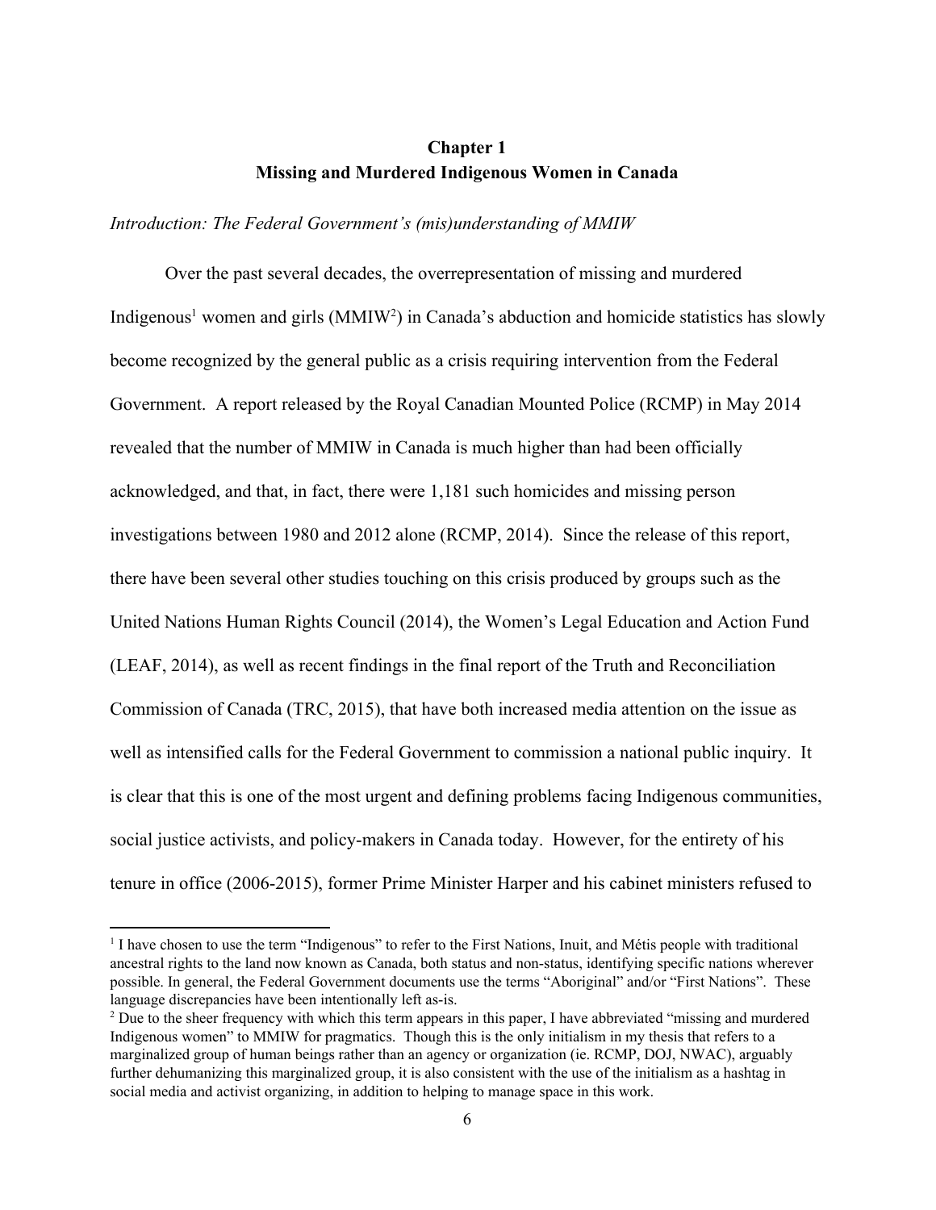# Chapter 1
# Missing and Murdered Indigenous Women in Canada

*Introduction: The Federal Government's (mis)understanding of MMIW*

Over the past several decades, the overrepresentation of missing and murdered Indigenous[1] women and girls (MMIW[2]) in Canada's abduction and homicide statistics has slowly become recognized by the general public as a crisis requiring intervention from the Federal Government. A report released by the Royal Canadian Mounted Police (RCMP) in May 2014 revealed that the number of MMIW in Canada is much higher than had been officially acknowledged, and that, in fact, there were 1,181 such homicides and missing person investigations between 1980 and 2012 alone (RCMP, 2014). Since the release of this report, there have been several other studies touching on this crisis produced by groups such as the United Nations Human Rights Council (2014), the Women's Legal Education and Action Fund (LEAF, 2014), as well as recent findings in the final report of the Truth and Reconciliation Commission of Canada (TRC, 2015), that have both increased media attention on the issue as well as intensified calls for the Federal Government to commission a national public inquiry. It is clear that this is one of the most urgent and defining problems facing Indigenous communities, social justice activists, and policy-makers in Canada today. However, for the entirety of his tenure in office (2006-2015), former Prime Minister Harper and his cabinet ministers refused to

[1] I have chosen to use the term "Indigenous" to refer to the First Nations, Inuit, and Métis people with traditional ancestral rights to the land now known as Canada, both status and non-status, identifying specific nations wherever possible. In general, the Federal Government documents use the terms "Aboriginal" and/or "First Nations". These language discrepancies have been intentionally left as-is.

[2] Due to the sheer frequency with which this term appears in this paper, I have abbreviated "missing and murdered Indigenous women" to MMIW for pragmatics. Though this is the only initialism in my thesis that refers to a marginalized group of human beings rather than an agency or organization (ie. RCMP, DOJ, NWAC), arguably further dehumanizing this marginalized group, it is also consistent with the use of the initialism as a hashtag in social media and activist organizing, in addition to helping to manage space in this work.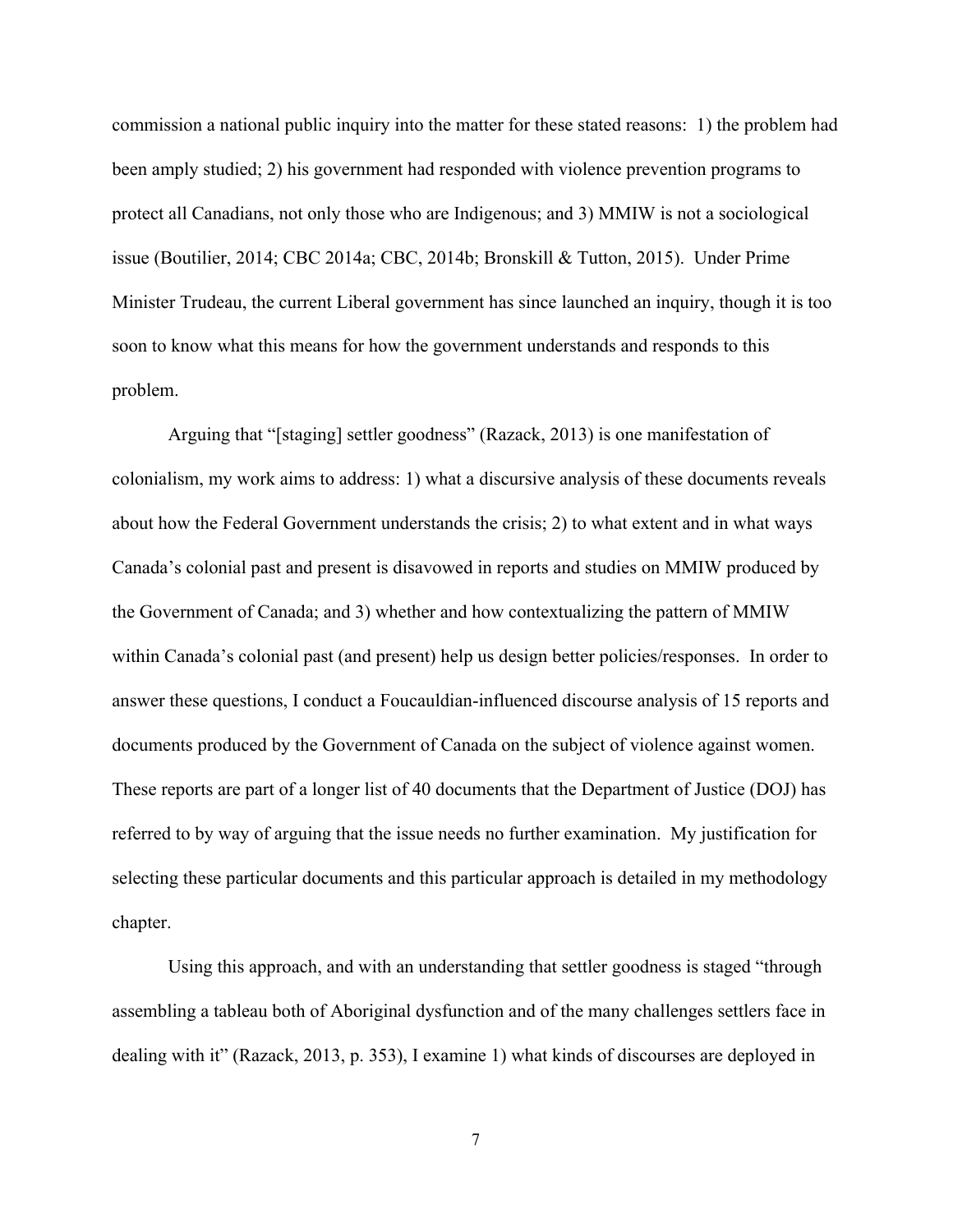commission a national public inquiry into the matter for these stated reasons: 1) the problem had been amply studied; 2) his government had responded with violence prevention programs to protect all Canadians, not only those who are Indigenous; and 3) MMIW is not a sociological issue (Boutilier, 2014; CBC 2014a; CBC, 2014b; Bronskill & Tutton, 2015). Under Prime Minister Trudeau, the current Liberal government has since launched an inquiry, though it is too soon to know what this means for how the government understands and responds to this problem.

Arguing that "[staging] settler goodness" (Razack, 2013) is one manifestation of colonialism, my work aims to address: 1) what a discursive analysis of these documents reveals about how the Federal Government understands the crisis; 2) to what extent and in what ways Canada's colonial past and present is disavowed in reports and studies on MMIW produced by the Government of Canada; and 3) whether and how contextualizing the pattern of MMIW within Canada's colonial past (and present) help us design better policies/responses. In order to answer these questions, I conduct a Foucauldian-influenced discourse analysis of 15 reports and documents produced by the Government of Canada on the subject of violence against women. These reports are part of a longer list of 40 documents that the Department of Justice (DOJ) has referred to by way of arguing that the issue needs no further examination. My justification for selecting these particular documents and this particular approach is detailed in my methodology chapter.

Using this approach, and with an understanding that settler goodness is staged "through assembling a tableau both of Aboriginal dysfunction and of the many challenges settlers face in dealing with it" (Razack, 2013, p. 353), I examine 1) what kinds of discourses are deployed in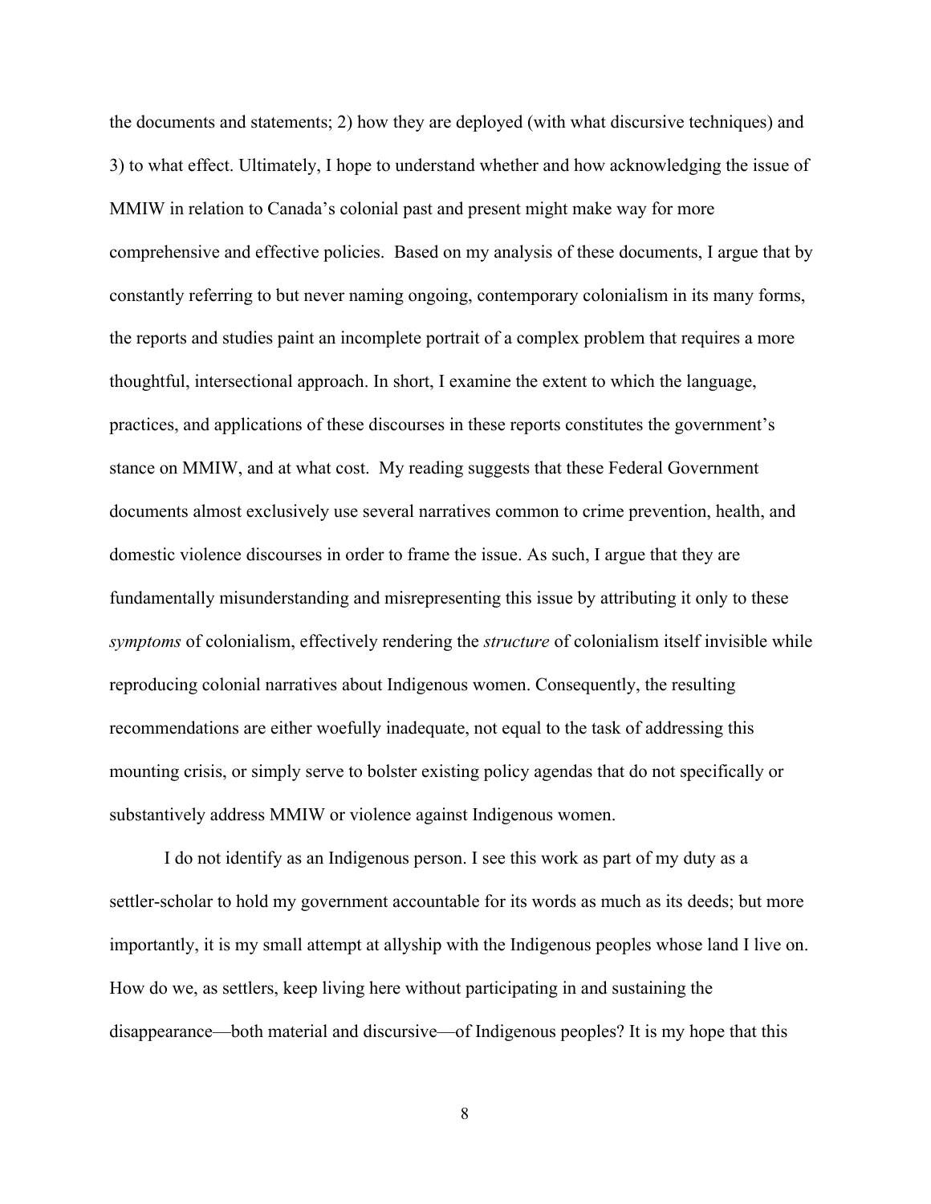the documents and statements; 2) how they are deployed (with what discursive techniques) and 3) to what effect. Ultimately, I hope to understand whether and how acknowledging the issue of MMIW in relation to Canada's colonial past and present might make way for more comprehensive and effective policies. Based on my analysis of these documents, I argue that by constantly referring to but never naming ongoing, contemporary colonialism in its many forms, the reports and studies paint an incomplete portrait of a complex problem that requires a more thoughtful, intersectional approach. In short, I examine the extent to which the language, practices, and applications of these discourses in these reports constitutes the government's stance on MMIW, and at what cost. My reading suggests that these Federal Government documents almost exclusively use several narratives common to crime prevention, health, and domestic violence discourses in order to frame the issue. As such, I argue that they are fundamentally misunderstanding and misrepresenting this issue by attributing it only to these *symptoms* of colonialism, effectively rendering the *structure* of colonialism itself invisible while reproducing colonial narratives about Indigenous women. Consequently, the resulting recommendations are either woefully inadequate, not equal to the task of addressing this mounting crisis, or simply serve to bolster existing policy agendas that do not specifically or substantively address MMIW or violence against Indigenous women.

I do not identify as an Indigenous person. I see this work as part of my duty as a settler-scholar to hold my government accountable for its words as much as its deeds; but more importantly, it is my small attempt at allyship with the Indigenous peoples whose land I live on. How do we, as settlers, keep living here without participating in and sustaining the disappearance—both material and discursive—of Indigenous peoples? It is my hope that this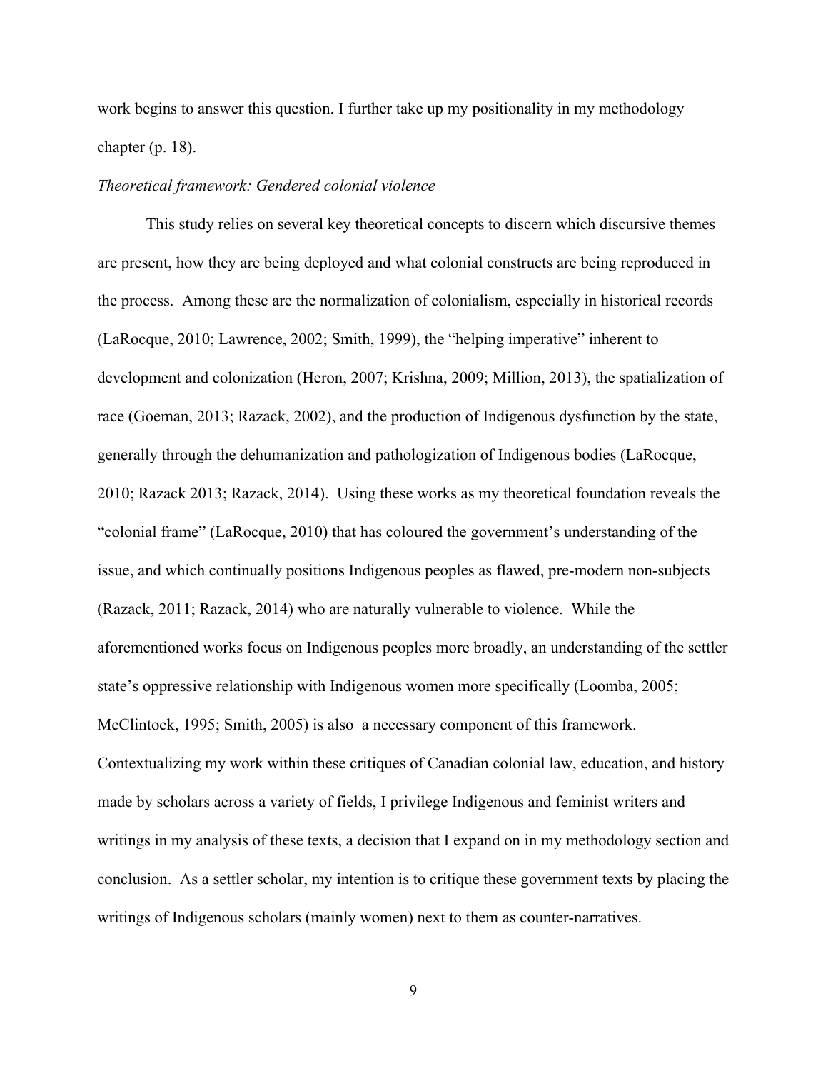work begins to answer this question. I further take up my positionality in my methodology chapter (p. 18).

*Theoretical framework: Gendered colonial violence*

This study relies on several key theoretical concepts to discern which discursive themes are present, how they are being deployed and what colonial constructs are being reproduced in the process. Among these are the normalization of colonialism, especially in historical records (LaRocque, 2010; Lawrence, 2002; Smith, 1999), the "helping imperative" inherent to development and colonization (Heron, 2007; Krishna, 2009; Million, 2013), the spatialization of race (Goeman, 2013; Razack, 2002), and the production of Indigenous dysfunction by the state, generally through the dehumanization and pathologization of Indigenous bodies (LaRocque, 2010; Razack 2013; Razack, 2014). Using these works as my theoretical foundation reveals the "colonial frame" (LaRocque, 2010) that has coloured the government's understanding of the issue, and which continually positions Indigenous peoples as flawed, pre-modern non-subjects (Razack, 2011; Razack, 2014) who are naturally vulnerable to violence. While the aforementioned works focus on Indigenous peoples more broadly, an understanding of the settler state's oppressive relationship with Indigenous women more specifically (Loomba, 2005; McClintock, 1995; Smith, 2005) is also a necessary component of this framework. Contextualizing my work within these critiques of Canadian colonial law, education, and history made by scholars across a variety of fields, I privilege Indigenous and feminist writers and writings in my analysis of these texts, a decision that I expand on in my methodology section and conclusion. As a settler scholar, my intention is to critique these government texts by placing the writings of Indigenous scholars (mainly women) next to them as counter-narratives.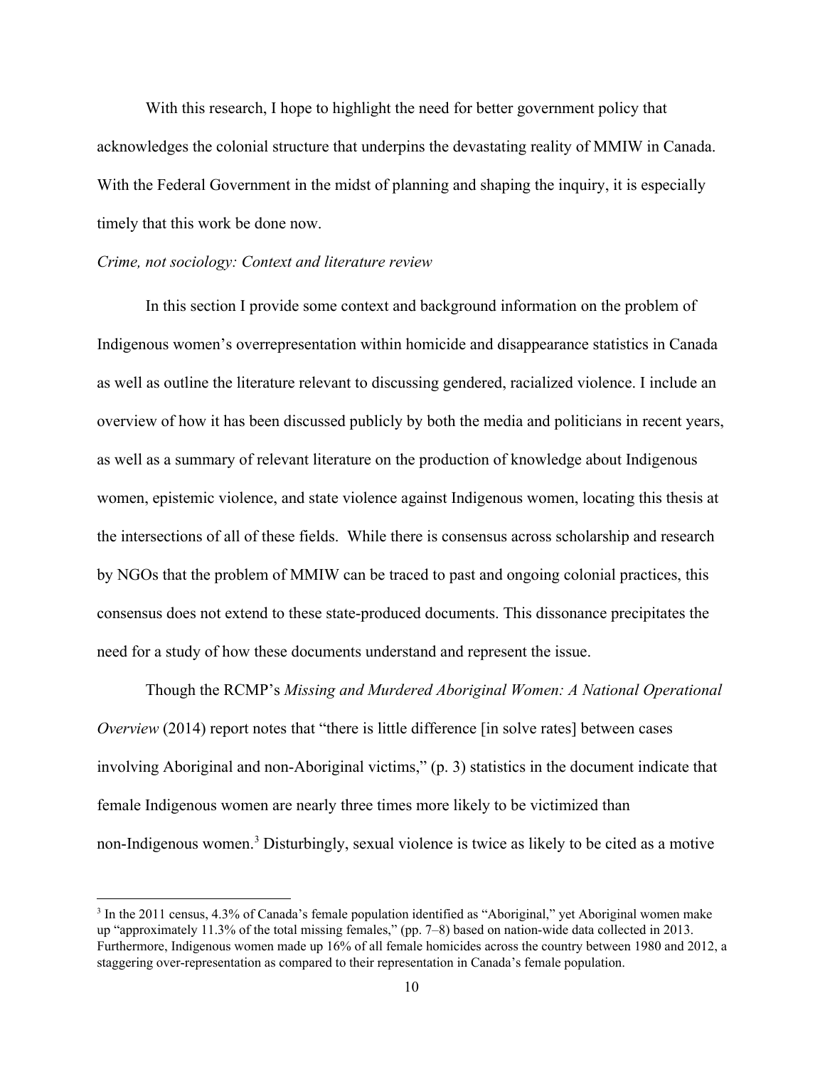With this research, I hope to highlight the need for better government policy that acknowledges the colonial structure that underpins the devastating reality of MMIW in Canada. With the Federal Government in the midst of planning and shaping the inquiry, it is especially timely that this work be done now.

*Crime, not sociology: Context and literature review*

In this section I provide some context and background information on the problem of Indigenous women's overrepresentation within homicide and disappearance statistics in Canada as well as outline the literature relevant to discussing gendered, racialized violence. I include an overview of how it has been discussed publicly by both the media and politicians in recent years, as well as a summary of relevant literature on the production of knowledge about Indigenous women, epistemic violence, and state violence against Indigenous women, locating this thesis at the intersections of all of these fields. While there is consensus across scholarship and research by NGOs that the problem of MMIW can be traced to past and ongoing colonial practices, this consensus does not extend to these state-produced documents. This dissonance precipitates the need for a study of how these documents understand and represent the issue.

Though the RCMP's *Missing and Murdered Aboriginal Women: A National Operational Overview* (2014) report notes that "there is little difference [in solve rates] between cases involving Aboriginal and non-Aboriginal victims," (p. 3) statistics in the document indicate that female Indigenous women are nearly three times more likely to be victimized than non-Indigenous women.[3] Disturbingly, sexual violence is twice as likely to be cited as a motive

[3] In the 2011 census, 4.3% of Canada's female population identified as "Aboriginal," yet Aboriginal women make up "approximately 11.3% of the total missing females," (pp. 7–8) based on nation-wide data collected in 2013. Furthermore, Indigenous women made up 16% of all female homicides across the country between 1980 and 2012, a staggering over-representation as compared to their representation in Canada's female population.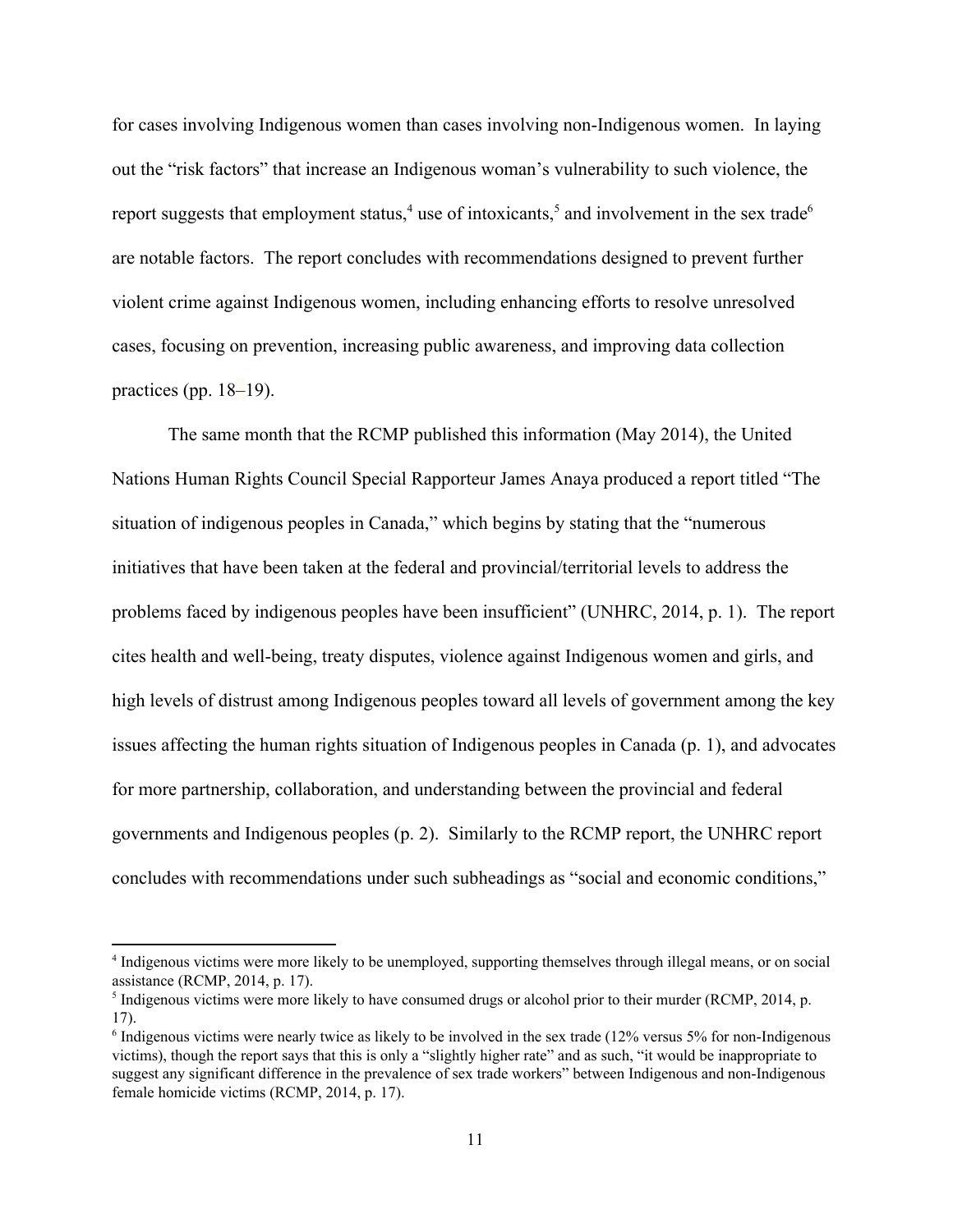for cases involving Indigenous women than cases involving non-Indigenous women. In laying out the "risk factors" that increase an Indigenous woman's vulnerability to such violence, the report suggests that employment status,[4] use of intoxicants,[5] and involvement in the sex trade[6] are notable factors. The report concludes with recommendations designed to prevent further violent crime against Indigenous women, including enhancing efforts to resolve unresolved cases, focusing on prevention, increasing public awareness, and improving data collection practices (pp. 18–19).

The same month that the RCMP published this information (May 2014), the United Nations Human Rights Council Special Rapporteur James Anaya produced a report titled "The situation of indigenous peoples in Canada," which begins by stating that the "numerous initiatives that have been taken at the federal and provincial/territorial levels to address the problems faced by indigenous peoples have been insufficient" (UNHRC, 2014, p. 1). The report cites health and well-being, treaty disputes, violence against Indigenous women and girls, and high levels of distrust among Indigenous peoples toward all levels of government among the key issues affecting the human rights situation of Indigenous peoples in Canada (p. 1), and advocates for more partnership, collaboration, and understanding between the provincial and federal governments and Indigenous peoples (p. 2). Similarly to the RCMP report, the UNHRC report concludes with recommendations under such subheadings as "social and economic conditions,"

---

[4] Indigenous victims were more likely to be unemployed, supporting themselves through illegal means, or on social assistance (RCMP, 2014, p. 17).

[5] Indigenous victims were more likely to have consumed drugs or alcohol prior to their murder (RCMP, 2014, p. 17).

[6] Indigenous victims were nearly twice as likely to be involved in the sex trade (12% versus 5% for non-Indigenous victims), though the report says that this is only a "slightly higher rate" and as such, "it would be inappropriate to suggest any significant difference in the prevalence of sex trade workers" between Indigenous and non-Indigenous female homicide victims (RCMP, 2014, p. 17).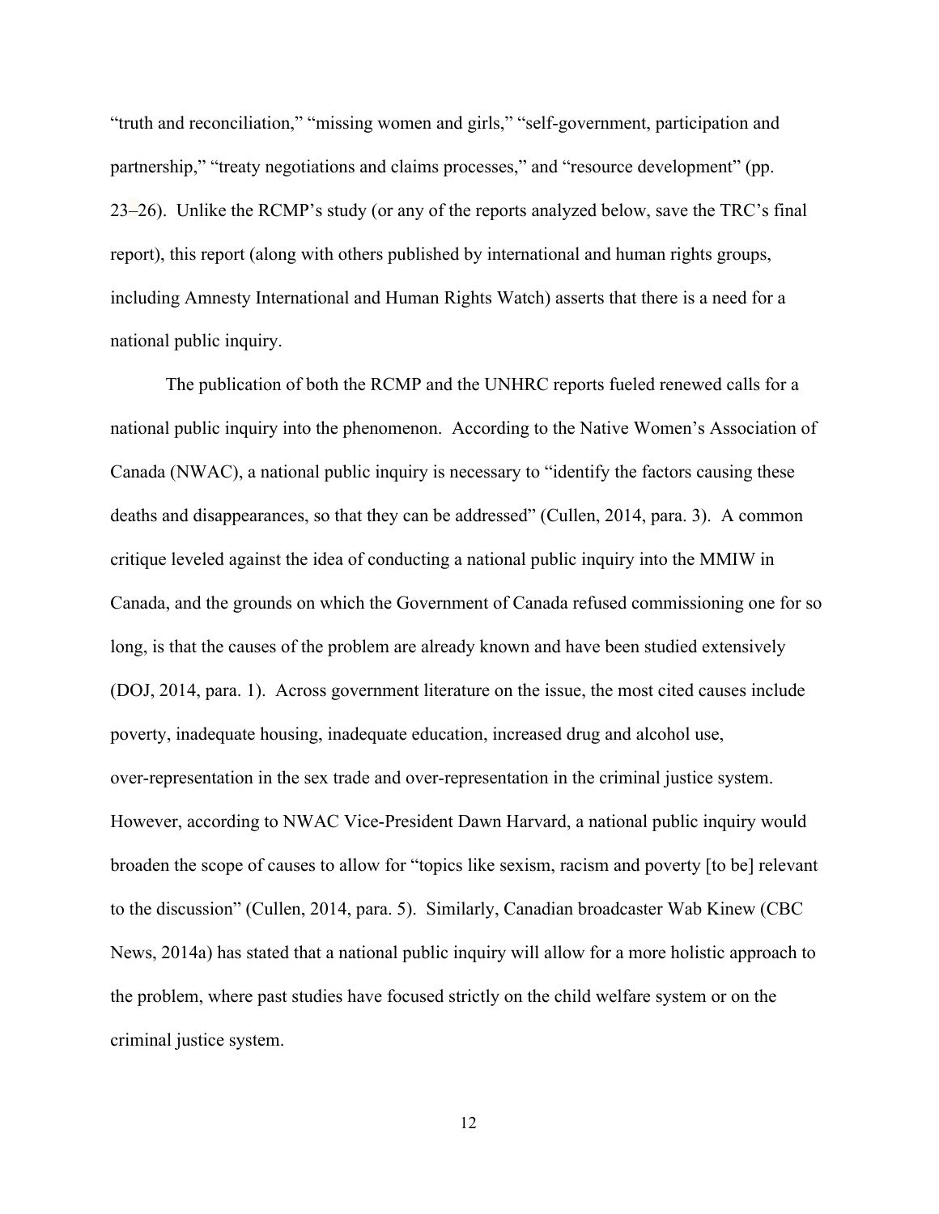"truth and reconciliation," "missing women and girls," "self-government, participation and partnership," "treaty negotiations and claims processes," and "resource development" (pp. 23–26). Unlike the RCMP's study (or any of the reports analyzed below, save the TRC's final report), this report (along with others published by international and human rights groups, including Amnesty International and Human Rights Watch) asserts that there is a need for a national public inquiry.

The publication of both the RCMP and the UNHRC reports fueled renewed calls for a national public inquiry into the phenomenon. According to the Native Women's Association of Canada (NWAC), a national public inquiry is necessary to "identify the factors causing these deaths and disappearances, so that they can be addressed" (Cullen, 2014, para. 3). A common critique leveled against the idea of conducting a national public inquiry into the MMIW in Canada, and the grounds on which the Government of Canada refused commissioning one for so long, is that the causes of the problem are already known and have been studied extensively (DOJ, 2014, para. 1). Across government literature on the issue, the most cited causes include poverty, inadequate housing, inadequate education, increased drug and alcohol use, over-representation in the sex trade and over-representation in the criminal justice system. However, according to NWAC Vice-President Dawn Harvard, a national public inquiry would broaden the scope of causes to allow for "topics like sexism, racism and poverty [to be] relevant to the discussion" (Cullen, 2014, para. 5). Similarly, Canadian broadcaster Wab Kinew (CBC News, 2014a) has stated that a national public inquiry will allow for a more holistic approach to the problem, where past studies have focused strictly on the child welfare system or on the criminal justice system.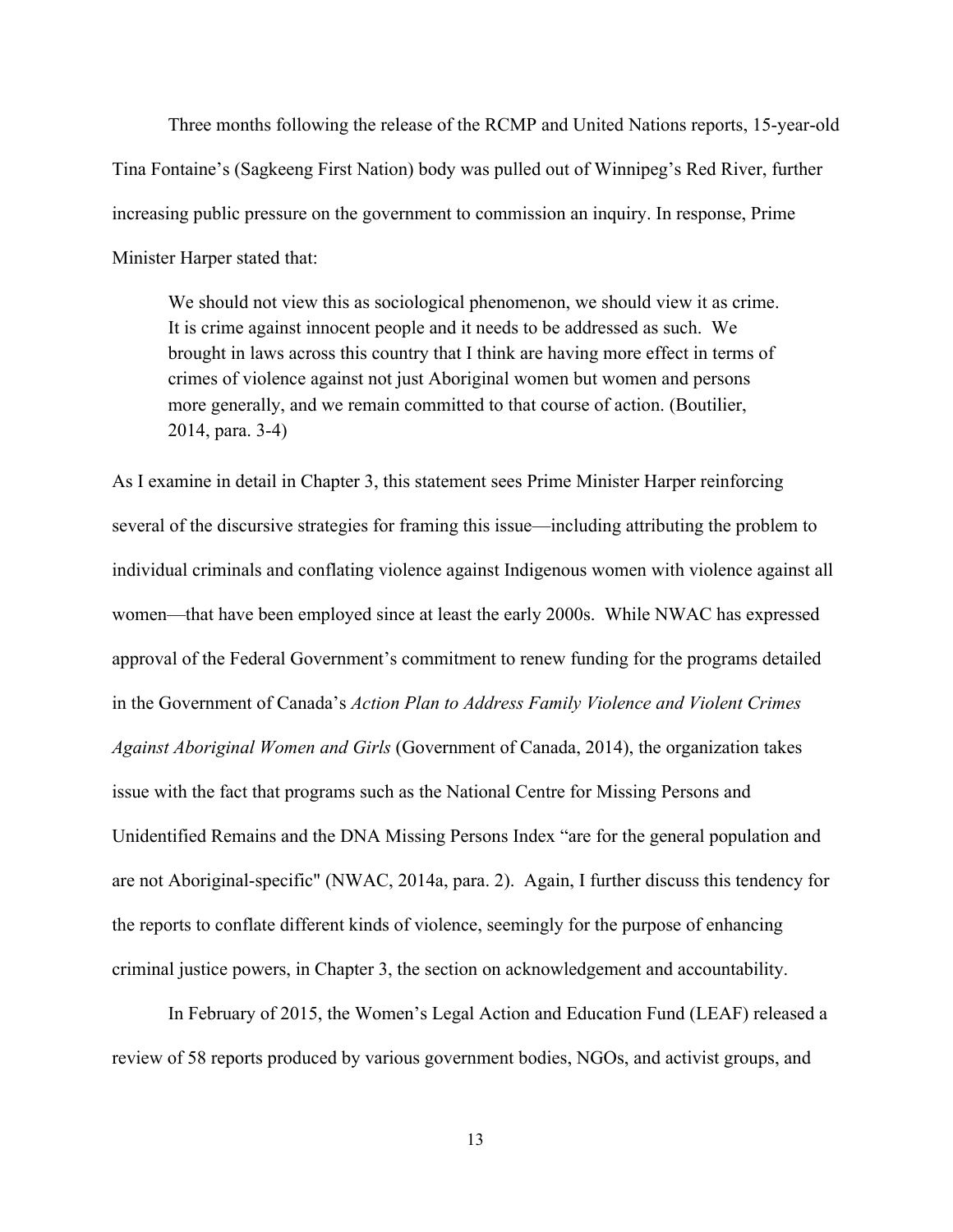Three months following the release of the RCMP and United Nations reports, 15-year-old Tina Fontaine's (Sagkeeng First Nation) body was pulled out of Winnipeg's Red River, further increasing public pressure on the government to commission an inquiry. In response, Prime Minister Harper stated that:

> We should not view this as sociological phenomenon, we should view it as crime. It is crime against innocent people and it needs to be addressed as such. We brought in laws across this country that I think are having more effect in terms of crimes of violence against not just Aboriginal women but women and persons more generally, and we remain committed to that course of action. (Boutilier, 2014, para. 3-4)

As I examine in detail in Chapter 3, this statement sees Prime Minister Harper reinforcing several of the discursive strategies for framing this issue—including attributing the problem to individual criminals and conflating violence against Indigenous women with violence against all women—that have been employed since at least the early 2000s. While NWAC has expressed approval of the Federal Government's commitment to renew funding for the programs detailed in the Government of Canada's *Action Plan to Address Family Violence and Violent Crimes Against Aboriginal Women and Girls* (Government of Canada, 2014), the organization takes issue with the fact that programs such as the National Centre for Missing Persons and Unidentified Remains and the DNA Missing Persons Index "are for the general population and are not Aboriginal-specific" (NWAC, 2014a, para. 2). Again, I further discuss this tendency for the reports to conflate different kinds of violence, seemingly for the purpose of enhancing criminal justice powers, in Chapter 3, the section on acknowledgement and accountability.

In February of 2015, the Women's Legal Action and Education Fund (LEAF) released a review of 58 reports produced by various government bodies, NGOs, and activist groups, and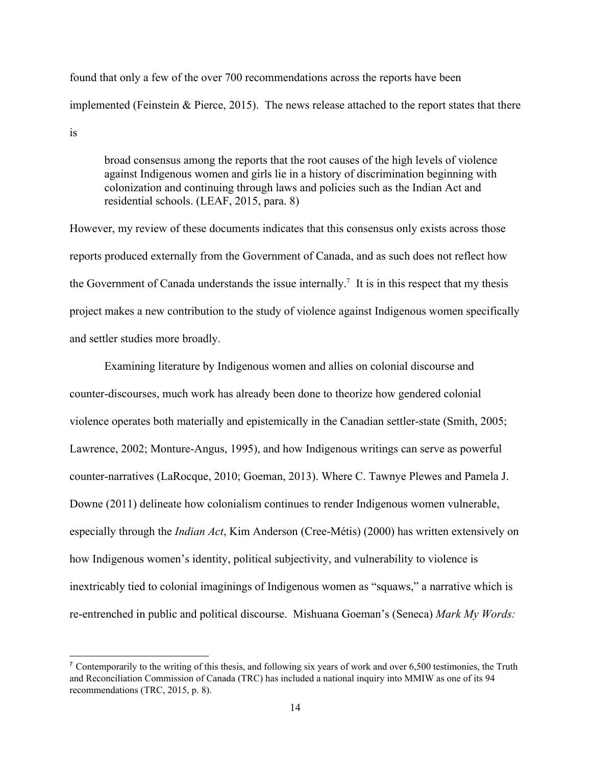found that only a few of the over 700 recommendations across the reports have been implemented (Feinstein & Pierce, 2015). The news release attached to the report states that there is

> broad consensus among the reports that the root causes of the high levels of violence against Indigenous women and girls lie in a history of discrimination beginning with colonization and continuing through laws and policies such as the Indian Act and residential schools. (LEAF, 2015, para. 8)

However, my review of these documents indicates that this consensus only exists across those reports produced externally from the Government of Canada, and as such does not reflect how the Government of Canada understands the issue internally.[7] It is in this respect that my thesis project makes a new contribution to the study of violence against Indigenous women specifically and settler studies more broadly.

Examining literature by Indigenous women and allies on colonial discourse and counter-discourses, much work has already been done to theorize how gendered colonial violence operates both materially and epistemically in the Canadian settler-state (Smith, 2005; Lawrence, 2002; Monture-Angus, 1995), and how Indigenous writings can serve as powerful counter-narratives (LaRocque, 2010; Goeman, 2013). Where C. Tawnye Plewes and Pamela J. Downe (2011) delineate how colonialism continues to render Indigenous women vulnerable, especially through the *Indian Act*, Kim Anderson (Cree-Métis) (2000) has written extensively on how Indigenous women's identity, political subjectivity, and vulnerability to violence is inextricably tied to colonial imaginings of Indigenous women as "squaws," a narrative which is re-entrenched in public and political discourse. Mishuana Goeman's (Seneca) *Mark My Words:*

---

[7] Contemporarily to the writing of this thesis, and following six years of work and over 6,500 testimonies, the Truth and Reconciliation Commission of Canada (TRC) has included a national inquiry into MMIW as one of its 94 recommendations (TRC, 2015, p. 8).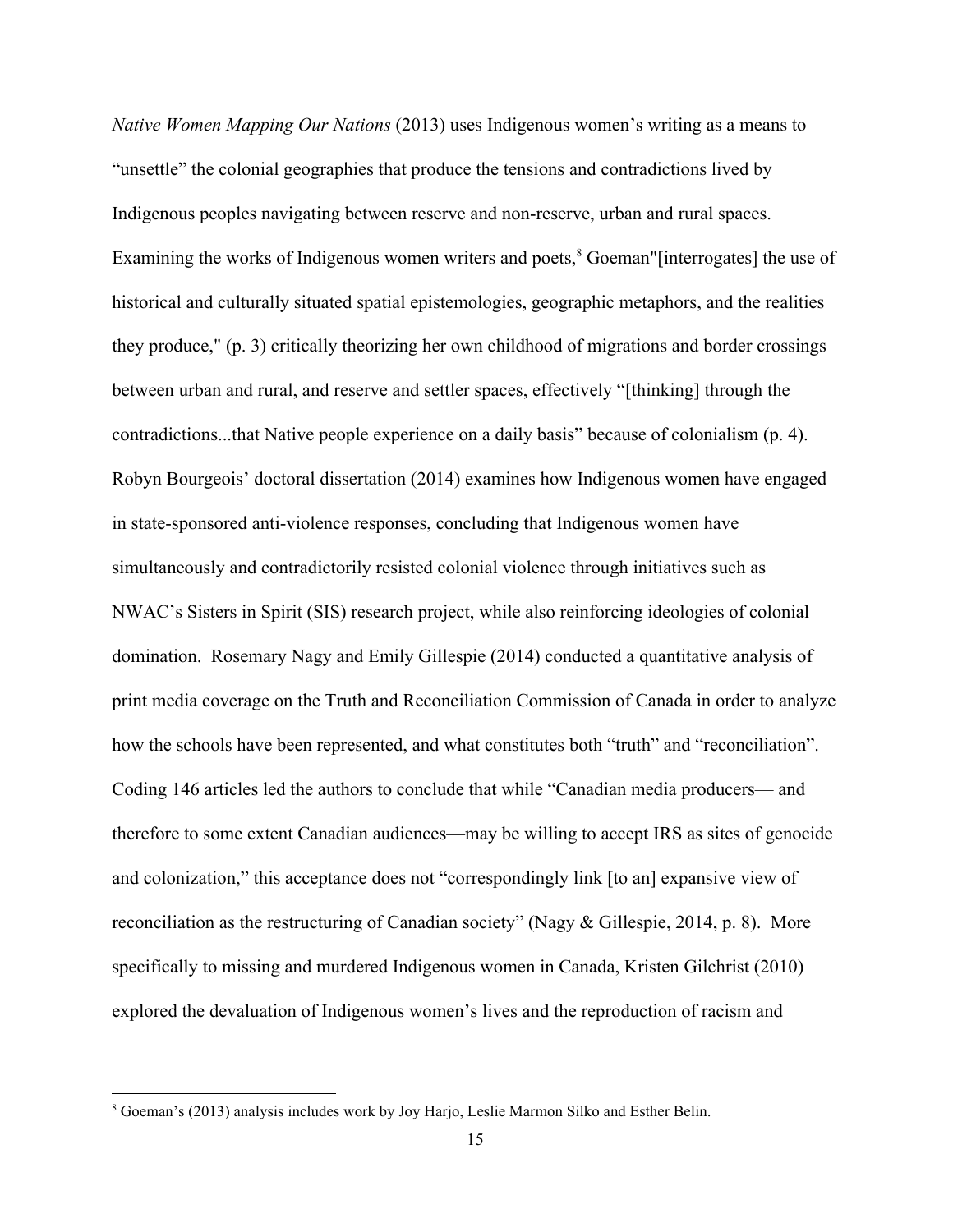*Native Women Mapping Our Nations* (2013) uses Indigenous women's writing as a means to "unsettle" the colonial geographies that produce the tensions and contradictions lived by Indigenous peoples navigating between reserve and non-reserve, urban and rural spaces. Examining the works of Indigenous women writers and poets,[8] Goeman"[interrogates] the use of historical and culturally situated spatial epistemologies, geographic metaphors, and the realities they produce," (p. 3) critically theorizing her own childhood of migrations and border crossings between urban and rural, and reserve and settler spaces, effectively "[thinking] through the contradictions...that Native people experience on a daily basis" because of colonialism (p. 4). Robyn Bourgeois' doctoral dissertation (2014) examines how Indigenous women have engaged in state-sponsored anti-violence responses, concluding that Indigenous women have simultaneously and contradictorily resisted colonial violence through initiatives such as NWAC's Sisters in Spirit (SIS) research project, while also reinforcing ideologies of colonial domination. Rosemary Nagy and Emily Gillespie (2014) conducted a quantitative analysis of print media coverage on the Truth and Reconciliation Commission of Canada in order to analyze how the schools have been represented, and what constitutes both "truth" and "reconciliation". Coding 146 articles led the authors to conclude that while "Canadian media producers— and therefore to some extent Canadian audiences—may be willing to accept IRS as sites of genocide and colonization," this acceptance does not "correspondingly link [to an] expansive view of reconciliation as the restructuring of Canadian society" (Nagy & Gillespie, 2014, p. 8). More specifically to missing and murdered Indigenous women in Canada, Kristen Gilchrist (2010) explored the devaluation of Indigenous women's lives and the reproduction of racism and

[8] Goeman's (2013) analysis includes work by Joy Harjo, Leslie Marmon Silko and Esther Belin.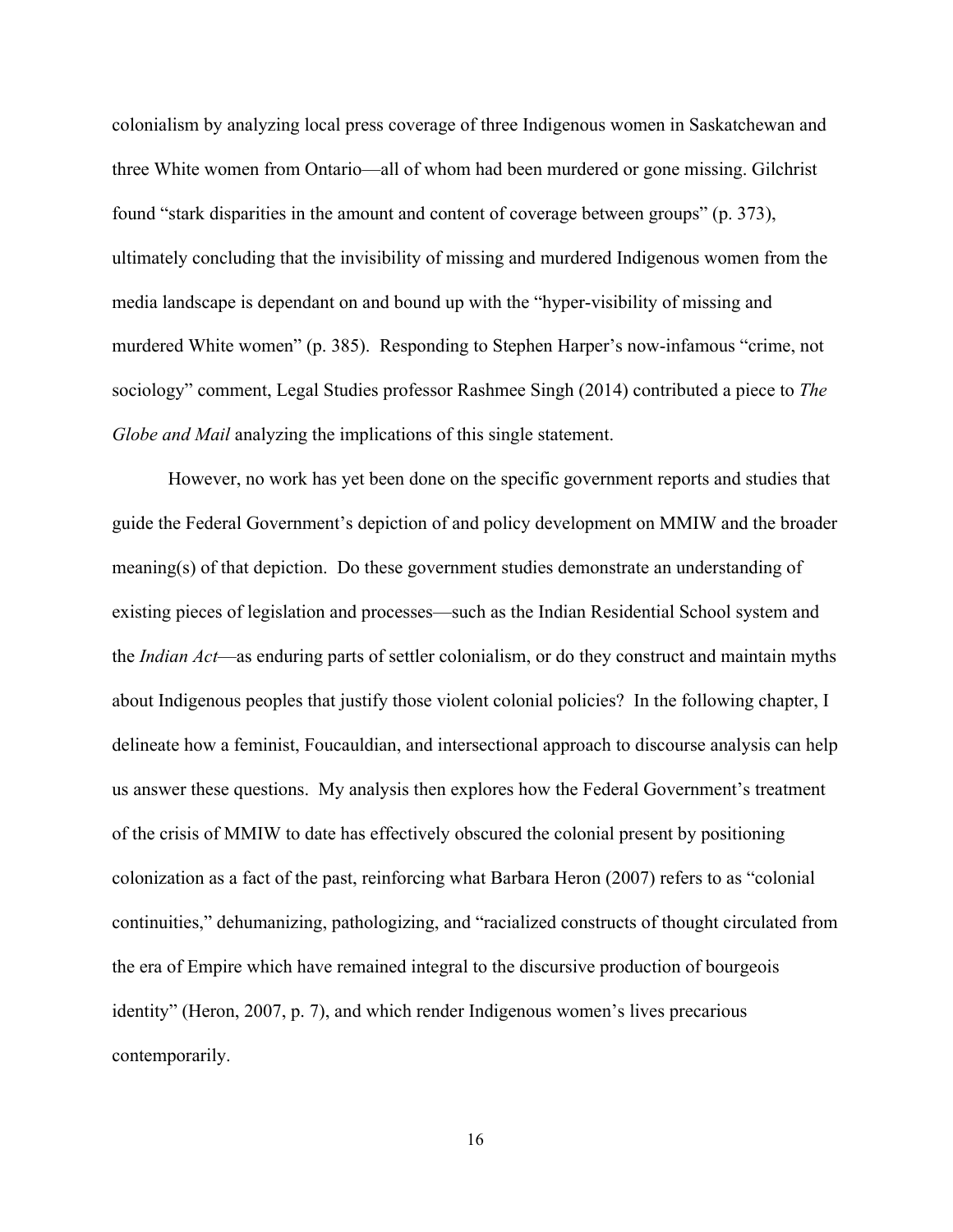colonialism by analyzing local press coverage of three Indigenous women in Saskatchewan and three White women from Ontario—all of whom had been murdered or gone missing. Gilchrist found "stark disparities in the amount and content of coverage between groups" (p. 373), ultimately concluding that the invisibility of missing and murdered Indigenous women from the media landscape is dependant on and bound up with the "hyper-visibility of missing and murdered White women" (p. 385). Responding to Stephen Harper's now-infamous "crime, not sociology" comment, Legal Studies professor Rashmee Singh (2014) contributed a piece to *The Globe and Mail* analyzing the implications of this single statement.

However, no work has yet been done on the specific government reports and studies that guide the Federal Government's depiction of and policy development on MMIW and the broader meaning(s) of that depiction. Do these government studies demonstrate an understanding of existing pieces of legislation and processes—such as the Indian Residential School system and the *Indian Act*—as enduring parts of settler colonialism, or do they construct and maintain myths about Indigenous peoples that justify those violent colonial policies? In the following chapter, I delineate how a feminist, Foucauldian, and intersectional approach to discourse analysis can help us answer these questions. My analysis then explores how the Federal Government's treatment of the crisis of MMIW to date has effectively obscured the colonial present by positioning colonization as a fact of the past, reinforcing what Barbara Heron (2007) refers to as "colonial continuities," dehumanizing, pathologizing, and "racialized constructs of thought circulated from the era of Empire which have remained integral to the discursive production of bourgeois identity" (Heron, 2007, p. 7), and which render Indigenous women's lives precarious contemporarily.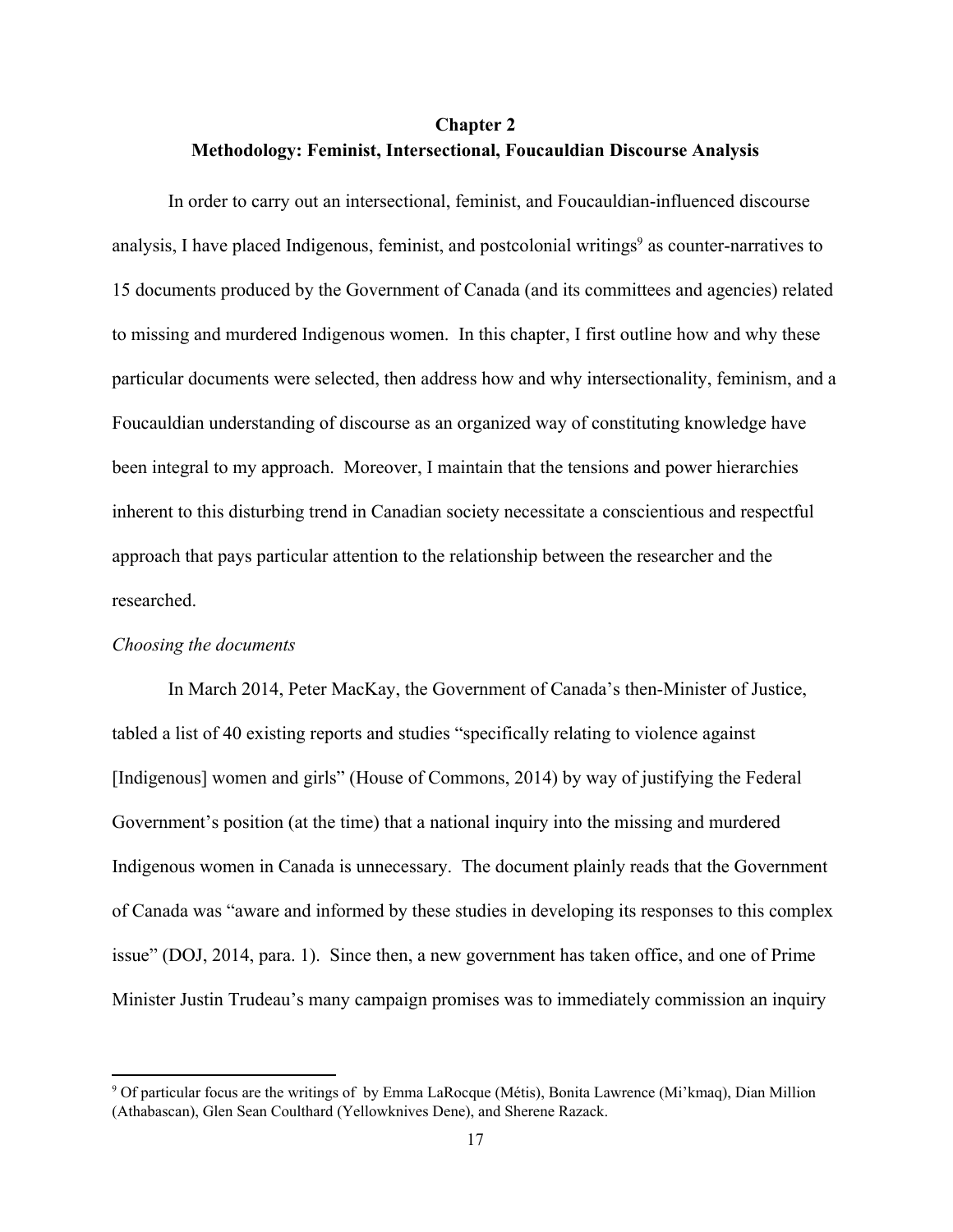## Chapter 2
## Methodology: Feminist, Intersectional, Foucauldian Discourse Analysis

In order to carry out an intersectional, feminist, and Foucauldian-influenced discourse analysis, I have placed Indigenous, feminist, and postcolonial writings[9] as counter-narratives to 15 documents produced by the Government of Canada (and its committees and agencies) related to missing and murdered Indigenous women. In this chapter, I first outline how and why these particular documents were selected, then address how and why intersectionality, feminism, and a Foucauldian understanding of discourse as an organized way of constituting knowledge have been integral to my approach. Moreover, I maintain that the tensions and power hierarchies inherent to this disturbing trend in Canadian society necessitate a conscientious and respectful approach that pays particular attention to the relationship between the researcher and the researched.

*Choosing the documents*

In March 2014, Peter MacKay, the Government of Canada's then-Minister of Justice, tabled a list of 40 existing reports and studies "specifically relating to violence against [Indigenous] women and girls" (House of Commons, 2014) by way of justifying the Federal Government's position (at the time) that a national inquiry into the missing and murdered Indigenous women in Canada is unnecessary. The document plainly reads that the Government of Canada was "aware and informed by these studies in developing its responses to this complex issue" (DOJ, 2014, para. 1). Since then, a new government has taken office, and one of Prime Minister Justin Trudeau's many campaign promises was to immediately commission an inquiry

---

[9] Of particular focus are the writings of by Emma LaRocque (Métis), Bonita Lawrence (Mi'kmaq), Dian Million (Athabascan), Glen Sean Coulthard (Yellowknives Dene), and Sherene Razack.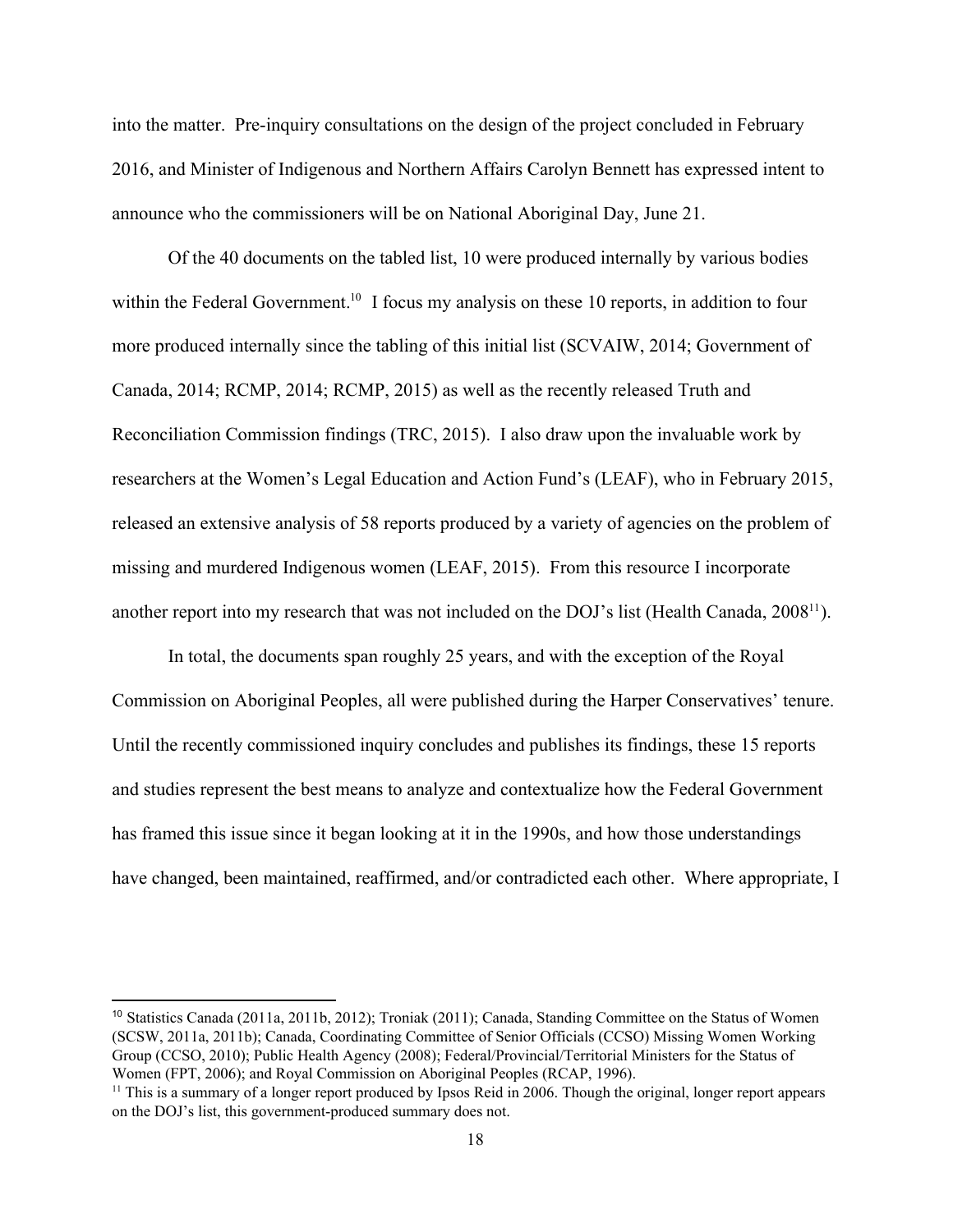into the matter. Pre-inquiry consultations on the design of the project concluded in February 2016, and Minister of Indigenous and Northern Affairs Carolyn Bennett has expressed intent to announce who the commissioners will be on National Aboriginal Day, June 21.

Of the 40 documents on the tabled list, 10 were produced internally by various bodies within the Federal Government.[10] I focus my analysis on these 10 reports, in addition to four more produced internally since the tabling of this initial list (SCVAIW, 2014; Government of Canada, 2014; RCMP, 2014; RCMP, 2015) as well as the recently released Truth and Reconciliation Commission findings (TRC, 2015). I also draw upon the invaluable work by researchers at the Women's Legal Education and Action Fund's (LEAF), who in February 2015, released an extensive analysis of 58 reports produced by a variety of agencies on the problem of missing and murdered Indigenous women (LEAF, 2015). From this resource I incorporate another report into my research that was not included on the DOJ's list (Health Canada, 2008[11]).

In total, the documents span roughly 25 years, and with the exception of the Royal Commission on Aboriginal Peoples, all were published during the Harper Conservatives' tenure. Until the recently commissioned inquiry concludes and publishes its findings, these 15 reports and studies represent the best means to analyze and contextualize how the Federal Government has framed this issue since it began looking at it in the 1990s, and how those understandings have changed, been maintained, reaffirmed, and/or contradicted each other. Where appropriate, I

---

[10] Statistics Canada (2011a, 2011b, 2012); Troniak (2011); Canada, Standing Committee on the Status of Women (SCSW, 2011a, 2011b); Canada, Coordinating Committee of Senior Officials (CCSO) Missing Women Working Group (CCSO, 2010); Public Health Agency (2008); Federal/Provincial/Territorial Ministers for the Status of Women (FPT, 2006); and Royal Commission on Aboriginal Peoples (RCAP, 1996).

[11] This is a summary of a longer report produced by Ipsos Reid in 2006. Though the original, longer report appears on the DOJ's list, this government-produced summary does not.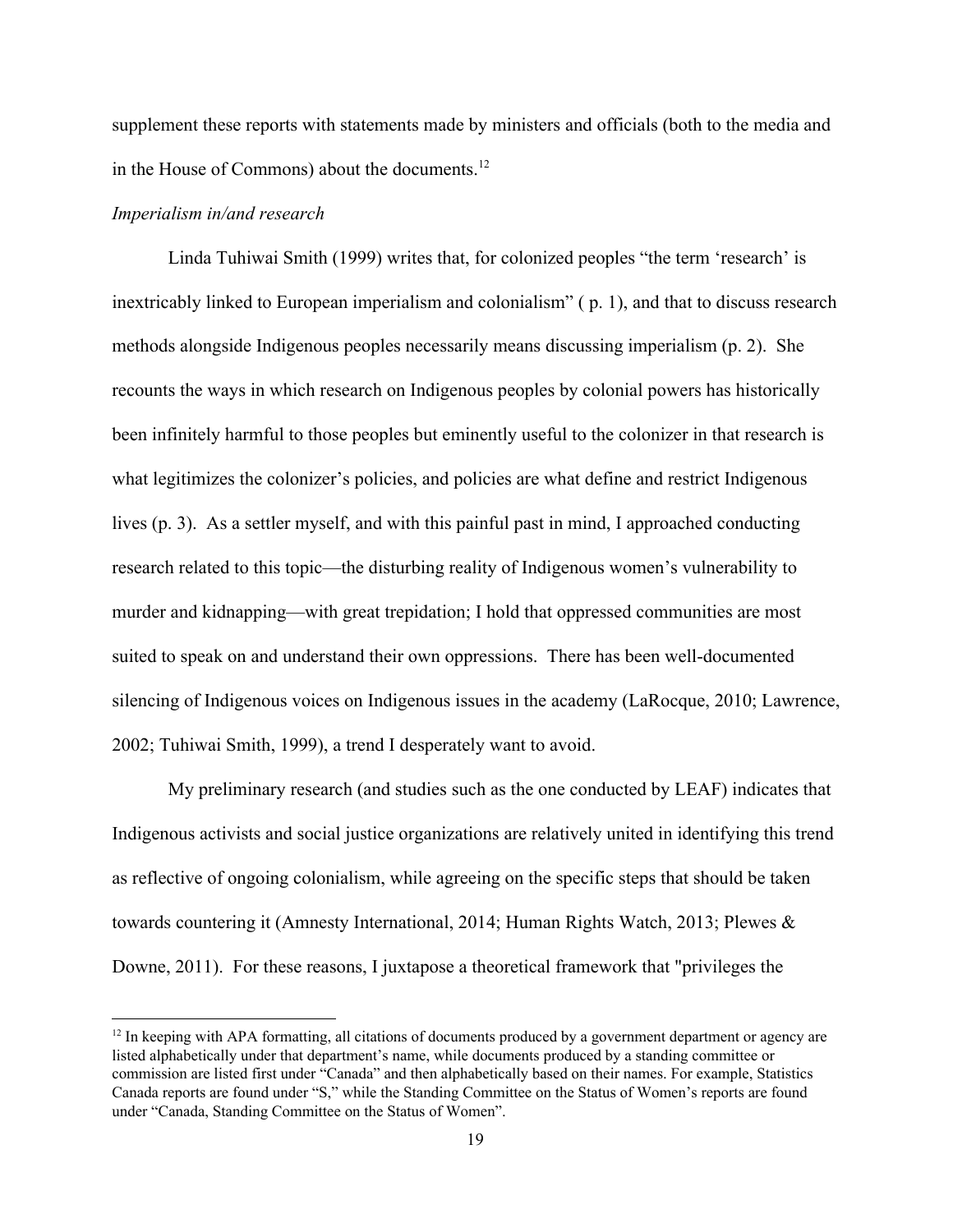supplement these reports with statements made by ministers and officials (both to the media and in the House of Commons) about the documents.[12]

*Imperialism in/and research*

Linda Tuhiwai Smith (1999) writes that, for colonized peoples "the term 'research' is inextricably linked to European imperialism and colonialism" ( p. 1), and that to discuss research methods alongside Indigenous peoples necessarily means discussing imperialism (p. 2). She recounts the ways in which research on Indigenous peoples by colonial powers has historically been infinitely harmful to those peoples but eminently useful to the colonizer in that research is what legitimizes the colonizer's policies, and policies are what define and restrict Indigenous lives (p. 3). As a settler myself, and with this painful past in mind, I approached conducting research related to this topic—the disturbing reality of Indigenous women's vulnerability to murder and kidnapping—with great trepidation; I hold that oppressed communities are most suited to speak on and understand their own oppressions. There has been well-documented silencing of Indigenous voices on Indigenous issues in the academy (LaRocque, 2010; Lawrence, 2002; Tuhiwai Smith, 1999), a trend I desperately want to avoid.

My preliminary research (and studies such as the one conducted by LEAF) indicates that Indigenous activists and social justice organizations are relatively united in identifying this trend as reflective of ongoing colonialism, while agreeing on the specific steps that should be taken towards countering it (Amnesty International, 2014; Human Rights Watch, 2013; Plewes & Downe, 2011). For these reasons, I juxtapose a theoretical framework that "privileges the

[12] In keeping with APA formatting, all citations of documents produced by a government department or agency are listed alphabetically under that department's name, while documents produced by a standing committee or commission are listed first under "Canada" and then alphabetically based on their names. For example, Statistics Canada reports are found under "S," while the Standing Committee on the Status of Women's reports are found under "Canada, Standing Committee on the Status of Women".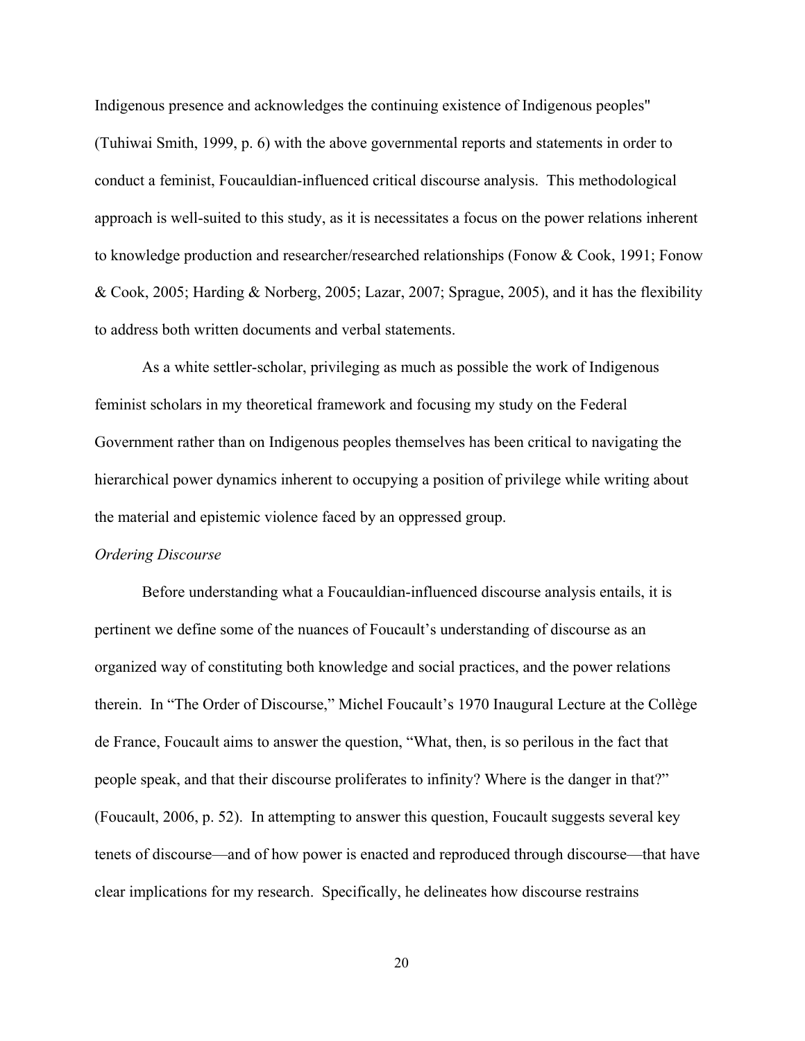Indigenous presence and acknowledges the continuing existence of Indigenous peoples" (Tuhiwai Smith, 1999, p. 6) with the above governmental reports and statements in order to conduct a feminist, Foucauldian-influenced critical discourse analysis. This methodological approach is well-suited to this study, as it is necessitates a focus on the power relations inherent to knowledge production and researcher/researched relationships (Fonow & Cook, 1991; Fonow & Cook, 2005; Harding & Norberg, 2005; Lazar, 2007; Sprague, 2005), and it has the flexibility to address both written documents and verbal statements.

As a white settler-scholar, privileging as much as possible the work of Indigenous feminist scholars in my theoretical framework and focusing my study on the Federal Government rather than on Indigenous peoples themselves has been critical to navigating the hierarchical power dynamics inherent to occupying a position of privilege while writing about the material and epistemic violence faced by an oppressed group.

*Ordering Discourse*

Before understanding what a Foucauldian-influenced discourse analysis entails, it is pertinent we define some of the nuances of Foucault's understanding of discourse as an organized way of constituting both knowledge and social practices, and the power relations therein. In "The Order of Discourse," Michel Foucault's 1970 Inaugural Lecture at the Collège de France, Foucault aims to answer the question, "What, then, is so perilous in the fact that people speak, and that their discourse proliferates to infinity? Where is the danger in that?" (Foucault, 2006, p. 52). In attempting to answer this question, Foucault suggests several key tenets of discourse—and of how power is enacted and reproduced through discourse—that have clear implications for my research. Specifically, he delineates how discourse restrains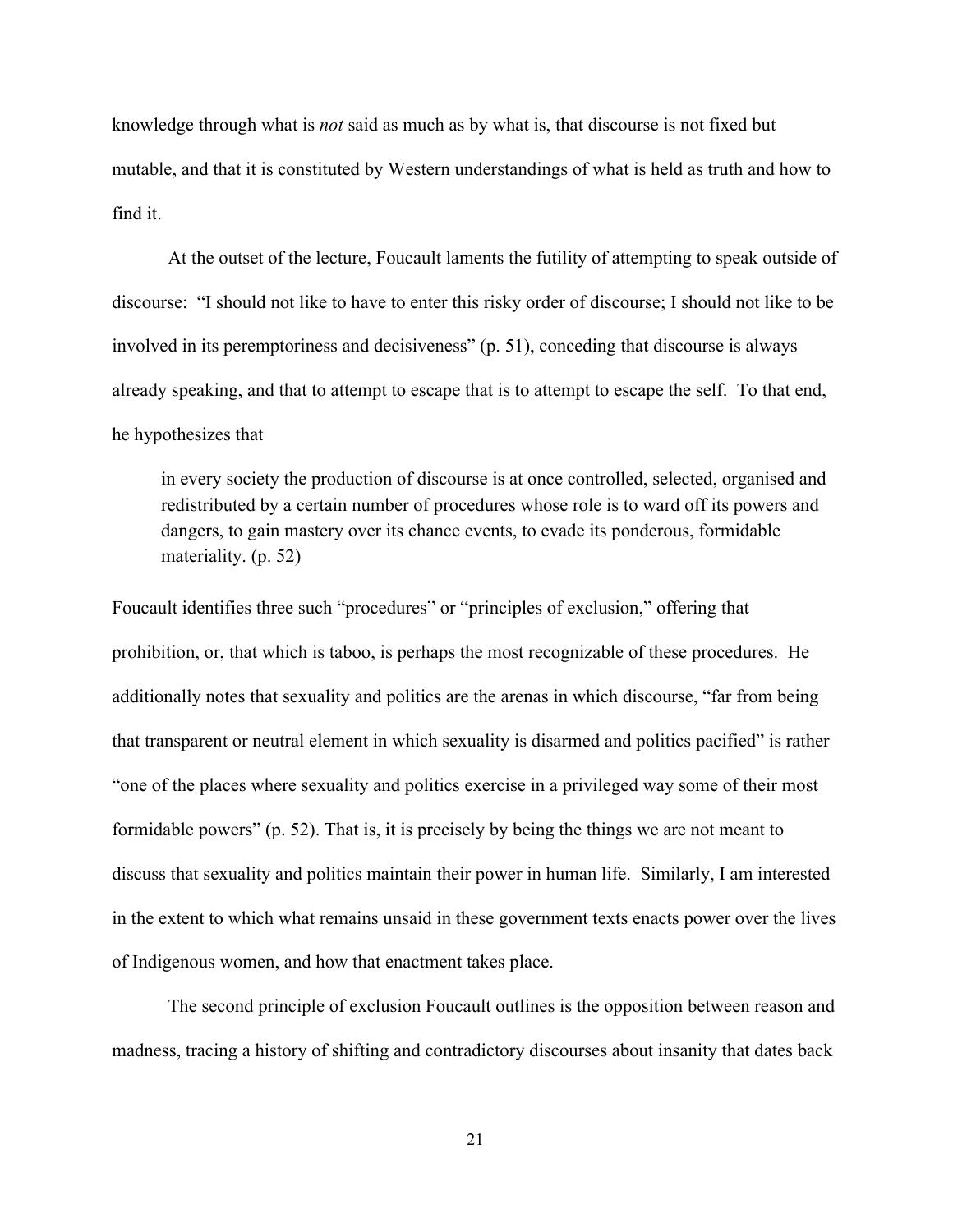knowledge through what is *not* said as much as by what is, that discourse is not fixed but mutable, and that it is constituted by Western understandings of what is held as truth and how to find it.

At the outset of the lecture, Foucault laments the futility of attempting to speak outside of discourse: "I should not like to have to enter this risky order of discourse; I should not like to be involved in its peremptoriness and decisiveness" (p. 51), conceding that discourse is always already speaking, and that to attempt to escape that is to attempt to escape the self. To that end, he hypothesizes that

> in every society the production of discourse is at once controlled, selected, organised and redistributed by a certain number of procedures whose role is to ward off its powers and dangers, to gain mastery over its chance events, to evade its ponderous, formidable materiality. (p. 52)

Foucault identifies three such "procedures" or "principles of exclusion," offering that prohibition, or, that which is taboo, is perhaps the most recognizable of these procedures. He additionally notes that sexuality and politics are the arenas in which discourse, "far from being that transparent or neutral element in which sexuality is disarmed and politics pacified" is rather "one of the places where sexuality and politics exercise in a privileged way some of their most formidable powers" (p. 52). That is, it is precisely by being the things we are not meant to discuss that sexuality and politics maintain their power in human life. Similarly, I am interested in the extent to which what remains unsaid in these government texts enacts power over the lives of Indigenous women, and how that enactment takes place.

The second principle of exclusion Foucault outlines is the opposition between reason and madness, tracing a history of shifting and contradictory discourses about insanity that dates back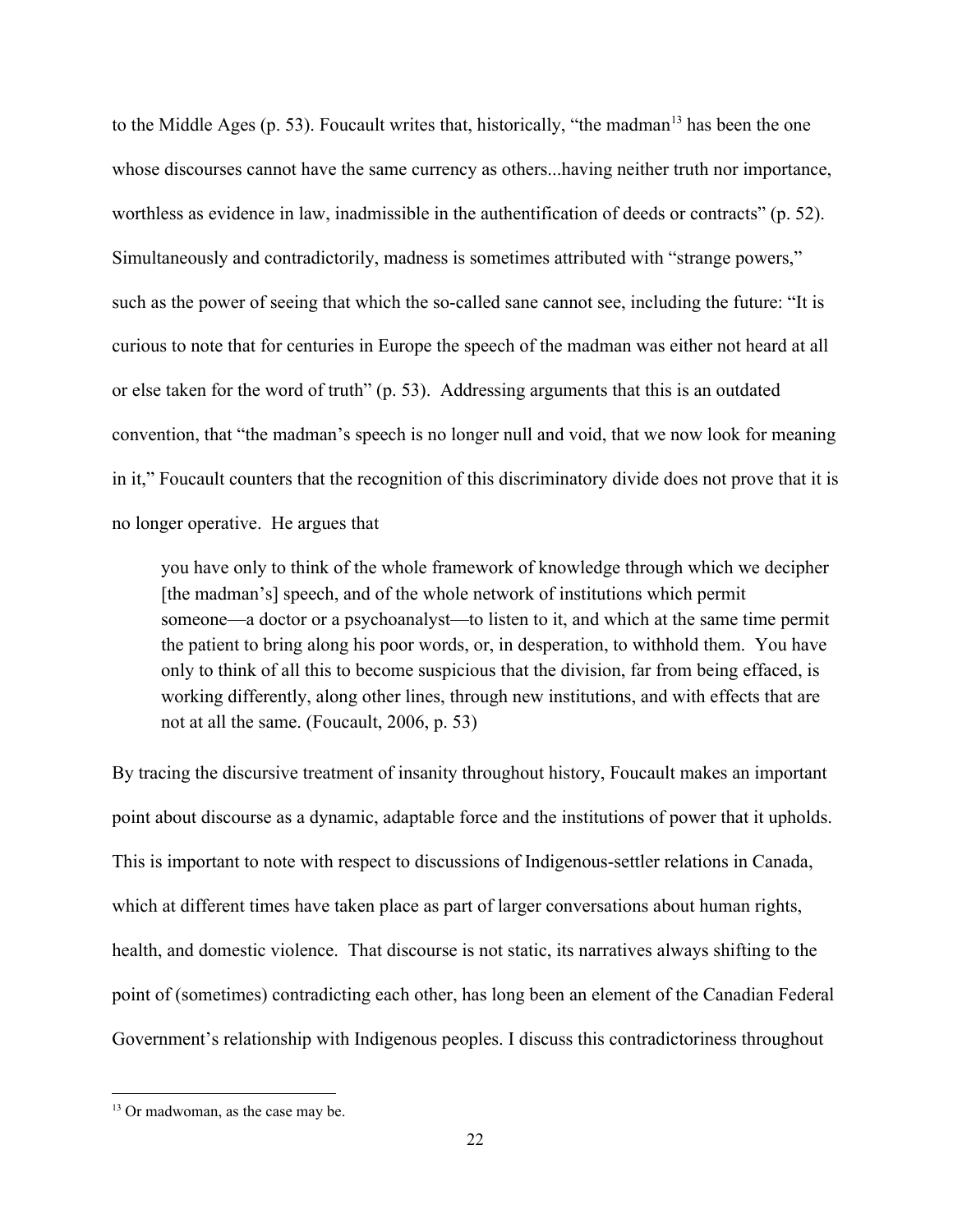to the Middle Ages (p. 53). Foucault writes that, historically, "the madman[13] has been the one whose discourses cannot have the same currency as others...having neither truth nor importance, worthless as evidence in law, inadmissible in the authentification of deeds or contracts" (p. 52). Simultaneously and contradictorily, madness is sometimes attributed with "strange powers," such as the power of seeing that which the so-called sane cannot see, including the future: "It is curious to note that for centuries in Europe the speech of the madman was either not heard at all or else taken for the word of truth" (p. 53). Addressing arguments that this is an outdated convention, that "the madman's speech is no longer null and void, that we now look for meaning in it," Foucault counters that the recognition of this discriminatory divide does not prove that it is no longer operative. He argues that

> you have only to think of the whole framework of knowledge through which we decipher [the madman's] speech, and of the whole network of institutions which permit someone—a doctor or a psychoanalyst—to listen to it, and which at the same time permit the patient to bring along his poor words, or, in desperation, to withhold them. You have only to think of all this to become suspicious that the division, far from being effaced, is working differently, along other lines, through new institutions, and with effects that are not at all the same. (Foucault, 2006, p. 53)

By tracing the discursive treatment of insanity throughout history, Foucault makes an important point about discourse as a dynamic, adaptable force and the institutions of power that it upholds. This is important to note with respect to discussions of Indigenous-settler relations in Canada, which at different times have taken place as part of larger conversations about human rights, health, and domestic violence. That discourse is not static, its narratives always shifting to the point of (sometimes) contradicting each other, has long been an element of the Canadian Federal Government's relationship with Indigenous peoples. I discuss this contradictoriness throughout

---

[13] Or madwoman, as the case may be.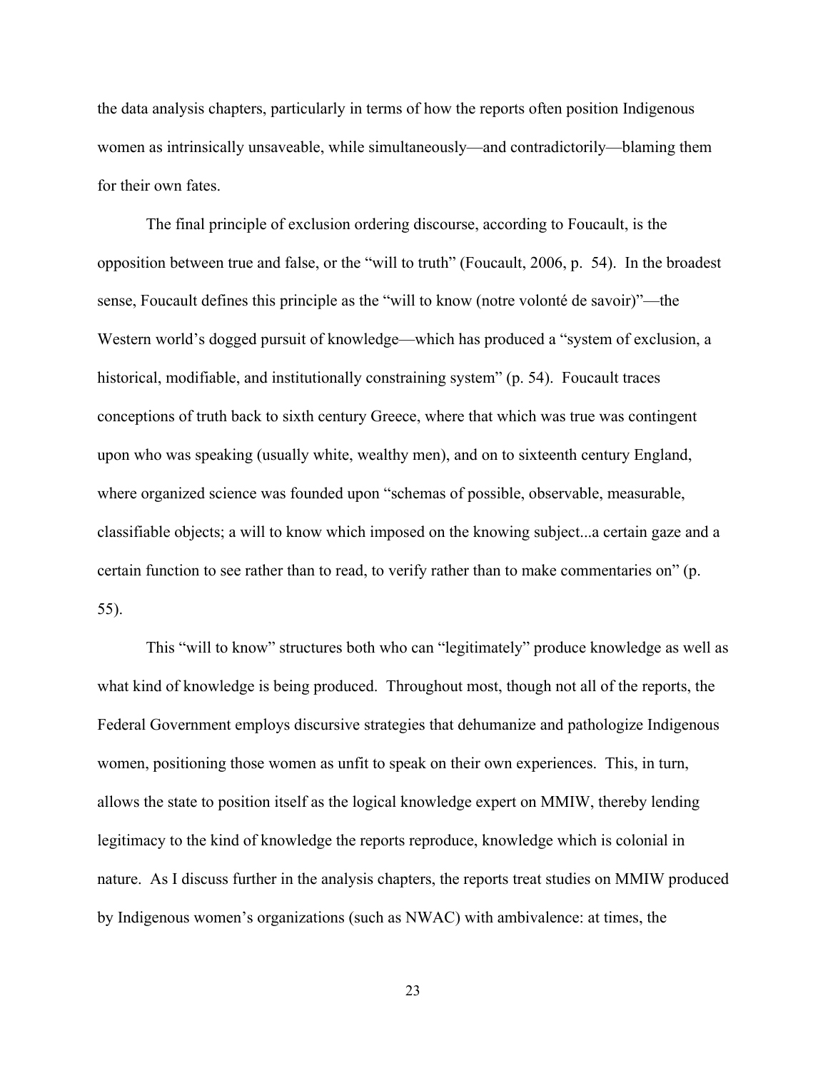the data analysis chapters, particularly in terms of how the reports often position Indigenous women as intrinsically unsaveable, while simultaneously—and contradictorily—blaming them for their own fates.

The final principle of exclusion ordering discourse, according to Foucault, is the opposition between true and false, or the "will to truth" (Foucault, 2006, p. 54). In the broadest sense, Foucault defines this principle as the "will to know (notre volonté de savoir)"—the Western world's dogged pursuit of knowledge—which has produced a "system of exclusion, a historical, modifiable, and institutionally constraining system" (p. 54). Foucault traces conceptions of truth back to sixth century Greece, where that which was true was contingent upon who was speaking (usually white, wealthy men), and on to sixteenth century England, where organized science was founded upon "schemas of possible, observable, measurable, classifiable objects; a will to know which imposed on the knowing subject...a certain gaze and a certain function to see rather than to read, to verify rather than to make commentaries on" (p. 55).

This "will to know" structures both who can "legitimately" produce knowledge as well as what kind of knowledge is being produced. Throughout most, though not all of the reports, the Federal Government employs discursive strategies that dehumanize and pathologize Indigenous women, positioning those women as unfit to speak on their own experiences. This, in turn, allows the state to position itself as the logical knowledge expert on MMIW, thereby lending legitimacy to the kind of knowledge the reports reproduce, knowledge which is colonial in nature. As I discuss further in the analysis chapters, the reports treat studies on MMIW produced by Indigenous women's organizations (such as NWAC) with ambivalence: at times, the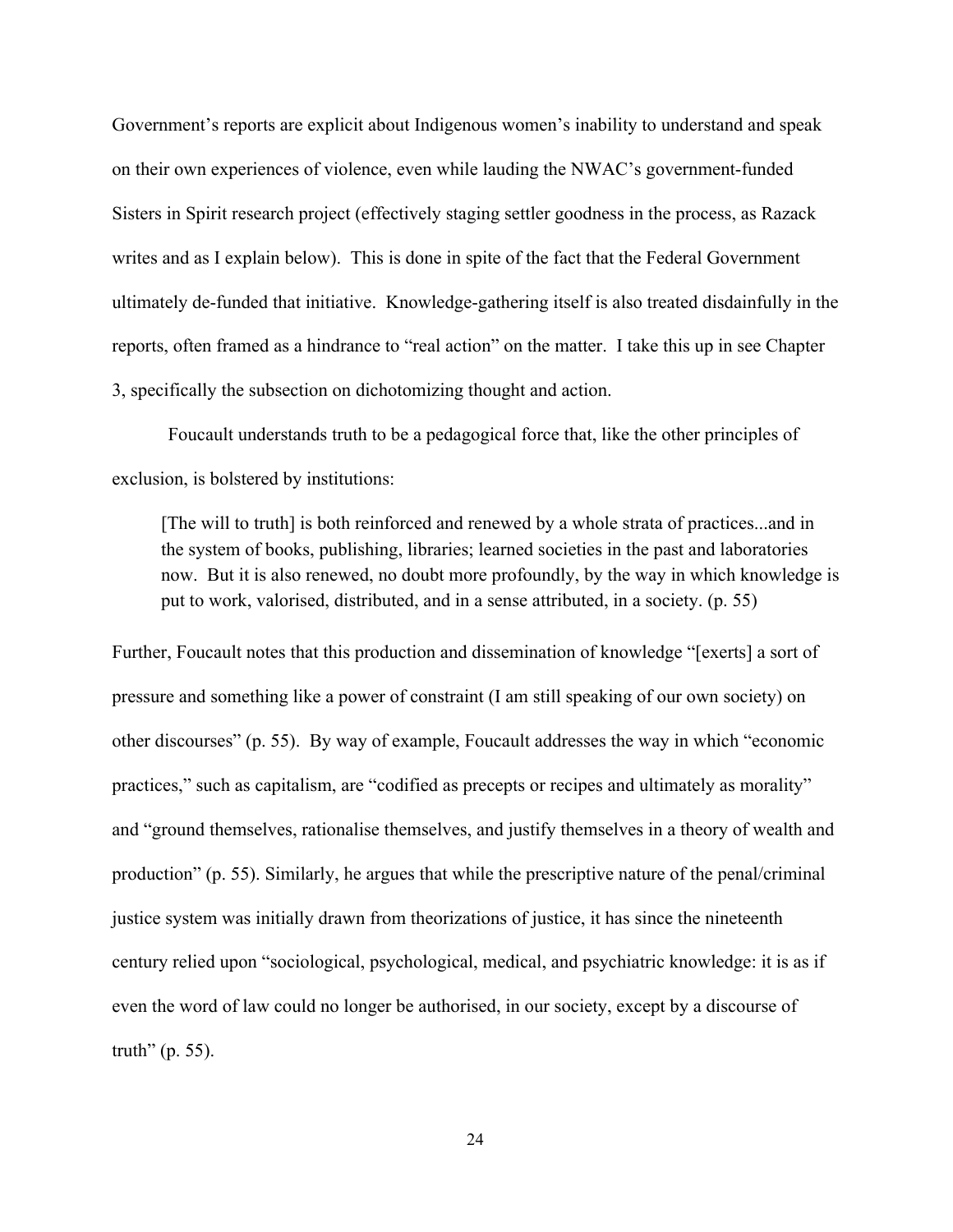Government's reports are explicit about Indigenous women's inability to understand and speak on their own experiences of violence, even while lauding the NWAC's government-funded Sisters in Spirit research project (effectively staging settler goodness in the process, as Razack writes and as I explain below). This is done in spite of the fact that the Federal Government ultimately de-funded that initiative. Knowledge-gathering itself is also treated disdainfully in the reports, often framed as a hindrance to "real action" on the matter. I take this up in see Chapter 3, specifically the subsection on dichotomizing thought and action.

Foucault understands truth to be a pedagogical force that, like the other principles of exclusion, is bolstered by institutions:

> [The will to truth] is both reinforced and renewed by a whole strata of practices...and in the system of books, publishing, libraries; learned societies in the past and laboratories now. But it is also renewed, no doubt more profoundly, by the way in which knowledge is put to work, valorised, distributed, and in a sense attributed, in a society. (p. 55)

Further, Foucault notes that this production and dissemination of knowledge "[exerts] a sort of pressure and something like a power of constraint (I am still speaking of our own society) on other discourses" (p. 55). By way of example, Foucault addresses the way in which "economic practices," such as capitalism, are "codified as precepts or recipes and ultimately as morality" and "ground themselves, rationalise themselves, and justify themselves in a theory of wealth and production" (p. 55). Similarly, he argues that while the prescriptive nature of the penal/criminal justice system was initially drawn from theorizations of justice, it has since the nineteenth century relied upon "sociological, psychological, medical, and psychiatric knowledge: it is as if even the word of law could no longer be authorised, in our society, except by a discourse of truth" (p. 55).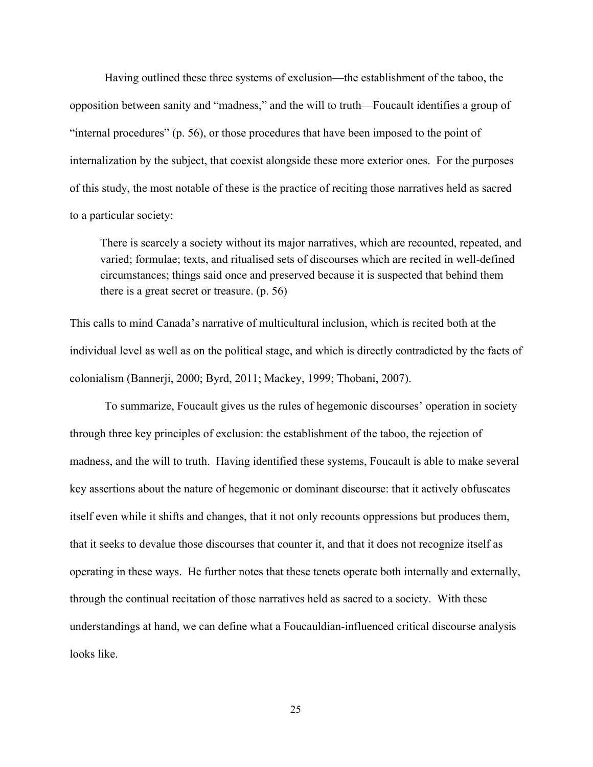Having outlined these three systems of exclusion—the establishment of the taboo, the opposition between sanity and "madness," and the will to truth—Foucault identifies a group of "internal procedures" (p. 56), or those procedures that have been imposed to the point of internalization by the subject, that coexist alongside these more exterior ones. For the purposes of this study, the most notable of these is the practice of reciting those narratives held as sacred to a particular society:

> There is scarcely a society without its major narratives, which are recounted, repeated, and varied; formulae; texts, and ritualised sets of discourses which are recited in well-defined circumstances; things said once and preserved because it is suspected that behind them there is a great secret or treasure. (p. 56)

This calls to mind Canada's narrative of multicultural inclusion, which is recited both at the individual level as well as on the political stage, and which is directly contradicted by the facts of colonialism (Bannerji, 2000; Byrd, 2011; Mackey, 1999; Thobani, 2007).

To summarize, Foucault gives us the rules of hegemonic discourses' operation in society through three key principles of exclusion: the establishment of the taboo, the rejection of madness, and the will to truth. Having identified these systems, Foucault is able to make several key assertions about the nature of hegemonic or dominant discourse: that it actively obfuscates itself even while it shifts and changes, that it not only recounts oppressions but produces them, that it seeks to devalue those discourses that counter it, and that it does not recognize itself as operating in these ways. He further notes that these tenets operate both internally and externally, through the continual recitation of those narratives held as sacred to a society. With these understandings at hand, we can define what a Foucauldian-influenced critical discourse analysis looks like.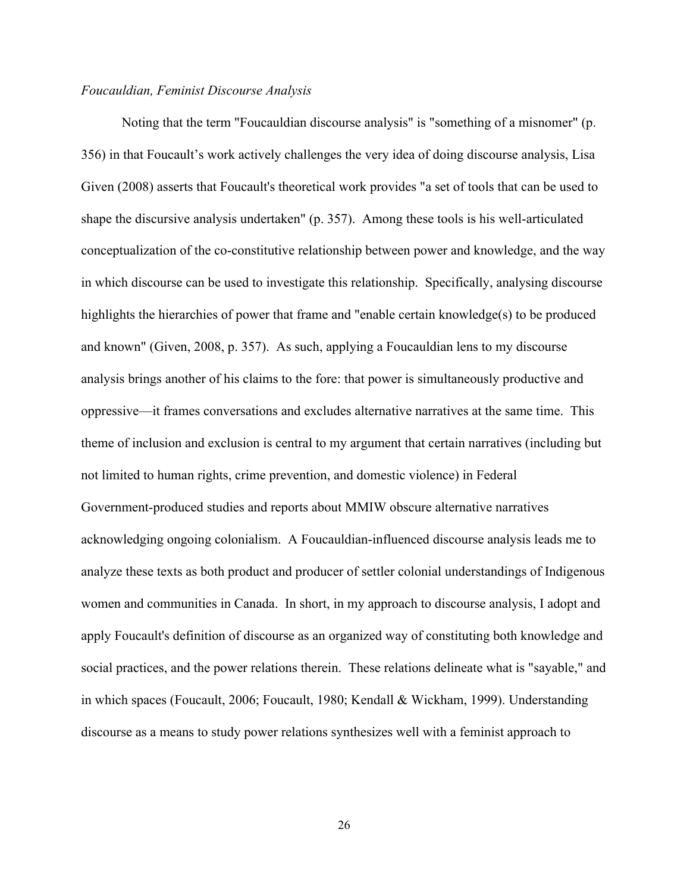*Foucauldian, Feminist Discourse Analysis*

Noting that the term "Foucauldian discourse analysis" is "something of a misnomer" (p. 356) in that Foucault's work actively challenges the very idea of doing discourse analysis, Lisa Given (2008) asserts that Foucault's theoretical work provides "a set of tools that can be used to shape the discursive analysis undertaken" (p. 357). Among these tools is his well-articulated conceptualization of the co-constitutive relationship between power and knowledge, and the way in which discourse can be used to investigate this relationship. Specifically, analysing discourse highlights the hierarchies of power that frame and "enable certain knowledge(s) to be produced and known" (Given, 2008, p. 357). As such, applying a Foucauldian lens to my discourse analysis brings another of his claims to the fore: that power is simultaneously productive and oppressive—it frames conversations and excludes alternative narratives at the same time. This theme of inclusion and exclusion is central to my argument that certain narratives (including but not limited to human rights, crime prevention, and domestic violence) in Federal Government-produced studies and reports about MMIW obscure alternative narratives acknowledging ongoing colonialism. A Foucauldian-influenced discourse analysis leads me to analyze these texts as both product and producer of settler colonial understandings of Indigenous women and communities in Canada. In short, in my approach to discourse analysis, I adopt and apply Foucault's definition of discourse as an organized way of constituting both knowledge and social practices, and the power relations therein. These relations delineate what is "sayable," and in which spaces (Foucault, 2006; Foucault, 1980; Kendall & Wickham, 1999). Understanding discourse as a means to study power relations synthesizes well with a feminist approach to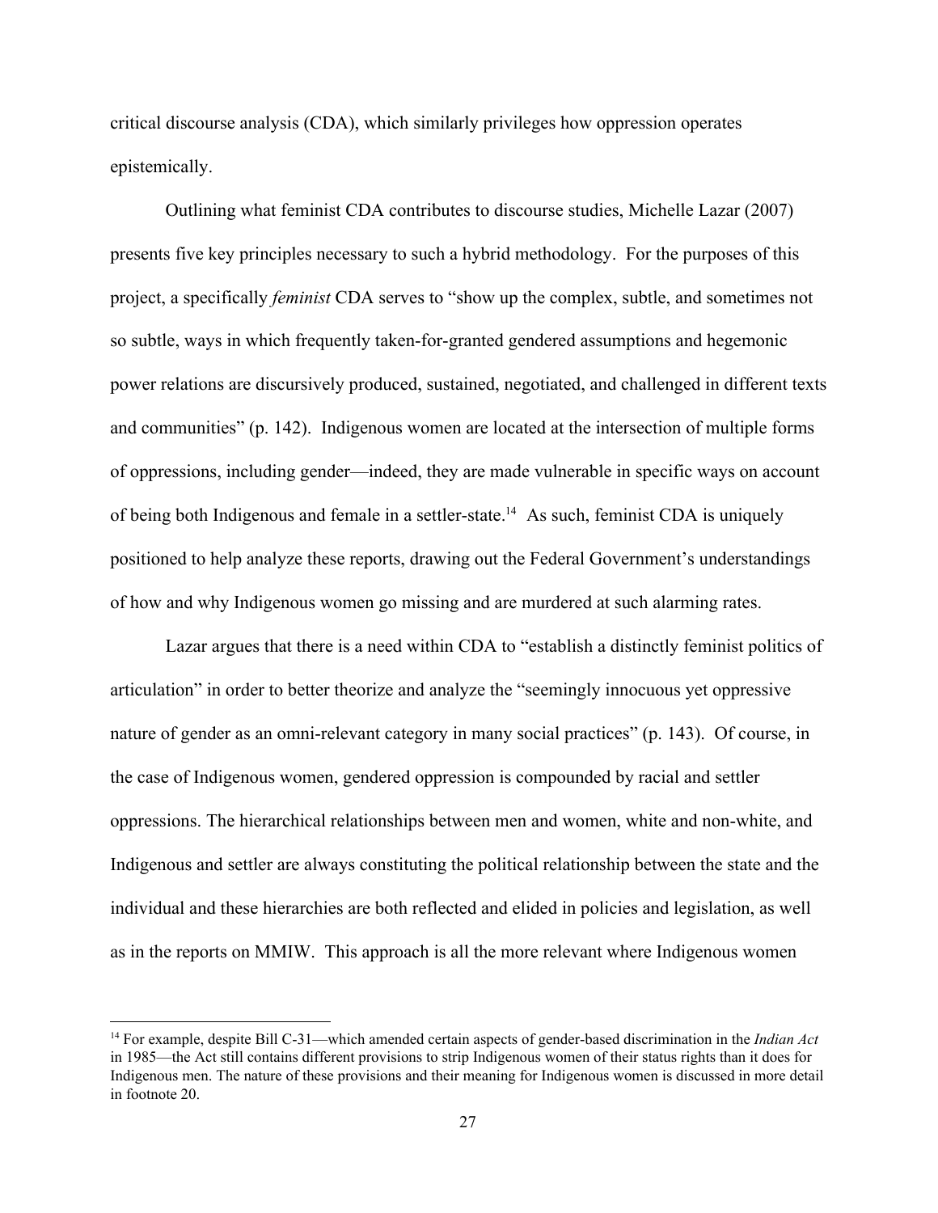critical discourse analysis (CDA), which similarly privileges how oppression operates epistemically.

Outlining what feminist CDA contributes to discourse studies, Michelle Lazar (2007) presents five key principles necessary to such a hybrid methodology. For the purposes of this project, a specifically *feminist* CDA serves to "show up the complex, subtle, and sometimes not so subtle, ways in which frequently taken-for-granted gendered assumptions and hegemonic power relations are discursively produced, sustained, negotiated, and challenged in different texts and communities" (p. 142). Indigenous women are located at the intersection of multiple forms of oppressions, including gender—indeed, they are made vulnerable in specific ways on account of being both Indigenous and female in a settler-state.[14] As such, feminist CDA is uniquely positioned to help analyze these reports, drawing out the Federal Government's understandings of how and why Indigenous women go missing and are murdered at such alarming rates.

Lazar argues that there is a need within CDA to "establish a distinctly feminist politics of articulation" in order to better theorize and analyze the "seemingly innocuous yet oppressive nature of gender as an omni-relevant category in many social practices" (p. 143). Of course, in the case of Indigenous women, gendered oppression is compounded by racial and settler oppressions. The hierarchical relationships between men and women, white and non-white, and Indigenous and settler are always constituting the political relationship between the state and the individual and these hierarchies are both reflected and elided in policies and legislation, as well as in the reports on MMIW. This approach is all the more relevant where Indigenous women

[14] For example, despite Bill C-31—which amended certain aspects of gender-based discrimination in the *Indian Act* in 1985—the Act still contains different provisions to strip Indigenous women of their status rights than it does for Indigenous men. The nature of these provisions and their meaning for Indigenous women is discussed in more detail in footnote 20.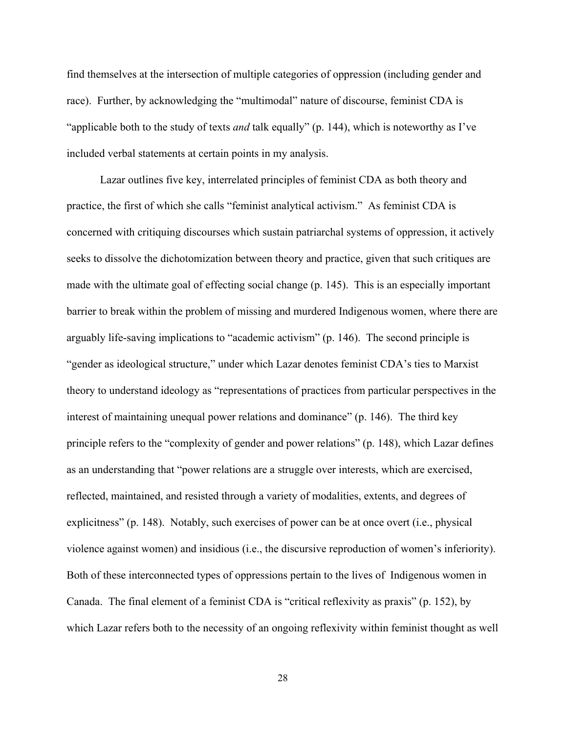find themselves at the intersection of multiple categories of oppression (including gender and race). Further, by acknowledging the "multimodal" nature of discourse, feminist CDA is "applicable both to the study of texts *and* talk equally" (p. 144), which is noteworthy as I've included verbal statements at certain points in my analysis.

Lazar outlines five key, interrelated principles of feminist CDA as both theory and practice, the first of which she calls "feminist analytical activism." As feminist CDA is concerned with critiquing discourses which sustain patriarchal systems of oppression, it actively seeks to dissolve the dichotomization between theory and practice, given that such critiques are made with the ultimate goal of effecting social change (p. 145). This is an especially important barrier to break within the problem of missing and murdered Indigenous women, where there are arguably life-saving implications to "academic activism" (p. 146). The second principle is "gender as ideological structure," under which Lazar denotes feminist CDA's ties to Marxist theory to understand ideology as "representations of practices from particular perspectives in the interest of maintaining unequal power relations and dominance" (p. 146). The third key principle refers to the "complexity of gender and power relations" (p. 148), which Lazar defines as an understanding that "power relations are a struggle over interests, which are exercised, reflected, maintained, and resisted through a variety of modalities, extents, and degrees of explicitness" (p. 148). Notably, such exercises of power can be at once overt (i.e., physical violence against women) and insidious (i.e., the discursive reproduction of women's inferiority). Both of these interconnected types of oppressions pertain to the lives of Indigenous women in Canada. The final element of a feminist CDA is "critical reflexivity as praxis" (p. 152), by which Lazar refers both to the necessity of an ongoing reflexivity within feminist thought as well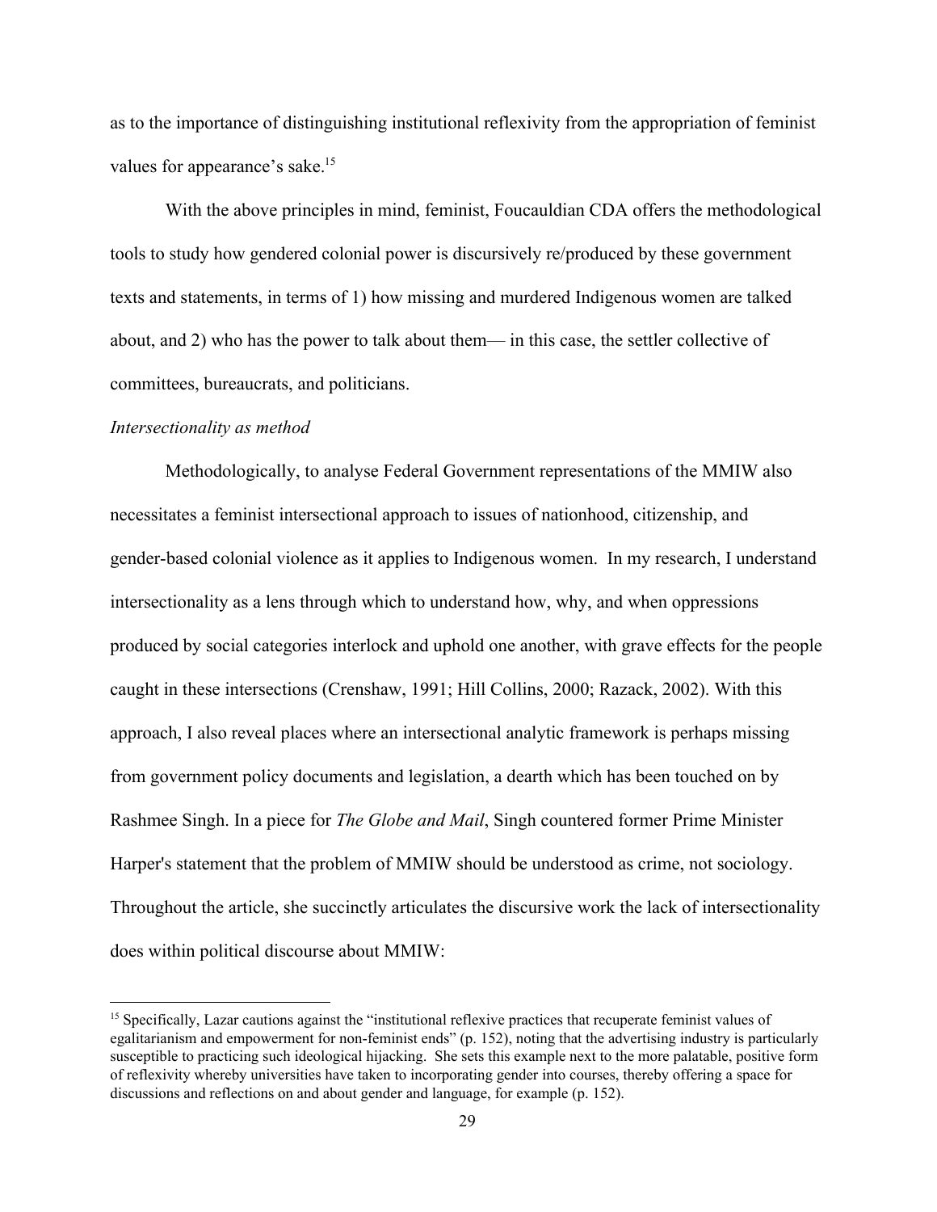as to the importance of distinguishing institutional reflexivity from the appropriation of feminist values for appearance's sake.[15]

With the above principles in mind, feminist, Foucauldian CDA offers the methodological tools to study how gendered colonial power is discursively re/produced by these government texts and statements, in terms of 1) how missing and murdered Indigenous women are talked about, and 2) who has the power to talk about them— in this case, the settler collective of committees, bureaucrats, and politicians.

*Intersectionality as method*

Methodologically, to analyse Federal Government representations of the MMIW also necessitates a feminist intersectional approach to issues of nationhood, citizenship, and gender-based colonial violence as it applies to Indigenous women. In my research, I understand intersectionality as a lens through which to understand how, why, and when oppressions produced by social categories interlock and uphold one another, with grave effects for the people caught in these intersections (Crenshaw, 1991; Hill Collins, 2000; Razack, 2002). With this approach, I also reveal places where an intersectional analytic framework is perhaps missing from government policy documents and legislation, a dearth which has been touched on by Rashmee Singh. In a piece for *The Globe and Mail*, Singh countered former Prime Minister Harper's statement that the problem of MMIW should be understood as crime, not sociology. Throughout the article, she succinctly articulates the discursive work the lack of intersectionality does within political discourse about MMIW:

---

[15] Specifically, Lazar cautions against the "institutional reflexive practices that recuperate feminist values of egalitarianism and empowerment for non-feminist ends" (p. 152), noting that the advertising industry is particularly susceptible to practicing such ideological hijacking. She sets this example next to the more palatable, positive form of reflexivity whereby universities have taken to incorporating gender into courses, thereby offering a space for discussions and reflections on and about gender and language, for example (p. 152).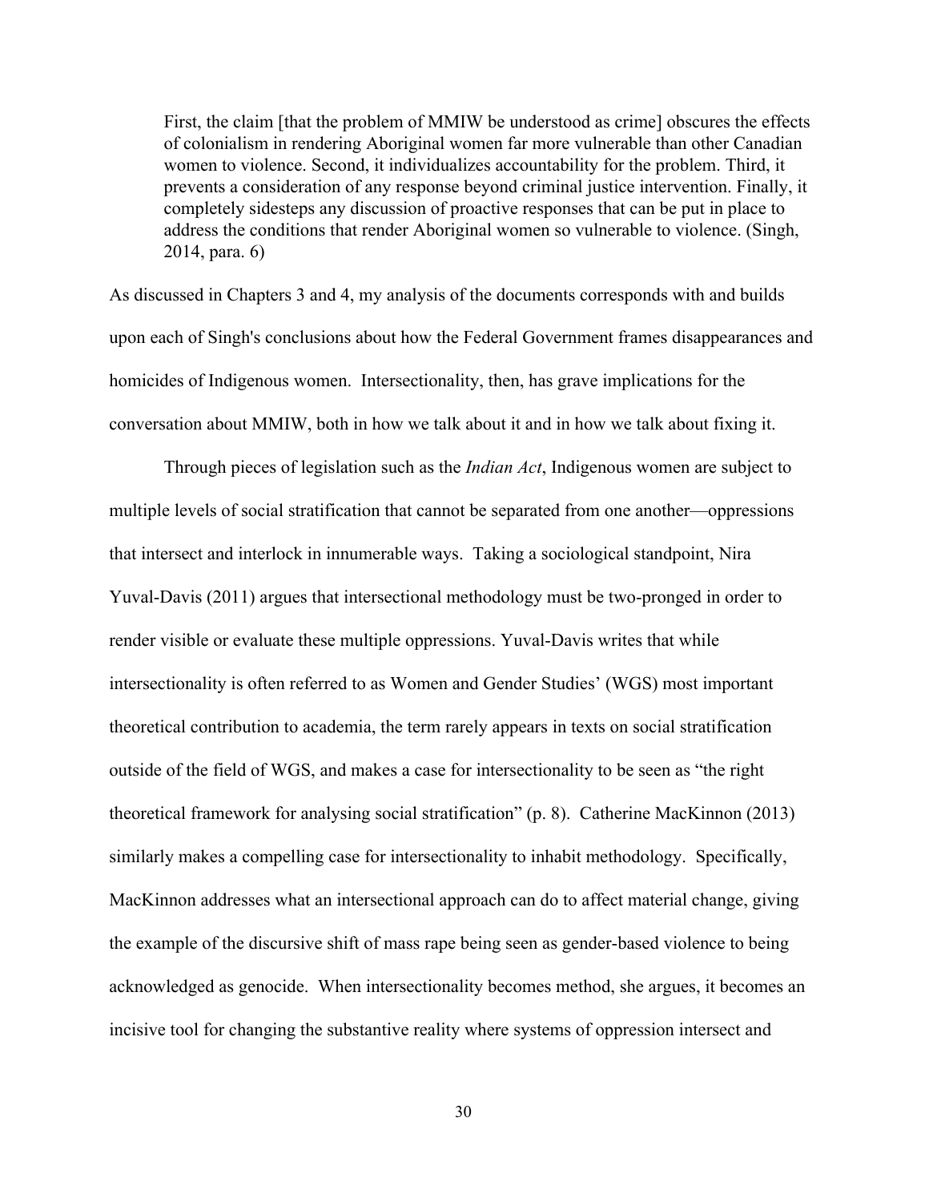> First, the claim [that the problem of MMIW be understood as crime] obscures the effects of colonialism in rendering Aboriginal women far more vulnerable than other Canadian women to violence. Second, it individualizes accountability for the problem. Third, it prevents a consideration of any response beyond criminal justice intervention. Finally, it completely sidesteps any discussion of proactive responses that can be put in place to address the conditions that render Aboriginal women so vulnerable to violence. (Singh, 2014, para. 6)

As discussed in Chapters 3 and 4, my analysis of the documents corresponds with and builds upon each of Singh's conclusions about how the Federal Government frames disappearances and homicides of Indigenous women. Intersectionality, then, has grave implications for the conversation about MMIW, both in how we talk about it and in how we talk about fixing it.

Through pieces of legislation such as the *Indian Act*, Indigenous women are subject to multiple levels of social stratification that cannot be separated from one another—oppressions that intersect and interlock in innumerable ways. Taking a sociological standpoint, Nira Yuval-Davis (2011) argues that intersectional methodology must be two-pronged in order to render visible or evaluate these multiple oppressions. Yuval-Davis writes that while intersectionality is often referred to as Women and Gender Studies' (WGS) most important theoretical contribution to academia, the term rarely appears in texts on social stratification outside of the field of WGS, and makes a case for intersectionality to be seen as "the right theoretical framework for analysing social stratification" (p. 8). Catherine MacKinnon (2013) similarly makes a compelling case for intersectionality to inhabit methodology. Specifically, MacKinnon addresses what an intersectional approach can do to affect material change, giving the example of the discursive shift of mass rape being seen as gender-based violence to being acknowledged as genocide. When intersectionality becomes method, she argues, it becomes an incisive tool for changing the substantive reality where systems of oppression intersect and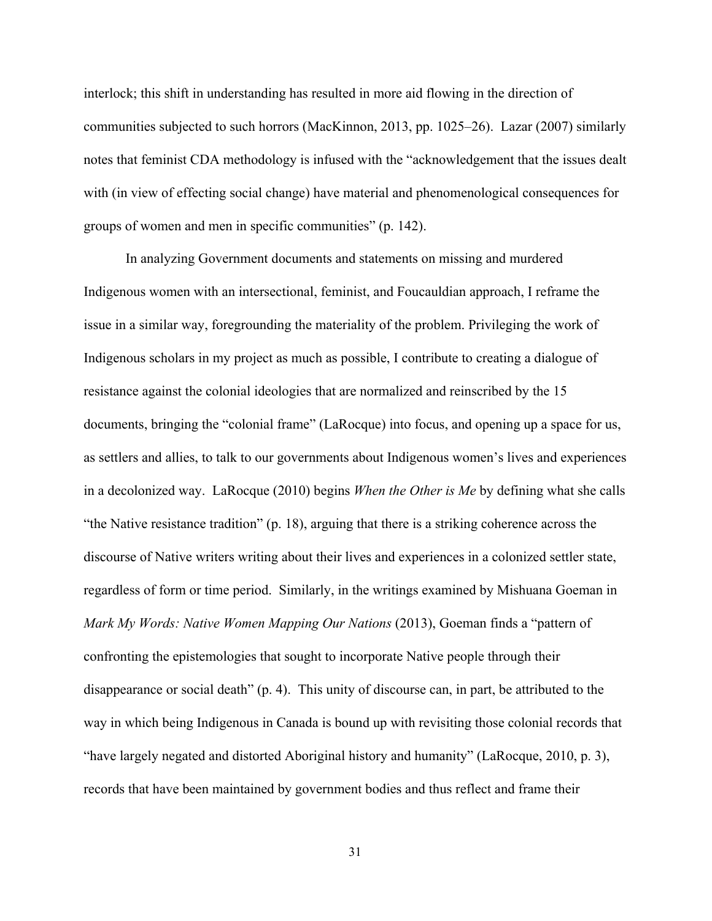interlock; this shift in understanding has resulted in more aid flowing in the direction of communities subjected to such horrors (MacKinnon, 2013, pp. 1025–26). Lazar (2007) similarly notes that feminist CDA methodology is infused with the "acknowledgement that the issues dealt with (in view of effecting social change) have material and phenomenological consequences for groups of women and men in specific communities" (p. 142).

In analyzing Government documents and statements on missing and murdered Indigenous women with an intersectional, feminist, and Foucauldian approach, I reframe the issue in a similar way, foregrounding the materiality of the problem. Privileging the work of Indigenous scholars in my project as much as possible, I contribute to creating a dialogue of resistance against the colonial ideologies that are normalized and reinscribed by the 15 documents, bringing the "colonial frame" (LaRocque) into focus, and opening up a space for us, as settlers and allies, to talk to our governments about Indigenous women's lives and experiences in a decolonized way. LaRocque (2010) begins *When the Other is Me* by defining what she calls "the Native resistance tradition" (p. 18), arguing that there is a striking coherence across the discourse of Native writers writing about their lives and experiences in a colonized settler state, regardless of form or time period. Similarly, in the writings examined by Mishuana Goeman in *Mark My Words: Native Women Mapping Our Nations* (2013), Goeman finds a "pattern of confronting the epistemologies that sought to incorporate Native people through their disappearance or social death" (p. 4). This unity of discourse can, in part, be attributed to the way in which being Indigenous in Canada is bound up with revisiting those colonial records that "have largely negated and distorted Aboriginal history and humanity" (LaRocque, 2010, p. 3), records that have been maintained by government bodies and thus reflect and frame their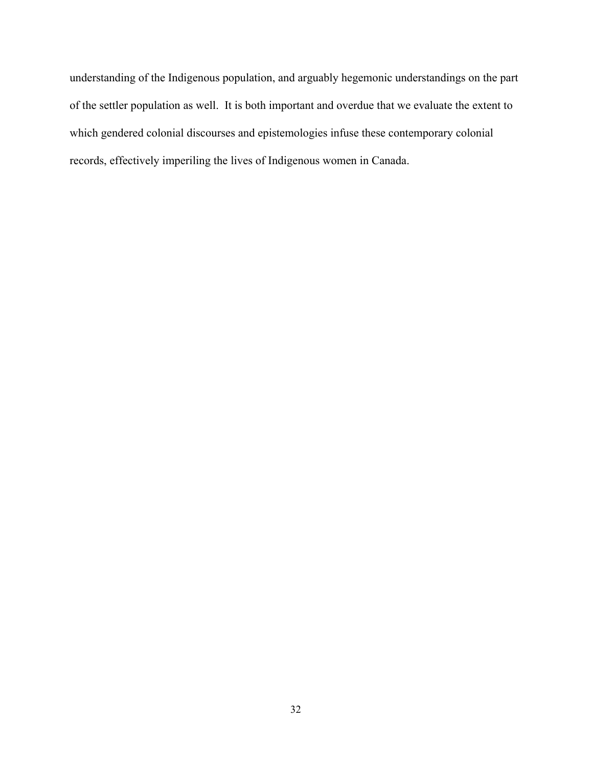understanding of the Indigenous population, and arguably hegemonic understandings on the part of the settler population as well. It is both important and overdue that we evaluate the extent to which gendered colonial discourses and epistemologies infuse these contemporary colonial records, effectively imperiling the lives of Indigenous women in Canada.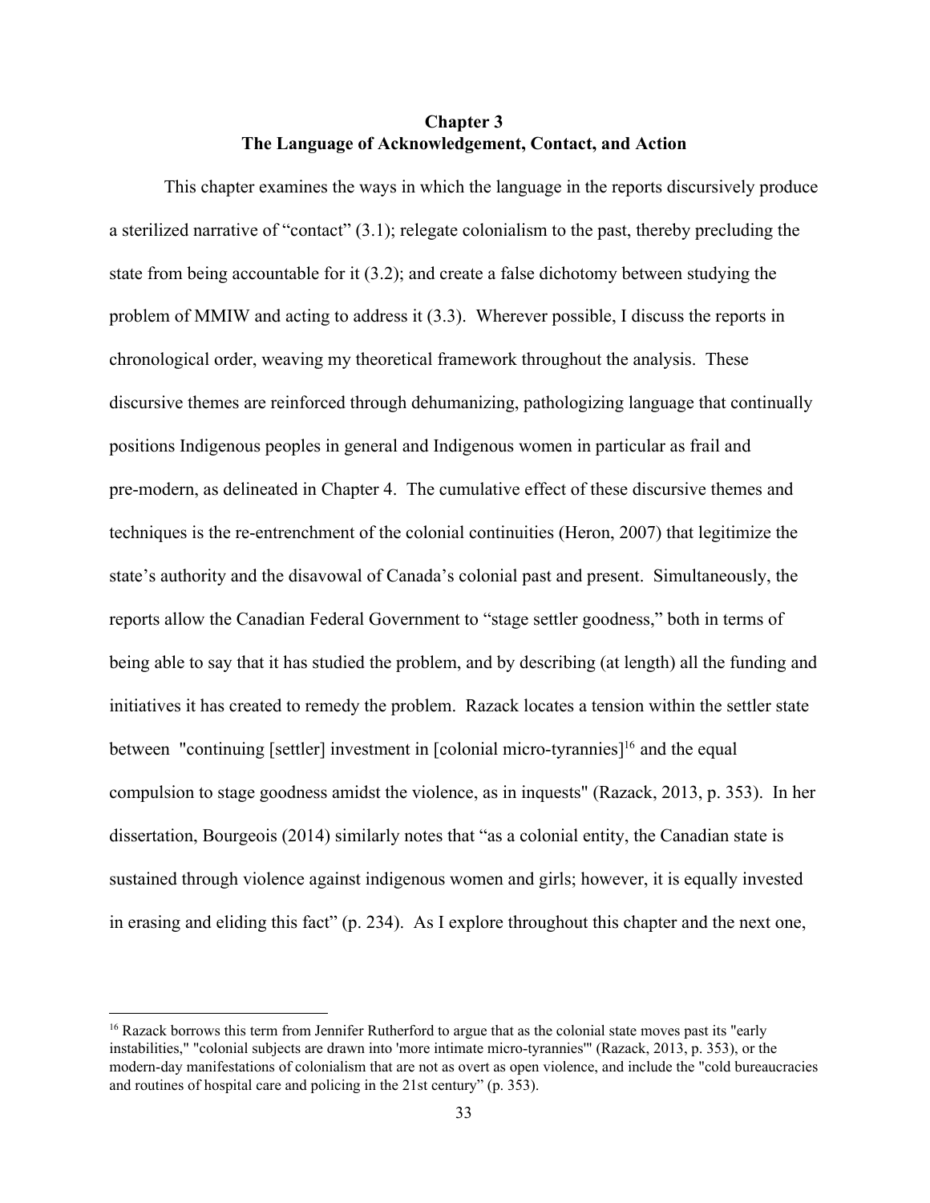# Chapter 3
# The Language of Acknowledgement, Contact, and Action

This chapter examines the ways in which the language in the reports discursively produce a sterilized narrative of "contact" (3.1); relegate colonialism to the past, thereby precluding the state from being accountable for it (3.2); and create a false dichotomy between studying the problem of MMIW and acting to address it (3.3). Wherever possible, I discuss the reports in chronological order, weaving my theoretical framework throughout the analysis. These discursive themes are reinforced through dehumanizing, pathologizing language that continually positions Indigenous peoples in general and Indigenous women in particular as frail and pre-modern, as delineated in Chapter 4. The cumulative effect of these discursive themes and techniques is the re-entrenchment of the colonial continuities (Heron, 2007) that legitimize the state's authority and the disavowal of Canada's colonial past and present. Simultaneously, the reports allow the Canadian Federal Government to "stage settler goodness," both in terms of being able to say that it has studied the problem, and by describing (at length) all the funding and initiatives it has created to remedy the problem. Razack locates a tension within the settler state between "continuing [settler] investment in [colonial micro-tyrannies][16] and the equal compulsion to stage goodness amidst the violence, as in inquests" (Razack, 2013, p. 353). In her dissertation, Bourgeois (2014) similarly notes that "as a colonial entity, the Canadian state is sustained through violence against indigenous women and girls; however, it is equally invested in erasing and eliding this fact" (p. 234). As I explore throughout this chapter and the next one,

---

[16] Razack borrows this term from Jennifer Rutherford to argue that as the colonial state moves past its "early instabilities," "colonial subjects are drawn into 'more intimate micro-tyrannies'" (Razack, 2013, p. 353), or the modern-day manifestations of colonialism that are not as overt as open violence, and include the "cold bureaucracies and routines of hospital care and policing in the 21st century" (p. 353).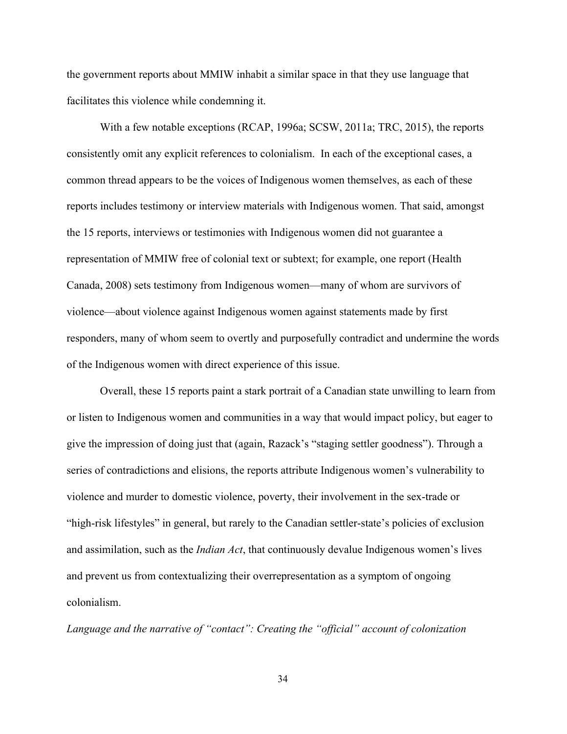the government reports about MMIW inhabit a similar space in that they use language that facilitates this violence while condemning it.

With a few notable exceptions (RCAP, 1996a; SCSW, 2011a; TRC, 2015), the reports consistently omit any explicit references to colonialism. In each of the exceptional cases, a common thread appears to be the voices of Indigenous women themselves, as each of these reports includes testimony or interview materials with Indigenous women. That said, amongst the 15 reports, interviews or testimonies with Indigenous women did not guarantee a representation of MMIW free of colonial text or subtext; for example, one report (Health Canada, 2008) sets testimony from Indigenous women—many of whom are survivors of violence—about violence against Indigenous women against statements made by first responders, many of whom seem to overtly and purposefully contradict and undermine the words of the Indigenous women with direct experience of this issue.

Overall, these 15 reports paint a stark portrait of a Canadian state unwilling to learn from or listen to Indigenous women and communities in a way that would impact policy, but eager to give the impression of doing just that (again, Razack's "staging settler goodness"). Through a series of contradictions and elisions, the reports attribute Indigenous women's vulnerability to violence and murder to domestic violence, poverty, their involvement in the sex-trade or "high-risk lifestyles" in general, but rarely to the Canadian settler-state's policies of exclusion and assimilation, such as the *Indian Act*, that continuously devalue Indigenous women's lives and prevent us from contextualizing their overrepresentation as a symptom of ongoing colonialism.

*Language and the narrative of "contact": Creating the "official" account of colonization*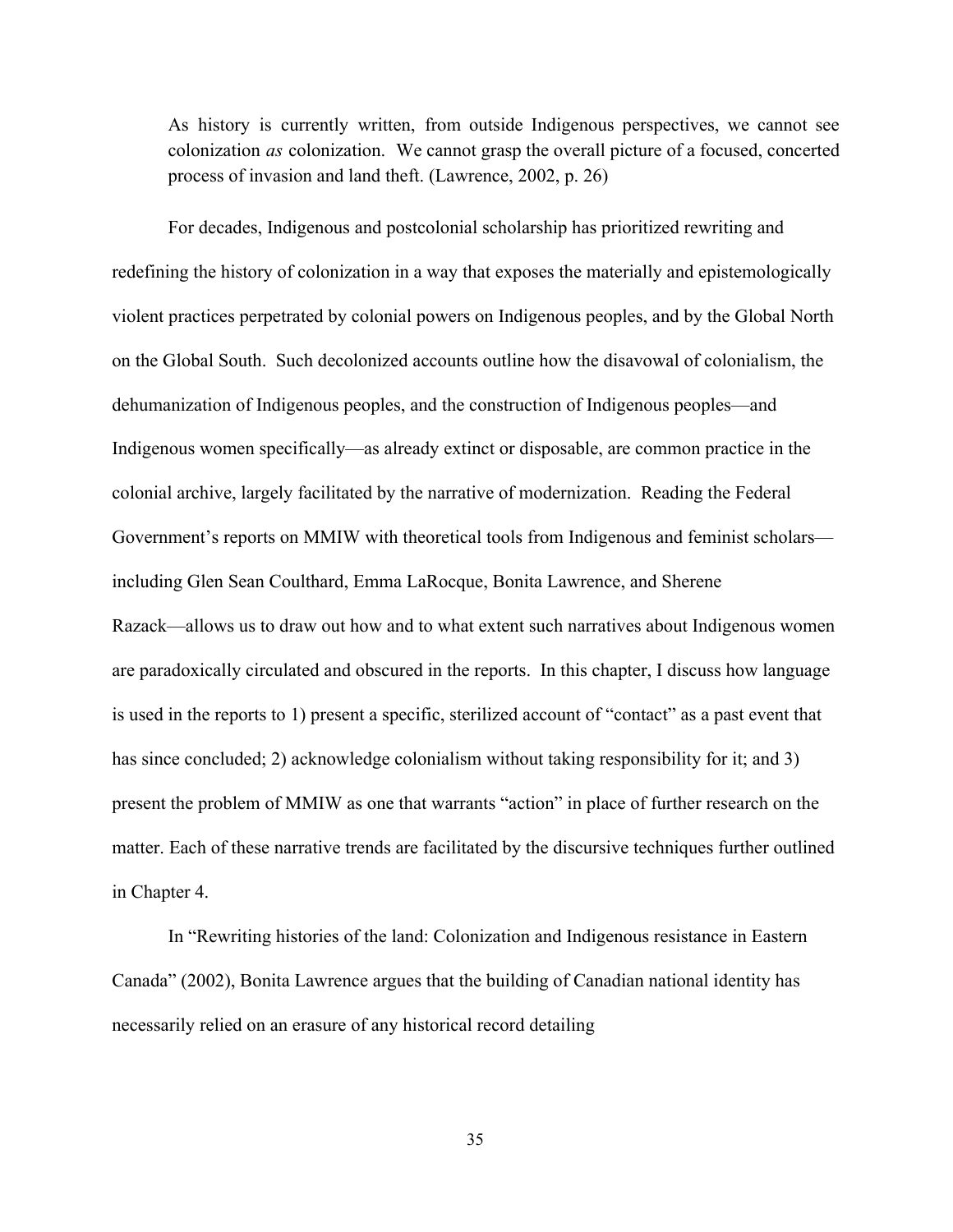> As history is currently written, from outside Indigenous perspectives, we cannot see colonization *as* colonization. We cannot grasp the overall picture of a focused, concerted process of invasion and land theft. (Lawrence, 2002, p. 26)

For decades, Indigenous and postcolonial scholarship has prioritized rewriting and redefining the history of colonization in a way that exposes the materially and epistemologically violent practices perpetrated by colonial powers on Indigenous peoples, and by the Global North on the Global South. Such decolonized accounts outline how the disavowal of colonialism, the dehumanization of Indigenous peoples, and the construction of Indigenous peoples—and Indigenous women specifically—as already extinct or disposable, are common practice in the colonial archive, largely facilitated by the narrative of modernization. Reading the Federal Government's reports on MMIW with theoretical tools from Indigenous and feminist scholars—including Glen Sean Coulthard, Emma LaRocque, Bonita Lawrence, and Sherene Razack—allows us to draw out how and to what extent such narratives about Indigenous women are paradoxically circulated and obscured in the reports. In this chapter, I discuss how language is used in the reports to 1) present a specific, sterilized account of "contact" as a past event that has since concluded; 2) acknowledge colonialism without taking responsibility for it; and 3) present the problem of MMIW as one that warrants "action" in place of further research on the matter. Each of these narrative trends are facilitated by the discursive techniques further outlined in Chapter 4.

In "Rewriting histories of the land: Colonization and Indigenous resistance in Eastern Canada" (2002), Bonita Lawrence argues that the building of Canadian national identity has necessarily relied on an erasure of any historical record detailing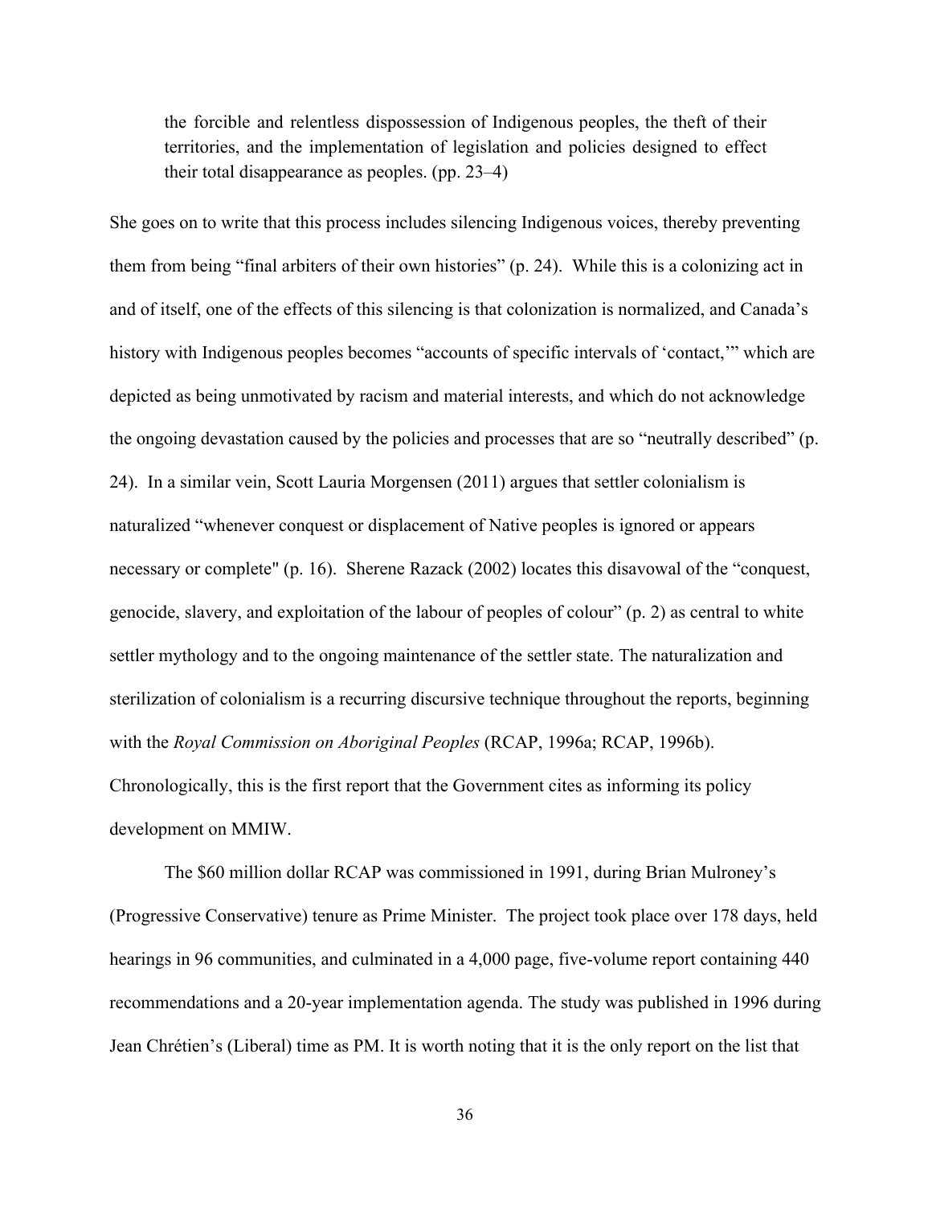> the forcible and relentless dispossession of Indigenous peoples, the theft of their territories, and the implementation of legislation and policies designed to effect their total disappearance as peoples. (pp. 23–4)

She goes on to write that this process includes silencing Indigenous voices, thereby preventing them from being "final arbiters of their own histories" (p. 24). While this is a colonizing act in and of itself, one of the effects of this silencing is that colonization is normalized, and Canada's history with Indigenous peoples becomes "accounts of specific intervals of 'contact,'" which are depicted as being unmotivated by racism and material interests, and which do not acknowledge the ongoing devastation caused by the policies and processes that are so "neutrally described" (p. 24). In a similar vein, Scott Lauria Morgensen (2011) argues that settler colonialism is naturalized "whenever conquest or displacement of Native peoples is ignored or appears necessary or complete" (p. 16). Sherene Razack (2002) locates this disavowal of the "conquest, genocide, slavery, and exploitation of the labour of peoples of colour" (p. 2) as central to white settler mythology and to the ongoing maintenance of the settler state. The naturalization and sterilization of colonialism is a recurring discursive technique throughout the reports, beginning with the *Royal Commission on Aboriginal Peoples* (RCAP, 1996a; RCAP, 1996b). Chronologically, this is the first report that the Government cites as informing its policy development on MMIW.

The $60 million dollar RCAP was commissioned in 1991, during Brian Mulroney's (Progressive Conservative) tenure as Prime Minister. The project took place over 178 days, held hearings in 96 communities, and culminated in a 4,000 page, five-volume report containing 440 recommendations and a 20-year implementation agenda. The study was published in 1996 during Jean Chrétien's (Liberal) time as PM. It is worth noting that it is the only report on the list that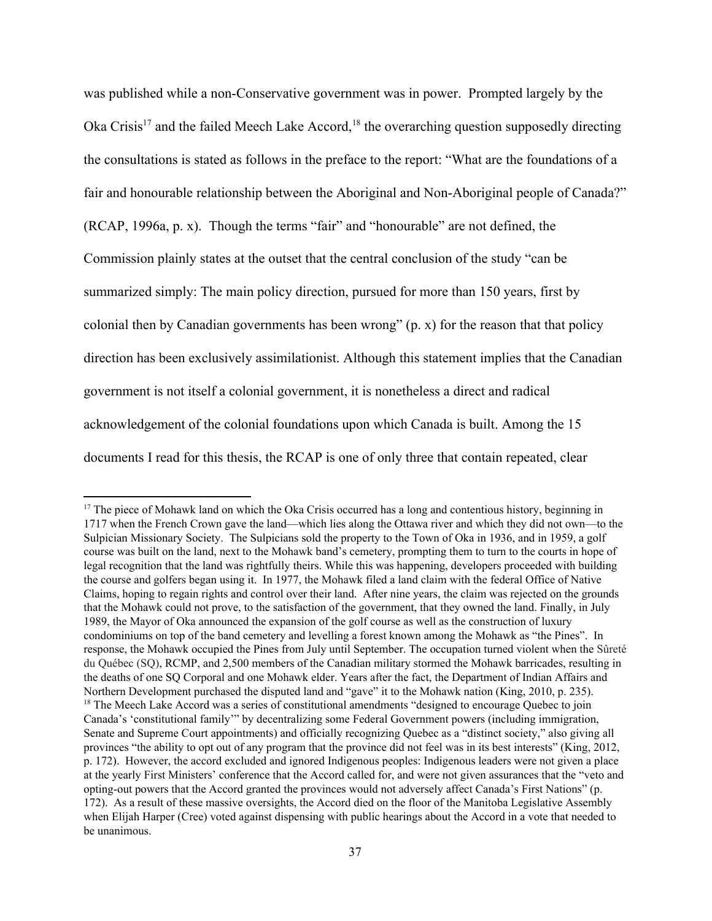was published while a non-Conservative government was in power. Prompted largely by the Oka Crisis[17] and the failed Meech Lake Accord,[18] the overarching question supposedly directing the consultations is stated as follows in the preface to the report: "What are the foundations of a fair and honourable relationship between the Aboriginal and Non-Aboriginal people of Canada?" (RCAP, 1996a, p. x). Though the terms "fair" and "honourable" are not defined, the Commission plainly states at the outset that the central conclusion of the study "can be summarized simply: The main policy direction, pursued for more than 150 years, first by colonial then by Canadian governments has been wrong" (p. x) for the reason that that policy direction has been exclusively assimilationist. Although this statement implies that the Canadian government is not itself a colonial government, it is nonetheless a direct and radical acknowledgement of the colonial foundations upon which Canada is built. Among the 15 documents I read for this thesis, the RCAP is one of only three that contain repeated, clear

---

[17] The piece of Mohawk land on which the Oka Crisis occurred has a long and contentious history, beginning in 1717 when the French Crown gave the land—which lies along the Ottawa river and which they did not own—to the Sulpician Missionary Society. The Sulpicians sold the property to the Town of Oka in 1936, and in 1959, a golf course was built on the land, next to the Mohawk band's cemetery, prompting them to turn to the courts in hope of legal recognition that the land was rightfully theirs. While this was happening, developers proceeded with building the course and golfers began using it. In 1977, the Mohawk filed a land claim with the federal Office of Native Claims, hoping to regain rights and control over their land. After nine years, the claim was rejected on the grounds that the Mohawk could not prove, to the satisfaction of the government, that they owned the land. Finally, in July 1989, the Mayor of Oka announced the expansion of the golf course as well as the construction of luxury condominiums on top of the band cemetery and levelling a forest known among the Mohawk as "the Pines". In response, the Mohawk occupied the Pines from July until September. The occupation turned violent when the Sûreté du Québec (SQ), RCMP, and 2,500 members of the Canadian military stormed the Mohawk barricades, resulting in the deaths of one SQ Corporal and one Mohawk elder. Years after the fact, the Department of Indian Affairs and Northern Development purchased the disputed land and "gave" it to the Mohawk nation (King, 2010, p. 235).

[18] The Meech Lake Accord was a series of constitutional amendments "designed to encourage Quebec to join Canada's 'constitutional family'" by decentralizing some Federal Government powers (including immigration, Senate and Supreme Court appointments) and officially recognizing Quebec as a "distinct society," also giving all provinces "the ability to opt out of any program that the province did not feel was in its best interests" (King, 2012, p. 172). However, the accord excluded and ignored Indigenous peoples: Indigenous leaders were not given a place at the yearly First Ministers' conference that the Accord called for, and were not given assurances that the "veto and opting-out powers that the Accord granted the provinces would not adversely affect Canada's First Nations" (p. 172). As a result of these massive oversights, the Accord died on the floor of the Manitoba Legislative Assembly when Elijah Harper (Cree) voted against dispensing with public hearings about the Accord in a vote that needed to be unanimous.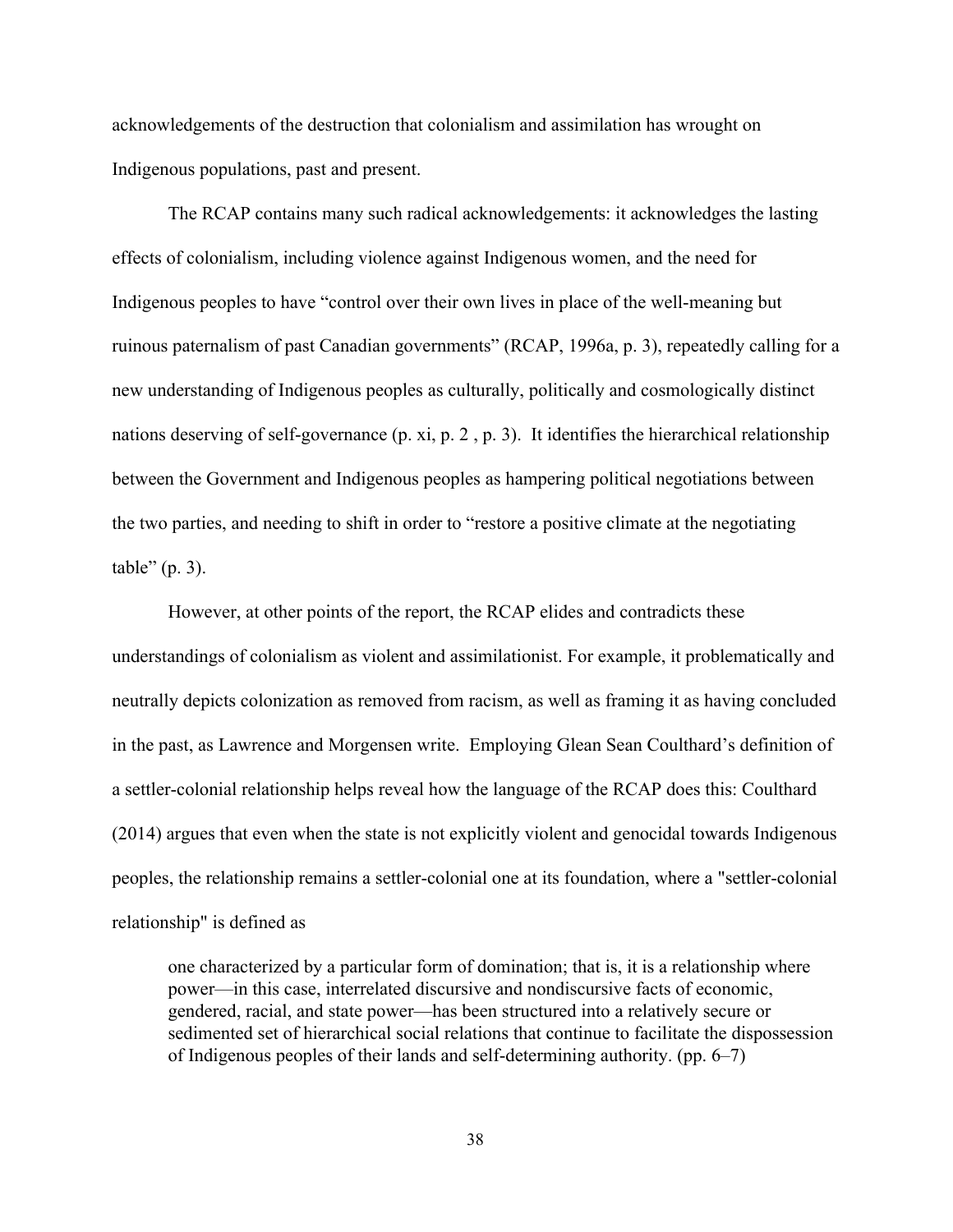acknowledgements of the destruction that colonialism and assimilation has wrought on Indigenous populations, past and present.

The RCAP contains many such radical acknowledgements: it acknowledges the lasting effects of colonialism, including violence against Indigenous women, and the need for Indigenous peoples to have "control over their own lives in place of the well-meaning but ruinous paternalism of past Canadian governments" (RCAP, 1996a, p. 3), repeatedly calling for a new understanding of Indigenous peoples as culturally, politically and cosmologically distinct nations deserving of self-governance (p. xi, p. 2 , p. 3). It identifies the hierarchical relationship between the Government and Indigenous peoples as hampering political negotiations between the two parties, and needing to shift in order to "restore a positive climate at the negotiating table" (p. 3).

However, at other points of the report, the RCAP elides and contradicts these understandings of colonialism as violent and assimilationist. For example, it problematically and neutrally depicts colonization as removed from racism, as well as framing it as having concluded in the past, as Lawrence and Morgensen write. Employing Glean Sean Coulthard's definition of a settler-colonial relationship helps reveal how the language of the RCAP does this: Coulthard (2014) argues that even when the state is not explicitly violent and genocidal towards Indigenous peoples, the relationship remains a settler-colonial one at its foundation, where a "settler-colonial relationship" is defined as

> one characterized by a particular form of domination; that is, it is a relationship where power—in this case, interrelated discursive and nondiscursive facts of economic, gendered, racial, and state power—has been structured into a relatively secure or sedimented set of hierarchical social relations that continue to facilitate the dispossession of Indigenous peoples of their lands and self-determining authority. (pp. 6–7)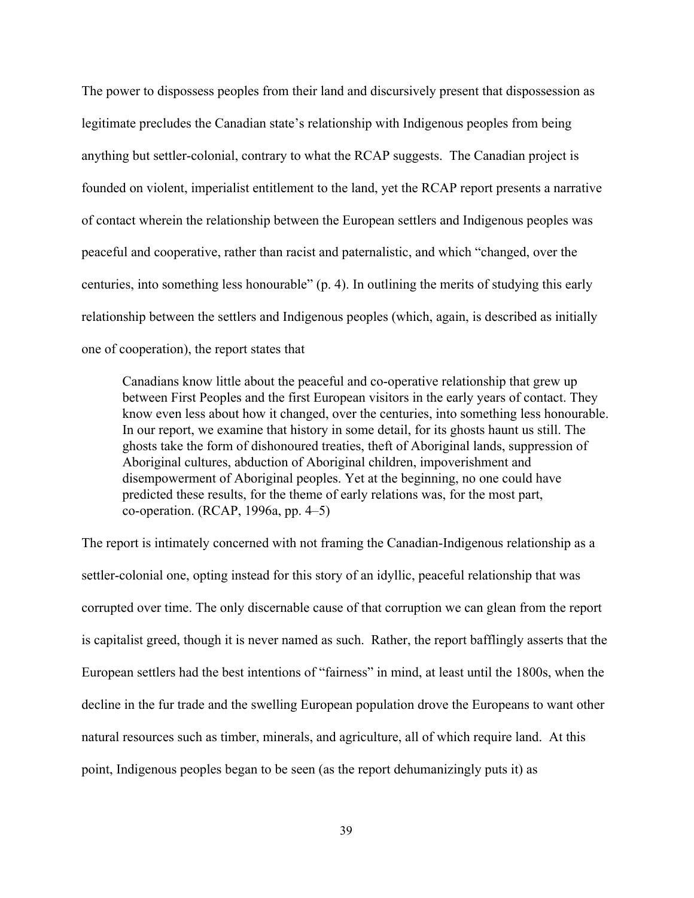The power to dispossess peoples from their land and discursively present that dispossession as legitimate precludes the Canadian state's relationship with Indigenous peoples from being anything but settler-colonial, contrary to what the RCAP suggests. The Canadian project is founded on violent, imperialist entitlement to the land, yet the RCAP report presents a narrative of contact wherein the relationship between the European settlers and Indigenous peoples was peaceful and cooperative, rather than racist and paternalistic, and which "changed, over the centuries, into something less honourable" (p. 4). In outlining the merits of studying this early relationship between the settlers and Indigenous peoples (which, again, is described as initially one of cooperation), the report states that

> Canadians know little about the peaceful and co-operative relationship that grew up between First Peoples and the first European visitors in the early years of contact. They know even less about how it changed, over the centuries, into something less honourable. In our report, we examine that history in some detail, for its ghosts haunt us still. The ghosts take the form of dishonoured treaties, theft of Aboriginal lands, suppression of Aboriginal cultures, abduction of Aboriginal children, impoverishment and disempowerment of Aboriginal peoples. Yet at the beginning, no one could have predicted these results, for the theme of early relations was, for the most part, co-operation. (RCAP, 1996a, pp. 4–5)

The report is intimately concerned with not framing the Canadian-Indigenous relationship as a settler-colonial one, opting instead for this story of an idyllic, peaceful relationship that was corrupted over time. The only discernable cause of that corruption we can glean from the report is capitalist greed, though it is never named as such. Rather, the report bafflingly asserts that the European settlers had the best intentions of "fairness" in mind, at least until the 1800s, when the decline in the fur trade and the swelling European population drove the Europeans to want other natural resources such as timber, minerals, and agriculture, all of which require land. At this point, Indigenous peoples began to be seen (as the report dehumanizingly puts it) as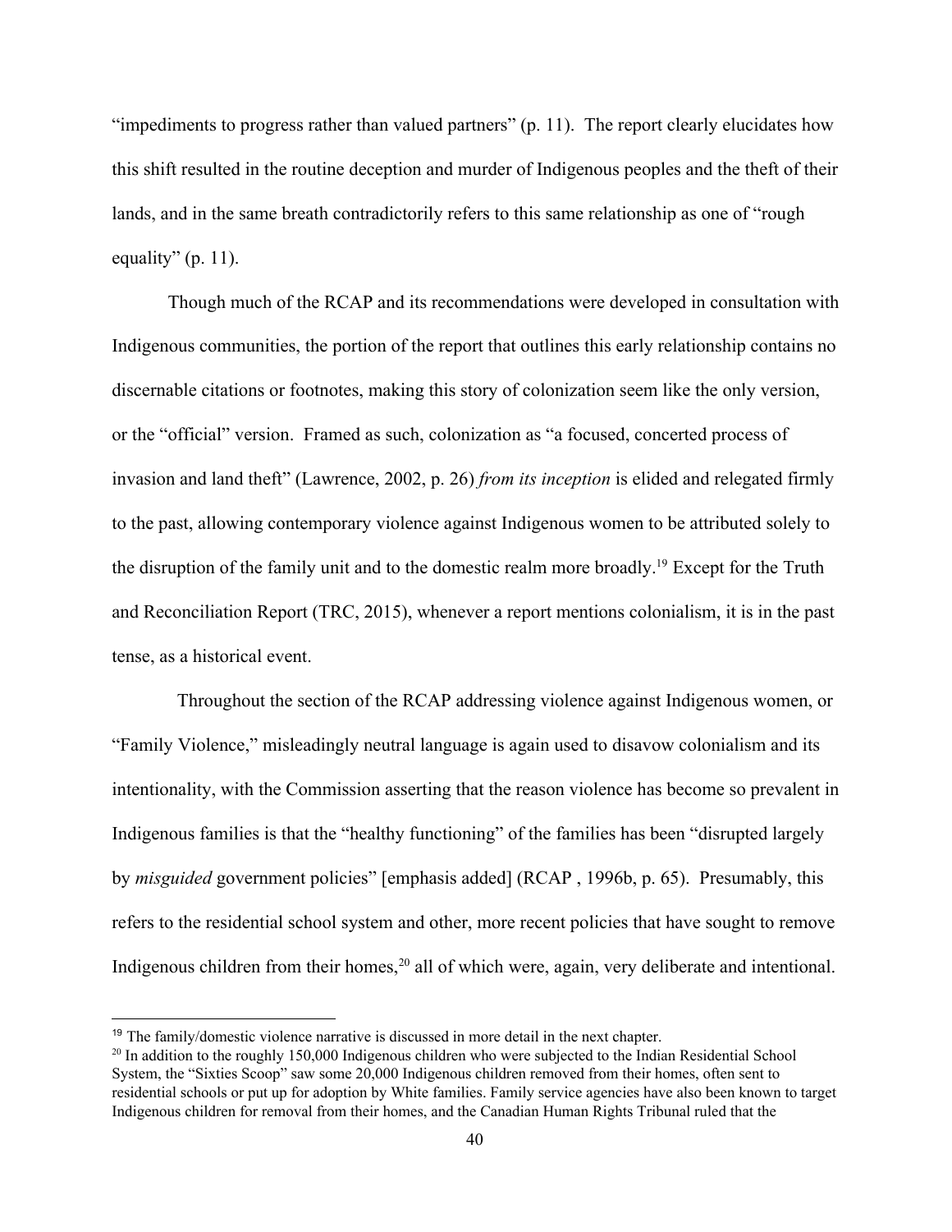"impediments to progress rather than valued partners" (p. 11). The report clearly elucidates how this shift resulted in the routine deception and murder of Indigenous peoples and the theft of their lands, and in the same breath contradictorily refers to this same relationship as one of "rough equality" (p. 11).

Though much of the RCAP and its recommendations were developed in consultation with Indigenous communities, the portion of the report that outlines this early relationship contains no discernable citations or footnotes, making this story of colonization seem like the only version, or the "official" version. Framed as such, colonization as "a focused, concerted process of invasion and land theft" (Lawrence, 2002, p. 26) *from its inception* is elided and relegated firmly to the past, allowing contemporary violence against Indigenous women to be attributed solely to the disruption of the family unit and to the domestic realm more broadly.[19] Except for the Truth and Reconciliation Report (TRC, 2015), whenever a report mentions colonialism, it is in the past tense, as a historical event.

Throughout the section of the RCAP addressing violence against Indigenous women, or "Family Violence," misleadingly neutral language is again used to disavow colonialism and its intentionality, with the Commission asserting that the reason violence has become so prevalent in Indigenous families is that the "healthy functioning" of the families has been "disrupted largely by *misguided* government policies" [emphasis added] (RCAP , 1996b, p. 65). Presumably, this refers to the residential school system and other, more recent policies that have sought to remove Indigenous children from their homes,[20] all of which were, again, very deliberate and intentional.

---

[19] The family/domestic violence narrative is discussed in more detail in the next chapter.

[20] In addition to the roughly 150,000 Indigenous children who were subjected to the Indian Residential School System, the "Sixties Scoop" saw some 20,000 Indigenous children removed from their homes, often sent to residential schools or put up for adoption by White families. Family service agencies have also been known to target Indigenous children for removal from their homes, and the Canadian Human Rights Tribunal ruled that the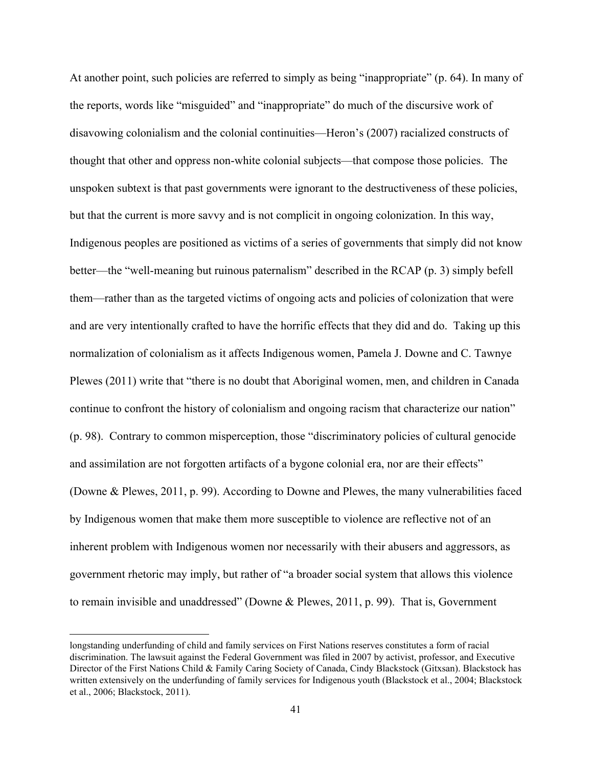At another point, such policies are referred to simply as being "inappropriate" (p. 64). In many of the reports, words like "misguided" and "inappropriate" do much of the discursive work of disavowing colonialism and the colonial continuities—Heron's (2007) racialized constructs of thought that other and oppress non-white colonial subjects—that compose those policies. The unspoken subtext is that past governments were ignorant to the destructiveness of these policies, but that the current is more savvy and is not complicit in ongoing colonization. In this way, Indigenous peoples are positioned as victims of a series of governments that simply did not know better—the "well-meaning but ruinous paternalism" described in the RCAP (p. 3) simply befell them—rather than as the targeted victims of ongoing acts and policies of colonization that were and are very intentionally crafted to have the horrific effects that they did and do. Taking up this normalization of colonialism as it affects Indigenous women, Pamela J. Downe and C. Tawnye Plewes (2011) write that "there is no doubt that Aboriginal women, men, and children in Canada continue to confront the history of colonialism and ongoing racism that characterize our nation" (p. 98). Contrary to common misperception, those "discriminatory policies of cultural genocide and assimilation are not forgotten artifacts of a bygone colonial era, nor are their effects" (Downe & Plewes, 2011, p. 99). According to Downe and Plewes, the many vulnerabilities faced by Indigenous women that make them more susceptible to violence are reflective not of an inherent problem with Indigenous women nor necessarily with their abusers and aggressors, as government rhetoric may imply, but rather of "a broader social system that allows this violence to remain invisible and unaddressed" (Downe & Plewes, 2011, p. 99). That is, Government

---

longstanding underfunding of child and family services on First Nations reserves constitutes a form of racial discrimination. The lawsuit against the Federal Government was filed in 2007 by activist, professor, and Executive Director of the First Nations Child & Family Caring Society of Canada, Cindy Blackstock (Gitxsan). Blackstock has written extensively on the underfunding of family services for Indigenous youth (Blackstock et al., 2004; Blackstock et al., 2006; Blackstock, 2011).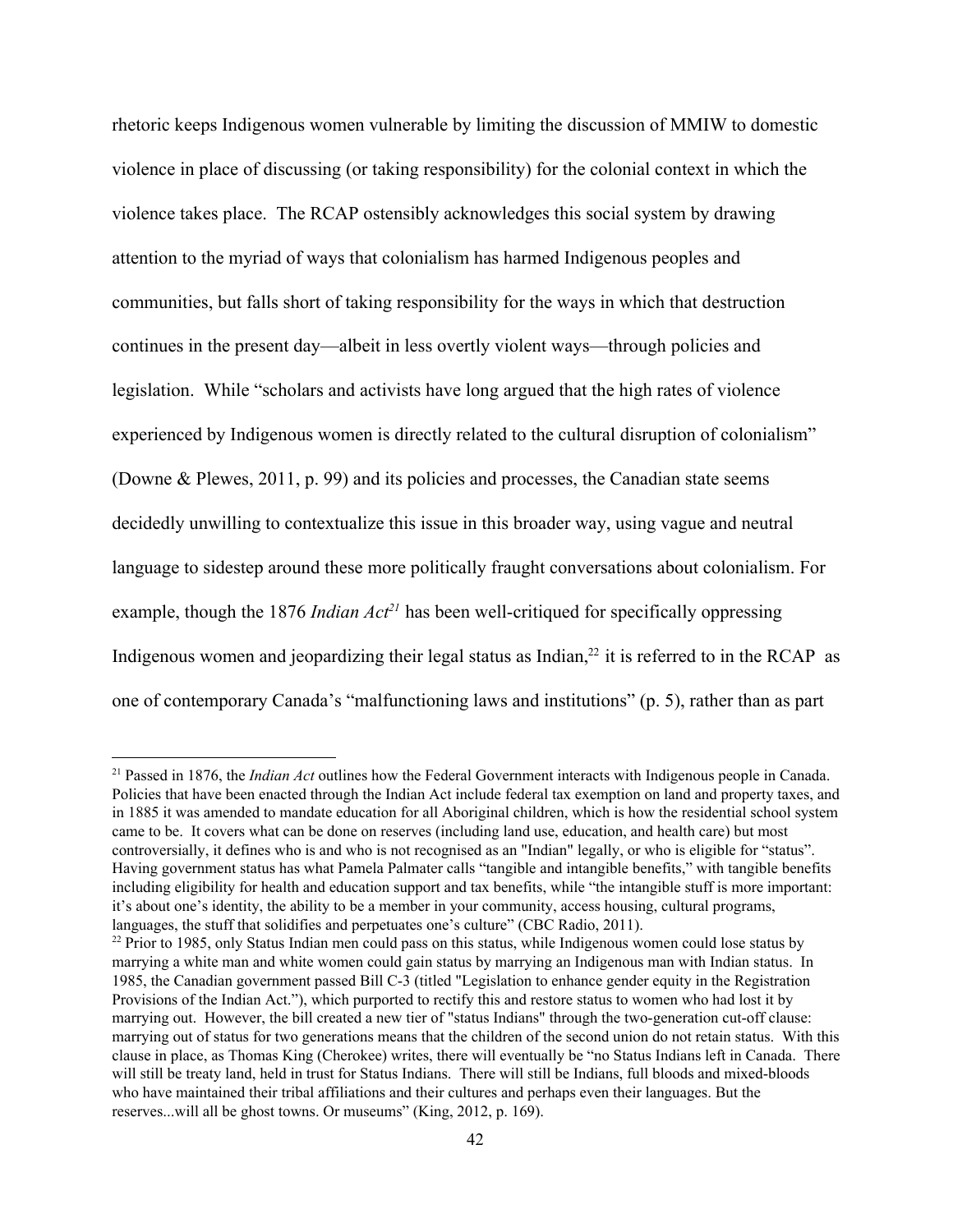rhetoric keeps Indigenous women vulnerable by limiting the discussion of MMIW to domestic violence in place of discussing (or taking responsibility) for the colonial context in which the violence takes place. The RCAP ostensibly acknowledges this social system by drawing attention to the myriad of ways that colonialism has harmed Indigenous peoples and communities, but falls short of taking responsibility for the ways in which that destruction continues in the present day—albeit in less overtly violent ways—through policies and legislation. While "scholars and activists have long argued that the high rates of violence experienced by Indigenous women is directly related to the cultural disruption of colonialism" (Downe & Plewes, 2011, p. 99) and its policies and processes, the Canadian state seems decidedly unwilling to contextualize this issue in this broader way, using vague and neutral language to sidestep around these more politically fraught conversations about colonialism. For example, though the 1876 *Indian Act*[21] has been well-critiqued for specifically oppressing Indigenous women and jeopardizing their legal status as Indian,[22] it is referred to in the RCAP as one of contemporary Canada's "malfunctioning laws and institutions" (p. 5), rather than as part

---

[21] Passed in 1876, the *Indian Act* outlines how the Federal Government interacts with Indigenous people in Canada. Policies that have been enacted through the Indian Act include federal tax exemption on land and property taxes, and in 1885 it was amended to mandate education for all Aboriginal children, which is how the residential school system came to be. It covers what can be done on reserves (including land use, education, and health care) but most controversially, it defines who is and who is not recognised as an "Indian" legally, or who is eligible for "status". Having government status has what Pamela Palmater calls "tangible and intangible benefits," with tangible benefits including eligibility for health and education support and tax benefits, while "the intangible stuff is more important: it's about one's identity, the ability to be a member in your community, access housing, cultural programs, languages, the stuff that solidifies and perpetuates one's culture" (CBC Radio, 2011).

[22] Prior to 1985, only Status Indian men could pass on this status, while Indigenous women could lose status by marrying a white man and white women could gain status by marrying an Indigenous man with Indian status. In 1985, the Canadian government passed Bill C-3 (titled "Legislation to enhance gender equity in the Registration Provisions of the Indian Act."), which purported to rectify this and restore status to women who had lost it by marrying out. However, the bill created a new tier of "status Indians" through the two-generation cut-off clause: marrying out of status for two generations means that the children of the second union do not retain status. With this clause in place, as Thomas King (Cherokee) writes, there will eventually be "no Status Indians left in Canada. There will still be treaty land, held in trust for Status Indians. There will still be Indians, full bloods and mixed-bloods who have maintained their tribal affiliations and their cultures and perhaps even their languages. But the reserves...will all be ghost towns. Or museums" (King, 2012, p. 169).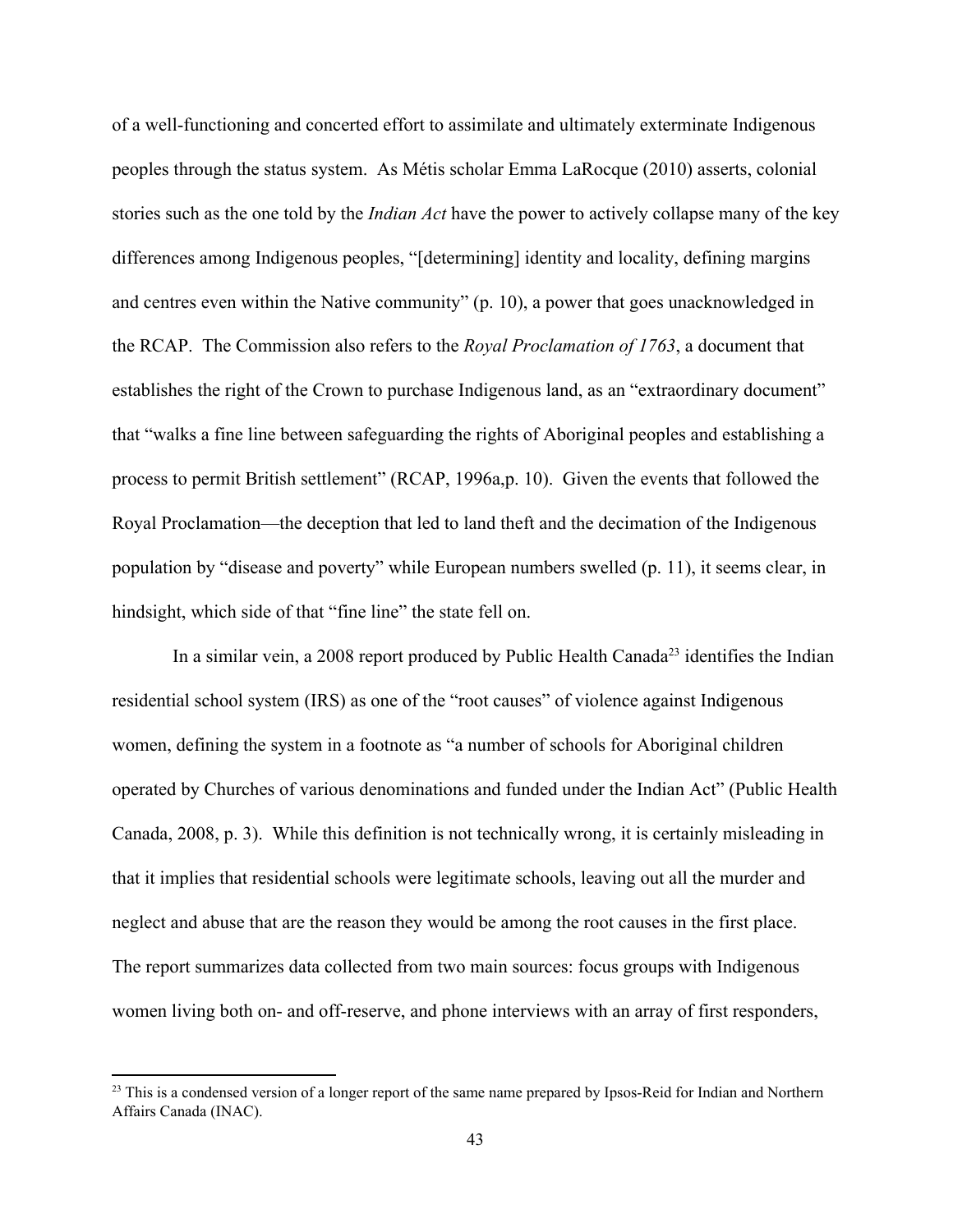of a well-functioning and concerted effort to assimilate and ultimately exterminate Indigenous peoples through the status system. As Métis scholar Emma LaRocque (2010) asserts, colonial stories such as the one told by the *Indian Act* have the power to actively collapse many of the key differences among Indigenous peoples, "[determining] identity and locality, defining margins and centres even within the Native community" (p. 10), a power that goes unacknowledged in the RCAP. The Commission also refers to the *Royal Proclamation of 1763*, a document that establishes the right of the Crown to purchase Indigenous land, as an "extraordinary document" that "walks a fine line between safeguarding the rights of Aboriginal peoples and establishing a process to permit British settlement" (RCAP, 1996a,p. 10). Given the events that followed the Royal Proclamation—the deception that led to land theft and the decimation of the Indigenous population by "disease and poverty" while European numbers swelled (p. 11), it seems clear, in hindsight, which side of that "fine line" the state fell on.

In a similar vein, a 2008 report produced by Public Health Canada[23] identifies the Indian residential school system (IRS) as one of the "root causes" of violence against Indigenous women, defining the system in a footnote as "a number of schools for Aboriginal children operated by Churches of various denominations and funded under the Indian Act" (Public Health Canada, 2008, p. 3). While this definition is not technically wrong, it is certainly misleading in that it implies that residential schools were legitimate schools, leaving out all the murder and neglect and abuse that are the reason they would be among the root causes in the first place. The report summarizes data collected from two main sources: focus groups with Indigenous women living both on- and off-reserve, and phone interviews with an array of first responders,

[23] This is a condensed version of a longer report of the same name prepared by Ipsos-Reid for Indian and Northern Affairs Canada (INAC).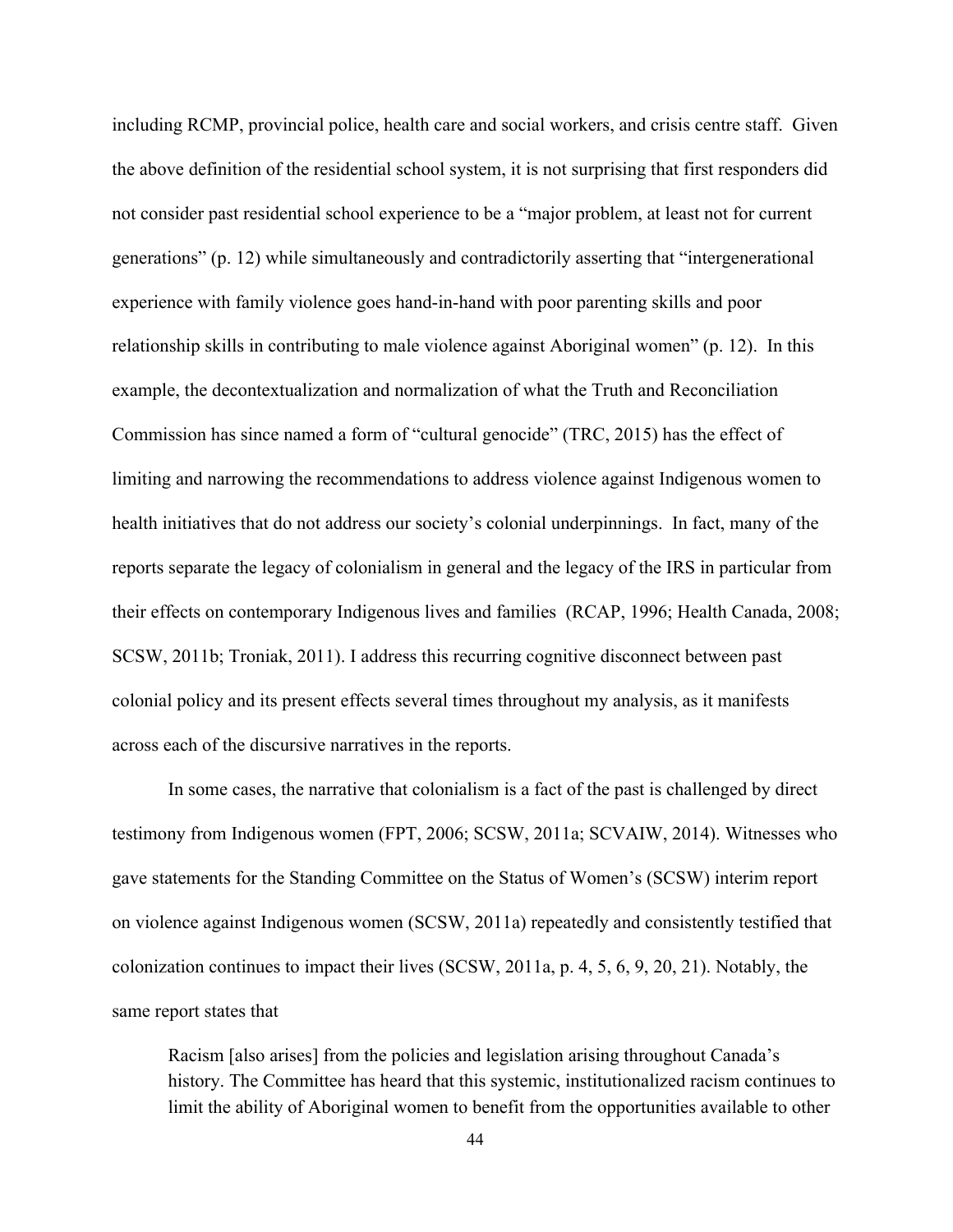including RCMP, provincial police, health care and social workers, and crisis centre staff. Given the above definition of the residential school system, it is not surprising that first responders did not consider past residential school experience to be a "major problem, at least not for current generations" (p. 12) while simultaneously and contradictorily asserting that "intergenerational experience with family violence goes hand-in-hand with poor parenting skills and poor relationship skills in contributing to male violence against Aboriginal women" (p. 12). In this example, the decontextualization and normalization of what the Truth and Reconciliation Commission has since named a form of "cultural genocide" (TRC, 2015) has the effect of limiting and narrowing the recommendations to address violence against Indigenous women to health initiatives that do not address our society's colonial underpinnings. In fact, many of the reports separate the legacy of colonialism in general and the legacy of the IRS in particular from their effects on contemporary Indigenous lives and families (RCAP, 1996; Health Canada, 2008; SCSW, 2011b; Troniak, 2011). I address this recurring cognitive disconnect between past colonial policy and its present effects several times throughout my analysis, as it manifests across each of the discursive narratives in the reports.

In some cases, the narrative that colonialism is a fact of the past is challenged by direct testimony from Indigenous women (FPT, 2006; SCSW, 2011a; SCVAIW, 2014). Witnesses who gave statements for the Standing Committee on the Status of Women's (SCSW) interim report on violence against Indigenous women (SCSW, 2011a) repeatedly and consistently testified that colonization continues to impact their lives (SCSW, 2011a, p. 4, 5, 6, 9, 20, 21). Notably, the same report states that

> Racism [also arises] from the policies and legislation arising throughout Canada's history. The Committee has heard that this systemic, institutionalized racism continues to limit the ability of Aboriginal women to benefit from the opportunities available to other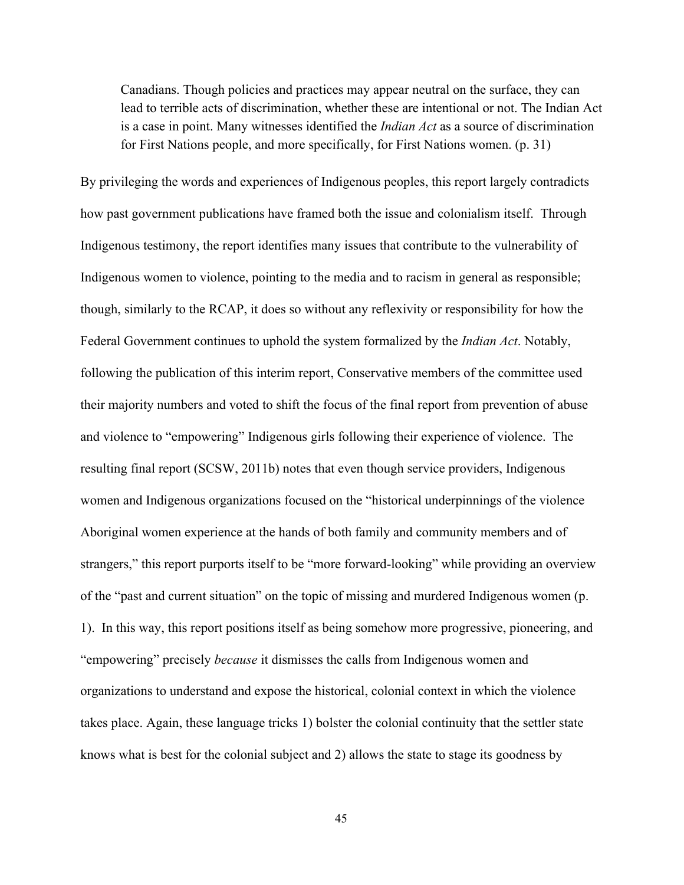> Canadians. Though policies and practices may appear neutral on the surface, they can lead to terrible acts of discrimination, whether these are intentional or not. The Indian Act is a case in point. Many witnesses identified the *Indian Act* as a source of discrimination for First Nations people, and more specifically, for First Nations women. (p. 31)

By privileging the words and experiences of Indigenous peoples, this report largely contradicts how past government publications have framed both the issue and colonialism itself. Through Indigenous testimony, the report identifies many issues that contribute to the vulnerability of Indigenous women to violence, pointing to the media and to racism in general as responsible; though, similarly to the RCAP, it does so without any reflexivity or responsibility for how the Federal Government continues to uphold the system formalized by the *Indian Act*. Notably, following the publication of this interim report, Conservative members of the committee used their majority numbers and voted to shift the focus of the final report from prevention of abuse and violence to "empowering" Indigenous girls following their experience of violence. The resulting final report (SCSW, 2011b) notes that even though service providers, Indigenous women and Indigenous organizations focused on the "historical underpinnings of the violence Aboriginal women experience at the hands of both family and community members and of strangers," this report purports itself to be "more forward-looking" while providing an overview of the "past and current situation" on the topic of missing and murdered Indigenous women (p. 1). In this way, this report positions itself as being somehow more progressive, pioneering, and "empowering" precisely *because* it dismisses the calls from Indigenous women and organizations to understand and expose the historical, colonial context in which the violence takes place. Again, these language tricks 1) bolster the colonial continuity that the settler state knows what is best for the colonial subject and 2) allows the state to stage its goodness by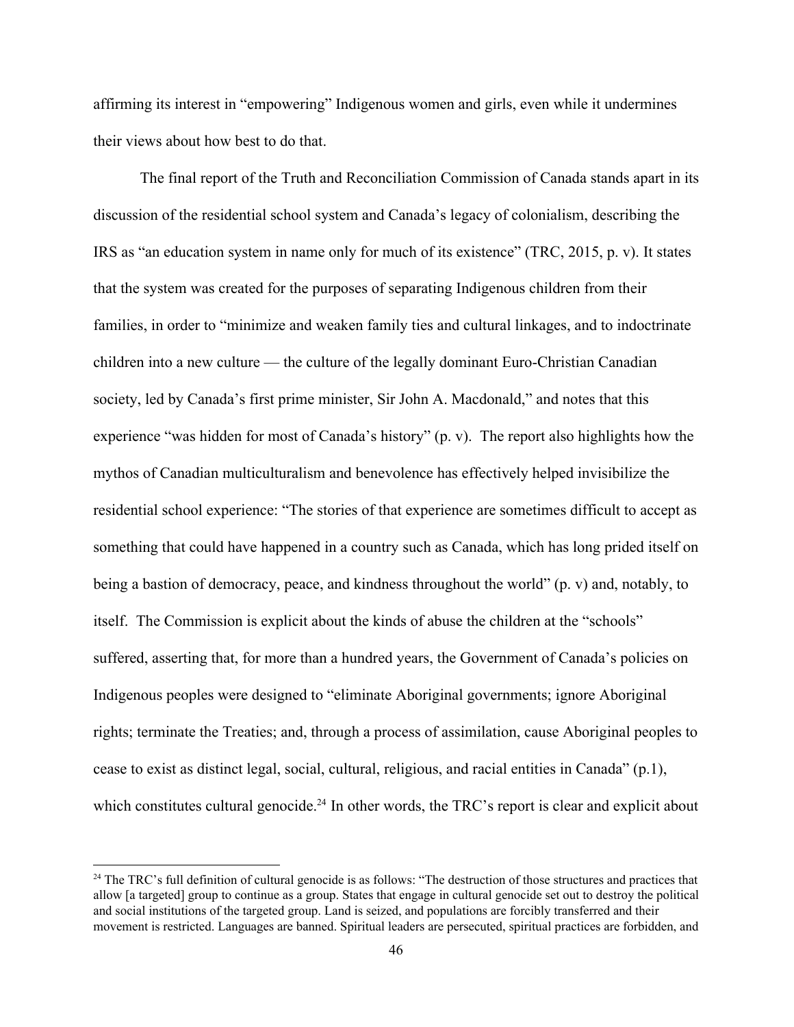affirming its interest in "empowering" Indigenous women and girls, even while it undermines their views about how best to do that.

The final report of the Truth and Reconciliation Commission of Canada stands apart in its discussion of the residential school system and Canada's legacy of colonialism, describing the IRS as "an education system in name only for much of its existence" (TRC, 2015, p. v). It states that the system was created for the purposes of separating Indigenous children from their families, in order to "minimize and weaken family ties and cultural linkages, and to indoctrinate children into a new culture — the culture of the legally dominant Euro-Christian Canadian society, led by Canada's first prime minister, Sir John A. Macdonald," and notes that this experience "was hidden for most of Canada's history" (p. v). The report also highlights how the mythos of Canadian multiculturalism and benevolence has effectively helped invisibilize the residential school experience: "The stories of that experience are sometimes difficult to accept as something that could have happened in a country such as Canada, which has long prided itself on being a bastion of democracy, peace, and kindness throughout the world" (p. v) and, notably, to itself. The Commission is explicit about the kinds of abuse the children at the "schools" suffered, asserting that, for more than a hundred years, the Government of Canada's policies on Indigenous peoples were designed to "eliminate Aboriginal governments; ignore Aboriginal rights; terminate the Treaties; and, through a process of assimilation, cause Aboriginal peoples to cease to exist as distinct legal, social, cultural, religious, and racial entities in Canada" (p.1), which constitutes cultural genocide.[24] In other words, the TRC's report is clear and explicit about

[24] The TRC's full definition of cultural genocide is as follows: "The destruction of those structures and practices that allow [a targeted] group to continue as a group. States that engage in cultural genocide set out to destroy the political and social institutions of the targeted group. Land is seized, and populations are forcibly transferred and their movement is restricted. Languages are banned. Spiritual leaders are persecuted, spiritual practices are forbidden, and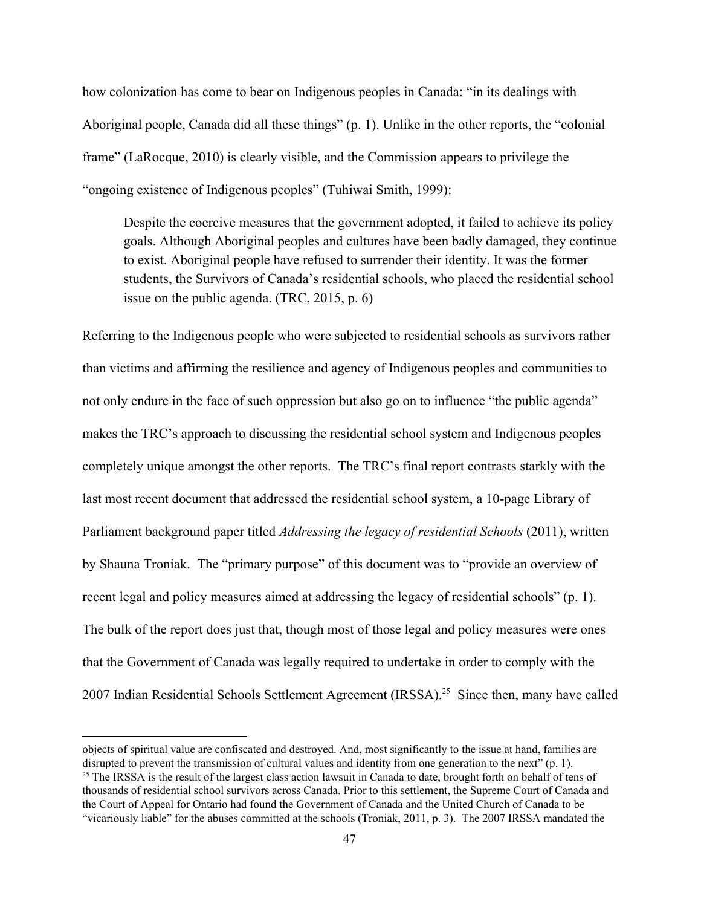how colonization has come to bear on Indigenous peoples in Canada: "in its dealings with Aboriginal people, Canada did all these things" (p. 1). Unlike in the other reports, the "colonial frame" (LaRocque, 2010) is clearly visible, and the Commission appears to privilege the "ongoing existence of Indigenous peoples" (Tuhiwai Smith, 1999):

> Despite the coercive measures that the government adopted, it failed to achieve its policy goals. Although Aboriginal peoples and cultures have been badly damaged, they continue to exist. Aboriginal people have refused to surrender their identity. It was the former students, the Survivors of Canada's residential schools, who placed the residential school issue on the public agenda. (TRC, 2015, p. 6)

Referring to the Indigenous people who were subjected to residential schools as survivors rather than victims and affirming the resilience and agency of Indigenous peoples and communities to not only endure in the face of such oppression but also go on to influence "the public agenda" makes the TRC's approach to discussing the residential school system and Indigenous peoples completely unique amongst the other reports. The TRC's final report contrasts starkly with the last most recent document that addressed the residential school system, a 10-page Library of Parliament background paper titled *Addressing the legacy of residential Schools* (2011), written by Shauna Troniak. The "primary purpose" of this document was to "provide an overview of recent legal and policy measures aimed at addressing the legacy of residential schools" (p. 1). The bulk of the report does just that, though most of those legal and policy measures were ones that the Government of Canada was legally required to undertake in order to comply with the 2007 Indian Residential Schools Settlement Agreement (IRSSA).[25] Since then, many have called

---

objects of spiritual value are confiscated and destroyed. And, most significantly to the issue at hand, families are disrupted to prevent the transmission of cultural values and identity from one generation to the next" (p. 1).

[25] The IRSSA is the result of the largest class action lawsuit in Canada to date, brought forth on behalf of tens of thousands of residential school survivors across Canada. Prior to this settlement, the Supreme Court of Canada and the Court of Appeal for Ontario had found the Government of Canada and the United Church of Canada to be "vicariously liable" for the abuses committed at the schools (Troniak, 2011, p. 3). The 2007 IRSSA mandated the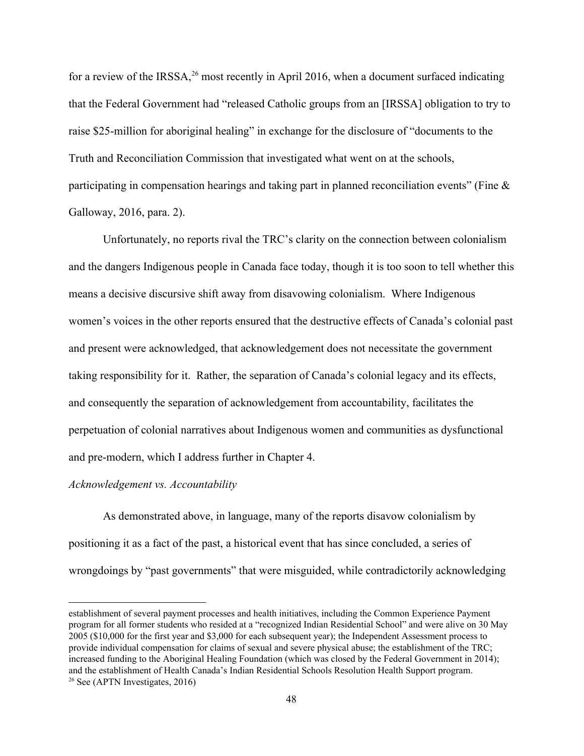for a review of the IRSSA,[26] most recently in April 2016, when a document surfaced indicating that the Federal Government had "released Catholic groups from an [IRSSA] obligation to try to raise $25-million for aboriginal healing" in exchange for the disclosure of "documents to the Truth and Reconciliation Commission that investigated what went on at the schools, participating in compensation hearings and taking part in planned reconciliation events" (Fine & Galloway, 2016, para. 2).

Unfortunately, no reports rival the TRC's clarity on the connection between colonialism and the dangers Indigenous people in Canada face today, though it is too soon to tell whether this means a decisive discursive shift away from disavowing colonialism. Where Indigenous women's voices in the other reports ensured that the destructive effects of Canada's colonial past and present were acknowledged, that acknowledgement does not necessitate the government taking responsibility for it. Rather, the separation of Canada's colonial legacy and its effects, and consequently the separation of acknowledgement from accountability, facilitates the perpetuation of colonial narratives about Indigenous women and communities as dysfunctional and pre-modern, which I address further in Chapter 4.

*Acknowledgement vs. Accountability*

As demonstrated above, in language, many of the reports disavow colonialism by positioning it as a fact of the past, a historical event that has since concluded, a series of wrongdoings by "past governments" that were misguided, while contradictorily acknowledging

---

establishment of several payment processes and health initiatives, including the Common Experience Payment program for all former students who resided at a "recognized Indian Residential School" and were alive on 30 May 2005 ($10,000 for the first year and $3,000 for each subsequent year); the Independent Assessment process to provide individual compensation for claims of sexual and severe physical abuse; the establishment of the TRC; increased funding to the Aboriginal Healing Foundation (which was closed by the Federal Government in 2014); and the establishment of Health Canada's Indian Residential Schools Resolution Health Support program.

[26] See (APTN Investigates, 2016)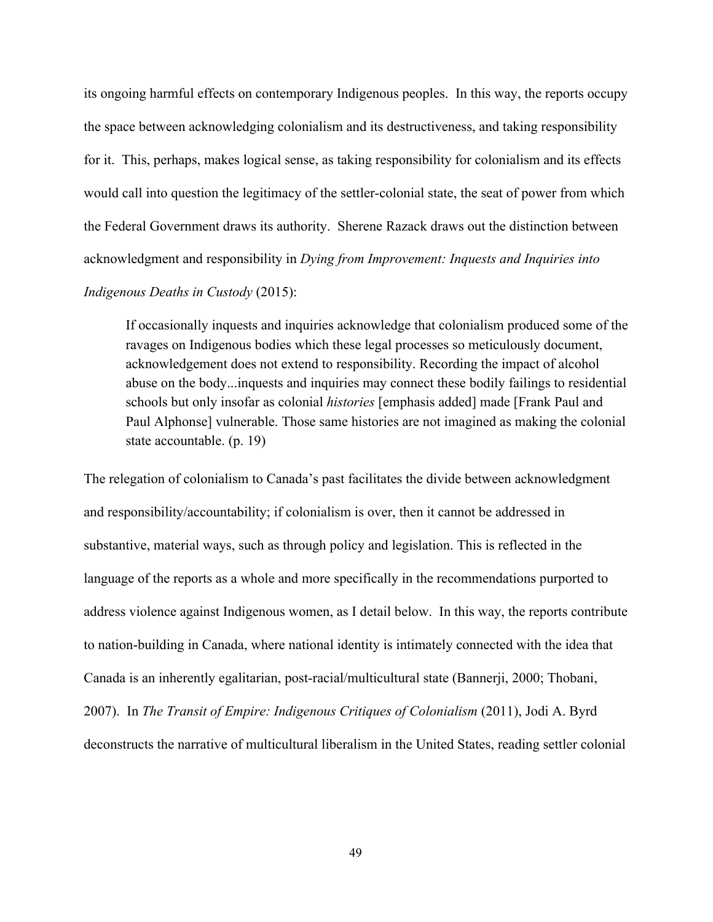its ongoing harmful effects on contemporary Indigenous peoples. In this way, the reports occupy the space between acknowledging colonialism and its destructiveness, and taking responsibility for it. This, perhaps, makes logical sense, as taking responsibility for colonialism and its effects would call into question the legitimacy of the settler-colonial state, the seat of power from which the Federal Government draws its authority. Sherene Razack draws out the distinction between acknowledgment and responsibility in *Dying from Improvement: Inquests and Inquiries into Indigenous Deaths in Custody* (2015):

> If occasionally inquests and inquiries acknowledge that colonialism produced some of the ravages on Indigenous bodies which these legal processes so meticulously document, acknowledgement does not extend to responsibility. Recording the impact of alcohol abuse on the body...inquests and inquiries may connect these bodily failings to residential schools but only insofar as colonial *histories* [emphasis added] made [Frank Paul and Paul Alphonse] vulnerable. Those same histories are not imagined as making the colonial state accountable. (p. 19)

The relegation of colonialism to Canada's past facilitates the divide between acknowledgment and responsibility/accountability; if colonialism is over, then it cannot be addressed in substantive, material ways, such as through policy and legislation. This is reflected in the language of the reports as a whole and more specifically in the recommendations purported to address violence against Indigenous women, as I detail below. In this way, the reports contribute to nation-building in Canada, where national identity is intimately connected with the idea that Canada is an inherently egalitarian, post-racial/multicultural state (Bannerji, 2000; Thobani, 2007). In *The Transit of Empire: Indigenous Critiques of Colonialism* (2011), Jodi A. Byrd deconstructs the narrative of multicultural liberalism in the United States, reading settler colonial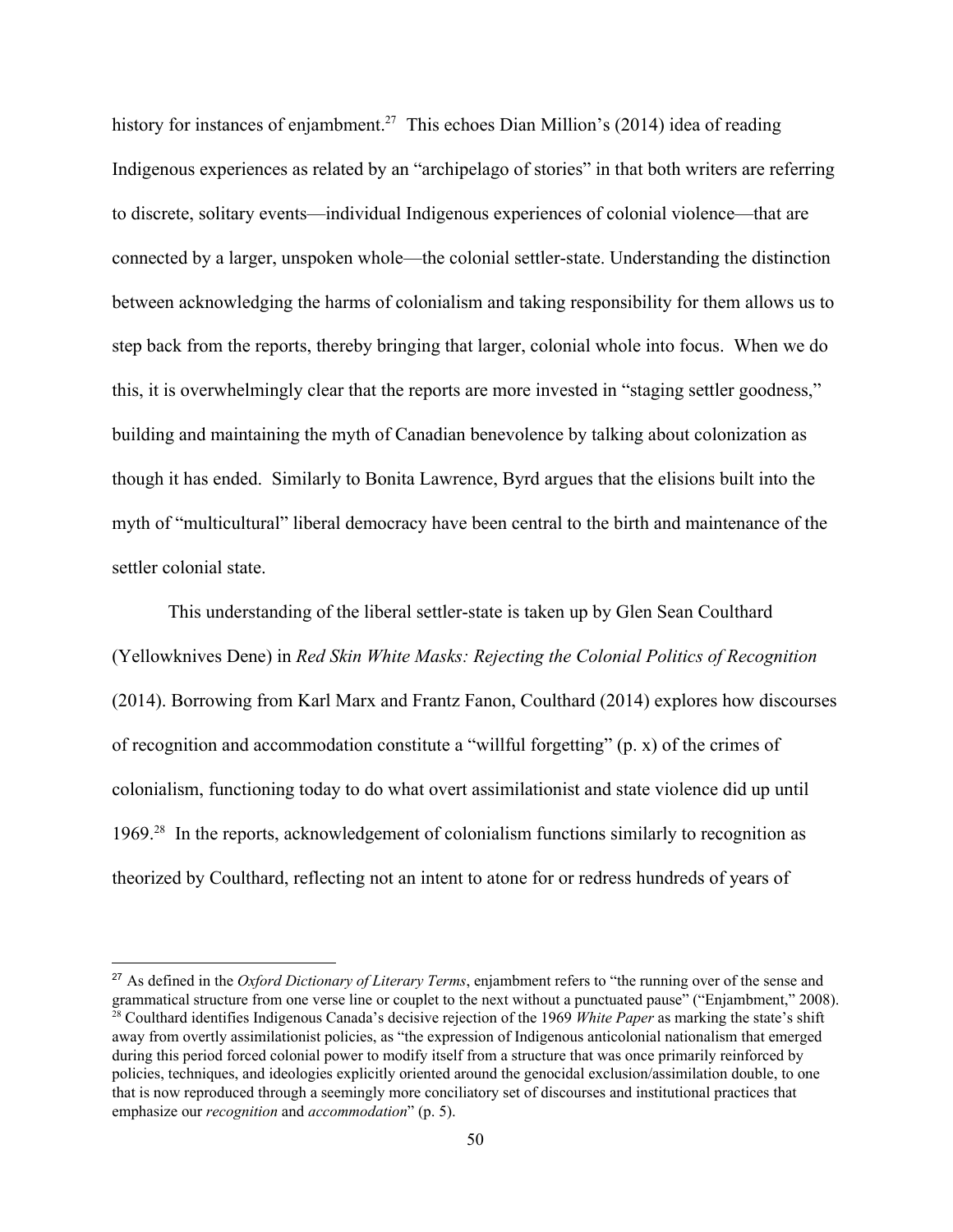history for instances of enjambment.[27] This echoes Dian Million's (2014) idea of reading Indigenous experiences as related by an "archipelago of stories" in that both writers are referring to discrete, solitary events—individual Indigenous experiences of colonial violence—that are connected by a larger, unspoken whole—the colonial settler-state. Understanding the distinction between acknowledging the harms of colonialism and taking responsibility for them allows us to step back from the reports, thereby bringing that larger, colonial whole into focus. When we do this, it is overwhelmingly clear that the reports are more invested in "staging settler goodness," building and maintaining the myth of Canadian benevolence by talking about colonization as though it has ended. Similarly to Bonita Lawrence, Byrd argues that the elisions built into the myth of "multicultural" liberal democracy have been central to the birth and maintenance of the settler colonial state.

This understanding of the liberal settler-state is taken up by Glen Sean Coulthard (Yellowknives Dene) in *Red Skin White Masks: Rejecting the Colonial Politics of Recognition* (2014). Borrowing from Karl Marx and Frantz Fanon, Coulthard (2014) explores how discourses of recognition and accommodation constitute a "willful forgetting" (p. x) of the crimes of colonialism, functioning today to do what overt assimilationist and state violence did up until 1969.[28] In the reports, acknowledgement of colonialism functions similarly to recognition as theorized by Coulthard, reflecting not an intent to atone for or redress hundreds of years of

---

[27] As defined in the *Oxford Dictionary of Literary Terms*, enjambment refers to "the running over of the sense and grammatical structure from one verse line or couplet to the next without a punctuated pause" ("Enjambment," 2008).

[28] Coulthard identifies Indigenous Canada's decisive rejection of the 1969 *White Paper* as marking the state's shift away from overtly assimilationist policies, as "the expression of Indigenous anticolonial nationalism that emerged during this period forced colonial power to modify itself from a structure that was once primarily reinforced by policies, techniques, and ideologies explicitly oriented around the genocidal exclusion/assimilation double, to one that is now reproduced through a seemingly more conciliatory set of discourses and institutional practices that emphasize our *recognition* and *accommodation*" (p. 5).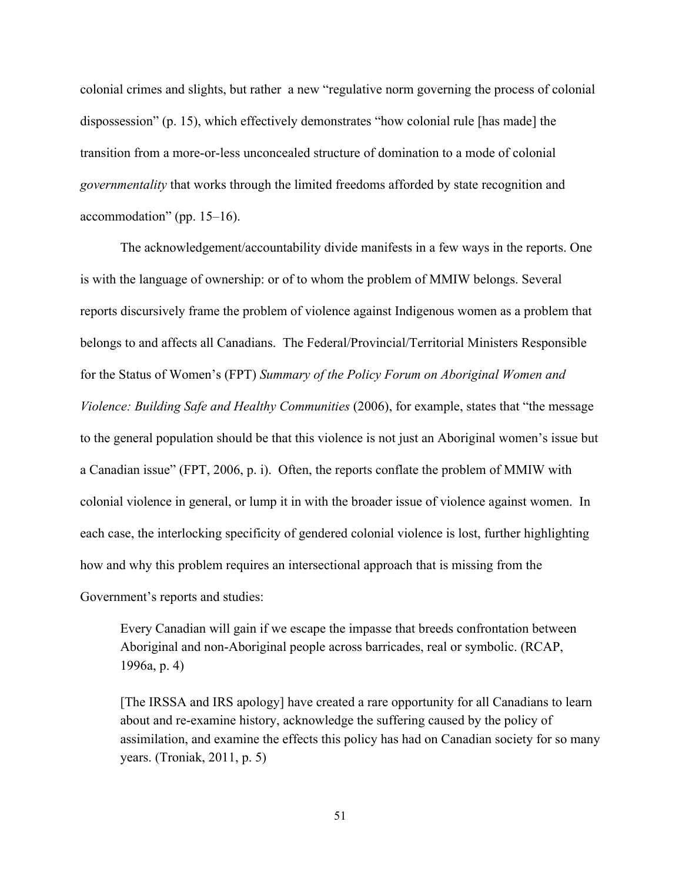colonial crimes and slights, but rather a new "regulative norm governing the process of colonial dispossession" (p. 15), which effectively demonstrates "how colonial rule [has made] the transition from a more-or-less unconcealed structure of domination to a mode of colonial *governmentality* that works through the limited freedoms afforded by state recognition and accommodation" (pp. 15–16).

The acknowledgement/accountability divide manifests in a few ways in the reports. One is with the language of ownership: or of to whom the problem of MMIW belongs. Several reports discursively frame the problem of violence against Indigenous women as a problem that belongs to and affects all Canadians. The Federal/Provincial/Territorial Ministers Responsible for the Status of Women's (FPT) *Summary of the Policy Forum on Aboriginal Women and Violence: Building Safe and Healthy Communities* (2006), for example, states that "the message to the general population should be that this violence is not just an Aboriginal women's issue but a Canadian issue" (FPT, 2006, p. i). Often, the reports conflate the problem of MMIW with colonial violence in general, or lump it in with the broader issue of violence against women. In each case, the interlocking specificity of gendered colonial violence is lost, further highlighting how and why this problem requires an intersectional approach that is missing from the Government's reports and studies:

> Every Canadian will gain if we escape the impasse that breeds confrontation between Aboriginal and non-Aboriginal people across barricades, real or symbolic. (RCAP, 1996a, p. 4)

> [The IRSSA and IRS apology] have created a rare opportunity for all Canadians to learn about and re-examine history, acknowledge the suffering caused by the policy of assimilation, and examine the effects this policy has had on Canadian society for so many years. (Troniak, 2011, p. 5)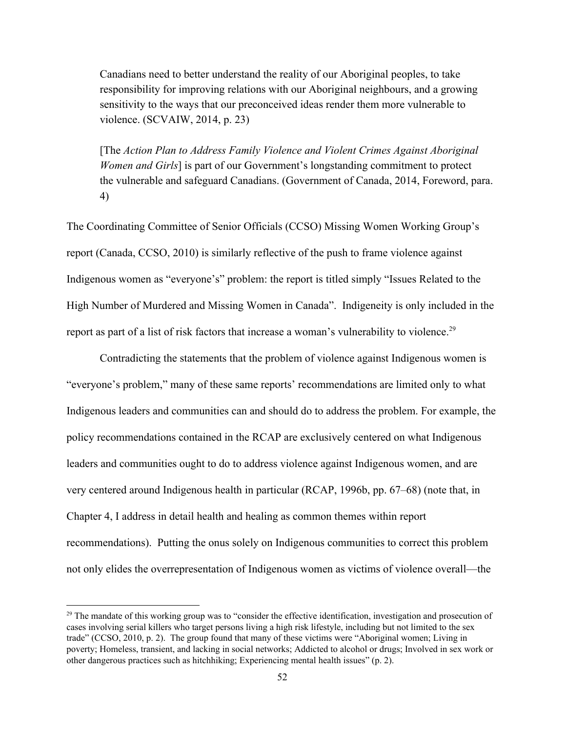> Canadians need to better understand the reality of our Aboriginal peoples, to take responsibility for improving relations with our Aboriginal neighbours, and a growing sensitivity to the ways that our preconceived ideas render them more vulnerable to violence. (SCVAIW, 2014, p. 23)

> [The *Action Plan to Address Family Violence and Violent Crimes Against Aboriginal Women and Girls*] is part of our Government's longstanding commitment to protect the vulnerable and safeguard Canadians. (Government of Canada, 2014, Foreword, para. 4)

The Coordinating Committee of Senior Officials (CCSO) Missing Women Working Group's report (Canada, CCSO, 2010) is similarly reflective of the push to frame violence against Indigenous women as "everyone's" problem: the report is titled simply "Issues Related to the High Number of Murdered and Missing Women in Canada". Indigeneity is only included in the report as part of a list of risk factors that increase a woman's vulnerability to violence.[29]

Contradicting the statements that the problem of violence against Indigenous women is "everyone's problem," many of these same reports' recommendations are limited only to what Indigenous leaders and communities can and should do to address the problem. For example, the policy recommendations contained in the RCAP are exclusively centered on what Indigenous leaders and communities ought to do to address violence against Indigenous women, and are very centered around Indigenous health in particular (RCAP, 1996b, pp. 67–68) (note that, in Chapter 4, I address in detail health and healing as common themes within report recommendations). Putting the onus solely on Indigenous communities to correct this problem not only elides the overrepresentation of Indigenous women as victims of violence overall—the

---

[29] The mandate of this working group was to "consider the effective identification, investigation and prosecution of cases involving serial killers who target persons living a high risk lifestyle, including but not limited to the sex trade" (CCSO, 2010, p. 2). The group found that many of these victims were "Aboriginal women; Living in poverty; Homeless, transient, and lacking in social networks; Addicted to alcohol or drugs; Involved in sex work or other dangerous practices such as hitchhiking; Experiencing mental health issues" (p. 2).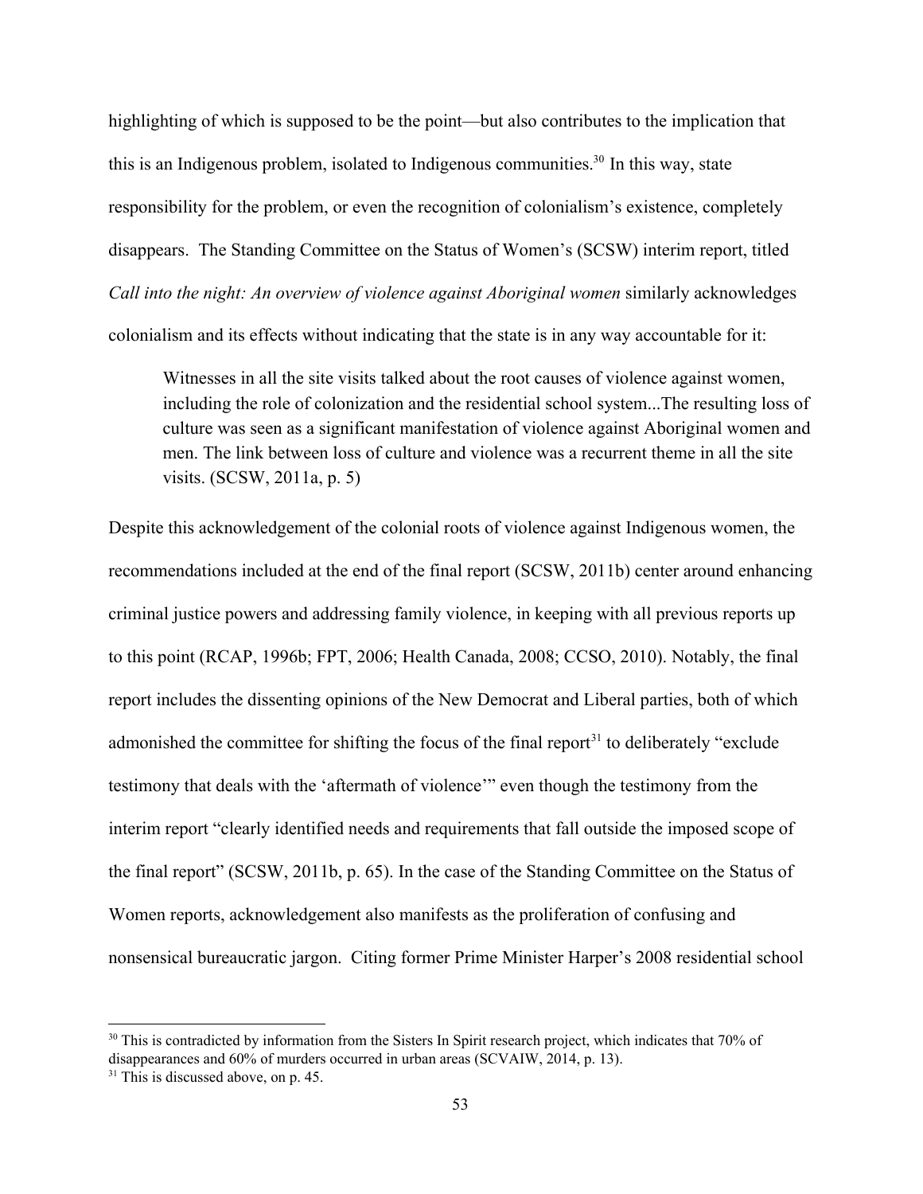highlighting of which is supposed to be the point—but also contributes to the implication that this is an Indigenous problem, isolated to Indigenous communities.[30] In this way, state responsibility for the problem, or even the recognition of colonialism's existence, completely disappears. The Standing Committee on the Status of Women's (SCSW) interim report, titled *Call into the night: An overview of violence against Aboriginal women* similarly acknowledges colonialism and its effects without indicating that the state is in any way accountable for it:

> Witnesses in all the site visits talked about the root causes of violence against women, including the role of colonization and the residential school system...The resulting loss of culture was seen as a significant manifestation of violence against Aboriginal women and men. The link between loss of culture and violence was a recurrent theme in all the site visits. (SCSW, 2011a, p. 5)

Despite this acknowledgement of the colonial roots of violence against Indigenous women, the recommendations included at the end of the final report (SCSW, 2011b) center around enhancing criminal justice powers and addressing family violence, in keeping with all previous reports up to this point (RCAP, 1996b; FPT, 2006; Health Canada, 2008; CCSO, 2010). Notably, the final report includes the dissenting opinions of the New Democrat and Liberal parties, both of which admonished the committee for shifting the focus of the final report[31] to deliberately "exclude testimony that deals with the 'aftermath of violence'" even though the testimony from the interim report "clearly identified needs and requirements that fall outside the imposed scope of the final report" (SCSW, 2011b, p. 65). In the case of the Standing Committee on the Status of Women reports, acknowledgement also manifests as the proliferation of confusing and nonsensical bureaucratic jargon. Citing former Prime Minister Harper's 2008 residential school

---

[30] This is contradicted by information from the Sisters In Spirit research project, which indicates that 70% of disappearances and 60% of murders occurred in urban areas (SCVAIW, 2014, p. 13).

[31] This is discussed above, on p. 45.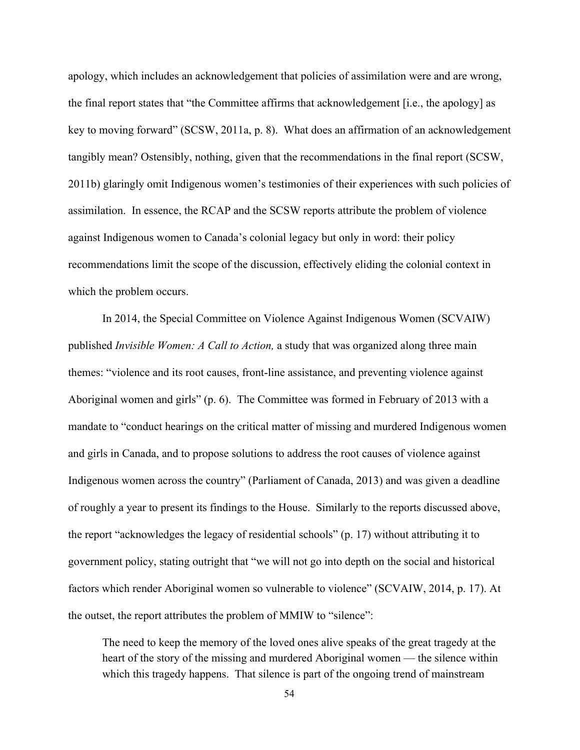apology, which includes an acknowledgement that policies of assimilation were and are wrong, the final report states that "the Committee affirms that acknowledgement [i.e., the apology] as key to moving forward" (SCSW, 2011a, p. 8). What does an affirmation of an acknowledgement tangibly mean? Ostensibly, nothing, given that the recommendations in the final report (SCSW, 2011b) glaringly omit Indigenous women's testimonies of their experiences with such policies of assimilation. In essence, the RCAP and the SCSW reports attribute the problem of violence against Indigenous women to Canada's colonial legacy but only in word: their policy recommendations limit the scope of the discussion, effectively eliding the colonial context in which the problem occurs.

In 2014, the Special Committee on Violence Against Indigenous Women (SCVAIW) published *Invisible Women: A Call to Action,* a study that was organized along three main themes: "violence and its root causes, front-line assistance, and preventing violence against Aboriginal women and girls" (p. 6). The Committee was formed in February of 2013 with a mandate to "conduct hearings on the critical matter of missing and murdered Indigenous women and girls in Canada, and to propose solutions to address the root causes of violence against Indigenous women across the country" (Parliament of Canada, 2013) and was given a deadline of roughly a year to present its findings to the House. Similarly to the reports discussed above, the report "acknowledges the legacy of residential schools" (p. 17) without attributing it to government policy, stating outright that "we will not go into depth on the social and historical factors which render Aboriginal women so vulnerable to violence" (SCVAIW, 2014, p. 17). At the outset, the report attributes the problem of MMIW to "silence":

> The need to keep the memory of the loved ones alive speaks of the great tragedy at the heart of the story of the missing and murdered Aboriginal women — the silence within which this tragedy happens. That silence is part of the ongoing trend of mainstream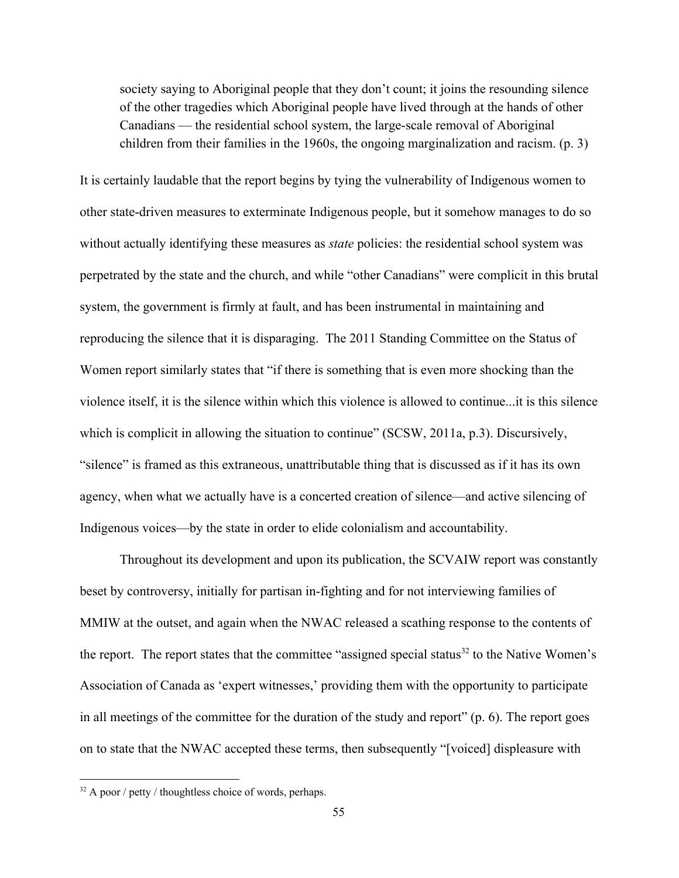> society saying to Aboriginal people that they don't count; it joins the resounding silence of the other tragedies which Aboriginal people have lived through at the hands of other Canadians — the residential school system, the large-scale removal of Aboriginal children from their families in the 1960s, the ongoing marginalization and racism. (p. 3)

It is certainly laudable that the report begins by tying the vulnerability of Indigenous women to other state-driven measures to exterminate Indigenous people, but it somehow manages to do so without actually identifying these measures as *state* policies: the residential school system was perpetrated by the state and the church, and while "other Canadians" were complicit in this brutal system, the government is firmly at fault, and has been instrumental in maintaining and reproducing the silence that it is disparaging. The 2011 Standing Committee on the Status of Women report similarly states that "if there is something that is even more shocking than the violence itself, it is the silence within which this violence is allowed to continue...it is this silence which is complicit in allowing the situation to continue" (SCSW, 2011a, p.3). Discursively, "silence" is framed as this extraneous, unattributable thing that is discussed as if it has its own agency, when what we actually have is a concerted creation of silence—and active silencing of Indigenous voices—by the state in order to elide colonialism and accountability.

Throughout its development and upon its publication, the SCVAIW report was constantly beset by controversy, initially for partisan in-fighting and for not interviewing families of MMIW at the outset, and again when the NWAC released a scathing response to the contents of the report. The report states that the committee "assigned special status[32] to the Native Women's Association of Canada as 'expert witnesses,' providing them with the opportunity to participate in all meetings of the committee for the duration of the study and report" (p. 6). The report goes on to state that the NWAC accepted these terms, then subsequently "[voiced] displeasure with

[32] A poor / petty / thoughtless choice of words, perhaps.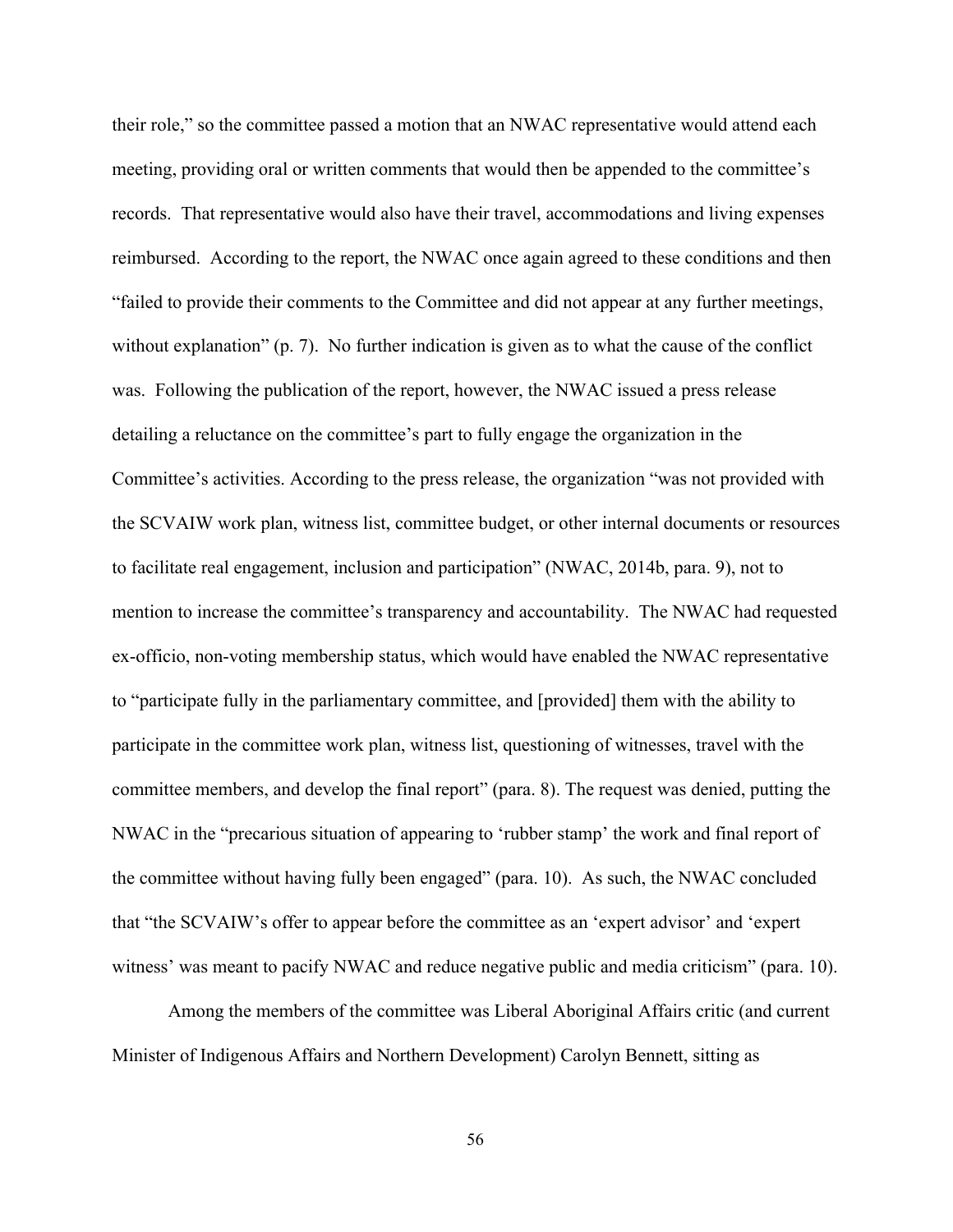their role," so the committee passed a motion that an NWAC representative would attend each meeting, providing oral or written comments that would then be appended to the committee's records. That representative would also have their travel, accommodations and living expenses reimbursed. According to the report, the NWAC once again agreed to these conditions and then "failed to provide their comments to the Committee and did not appear at any further meetings, without explanation" (p. 7). No further indication is given as to what the cause of the conflict was. Following the publication of the report, however, the NWAC issued a press release detailing a reluctance on the committee's part to fully engage the organization in the Committee's activities. According to the press release, the organization "was not provided with the SCVAIW work plan, witness list, committee budget, or other internal documents or resources to facilitate real engagement, inclusion and participation" (NWAC, 2014b, para. 9), not to mention to increase the committee's transparency and accountability. The NWAC had requested ex-officio, non-voting membership status, which would have enabled the NWAC representative to "participate fully in the parliamentary committee, and [provided] them with the ability to participate in the committee work plan, witness list, questioning of witnesses, travel with the committee members, and develop the final report" (para. 8). The request was denied, putting the NWAC in the "precarious situation of appearing to 'rubber stamp' the work and final report of the committee without having fully been engaged" (para. 10). As such, the NWAC concluded that "the SCVAIW's offer to appear before the committee as an 'expert advisor' and 'expert witness' was meant to pacify NWAC and reduce negative public and media criticism" (para. 10).

Among the members of the committee was Liberal Aboriginal Affairs critic (and current Minister of Indigenous Affairs and Northern Development) Carolyn Bennett, sitting as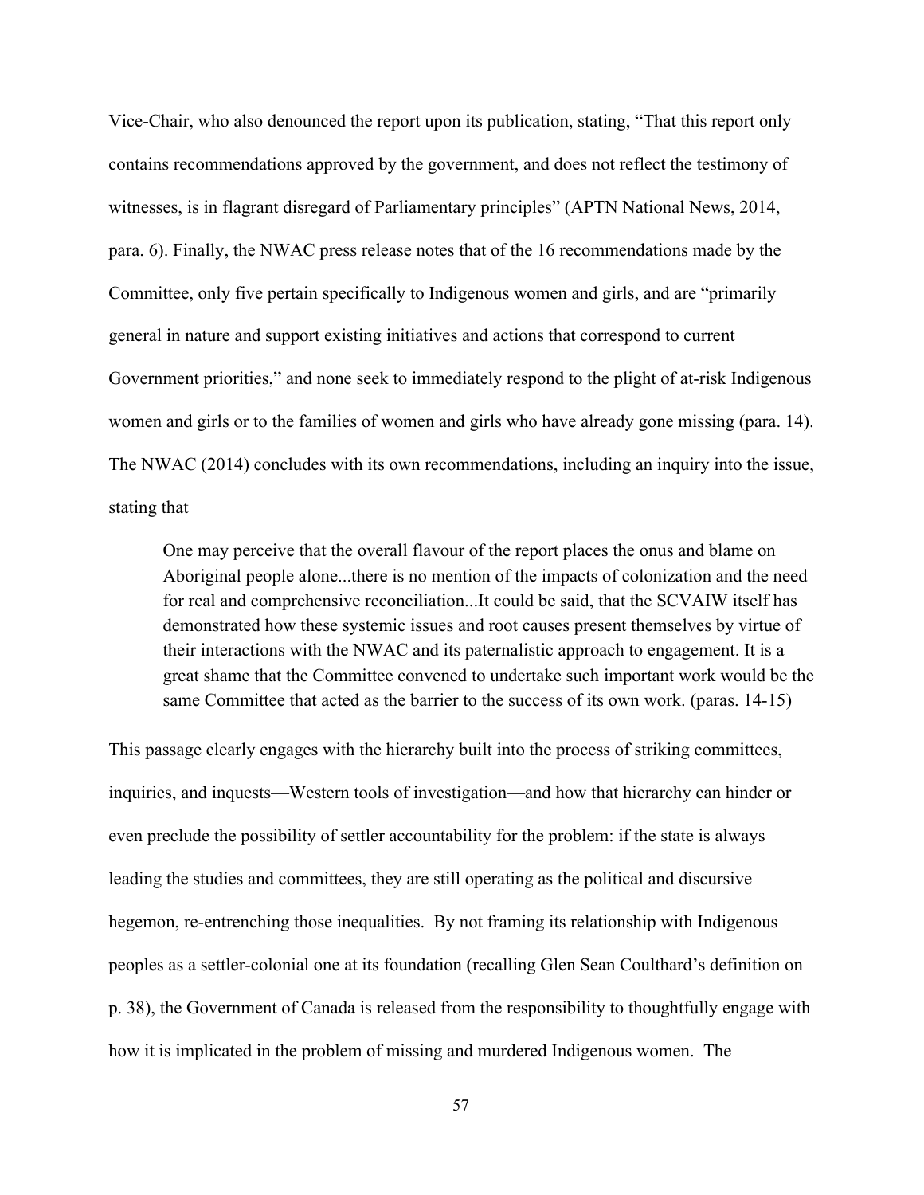Vice-Chair, who also denounced the report upon its publication, stating, "That this report only contains recommendations approved by the government, and does not reflect the testimony of witnesses, is in flagrant disregard of Parliamentary principles" (APTN National News, 2014, para. 6). Finally, the NWAC press release notes that of the 16 recommendations made by the Committee, only five pertain specifically to Indigenous women and girls, and are "primarily general in nature and support existing initiatives and actions that correspond to current Government priorities," and none seek to immediately respond to the plight of at-risk Indigenous women and girls or to the families of women and girls who have already gone missing (para. 14). The NWAC (2014) concludes with its own recommendations, including an inquiry into the issue, stating that

> One may perceive that the overall flavour of the report places the onus and blame on Aboriginal people alone...there is no mention of the impacts of colonization and the need for real and comprehensive reconciliation...It could be said, that the SCVAIW itself has demonstrated how these systemic issues and root causes present themselves by virtue of their interactions with the NWAC and its paternalistic approach to engagement. It is a great shame that the Committee convened to undertake such important work would be the same Committee that acted as the barrier to the success of its own work. (paras. 14-15)

This passage clearly engages with the hierarchy built into the process of striking committees, inquiries, and inquests—Western tools of investigation—and how that hierarchy can hinder or even preclude the possibility of settler accountability for the problem: if the state is always leading the studies and committees, they are still operating as the political and discursive hegemon, re-entrenching those inequalities. By not framing its relationship with Indigenous peoples as a settler-colonial one at its foundation (recalling Glen Sean Coulthard's definition on p. 38), the Government of Canada is released from the responsibility to thoughtfully engage with how it is implicated in the problem of missing and murdered Indigenous women. The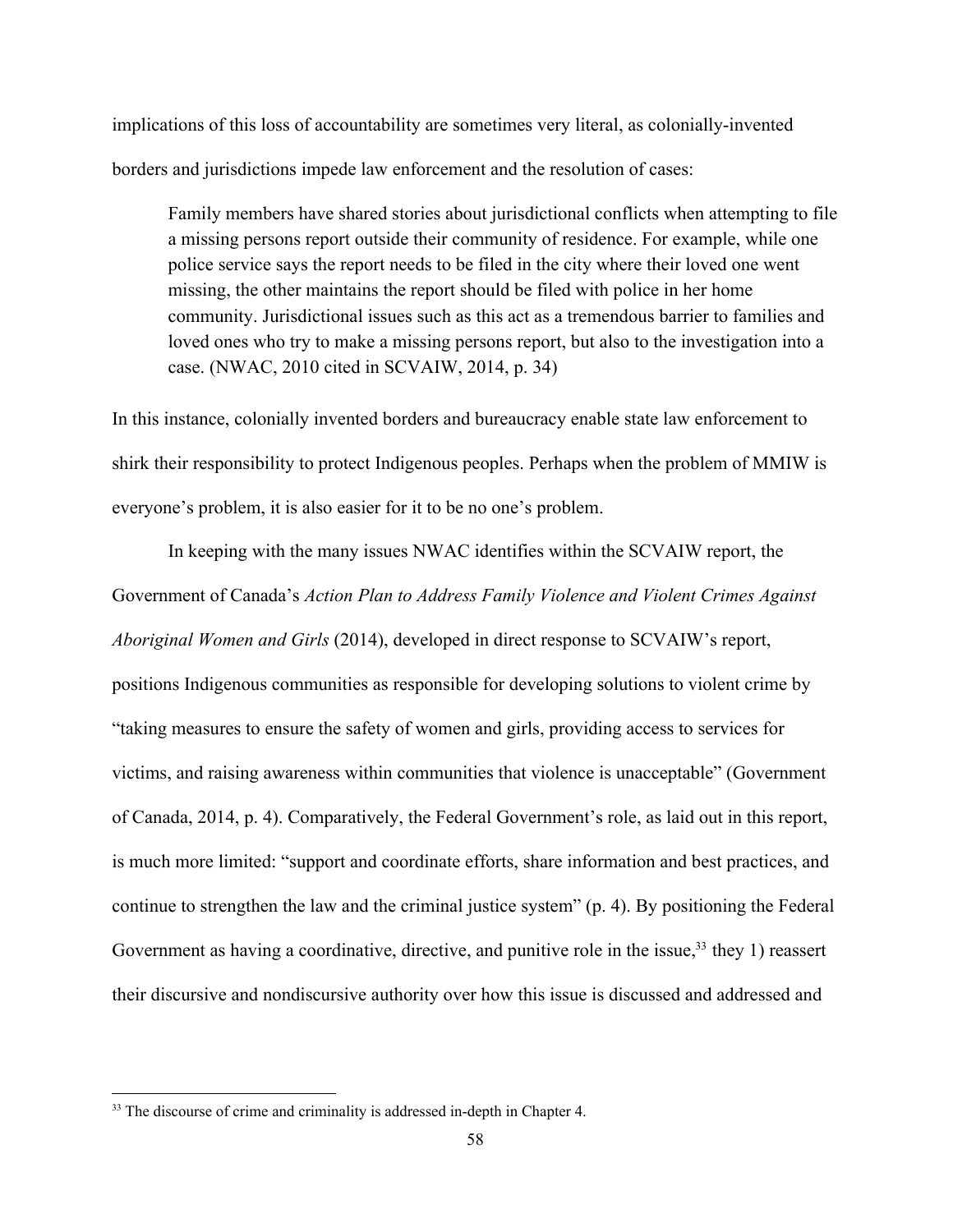implications of this loss of accountability are sometimes very literal, as colonially-invented borders and jurisdictions impede law enforcement and the resolution of cases:

> Family members have shared stories about jurisdictional conflicts when attempting to file a missing persons report outside their community of residence. For example, while one police service says the report needs to be filed in the city where their loved one went missing, the other maintains the report should be filed with police in her home community. Jurisdictional issues such as this act as a tremendous barrier to families and loved ones who try to make a missing persons report, but also to the investigation into a case. (NWAC, 2010 cited in SCVAIW, 2014, p. 34)

In this instance, colonially invented borders and bureaucracy enable state law enforcement to shirk their responsibility to protect Indigenous peoples. Perhaps when the problem of MMIW is everyone's problem, it is also easier for it to be no one's problem.

In keeping with the many issues NWAC identifies within the SCVAIW report, the Government of Canada's *Action Plan to Address Family Violence and Violent Crimes Against Aboriginal Women and Girls* (2014), developed in direct response to SCVAIW's report, positions Indigenous communities as responsible for developing solutions to violent crime by "taking measures to ensure the safety of women and girls, providing access to services for victims, and raising awareness within communities that violence is unacceptable" (Government of Canada, 2014, p. 4). Comparatively, the Federal Government's role, as laid out in this report, is much more limited: "support and coordinate efforts, share information and best practices, and continue to strengthen the law and the criminal justice system" (p. 4). By positioning the Federal Government as having a coordinative, directive, and punitive role in the issue,[33] they 1) reassert their discursive and nondiscursive authority over how this issue is discussed and addressed and

[33] The discourse of crime and criminality is addressed in-depth in Chapter 4.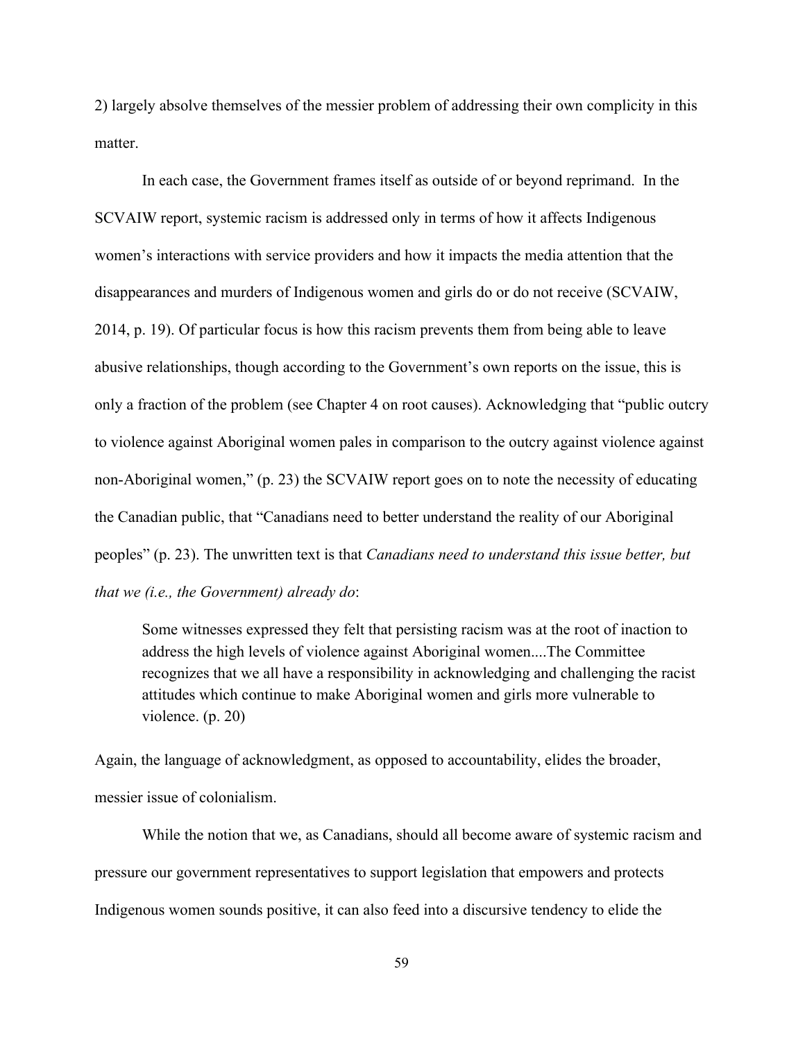2) largely absolve themselves of the messier problem of addressing their own complicity in this matter.

In each case, the Government frames itself as outside of or beyond reprimand. In the SCVAIW report, systemic racism is addressed only in terms of how it affects Indigenous women's interactions with service providers and how it impacts the media attention that the disappearances and murders of Indigenous women and girls do or do not receive (SCVAIW, 2014, p. 19). Of particular focus is how this racism prevents them from being able to leave abusive relationships, though according to the Government's own reports on the issue, this is only a fraction of the problem (see Chapter 4 on root causes). Acknowledging that "public outcry to violence against Aboriginal women pales in comparison to the outcry against violence against non-Aboriginal women," (p. 23) the SCVAIW report goes on to note the necessity of educating the Canadian public, that "Canadians need to better understand the reality of our Aboriginal peoples" (p. 23). The unwritten text is that *Canadians need to understand this issue better, but that we (i.e., the Government) already do*:

> Some witnesses expressed they felt that persisting racism was at the root of inaction to address the high levels of violence against Aboriginal women....The Committee recognizes that we all have a responsibility in acknowledging and challenging the racist attitudes which continue to make Aboriginal women and girls more vulnerable to violence. (p. 20)

Again, the language of acknowledgment, as opposed to accountability, elides the broader, messier issue of colonialism.

While the notion that we, as Canadians, should all become aware of systemic racism and pressure our government representatives to support legislation that empowers and protects Indigenous women sounds positive, it can also feed into a discursive tendency to elide the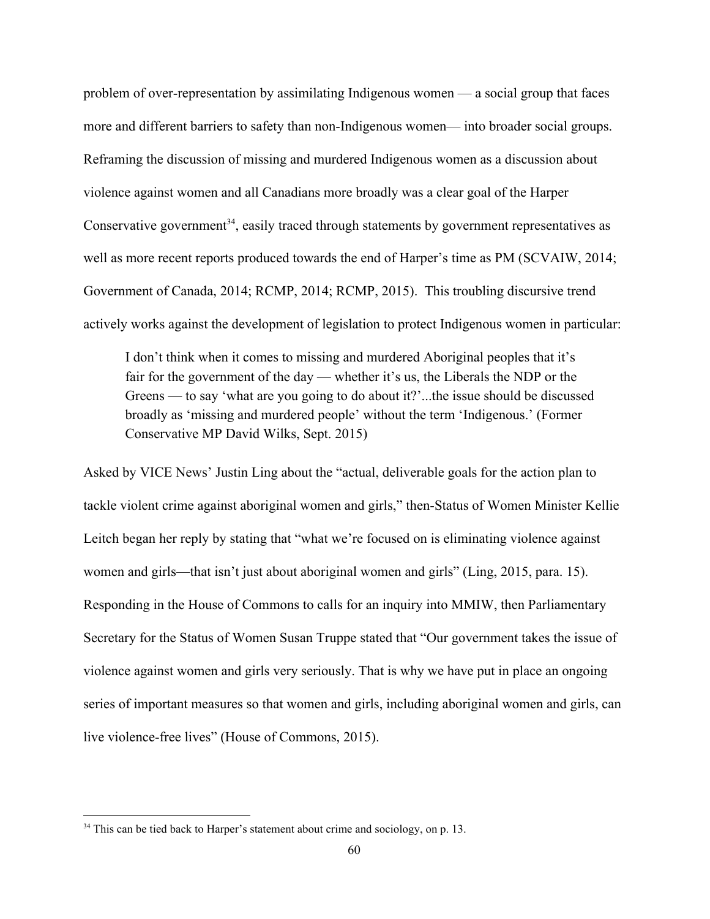problem of over-representation by assimilating Indigenous women — a social group that faces more and different barriers to safety than non-Indigenous women— into broader social groups. Reframing the discussion of missing and murdered Indigenous women as a discussion about violence against women and all Canadians more broadly was a clear goal of the Harper Conservative government[34], easily traced through statements by government representatives as well as more recent reports produced towards the end of Harper's time as PM (SCVAIW, 2014; Government of Canada, 2014; RCMP, 2014; RCMP, 2015). This troubling discursive trend actively works against the development of legislation to protect Indigenous women in particular:

> I don't think when it comes to missing and murdered Aboriginal peoples that it's fair for the government of the day — whether it's us, the Liberals the NDP or the Greens — to say 'what are you going to do about it?'...the issue should be discussed broadly as 'missing and murdered people' without the term 'Indigenous.' (Former Conservative MP David Wilks, Sept. 2015)

Asked by VICE News' Justin Ling about the "actual, deliverable goals for the action plan to tackle violent crime against aboriginal women and girls," then-Status of Women Minister Kellie Leitch began her reply by stating that "what we're focused on is eliminating violence against women and girls—that isn't just about aboriginal women and girls" (Ling, 2015, para. 15). Responding in the House of Commons to calls for an inquiry into MMIW, then Parliamentary Secretary for the Status of Women Susan Truppe stated that "Our government takes the issue of violence against women and girls very seriously. That is why we have put in place an ongoing series of important measures so that women and girls, including aboriginal women and girls, can live violence-free lives" (House of Commons, 2015).

[34] This can be tied back to Harper's statement about crime and sociology, on p. 13.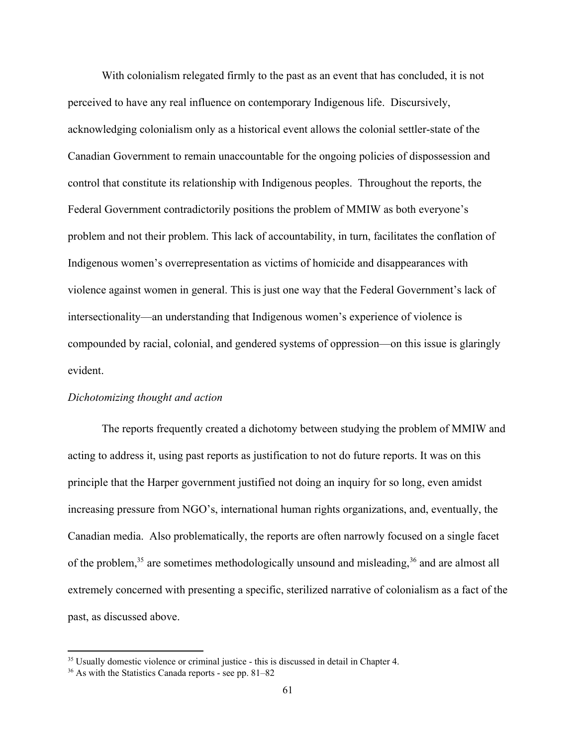With colonialism relegated firmly to the past as an event that has concluded, it is not perceived to have any real influence on contemporary Indigenous life. Discursively, acknowledging colonialism only as a historical event allows the colonial settler-state of the Canadian Government to remain unaccountable for the ongoing policies of dispossession and control that constitute its relationship with Indigenous peoples. Throughout the reports, the Federal Government contradictorily positions the problem of MMIW as both everyone's problem and not their problem. This lack of accountability, in turn, facilitates the conflation of Indigenous women's overrepresentation as victims of homicide and disappearances with violence against women in general. This is just one way that the Federal Government's lack of intersectionality—an understanding that Indigenous women's experience of violence is compounded by racial, colonial, and gendered systems of oppression—on this issue is glaringly evident.

*Dichotomizing thought and action*

The reports frequently created a dichotomy between studying the problem of MMIW and acting to address it, using past reports as justification to not do future reports. It was on this principle that the Harper government justified not doing an inquiry for so long, even amidst increasing pressure from NGO's, international human rights organizations, and, eventually, the Canadian media. Also problematically, the reports are often narrowly focused on a single facet of the problem,[35] are sometimes methodologically unsound and misleading,[36] and are almost all extremely concerned with presenting a specific, sterilized narrative of colonialism as a fact of the past, as discussed above.

---

[35] Usually domestic violence or criminal justice - this is discussed in detail in Chapter 4.

[36] As with the Statistics Canada reports - see pp. 81–82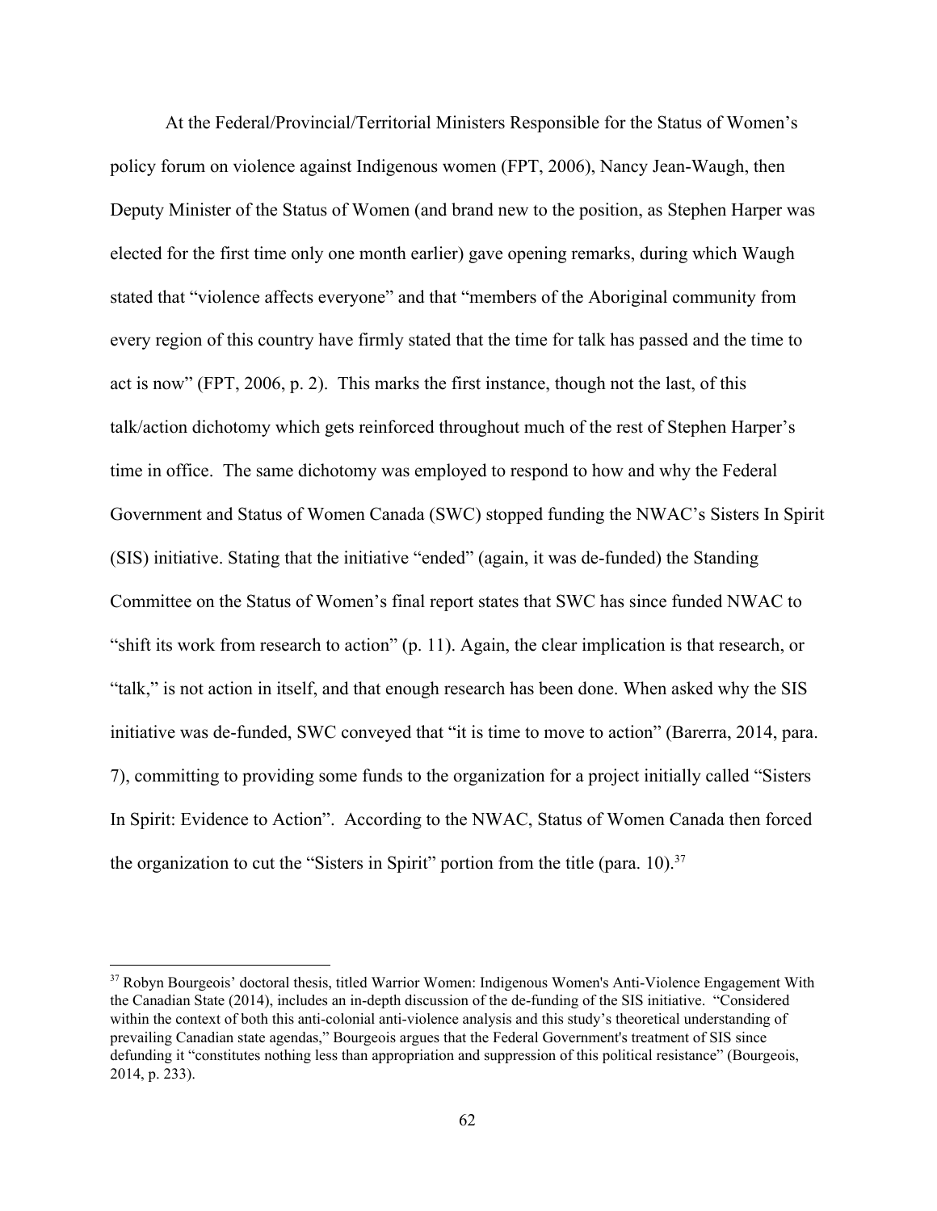At the Federal/Provincial/Territorial Ministers Responsible for the Status of Women's policy forum on violence against Indigenous women (FPT, 2006), Nancy Jean-Waugh, then Deputy Minister of the Status of Women (and brand new to the position, as Stephen Harper was elected for the first time only one month earlier) gave opening remarks, during which Waugh stated that "violence affects everyone" and that "members of the Aboriginal community from every region of this country have firmly stated that the time for talk has passed and the time to act is now" (FPT, 2006, p. 2). This marks the first instance, though not the last, of this talk/action dichotomy which gets reinforced throughout much of the rest of Stephen Harper's time in office. The same dichotomy was employed to respond to how and why the Federal Government and Status of Women Canada (SWC) stopped funding the NWAC's Sisters In Spirit (SIS) initiative. Stating that the initiative "ended" (again, it was de-funded) the Standing Committee on the Status of Women's final report states that SWC has since funded NWAC to "shift its work from research to action" (p. 11). Again, the clear implication is that research, or "talk," is not action in itself, and that enough research has been done. When asked why the SIS initiative was de-funded, SWC conveyed that "it is time to move to action" (Barerra, 2014, para. 7), committing to providing some funds to the organization for a project initially called "Sisters In Spirit: Evidence to Action". According to the NWAC, Status of Women Canada then forced the organization to cut the "Sisters in Spirit" portion from the title (para. 10).[37]

---

[37] Robyn Bourgeois' doctoral thesis, titled Warrior Women: Indigenous Women's Anti-Violence Engagement With the Canadian State (2014), includes an in-depth discussion of the de-funding of the SIS initiative. "Considered within the context of both this anti-colonial anti-violence analysis and this study's theoretical understanding of prevailing Canadian state agendas," Bourgeois argues that the Federal Government's treatment of SIS since defunding it "constitutes nothing less than appropriation and suppression of this political resistance" (Bourgeois, 2014, p. 233).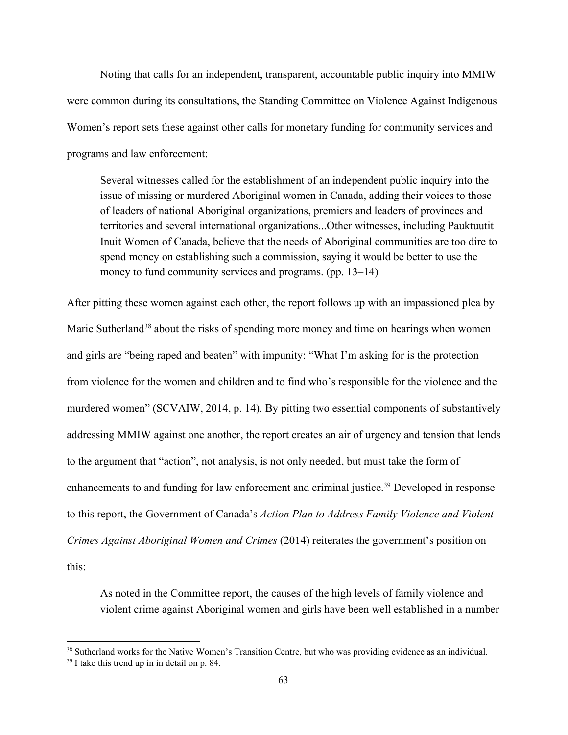Noting that calls for an independent, transparent, accountable public inquiry into MMIW were common during its consultations, the Standing Committee on Violence Against Indigenous Women's report sets these against other calls for monetary funding for community services and programs and law enforcement:

> Several witnesses called for the establishment of an independent public inquiry into the issue of missing or murdered Aboriginal women in Canada, adding their voices to those of leaders of national Aboriginal organizations, premiers and leaders of provinces and territories and several international organizations...Other witnesses, including Pauktuutit Inuit Women of Canada, believe that the needs of Aboriginal communities are too dire to spend money on establishing such a commission, saying it would be better to use the money to fund community services and programs. (pp. 13–14)

After pitting these women against each other, the report follows up with an impassioned plea by Marie Sutherland[38] about the risks of spending more money and time on hearings when women and girls are "being raped and beaten" with impunity: "What I'm asking for is the protection from violence for the women and children and to find who's responsible for the violence and the murdered women" (SCVAIW, 2014, p. 14). By pitting two essential components of substantively addressing MMIW against one another, the report creates an air of urgency and tension that lends to the argument that "action", not analysis, is not only needed, but must take the form of enhancements to and funding for law enforcement and criminal justice.[39] Developed in response to this report, the Government of Canada's *Action Plan to Address Family Violence and Violent Crimes Against Aboriginal Women and Crimes* (2014) reiterates the government's position on this:

> As noted in the Committee report, the causes of the high levels of family violence and violent crime against Aboriginal women and girls have been well established in a number

[38] Sutherland works for the Native Women's Transition Centre, but who was providing evidence as an individual.

[39] I take this trend up in in detail on p. 84.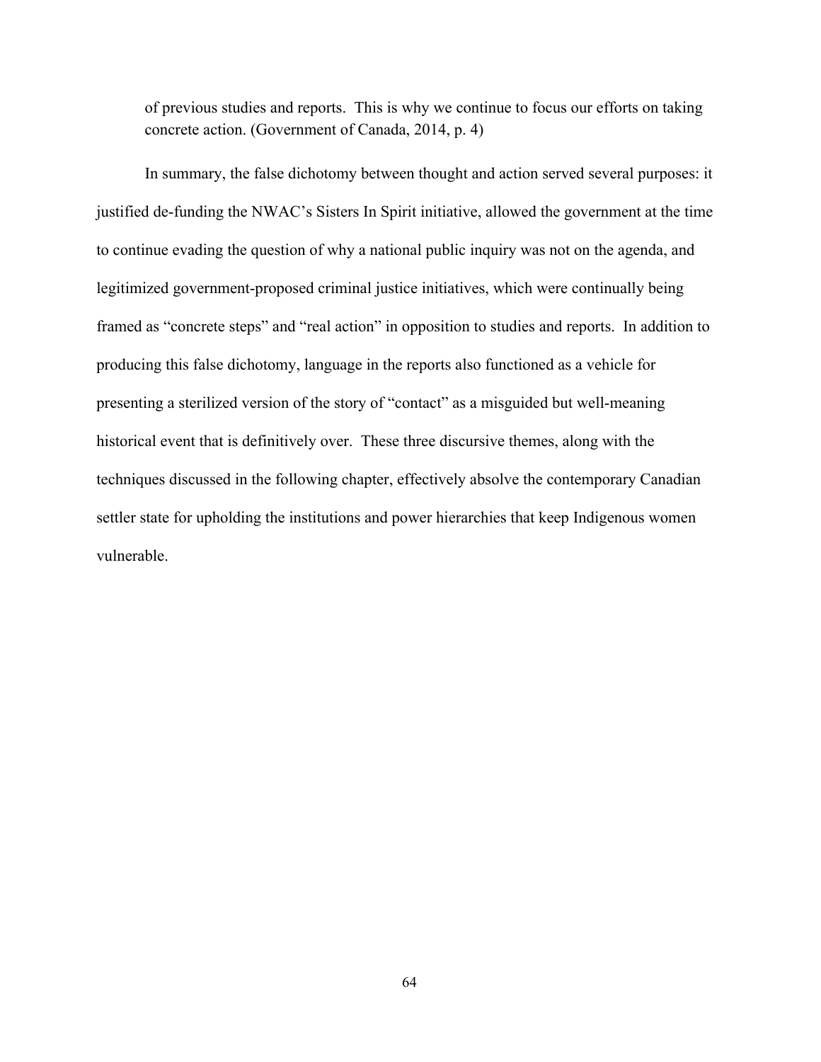> of previous studies and reports. This is why we continue to focus our efforts on taking concrete action. (Government of Canada, 2014, p. 4)

In summary, the false dichotomy between thought and action served several purposes: it justified de-funding the NWAC's Sisters In Spirit initiative, allowed the government at the time to continue evading the question of why a national public inquiry was not on the agenda, and legitimized government-proposed criminal justice initiatives, which were continually being framed as "concrete steps" and "real action" in opposition to studies and reports. In addition to producing this false dichotomy, language in the reports also functioned as a vehicle for presenting a sterilized version of the story of "contact" as a misguided but well-meaning historical event that is definitively over. These three discursive themes, along with the techniques discussed in the following chapter, effectively absolve the contemporary Canadian settler state for upholding the institutions and power hierarchies that keep Indigenous women vulnerable.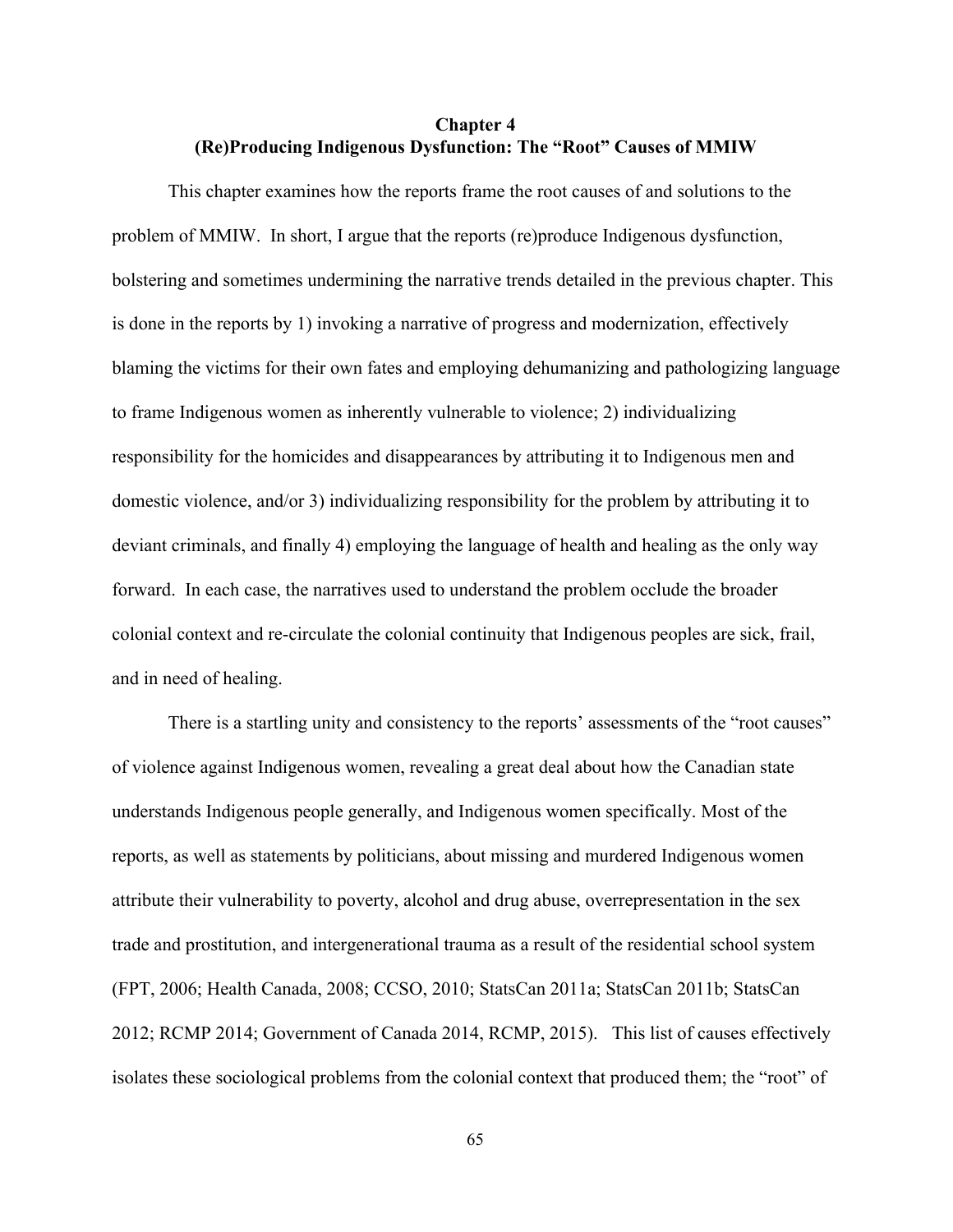# Chapter 4
# (Re)Producing Indigenous Dysfunction: The "Root" Causes of MMIW

This chapter examines how the reports frame the root causes of and solutions to the problem of MMIW. In short, I argue that the reports (re)produce Indigenous dysfunction, bolstering and sometimes undermining the narrative trends detailed in the previous chapter. This is done in the reports by 1) invoking a narrative of progress and modernization, effectively blaming the victims for their own fates and employing dehumanizing and pathologizing language to frame Indigenous women as inherently vulnerable to violence; 2) individualizing responsibility for the homicides and disappearances by attributing it to Indigenous men and domestic violence, and/or 3) individualizing responsibility for the problem by attributing it to deviant criminals, and finally 4) employing the language of health and healing as the only way forward. In each case, the narratives used to understand the problem occlude the broader colonial context and re-circulate the colonial continuity that Indigenous peoples are sick, frail, and in need of healing.

There is a startling unity and consistency to the reports' assessments of the "root causes" of violence against Indigenous women, revealing a great deal about how the Canadian state understands Indigenous people generally, and Indigenous women specifically. Most of the reports, as well as statements by politicians, about missing and murdered Indigenous women attribute their vulnerability to poverty, alcohol and drug abuse, overrepresentation in the sex trade and prostitution, and intergenerational trauma as a result of the residential school system (FPT, 2006; Health Canada, 2008; CCSO, 2010; StatsCan 2011a; StatsCan 2011b; StatsCan 2012; RCMP 2014; Government of Canada 2014, RCMP, 2015). This list of causes effectively isolates these sociological problems from the colonial context that produced them; the "root" of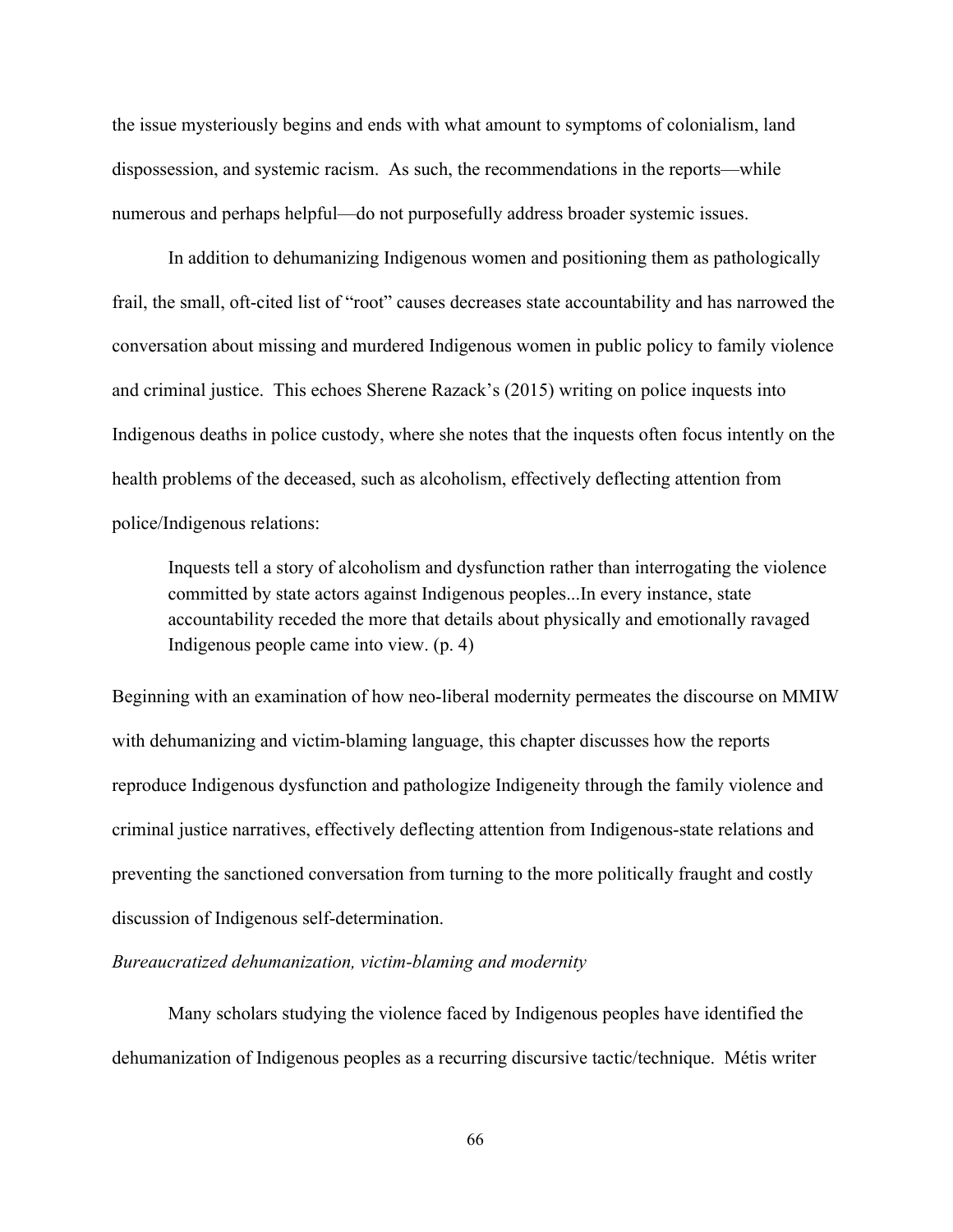the issue mysteriously begins and ends with what amount to symptoms of colonialism, land dispossession, and systemic racism. As such, the recommendations in the reports—while numerous and perhaps helpful—do not purposefully address broader systemic issues.

In addition to dehumanizing Indigenous women and positioning them as pathologically frail, the small, oft-cited list of "root" causes decreases state accountability and has narrowed the conversation about missing and murdered Indigenous women in public policy to family violence and criminal justice. This echoes Sherene Razack's (2015) writing on police inquests into Indigenous deaths in police custody, where she notes that the inquests often focus intently on the health problems of the deceased, such as alcoholism, effectively deflecting attention from police/Indigenous relations:

> Inquests tell a story of alcoholism and dysfunction rather than interrogating the violence committed by state actors against Indigenous peoples...In every instance, state accountability receded the more that details about physically and emotionally ravaged Indigenous people came into view. (p. 4)

Beginning with an examination of how neo-liberal modernity permeates the discourse on MMIW with dehumanizing and victim-blaming language, this chapter discusses how the reports reproduce Indigenous dysfunction and pathologize Indigeneity through the family violence and criminal justice narratives, effectively deflecting attention from Indigenous-state relations and preventing the sanctioned conversation from turning to the more politically fraught and costly discussion of Indigenous self-determination.

*Bureaucratized dehumanization, victim-blaming and modernity*

Many scholars studying the violence faced by Indigenous peoples have identified the dehumanization of Indigenous peoples as a recurring discursive tactic/technique. Métis writer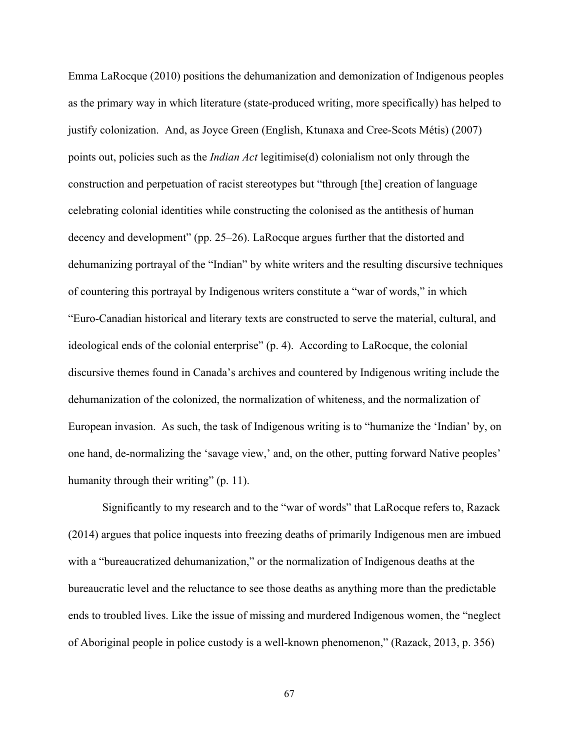Emma LaRocque (2010) positions the dehumanization and demonization of Indigenous peoples as the primary way in which literature (state-produced writing, more specifically) has helped to justify colonization. And, as Joyce Green (English, Ktunaxa and Cree-Scots Métis) (2007) points out, policies such as the *Indian Act* legitimise(d) colonialism not only through the construction and perpetuation of racist stereotypes but "through [the] creation of language celebrating colonial identities while constructing the colonised as the antithesis of human decency and development" (pp. 25–26). LaRocque argues further that the distorted and dehumanizing portrayal of the "Indian" by white writers and the resulting discursive techniques of countering this portrayal by Indigenous writers constitute a "war of words," in which "Euro-Canadian historical and literary texts are constructed to serve the material, cultural, and ideological ends of the colonial enterprise" (p. 4). According to LaRocque, the colonial discursive themes found in Canada's archives and countered by Indigenous writing include the dehumanization of the colonized, the normalization of whiteness, and the normalization of European invasion. As such, the task of Indigenous writing is to "humanize the 'Indian' by, on one hand, de-normalizing the 'savage view,' and, on the other, putting forward Native peoples' humanity through their writing" (p. 11).

Significantly to my research and to the "war of words" that LaRocque refers to, Razack (2014) argues that police inquests into freezing deaths of primarily Indigenous men are imbued with a "bureaucratized dehumanization," or the normalization of Indigenous deaths at the bureaucratic level and the reluctance to see those deaths as anything more than the predictable ends to troubled lives. Like the issue of missing and murdered Indigenous women, the "neglect of Aboriginal people in police custody is a well-known phenomenon," (Razack, 2013, p. 356)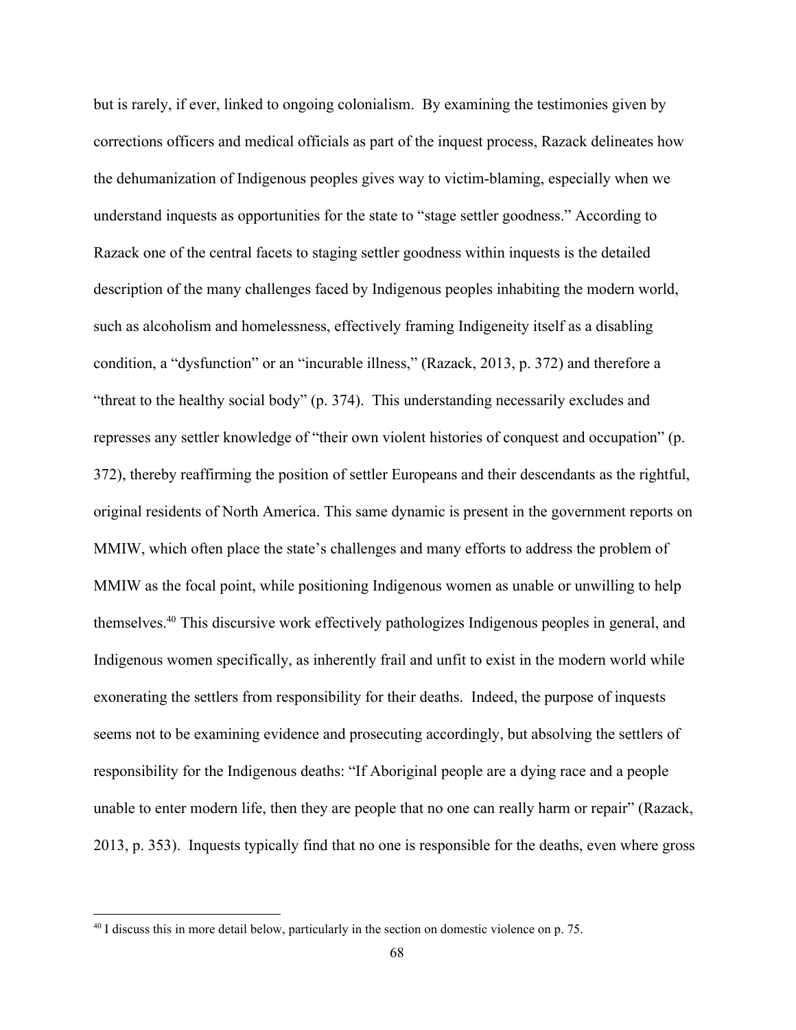but is rarely, if ever, linked to ongoing colonialism. By examining the testimonies given by corrections officers and medical officials as part of the inquest process, Razack delineates how the dehumanization of Indigenous peoples gives way to victim-blaming, especially when we understand inquests as opportunities for the state to "stage settler goodness." According to Razack one of the central facets to staging settler goodness within inquests is the detailed description of the many challenges faced by Indigenous peoples inhabiting the modern world, such as alcoholism and homelessness, effectively framing Indigeneity itself as a disabling condition, a "dysfunction" or an "incurable illness," (Razack, 2013, p. 372) and therefore a "threat to the healthy social body" (p. 374). This understanding necessarily excludes and represses any settler knowledge of "their own violent histories of conquest and occupation" (p. 372), thereby reaffirming the position of settler Europeans and their descendants as the rightful, original residents of North America. This same dynamic is present in the government reports on MMIW, which often place the state's challenges and many efforts to address the problem of MMIW as the focal point, while positioning Indigenous women as unable or unwilling to help themselves.[40] This discursive work effectively pathologizes Indigenous peoples in general, and Indigenous women specifically, as inherently frail and unfit to exist in the modern world while exonerating the settlers from responsibility for their deaths. Indeed, the purpose of inquests seems not to be examining evidence and prosecuting accordingly, but absolving the settlers of responsibility for the Indigenous deaths: "If Aboriginal people are a dying race and a people unable to enter modern life, then they are people that no one can really harm or repair" (Razack, 2013, p. 353). Inquests typically find that no one is responsible for the deaths, even where gross

---

[40] I discuss this in more detail below, particularly in the section on domestic violence on p. 75.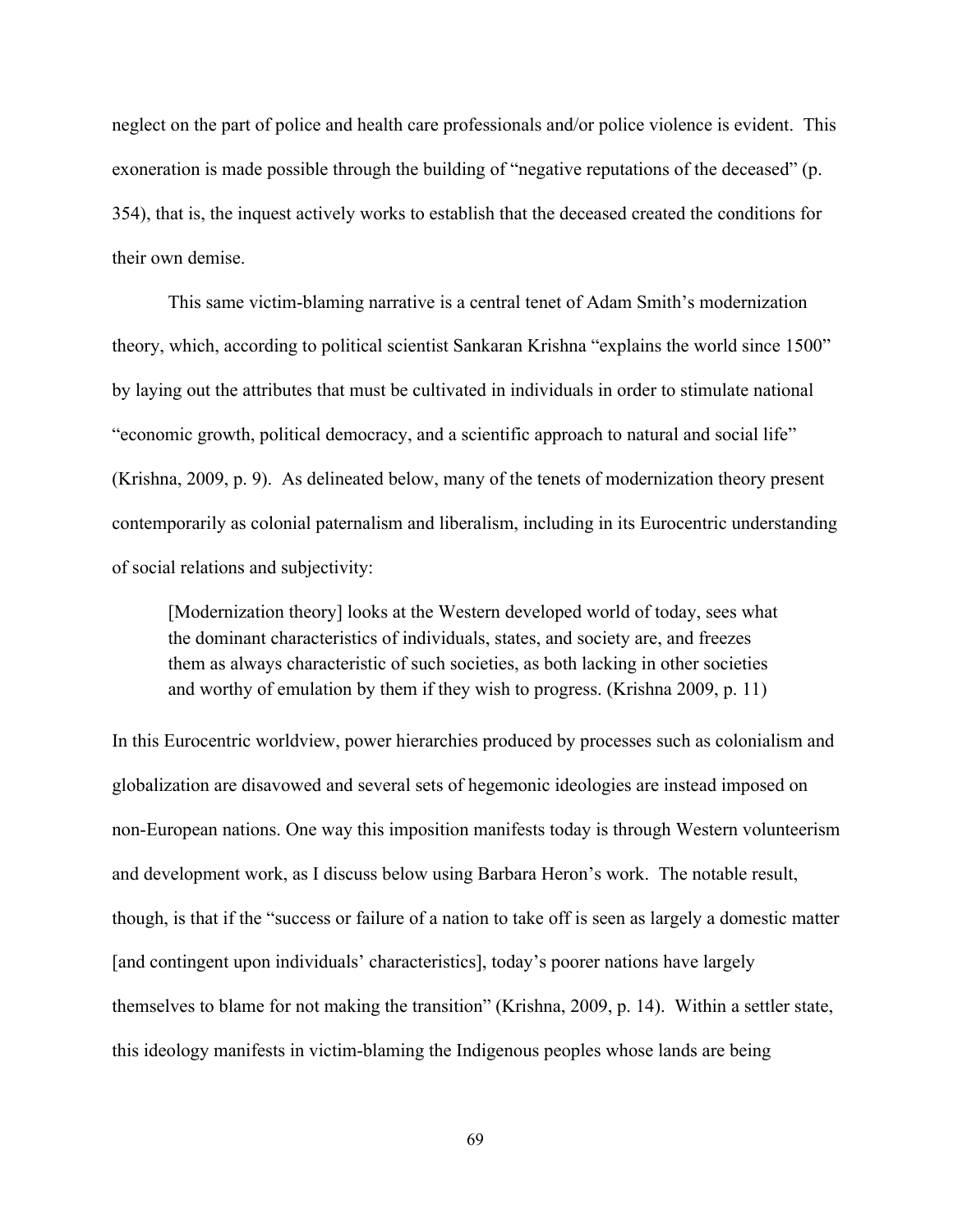neglect on the part of police and health care professionals and/or police violence is evident. This exoneration is made possible through the building of "negative reputations of the deceased" (p. 354), that is, the inquest actively works to establish that the deceased created the conditions for their own demise.

This same victim-blaming narrative is a central tenet of Adam Smith's modernization theory, which, according to political scientist Sankaran Krishna "explains the world since 1500" by laying out the attributes that must be cultivated in individuals in order to stimulate national "economic growth, political democracy, and a scientific approach to natural and social life" (Krishna, 2009, p. 9). As delineated below, many of the tenets of modernization theory present contemporarily as colonial paternalism and liberalism, including in its Eurocentric understanding of social relations and subjectivity:

> [Modernization theory] looks at the Western developed world of today, sees what the dominant characteristics of individuals, states, and society are, and freezes them as always characteristic of such societies, as both lacking in other societies and worthy of emulation by them if they wish to progress. (Krishna 2009, p. 11)

In this Eurocentric worldview, power hierarchies produced by processes such as colonialism and globalization are disavowed and several sets of hegemonic ideologies are instead imposed on non-European nations. One way this imposition manifests today is through Western volunteerism and development work, as I discuss below using Barbara Heron's work. The notable result, though, is that if the "success or failure of a nation to take off is seen as largely a domestic matter [and contingent upon individuals' characteristics], today's poorer nations have largely themselves to blame for not making the transition" (Krishna, 2009, p. 14). Within a settler state, this ideology manifests in victim-blaming the Indigenous peoples whose lands are being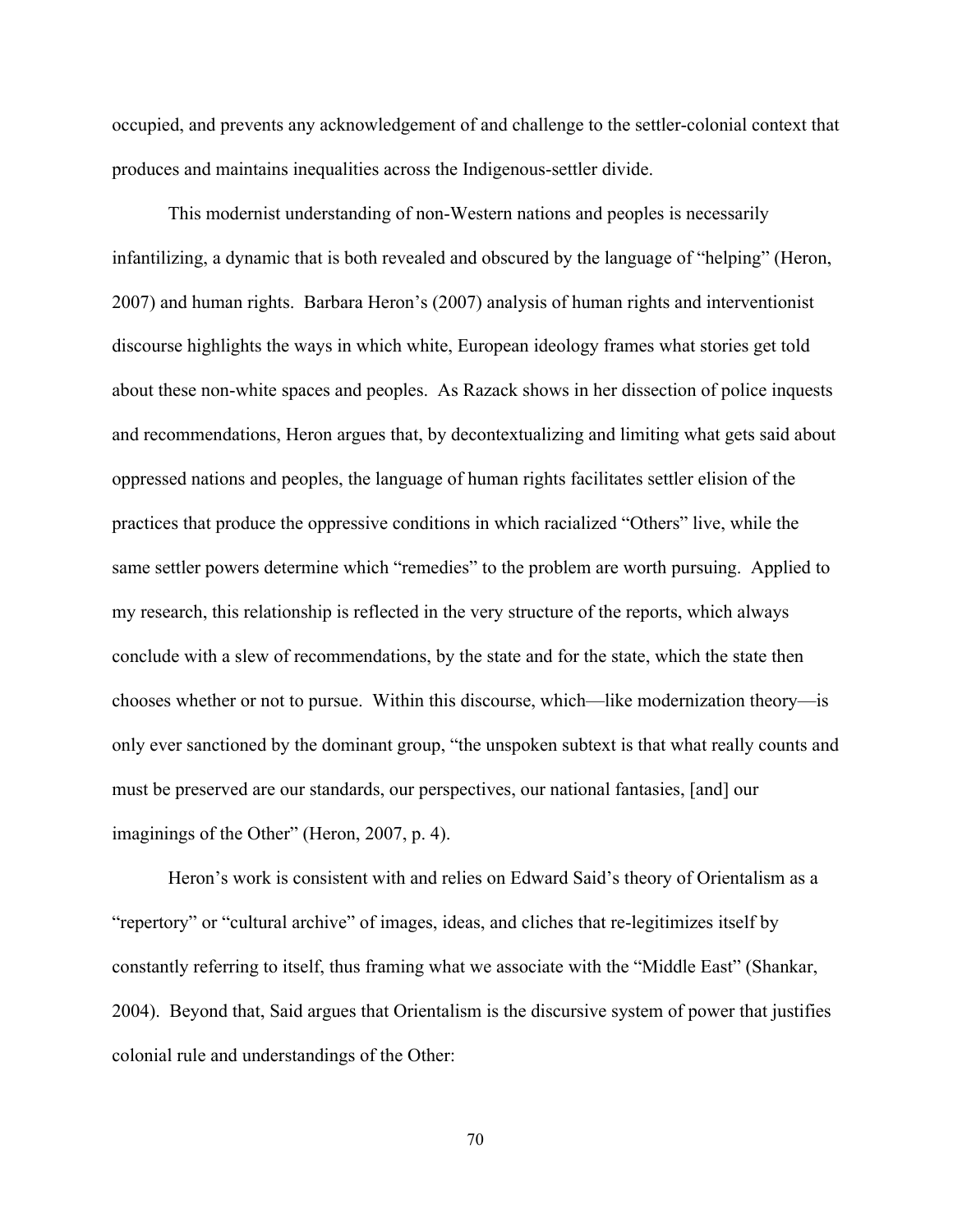occupied, and prevents any acknowledgement of and challenge to the settler-colonial context that produces and maintains inequalities across the Indigenous-settler divide.

This modernist understanding of non-Western nations and peoples is necessarily infantilizing, a dynamic that is both revealed and obscured by the language of "helping" (Heron, 2007) and human rights. Barbara Heron's (2007) analysis of human rights and interventionist discourse highlights the ways in which white, European ideology frames what stories get told about these non-white spaces and peoples. As Razack shows in her dissection of police inquests and recommendations, Heron argues that, by decontextualizing and limiting what gets said about oppressed nations and peoples, the language of human rights facilitates settler elision of the practices that produce the oppressive conditions in which racialized "Others" live, while the same settler powers determine which "remedies" to the problem are worth pursuing. Applied to my research, this relationship is reflected in the very structure of the reports, which always conclude with a slew of recommendations, by the state and for the state, which the state then chooses whether or not to pursue. Within this discourse, which—like modernization theory—is only ever sanctioned by the dominant group, "the unspoken subtext is that what really counts and must be preserved are our standards, our perspectives, our national fantasies, [and] our imaginings of the Other" (Heron, 2007, p. 4).

Heron's work is consistent with and relies on Edward Said's theory of Orientalism as a "repertory" or "cultural archive" of images, ideas, and cliches that re-legitimizes itself by constantly referring to itself, thus framing what we associate with the "Middle East" (Shankar, 2004). Beyond that, Said argues that Orientalism is the discursive system of power that justifies colonial rule and understandings of the Other: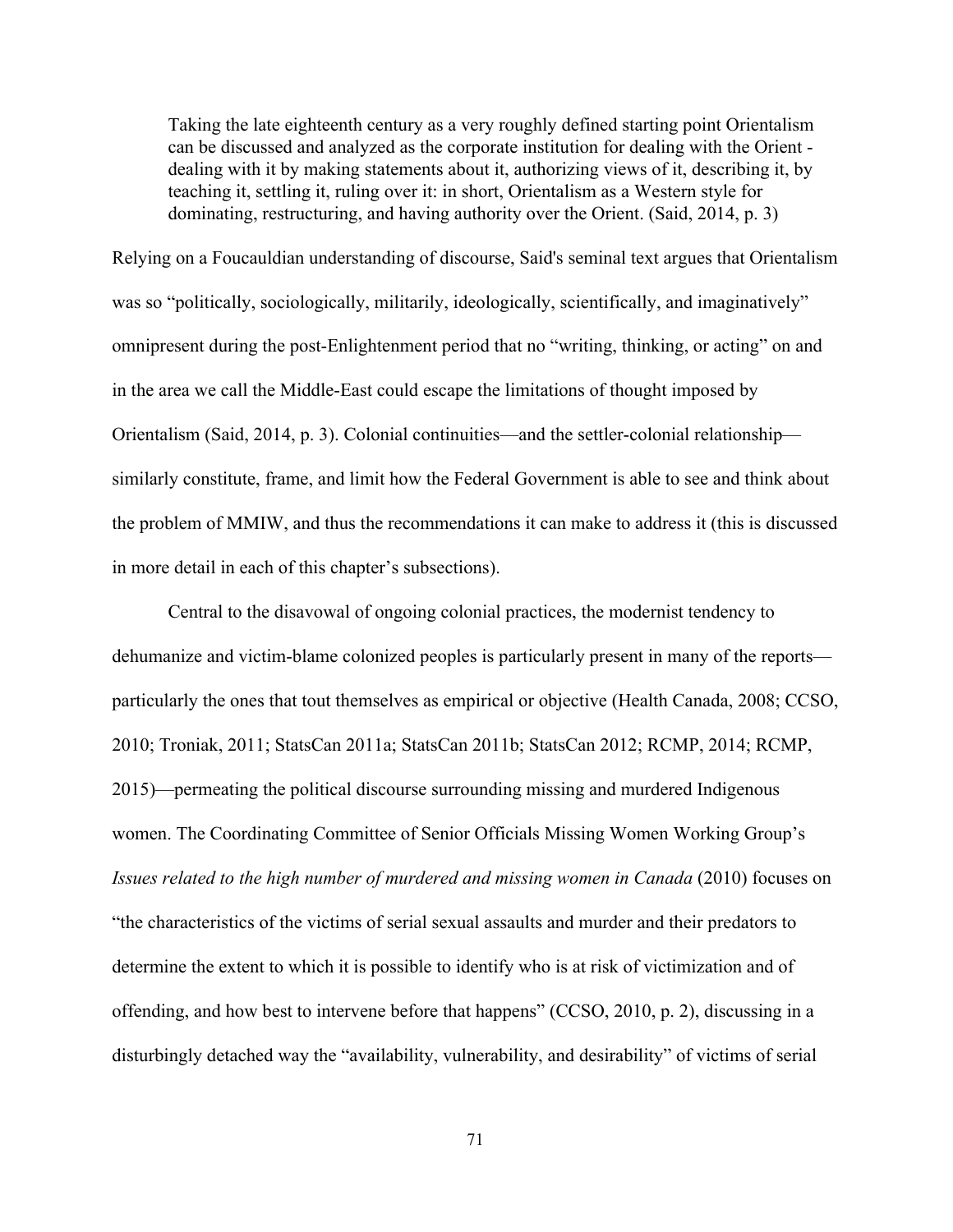> Taking the late eighteenth century as a very roughly defined starting point Orientalism can be discussed and analyzed as the corporate institution for dealing with the Orient - dealing with it by making statements about it, authorizing views of it, describing it, by teaching it, settling it, ruling over it: in short, Orientalism as a Western style for dominating, restructuring, and having authority over the Orient. (Said, 2014, p. 3)

Relying on a Foucauldian understanding of discourse, Said's seminal text argues that Orientalism was so "politically, sociologically, militarily, ideologically, scientifically, and imaginatively" omnipresent during the post-Enlightenment period that no "writing, thinking, or acting" on and in the area we call the Middle-East could escape the limitations of thought imposed by Orientalism (Said, 2014, p. 3). Colonial continuities—and the settler-colonial relationship—similarly constitute, frame, and limit how the Federal Government is able to see and think about the problem of MMIW, and thus the recommendations it can make to address it (this is discussed in more detail in each of this chapter's subsections).

Central to the disavowal of ongoing colonial practices, the modernist tendency to dehumanize and victim-blame colonized peoples is particularly present in many of the reports—particularly the ones that tout themselves as empirical or objective (Health Canada, 2008; CCSO, 2010; Troniak, 2011; StatsCan 2011a; StatsCan 2011b; StatsCan 2012; RCMP, 2014; RCMP, 2015)—permeating the political discourse surrounding missing and murdered Indigenous women. The Coordinating Committee of Senior Officials Missing Women Working Group's *Issues related to the high number of murdered and missing women in Canada* (2010) focuses on "the characteristics of the victims of serial sexual assaults and murder and their predators to determine the extent to which it is possible to identify who is at risk of victimization and of offending, and how best to intervene before that happens" (CCSO, 2010, p. 2), discussing in a disturbingly detached way the "availability, vulnerability, and desirability" of victims of serial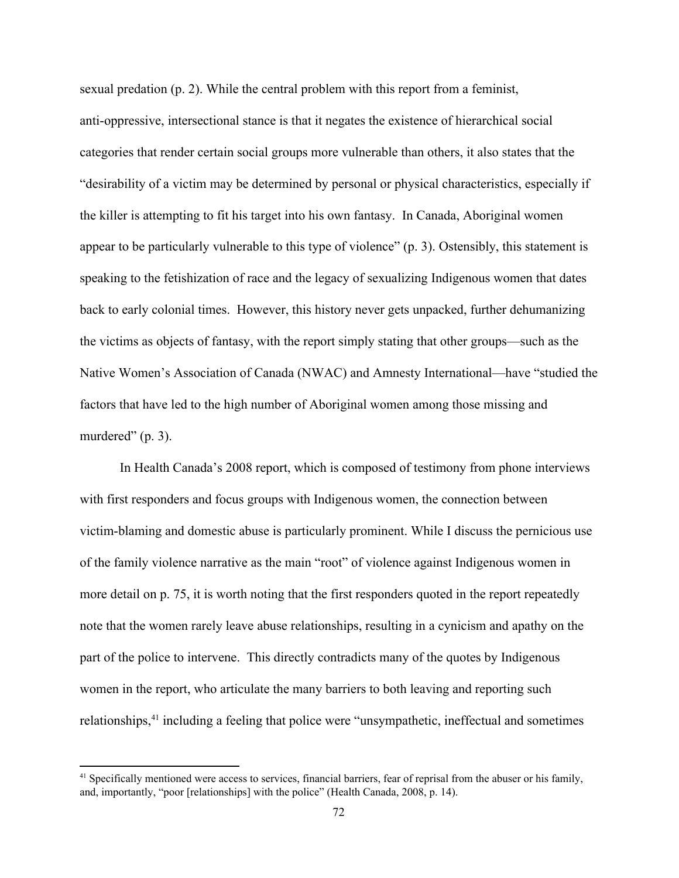sexual predation (p. 2). While the central problem with this report from a feminist, anti-oppressive, intersectional stance is that it negates the existence of hierarchical social categories that render certain social groups more vulnerable than others, it also states that the "desirability of a victim may be determined by personal or physical characteristics, especially if the killer is attempting to fit his target into his own fantasy. In Canada, Aboriginal women appear to be particularly vulnerable to this type of violence" (p. 3). Ostensibly, this statement is speaking to the fetishization of race and the legacy of sexualizing Indigenous women that dates back to early colonial times. However, this history never gets unpacked, further dehumanizing the victims as objects of fantasy, with the report simply stating that other groups—such as the Native Women's Association of Canada (NWAC) and Amnesty International—have "studied the factors that have led to the high number of Aboriginal women among those missing and murdered" (p. 3).

In Health Canada's 2008 report, which is composed of testimony from phone interviews with first responders and focus groups with Indigenous women, the connection between victim-blaming and domestic abuse is particularly prominent. While I discuss the pernicious use of the family violence narrative as the main "root" of violence against Indigenous women in more detail on p. 75, it is worth noting that the first responders quoted in the report repeatedly note that the women rarely leave abuse relationships, resulting in a cynicism and apathy on the part of the police to intervene. This directly contradicts many of the quotes by Indigenous women in the report, who articulate the many barriers to both leaving and reporting such relationships,[41] including a feeling that police were "unsympathetic, ineffectual and sometimes

---

[41] Specifically mentioned were access to services, financial barriers, fear of reprisal from the abuser or his family, and, importantly, "poor [relationships] with the police" (Health Canada, 2008, p. 14).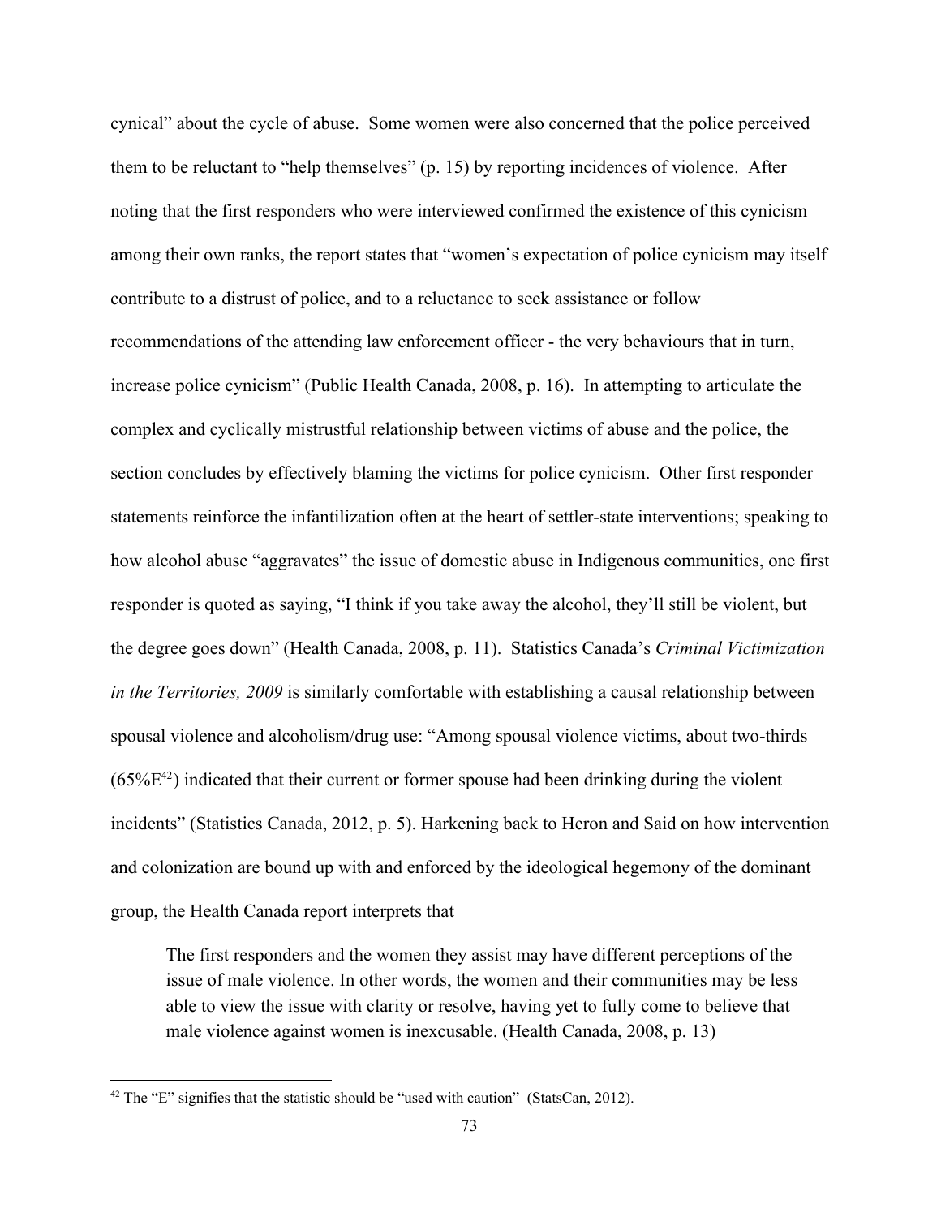cynical" about the cycle of abuse. Some women were also concerned that the police perceived them to be reluctant to "help themselves" (p. 15) by reporting incidences of violence. After noting that the first responders who were interviewed confirmed the existence of this cynicism among their own ranks, the report states that "women's expectation of police cynicism may itself contribute to a distrust of police, and to a reluctance to seek assistance or follow recommendations of the attending law enforcement officer - the very behaviours that in turn, increase police cynicism" (Public Health Canada, 2008, p. 16). In attempting to articulate the complex and cyclically mistrustful relationship between victims of abuse and the police, the section concludes by effectively blaming the victims for police cynicism. Other first responder statements reinforce the infantilization often at the heart of settler-state interventions; speaking to how alcohol abuse "aggravates" the issue of domestic abuse in Indigenous communities, one first responder is quoted as saying, "I think if you take away the alcohol, they'll still be violent, but the degree goes down" (Health Canada, 2008, p. 11). Statistics Canada's *Criminal Victimization in the Territories, 2009* is similarly comfortable with establishing a causal relationship between spousal violence and alcoholism/drug use: "Among spousal violence victims, about two-thirds (65%E[42]) indicated that their current or former spouse had been drinking during the violent incidents" (Statistics Canada, 2012, p. 5). Harkening back to Heron and Said on how intervention and colonization are bound up with and enforced by the ideological hegemony of the dominant group, the Health Canada report interprets that

> The first responders and the women they assist may have different perceptions of the issue of male violence. In other words, the women and their communities may be less able to view the issue with clarity or resolve, having yet to fully come to believe that male violence against women is inexcusable. (Health Canada, 2008, p. 13)

---

[42] The "E" signifies that the statistic should be "used with caution" (StatsCan, 2012).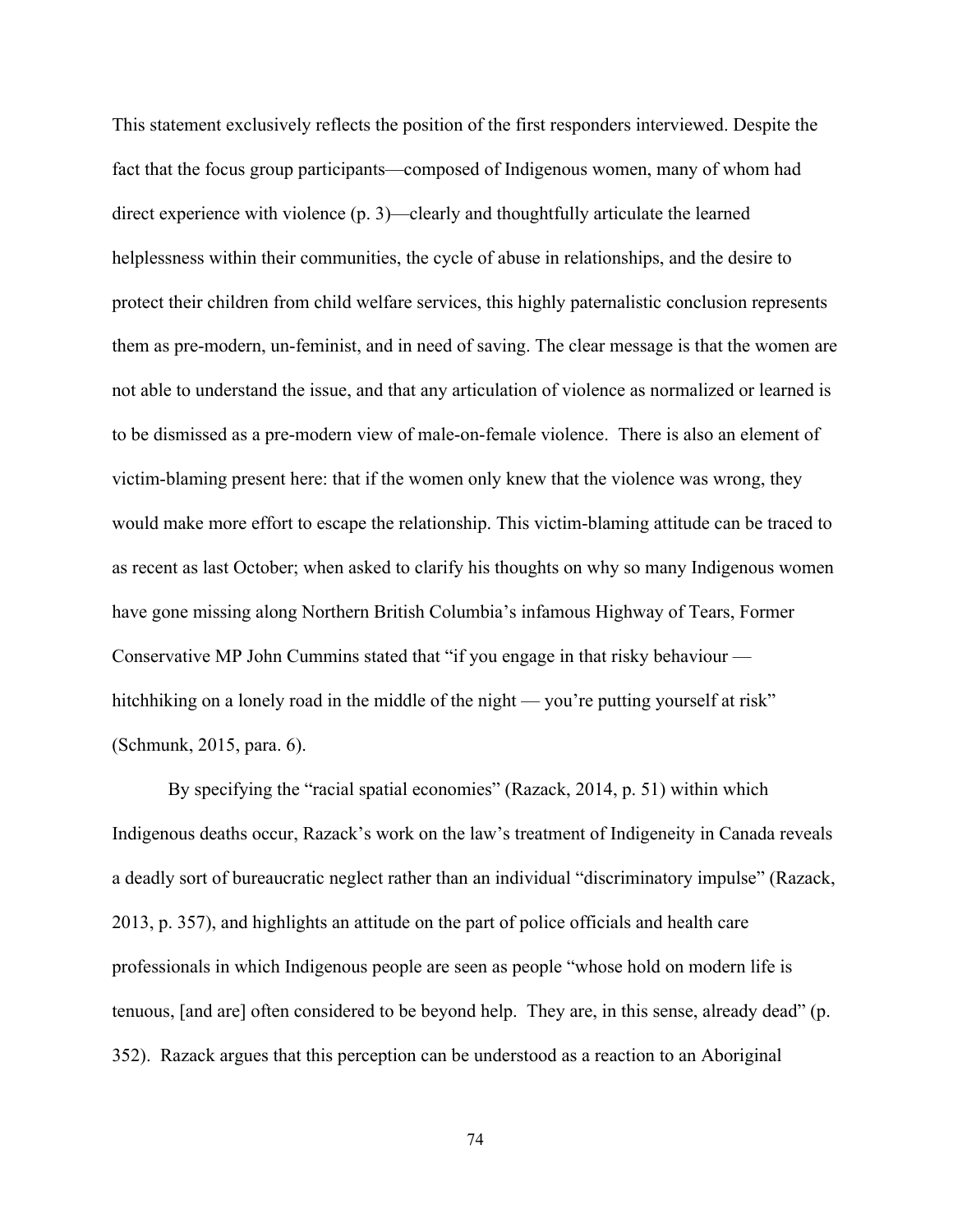This statement exclusively reflects the position of the first responders interviewed. Despite the fact that the focus group participants—composed of Indigenous women, many of whom had direct experience with violence (p. 3)—clearly and thoughtfully articulate the learned helplessness within their communities, the cycle of abuse in relationships, and the desire to protect their children from child welfare services, this highly paternalistic conclusion represents them as pre-modern, un-feminist, and in need of saving. The clear message is that the women are not able to understand the issue, and that any articulation of violence as normalized or learned is to be dismissed as a pre-modern view of male-on-female violence. There is also an element of victim-blaming present here: that if the women only knew that the violence was wrong, they would make more effort to escape the relationship. This victim-blaming attitude can be traced to as recent as last October; when asked to clarify his thoughts on why so many Indigenous women have gone missing along Northern British Columbia's infamous Highway of Tears, Former Conservative MP John Cummins stated that "if you engage in that risky behaviour — hitchhiking on a lonely road in the middle of the night — you're putting yourself at risk" (Schmunk, 2015, para. 6).

By specifying the "racial spatial economies" (Razack, 2014, p. 51) within which Indigenous deaths occur, Razack's work on the law's treatment of Indigeneity in Canada reveals a deadly sort of bureaucratic neglect rather than an individual "discriminatory impulse" (Razack, 2013, p. 357), and highlights an attitude on the part of police officials and health care professionals in which Indigenous people are seen as people "whose hold on modern life is tenuous, [and are] often considered to be beyond help. They are, in this sense, already dead" (p. 352). Razack argues that this perception can be understood as a reaction to an Aboriginal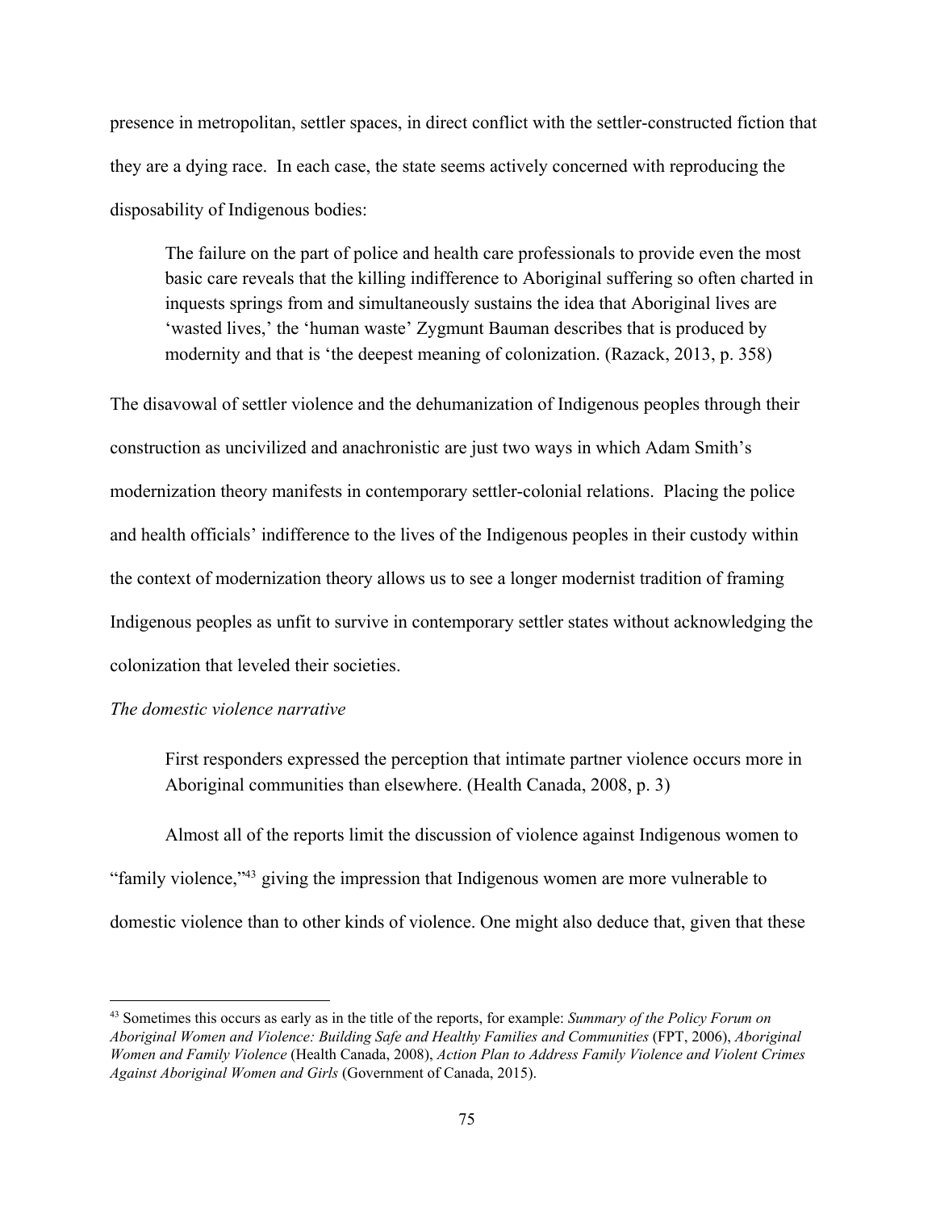presence in metropolitan, settler spaces, in direct conflict with the settler-constructed fiction that they are a dying race. In each case, the state seems actively concerned with reproducing the disposability of Indigenous bodies:

> The failure on the part of police and health care professionals to provide even the most basic care reveals that the killing indifference to Aboriginal suffering so often charted in inquests springs from and simultaneously sustains the idea that Aboriginal lives are 'wasted lives,' the 'human waste' Zygmunt Bauman describes that is produced by modernity and that is 'the deepest meaning of colonization. (Razack, 2013, p. 358)

The disavowal of settler violence and the dehumanization of Indigenous peoples through their construction as uncivilized and anachronistic are just two ways in which Adam Smith's modernization theory manifests in contemporary settler-colonial relations. Placing the police and health officials' indifference to the lives of the Indigenous peoples in their custody within the context of modernization theory allows us to see a longer modernist tradition of framing Indigenous peoples as unfit to survive in contemporary settler states without acknowledging the colonization that leveled their societies.

*The domestic violence narrative*

> First responders expressed the perception that intimate partner violence occurs more in Aboriginal communities than elsewhere. (Health Canada, 2008, p. 3)

Almost all of the reports limit the discussion of violence against Indigenous women to "family violence,"[43] giving the impression that Indigenous women are more vulnerable to domestic violence than to other kinds of violence. One might also deduce that, given that these

[43] Sometimes this occurs as early as in the title of the reports, for example: *Summary of the Policy Forum on Aboriginal Women and Violence: Building Safe and Healthy Families and Communities* (FPT, 2006), *Aboriginal Women and Family Violence* (Health Canada, 2008), *Action Plan to Address Family Violence and Violent Crimes Against Aboriginal Women and Girls* (Government of Canada, 2015).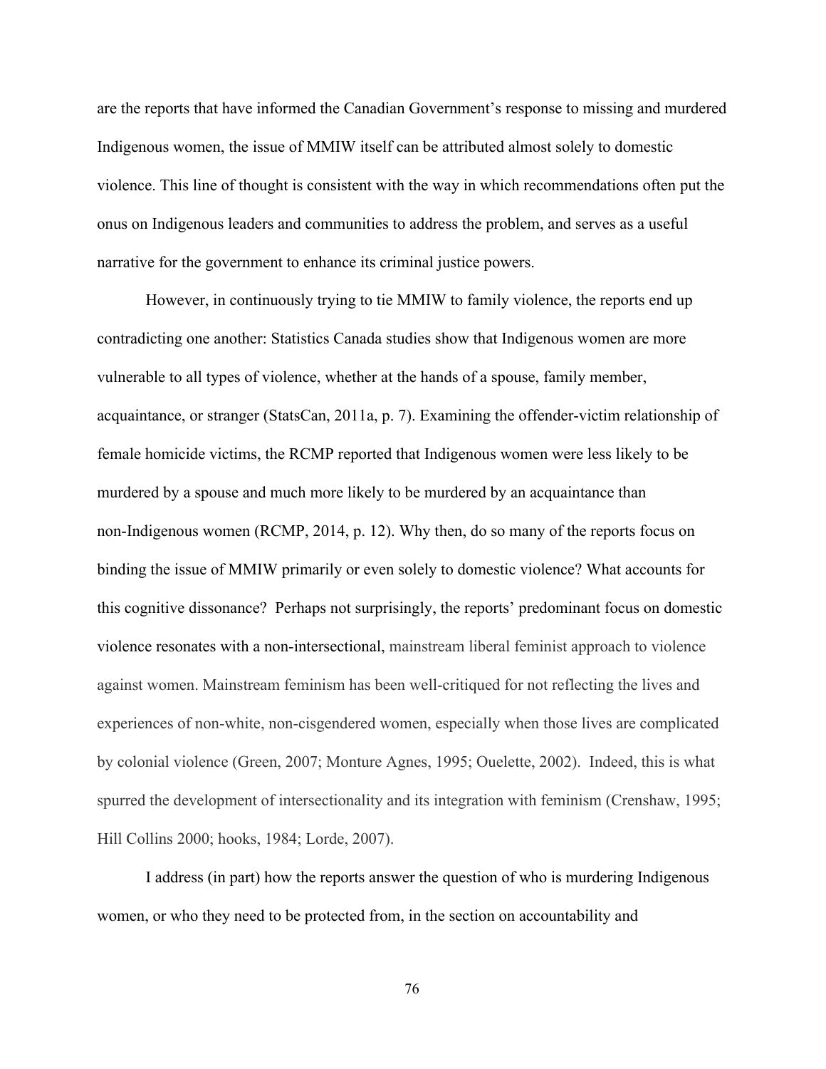are the reports that have informed the Canadian Government's response to missing and murdered Indigenous women, the issue of MMIW itself can be attributed almost solely to domestic violence. This line of thought is consistent with the way in which recommendations often put the onus on Indigenous leaders and communities to address the problem, and serves as a useful narrative for the government to enhance its criminal justice powers.

However, in continuously trying to tie MMIW to family violence, the reports end up contradicting one another: Statistics Canada studies show that Indigenous women are more vulnerable to all types of violence, whether at the hands of a spouse, family member, acquaintance, or stranger (StatsCan, 2011a, p. 7). Examining the offender-victim relationship of female homicide victims, the RCMP reported that Indigenous women were less likely to be murdered by a spouse and much more likely to be murdered by an acquaintance than non-Indigenous women (RCMP, 2014, p. 12). Why then, do so many of the reports focus on binding the issue of MMIW primarily or even solely to domestic violence? What accounts for this cognitive dissonance? Perhaps not surprisingly, the reports' predominant focus on domestic violence resonates with a non-intersectional, mainstream liberal feminist approach to violence against women. Mainstream feminism has been well-critiqued for not reflecting the lives and experiences of non-white, non-cisgendered women, especially when those lives are complicated by colonial violence (Green, 2007; Monture Agnes, 1995; Ouelette, 2002). Indeed, this is what spurred the development of intersectionality and its integration with feminism (Crenshaw, 1995; Hill Collins 2000; hooks, 1984; Lorde, 2007).

I address (in part) how the reports answer the question of who is murdering Indigenous women, or who they need to be protected from, in the section on accountability and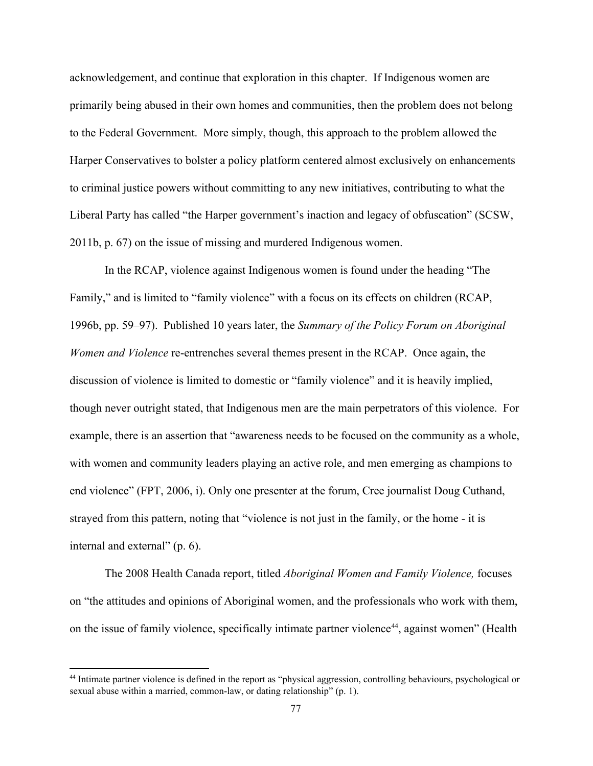acknowledgement, and continue that exploration in this chapter. If Indigenous women are primarily being abused in their own homes and communities, then the problem does not belong to the Federal Government. More simply, though, this approach to the problem allowed the Harper Conservatives to bolster a policy platform centered almost exclusively on enhancements to criminal justice powers without committing to any new initiatives, contributing to what the Liberal Party has called "the Harper government's inaction and legacy of obfuscation" (SCSW, 2011b, p. 67) on the issue of missing and murdered Indigenous women.

In the RCAP, violence against Indigenous women is found under the heading "The Family," and is limited to "family violence" with a focus on its effects on children (RCAP, 1996b, pp. 59–97). Published 10 years later, the *Summary of the Policy Forum on Aboriginal Women and Violence* re-entrenches several themes present in the RCAP. Once again, the discussion of violence is limited to domestic or "family violence" and it is heavily implied, though never outright stated, that Indigenous men are the main perpetrators of this violence. For example, there is an assertion that "awareness needs to be focused on the community as a whole, with women and community leaders playing an active role, and men emerging as champions to end violence" (FPT, 2006, i). Only one presenter at the forum, Cree journalist Doug Cuthand, strayed from this pattern, noting that "violence is not just in the family, or the home - it is internal and external" (p. 6).

The 2008 Health Canada report, titled *Aboriginal Women and Family Violence,* focuses on "the attitudes and opinions of Aboriginal women, and the professionals who work with them, on the issue of family violence, specifically intimate partner violence[44], against women" (Health

[44] Intimate partner violence is defined in the report as "physical aggression, controlling behaviours, psychological or sexual abuse within a married, common-law, or dating relationship" (p. 1).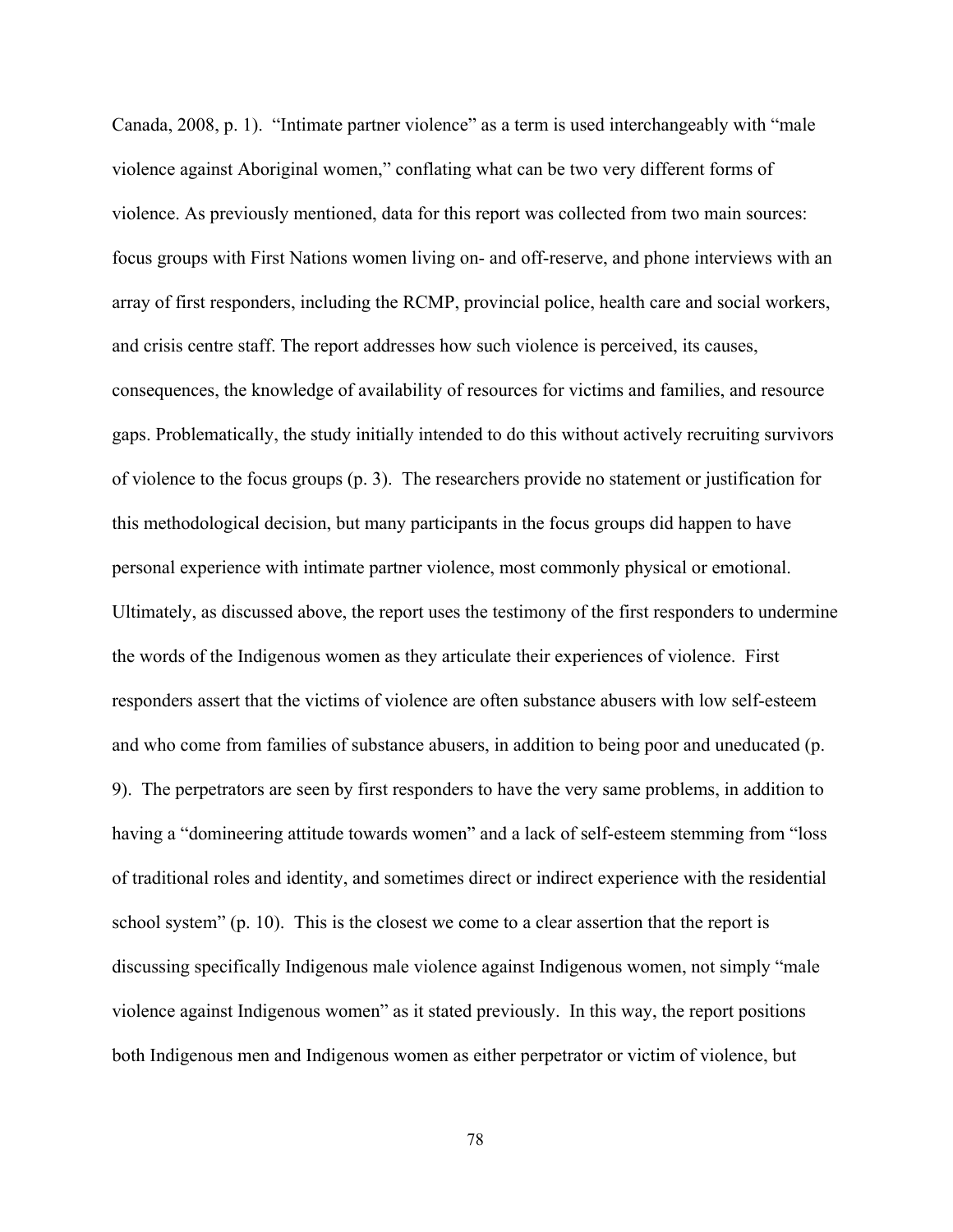Canada, 2008, p. 1). "Intimate partner violence" as a term is used interchangeably with "male violence against Aboriginal women," conflating what can be two very different forms of violence. As previously mentioned, data for this report was collected from two main sources: focus groups with First Nations women living on- and off-reserve, and phone interviews with an array of first responders, including the RCMP, provincial police, health care and social workers, and crisis centre staff. The report addresses how such violence is perceived, its causes, consequences, the knowledge of availability of resources for victims and families, and resource gaps. Problematically, the study initially intended to do this without actively recruiting survivors of violence to the focus groups (p. 3). The researchers provide no statement or justification for this methodological decision, but many participants in the focus groups did happen to have personal experience with intimate partner violence, most commonly physical or emotional. Ultimately, as discussed above, the report uses the testimony of the first responders to undermine the words of the Indigenous women as they articulate their experiences of violence. First responders assert that the victims of violence are often substance abusers with low self-esteem and who come from families of substance abusers, in addition to being poor and uneducated (p. 9). The perpetrators are seen by first responders to have the very same problems, in addition to having a "domineering attitude towards women" and a lack of self-esteem stemming from "loss of traditional roles and identity, and sometimes direct or indirect experience with the residential school system" (p. 10). This is the closest we come to a clear assertion that the report is discussing specifically Indigenous male violence against Indigenous women, not simply "male violence against Indigenous women" as it stated previously. In this way, the report positions both Indigenous men and Indigenous women as either perpetrator or victim of violence, but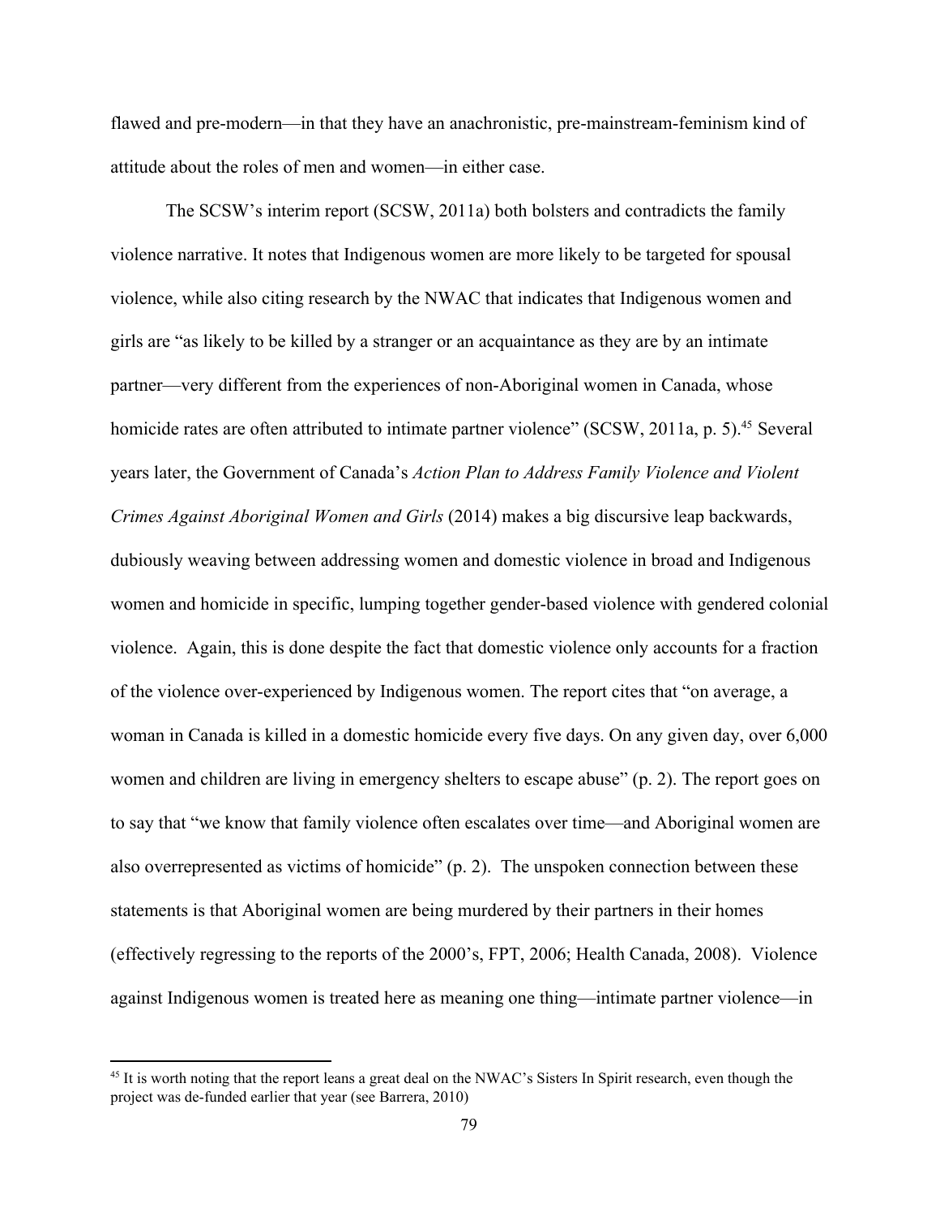flawed and pre-modern—in that they have an anachronistic, pre-mainstream-feminism kind of attitude about the roles of men and women—in either case.

The SCSW's interim report (SCSW, 2011a) both bolsters and contradicts the family violence narrative. It notes that Indigenous women are more likely to be targeted for spousal violence, while also citing research by the NWAC that indicates that Indigenous women and girls are "as likely to be killed by a stranger or an acquaintance as they are by an intimate partner—very different from the experiences of non-Aboriginal women in Canada, whose homicide rates are often attributed to intimate partner violence" (SCSW, 2011a, p. 5).[45] Several years later, the Government of Canada's *Action Plan to Address Family Violence and Violent Crimes Against Aboriginal Women and Girls* (2014) makes a big discursive leap backwards, dubiously weaving between addressing women and domestic violence in broad and Indigenous women and homicide in specific, lumping together gender-based violence with gendered colonial violence. Again, this is done despite the fact that domestic violence only accounts for a fraction of the violence over-experienced by Indigenous women. The report cites that "on average, a woman in Canada is killed in a domestic homicide every five days. On any given day, over 6,000 women and children are living in emergency shelters to escape abuse" (p. 2). The report goes on to say that "we know that family violence often escalates over time—and Aboriginal women are also overrepresented as victims of homicide" (p. 2). The unspoken connection between these statements is that Aboriginal women are being murdered by their partners in their homes (effectively regressing to the reports of the 2000's, FPT, 2006; Health Canada, 2008). Violence against Indigenous women is treated here as meaning one thing—intimate partner violence—in

[45] It is worth noting that the report leans a great deal on the NWAC's Sisters In Spirit research, even though the project was de-funded earlier that year (see Barrera, 2010)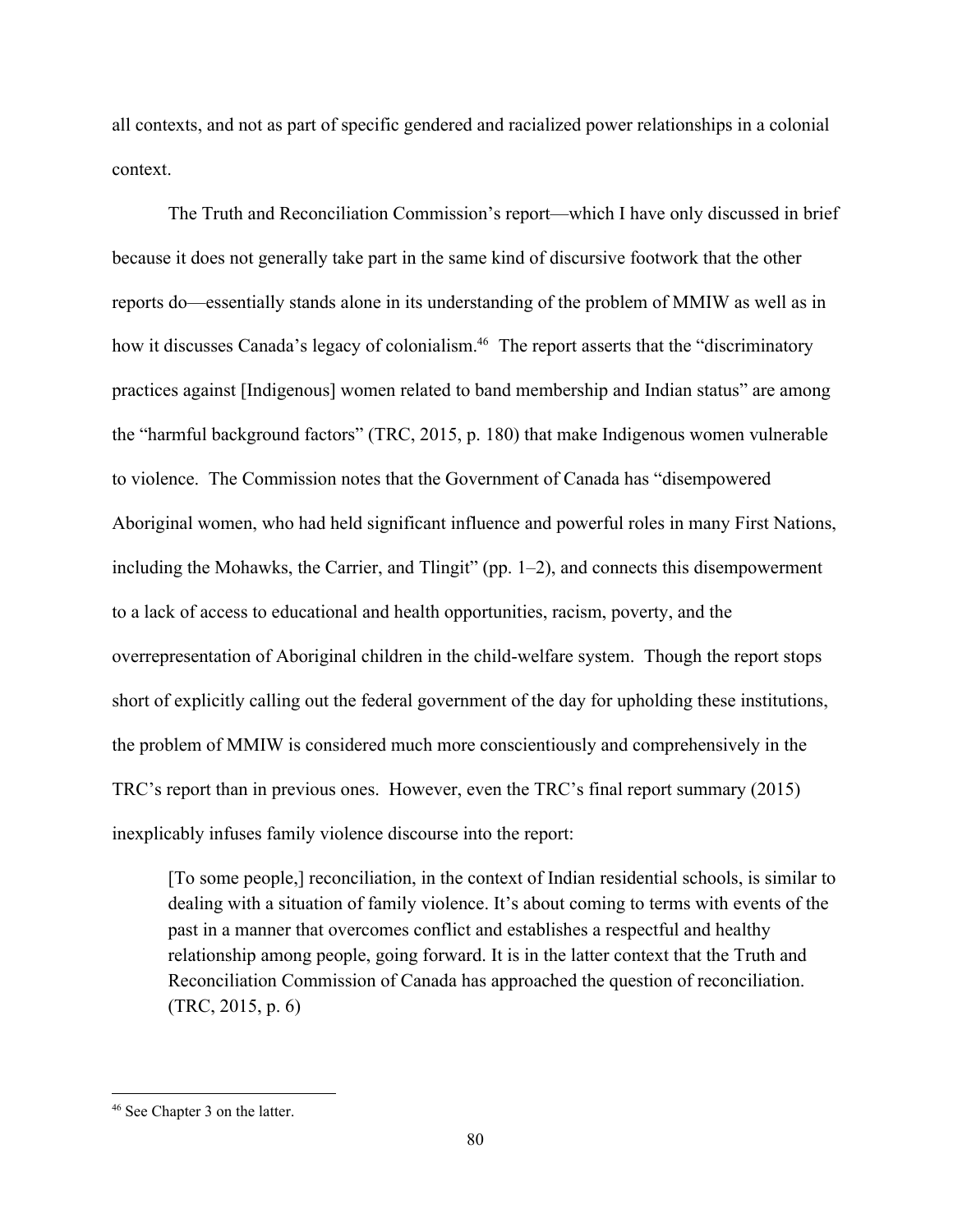all contexts, and not as part of specific gendered and racialized power relationships in a colonial context.

The Truth and Reconciliation Commission's report—which I have only discussed in brief because it does not generally take part in the same kind of discursive footwork that the other reports do—essentially stands alone in its understanding of the problem of MMIW as well as in how it discusses Canada's legacy of colonialism.[46] The report asserts that the "discriminatory practices against [Indigenous] women related to band membership and Indian status" are among the "harmful background factors" (TRC, 2015, p. 180) that make Indigenous women vulnerable to violence. The Commission notes that the Government of Canada has "disempowered Aboriginal women, who had held significant influence and powerful roles in many First Nations, including the Mohawks, the Carrier, and Tlingit" (pp. 1–2), and connects this disempowerment to a lack of access to educational and health opportunities, racism, poverty, and the overrepresentation of Aboriginal children in the child-welfare system. Though the report stops short of explicitly calling out the federal government of the day for upholding these institutions, the problem of MMIW is considered much more conscientiously and comprehensively in the TRC's report than in previous ones. However, even the TRC's final report summary (2015) inexplicably infuses family violence discourse into the report:

> [To some people,] reconciliation, in the context of Indian residential schools, is similar to dealing with a situation of family violence. It's about coming to terms with events of the past in a manner that overcomes conflict and establishes a respectful and healthy relationship among people, going forward. It is in the latter context that the Truth and Reconciliation Commission of Canada has approached the question of reconciliation. (TRC, 2015, p. 6)

---

[46] See Chapter 3 on the latter.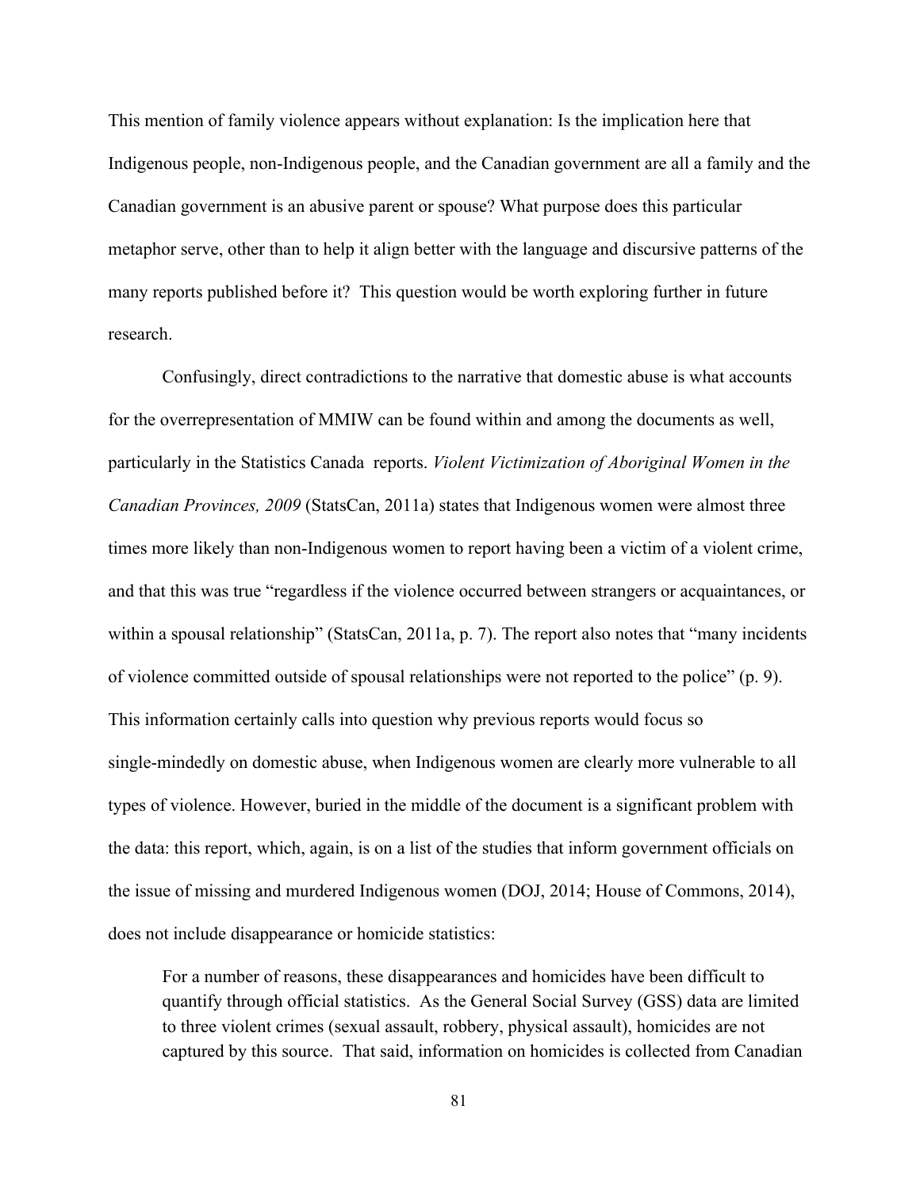This mention of family violence appears without explanation: Is the implication here that Indigenous people, non-Indigenous people, and the Canadian government are all a family and the Canadian government is an abusive parent or spouse? What purpose does this particular metaphor serve, other than to help it align better with the language and discursive patterns of the many reports published before it? This question would be worth exploring further in future research.

Confusingly, direct contradictions to the narrative that domestic abuse is what accounts for the overrepresentation of MMIW can be found within and among the documents as well, particularly in the Statistics Canada reports. *Violent Victimization of Aboriginal Women in the Canadian Provinces, 2009* (StatsCan, 2011a) states that Indigenous women were almost three times more likely than non-Indigenous women to report having been a victim of a violent crime, and that this was true "regardless if the violence occurred between strangers or acquaintances, or within a spousal relationship" (StatsCan, 2011a, p. 7). The report also notes that "many incidents of violence committed outside of spousal relationships were not reported to the police" (p. 9). This information certainly calls into question why previous reports would focus so single-mindedly on domestic abuse, when Indigenous women are clearly more vulnerable to all types of violence. However, buried in the middle of the document is a significant problem with the data: this report, which, again, is on a list of the studies that inform government officials on the issue of missing and murdered Indigenous women (DOJ, 2014; House of Commons, 2014), does not include disappearance or homicide statistics:

> For a number of reasons, these disappearances and homicides have been difficult to quantify through official statistics. As the General Social Survey (GSS) data are limited to three violent crimes (sexual assault, robbery, physical assault), homicides are not captured by this source. That said, information on homicides is collected from Canadian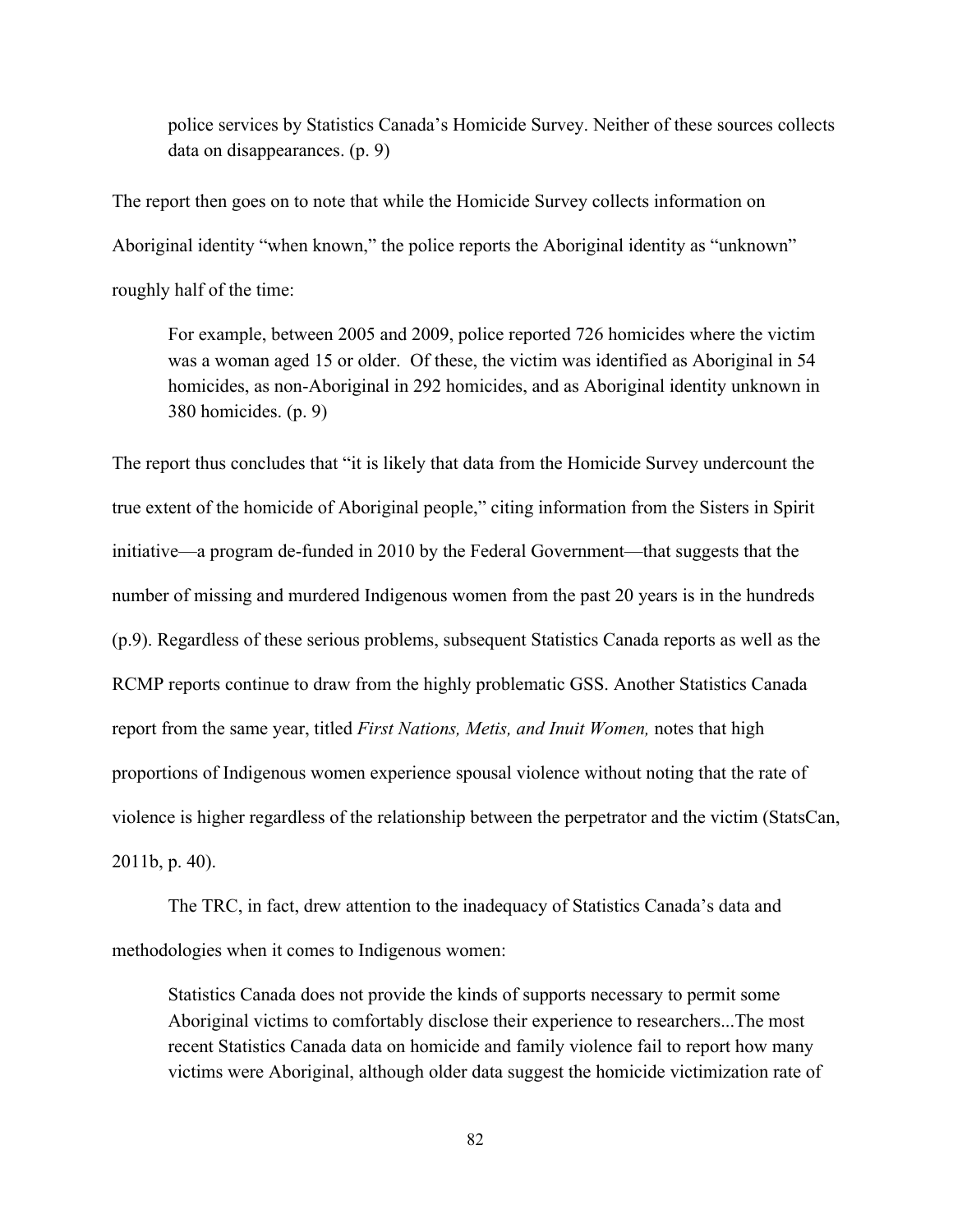> police services by Statistics Canada's Homicide Survey. Neither of these sources collects data on disappearances. (p. 9)

The report then goes on to note that while the Homicide Survey collects information on Aboriginal identity "when known," the police reports the Aboriginal identity as "unknown" roughly half of the time:

> For example, between 2005 and 2009, police reported 726 homicides where the victim was a woman aged 15 or older. Of these, the victim was identified as Aboriginal in 54 homicides, as non-Aboriginal in 292 homicides, and as Aboriginal identity unknown in 380 homicides. (p. 9)

The report thus concludes that "it is likely that data from the Homicide Survey undercount the true extent of the homicide of Aboriginal people," citing information from the Sisters in Spirit initiative—a program de-funded in 2010 by the Federal Government—that suggests that the number of missing and murdered Indigenous women from the past 20 years is in the hundreds (p.9). Regardless of these serious problems, subsequent Statistics Canada reports as well as the RCMP reports continue to draw from the highly problematic GSS. Another Statistics Canada report from the same year, titled *First Nations, Metis, and Inuit Women,* notes that high proportions of Indigenous women experience spousal violence without noting that the rate of violence is higher regardless of the relationship between the perpetrator and the victim (StatsCan, 2011b, p. 40).

The TRC, in fact, drew attention to the inadequacy of Statistics Canada's data and methodologies when it comes to Indigenous women:

> Statistics Canada does not provide the kinds of supports necessary to permit some Aboriginal victims to comfortably disclose their experience to researchers...The most recent Statistics Canada data on homicide and family violence fail to report how many victims were Aboriginal, although older data suggest the homicide victimization rate of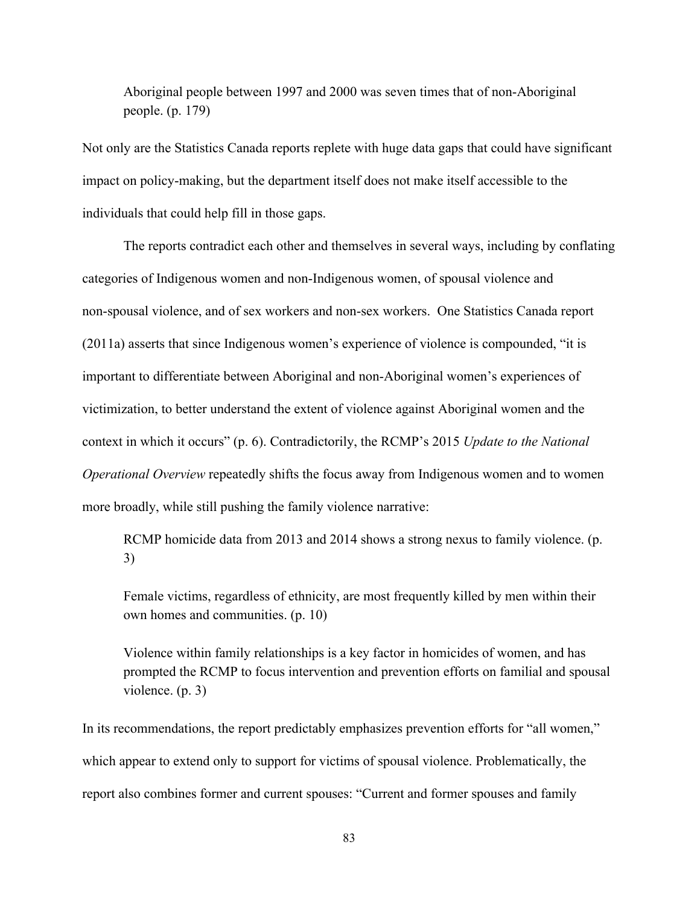> Aboriginal people between 1997 and 2000 was seven times that of non-Aboriginal people. (p. 179)

Not only are the Statistics Canada reports replete with huge data gaps that could have significant impact on policy-making, but the department itself does not make itself accessible to the individuals that could help fill in those gaps.

The reports contradict each other and themselves in several ways, including by conflating categories of Indigenous women and non-Indigenous women, of spousal violence and non-spousal violence, and of sex workers and non-sex workers. One Statistics Canada report (2011a) asserts that since Indigenous women's experience of violence is compounded, "it is important to differentiate between Aboriginal and non-Aboriginal women's experiences of victimization, to better understand the extent of violence against Aboriginal women and the context in which it occurs" (p. 6). Contradictorily, the RCMP's 2015 *Update to the National Operational Overview* repeatedly shifts the focus away from Indigenous women and to women more broadly, while still pushing the family violence narrative:

> RCMP homicide data from 2013 and 2014 shows a strong nexus to family violence. (p. 3)
>
> Female victims, regardless of ethnicity, are most frequently killed by men within their own homes and communities. (p. 10)
>
> Violence within family relationships is a key factor in homicides of women, and has prompted the RCMP to focus intervention and prevention efforts on familial and spousal violence. (p. 3)

In its recommendations, the report predictably emphasizes prevention efforts for "all women," which appear to extend only to support for victims of spousal violence. Problematically, the report also combines former and current spouses: "Current and former spouses and family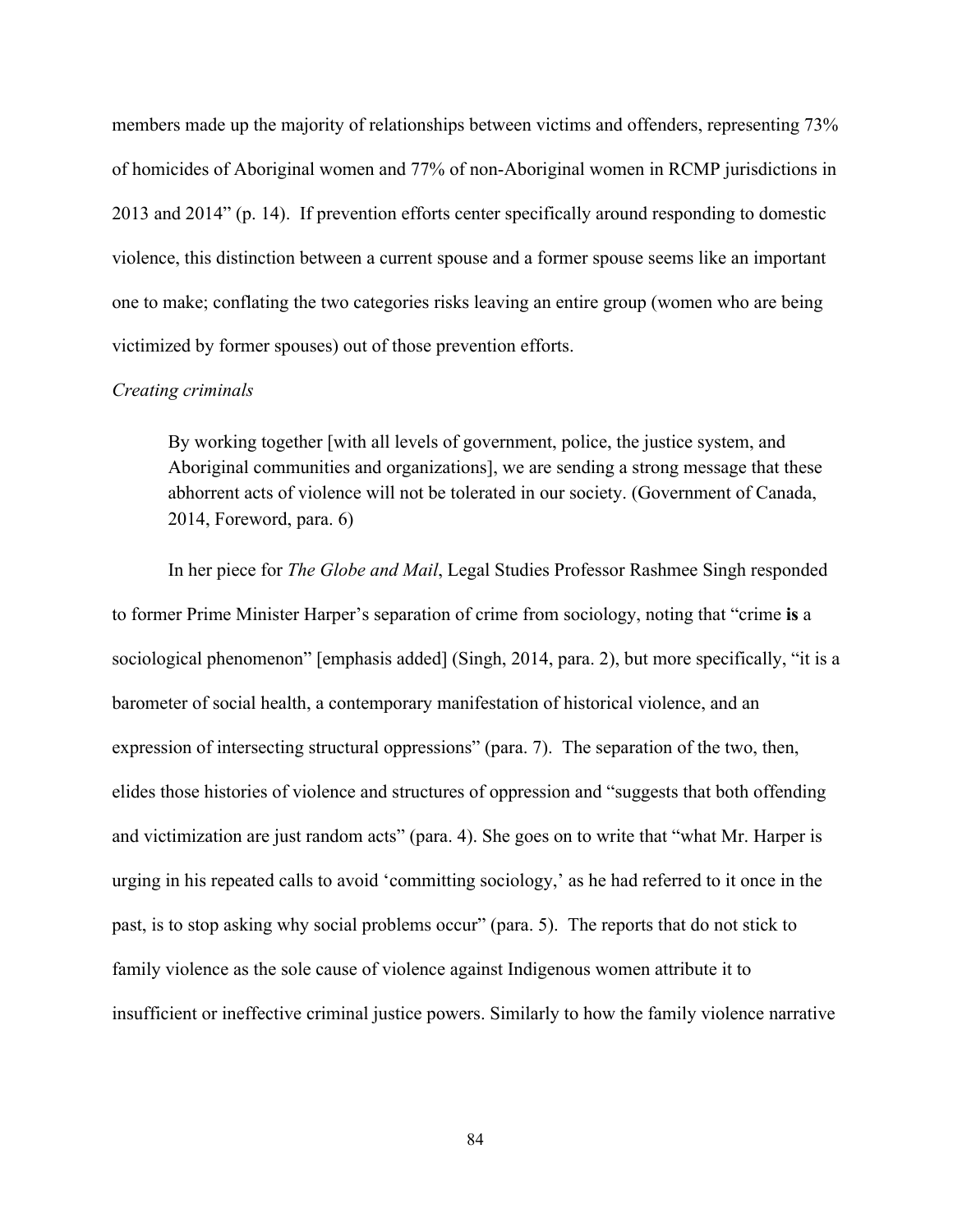members made up the majority of relationships between victims and offenders, representing 73% of homicides of Aboriginal women and 77% of non-Aboriginal women in RCMP jurisdictions in 2013 and 2014" (p. 14). If prevention efforts center specifically around responding to domestic violence, this distinction between a current spouse and a former spouse seems like an important one to make; conflating the two categories risks leaving an entire group (women who are being victimized by former spouses) out of those prevention efforts.

*Creating criminals*

> By working together [with all levels of government, police, the justice system, and Aboriginal communities and organizations], we are sending a strong message that these abhorrent acts of violence will not be tolerated in our society. (Government of Canada, 2014, Foreword, para. 6)

In her piece for *The Globe and Mail*, Legal Studies Professor Rashmee Singh responded to former Prime Minister Harper's separation of crime from sociology, noting that "crime **is** a sociological phenomenon" [emphasis added] (Singh, 2014, para. 2), but more specifically, "it is a barometer of social health, a contemporary manifestation of historical violence, and an expression of intersecting structural oppressions" (para. 7). The separation of the two, then, elides those histories of violence and structures of oppression and "suggests that both offending and victimization are just random acts" (para. 4). She goes on to write that "what Mr. Harper is urging in his repeated calls to avoid 'committing sociology,' as he had referred to it once in the past, is to stop asking why social problems occur" (para. 5). The reports that do not stick to family violence as the sole cause of violence against Indigenous women attribute it to insufficient or ineffective criminal justice powers. Similarly to how the family violence narrative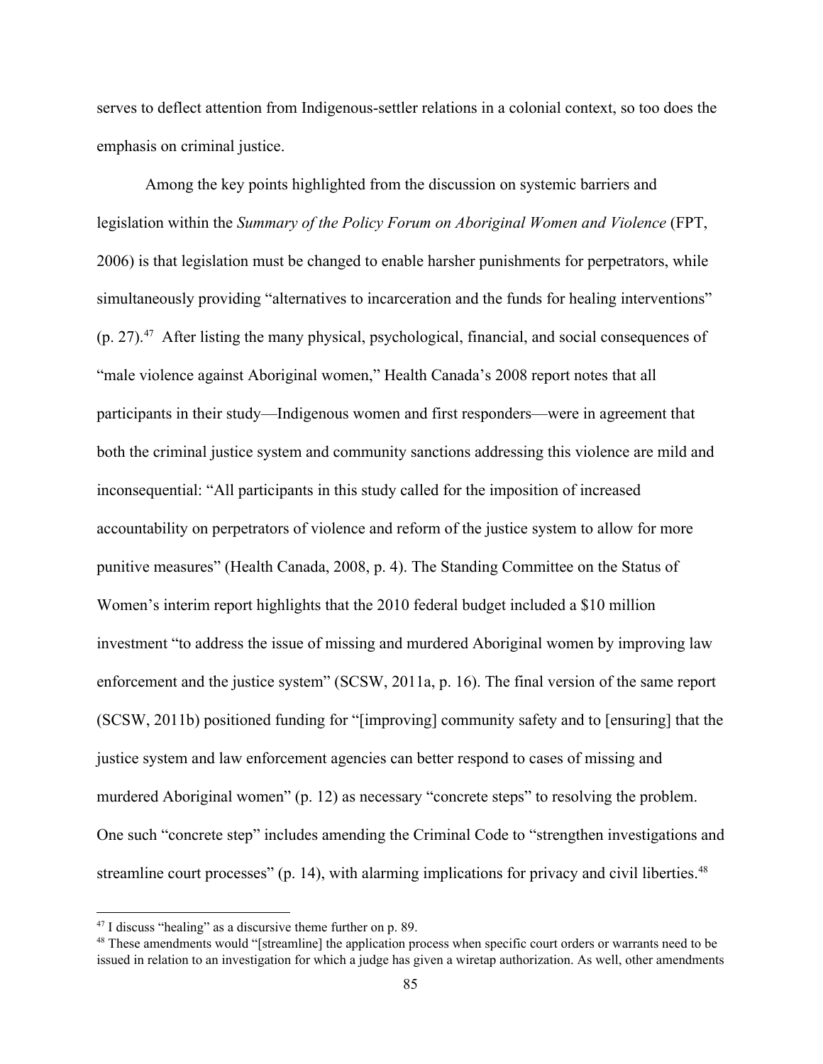serves to deflect attention from Indigenous-settler relations in a colonial context, so too does the emphasis on criminal justice.

Among the key points highlighted from the discussion on systemic barriers and legislation within the *Summary of the Policy Forum on Aboriginal Women and Violence* (FPT, 2006) is that legislation must be changed to enable harsher punishments for perpetrators, while simultaneously providing "alternatives to incarceration and the funds for healing interventions" (p. 27).[47] After listing the many physical, psychological, financial, and social consequences of "male violence against Aboriginal women," Health Canada's 2008 report notes that all participants in their study—Indigenous women and first responders—were in agreement that both the criminal justice system and community sanctions addressing this violence are mild and inconsequential: "All participants in this study called for the imposition of increased accountability on perpetrators of violence and reform of the justice system to allow for more punitive measures" (Health Canada, 2008, p. 4). The Standing Committee on the Status of Women's interim report highlights that the 2010 federal budget included a $10 million investment "to address the issue of missing and murdered Aboriginal women by improving law enforcement and the justice system" (SCSW, 2011a, p. 16). The final version of the same report (SCSW, 2011b) positioned funding for "[improving] community safety and to [ensuring] that the justice system and law enforcement agencies can better respond to cases of missing and murdered Aboriginal women" (p. 12) as necessary "concrete steps" to resolving the problem. One such "concrete step" includes amending the Criminal Code to "strengthen investigations and streamline court processes" (p. 14), with alarming implications for privacy and civil liberties.[48]

---

[47] I discuss "healing" as a discursive theme further on p. 89.

[48] These amendments would "[streamline] the application process when specific court orders or warrants need to be issued in relation to an investigation for which a judge has given a wiretap authorization. As well, other amendments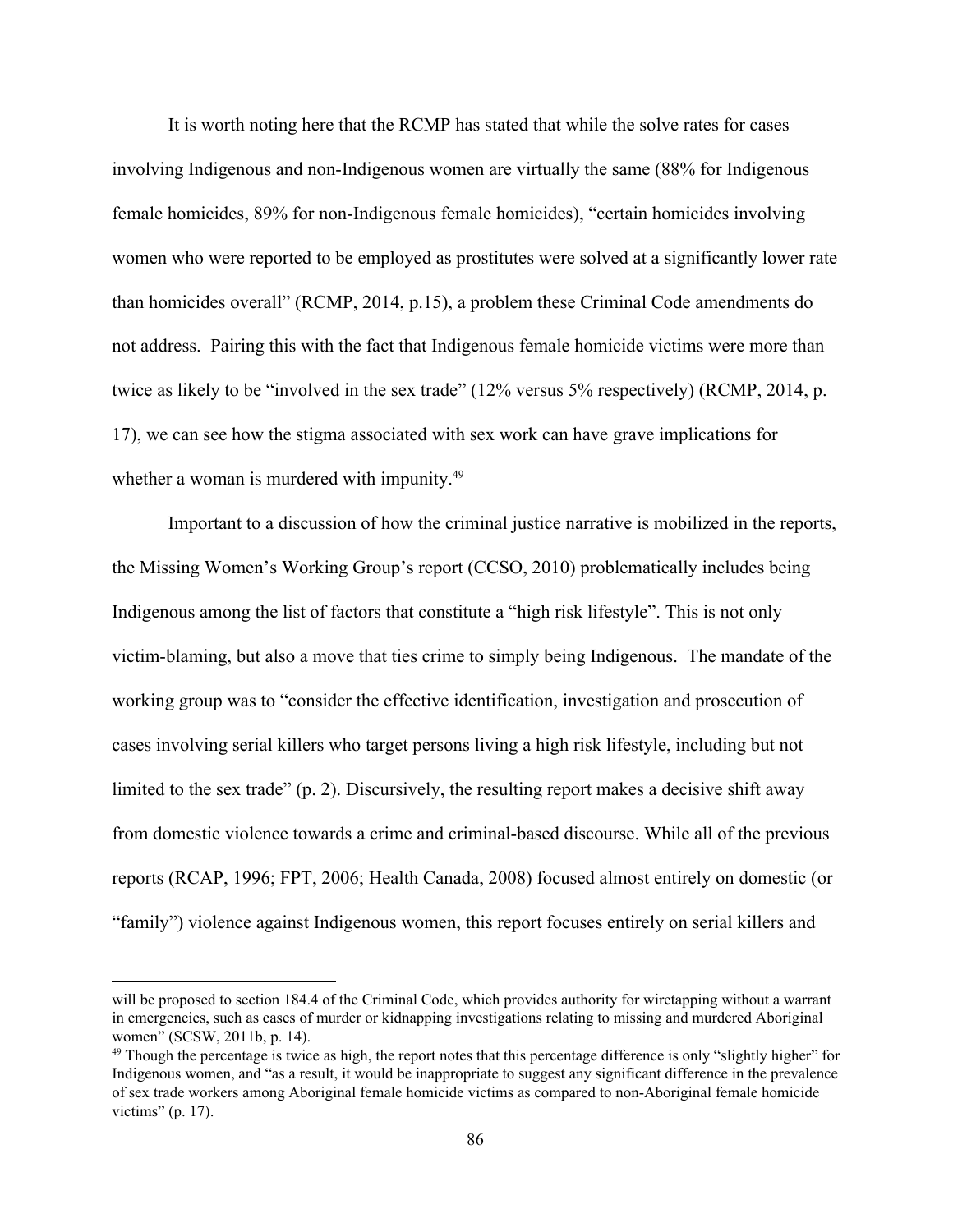It is worth noting here that the RCMP has stated that while the solve rates for cases involving Indigenous and non-Indigenous women are virtually the same (88% for Indigenous female homicides, 89% for non-Indigenous female homicides), "certain homicides involving women who were reported to be employed as prostitutes were solved at a significantly lower rate than homicides overall" (RCMP, 2014, p.15), a problem these Criminal Code amendments do not address. Pairing this with the fact that Indigenous female homicide victims were more than twice as likely to be "involved in the sex trade" (12% versus 5% respectively) (RCMP, 2014, p. 17), we can see how the stigma associated with sex work can have grave implications for whether a woman is murdered with impunity.[49]

Important to a discussion of how the criminal justice narrative is mobilized in the reports, the Missing Women's Working Group's report (CCSO, 2010) problematically includes being Indigenous among the list of factors that constitute a "high risk lifestyle". This is not only victim-blaming, but also a move that ties crime to simply being Indigenous. The mandate of the working group was to "consider the effective identification, investigation and prosecution of cases involving serial killers who target persons living a high risk lifestyle, including but not limited to the sex trade" (p. 2). Discursively, the resulting report makes a decisive shift away from domestic violence towards a crime and criminal-based discourse. While all of the previous reports (RCAP, 1996; FPT, 2006; Health Canada, 2008) focused almost entirely on domestic (or "family") violence against Indigenous women, this report focuses entirely on serial killers and

---

will be proposed to section 184.4 of the Criminal Code, which provides authority for wiretapping without a warrant in emergencies, such as cases of murder or kidnapping investigations relating to missing and murdered Aboriginal women" (SCSW, 2011b, p. 14).

[49] Though the percentage is twice as high, the report notes that this percentage difference is only "slightly higher" for Indigenous women, and "as a result, it would be inappropriate to suggest any significant difference in the prevalence of sex trade workers among Aboriginal female homicide victims as compared to non-Aboriginal female homicide victims" (p. 17).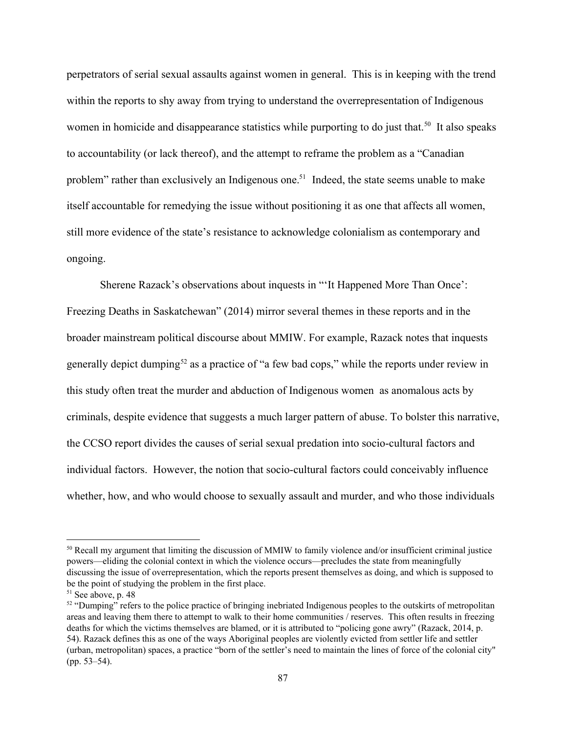perpetrators of serial sexual assaults against women in general. This is in keeping with the trend within the reports to shy away from trying to understand the overrepresentation of Indigenous women in homicide and disappearance statistics while purporting to do just that.[50] It also speaks to accountability (or lack thereof), and the attempt to reframe the problem as a "Canadian problem" rather than exclusively an Indigenous one.[51] Indeed, the state seems unable to make itself accountable for remedying the issue without positioning it as one that affects all women, still more evidence of the state's resistance to acknowledge colonialism as contemporary and ongoing.

Sherene Razack's observations about inquests in "'It Happened More Than Once': Freezing Deaths in Saskatchewan" (2014) mirror several themes in these reports and in the broader mainstream political discourse about MMIW. For example, Razack notes that inquests generally depict dumping[52] as a practice of "a few bad cops," while the reports under review in this study often treat the murder and abduction of Indigenous women as anomalous acts by criminals, despite evidence that suggests a much larger pattern of abuse. To bolster this narrative, the CCSO report divides the causes of serial sexual predation into socio-cultural factors and individual factors. However, the notion that socio-cultural factors could conceivably influence whether, how, and who would choose to sexually assault and murder, and who those individuals

---

[50] Recall my argument that limiting the discussion of MMIW to family violence and/or insufficient criminal justice powers—eliding the colonial context in which the violence occurs—precludes the state from meaningfully discussing the issue of overrepresentation, which the reports present themselves as doing, and which is supposed to be the point of studying the problem in the first place.

[51] See above, p. 48

[52] "Dumping" refers to the police practice of bringing inebriated Indigenous peoples to the outskirts of metropolitan areas and leaving them there to attempt to walk to their home communities / reserves. This often results in freezing deaths for which the victims themselves are blamed, or it is attributed to "policing gone awry" (Razack, 2014, p. 54). Razack defines this as one of the ways Aboriginal peoples are violently evicted from settler life and settler (urban, metropolitan) spaces, a practice "born of the settler's need to maintain the lines of force of the colonial city" (pp. 53–54).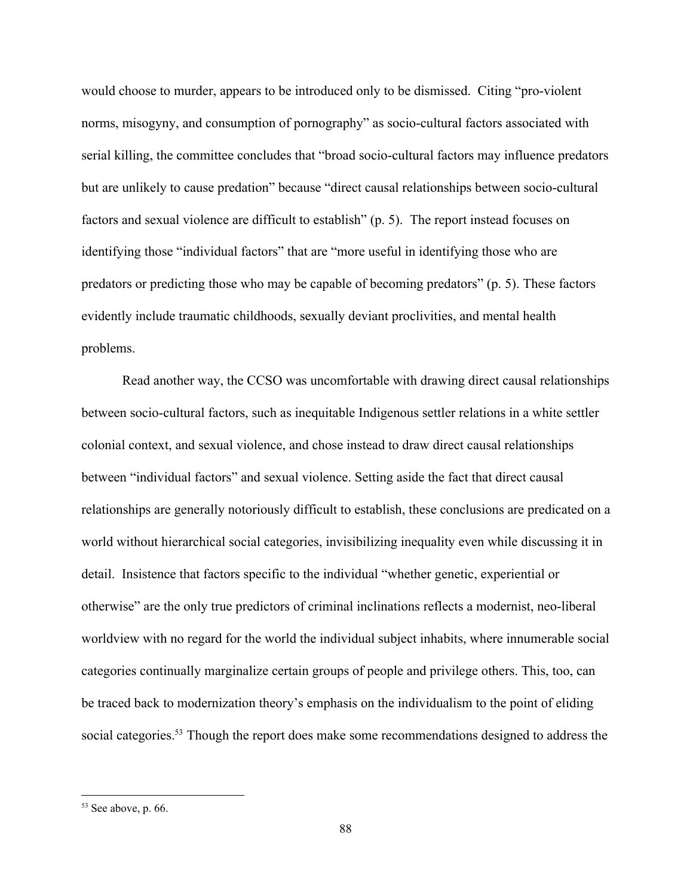would choose to murder, appears to be introduced only to be dismissed. Citing "pro-violent norms, misogyny, and consumption of pornography" as socio-cultural factors associated with serial killing, the committee concludes that "broad socio-cultural factors may influence predators but are unlikely to cause predation" because "direct causal relationships between socio-cultural factors and sexual violence are difficult to establish" (p. 5). The report instead focuses on identifying those "individual factors" that are "more useful in identifying those who are predators or predicting those who may be capable of becoming predators" (p. 5). These factors evidently include traumatic childhoods, sexually deviant proclivities, and mental health problems.

Read another way, the CCSO was uncomfortable with drawing direct causal relationships between socio-cultural factors, such as inequitable Indigenous settler relations in a white settler colonial context, and sexual violence, and chose instead to draw direct causal relationships between "individual factors" and sexual violence. Setting aside the fact that direct causal relationships are generally notoriously difficult to establish, these conclusions are predicated on a world without hierarchical social categories, invisibilizing inequality even while discussing it in detail. Insistence that factors specific to the individual "whether genetic, experiential or otherwise" are the only true predictors of criminal inclinations reflects a modernist, neo-liberal worldview with no regard for the world the individual subject inhabits, where innumerable social categories continually marginalize certain groups of people and privilege others. This, too, can be traced back to modernization theory's emphasis on the individualism to the point of eliding social categories.[53] Though the report does make some recommendations designed to address the

[53] See above, p. 66.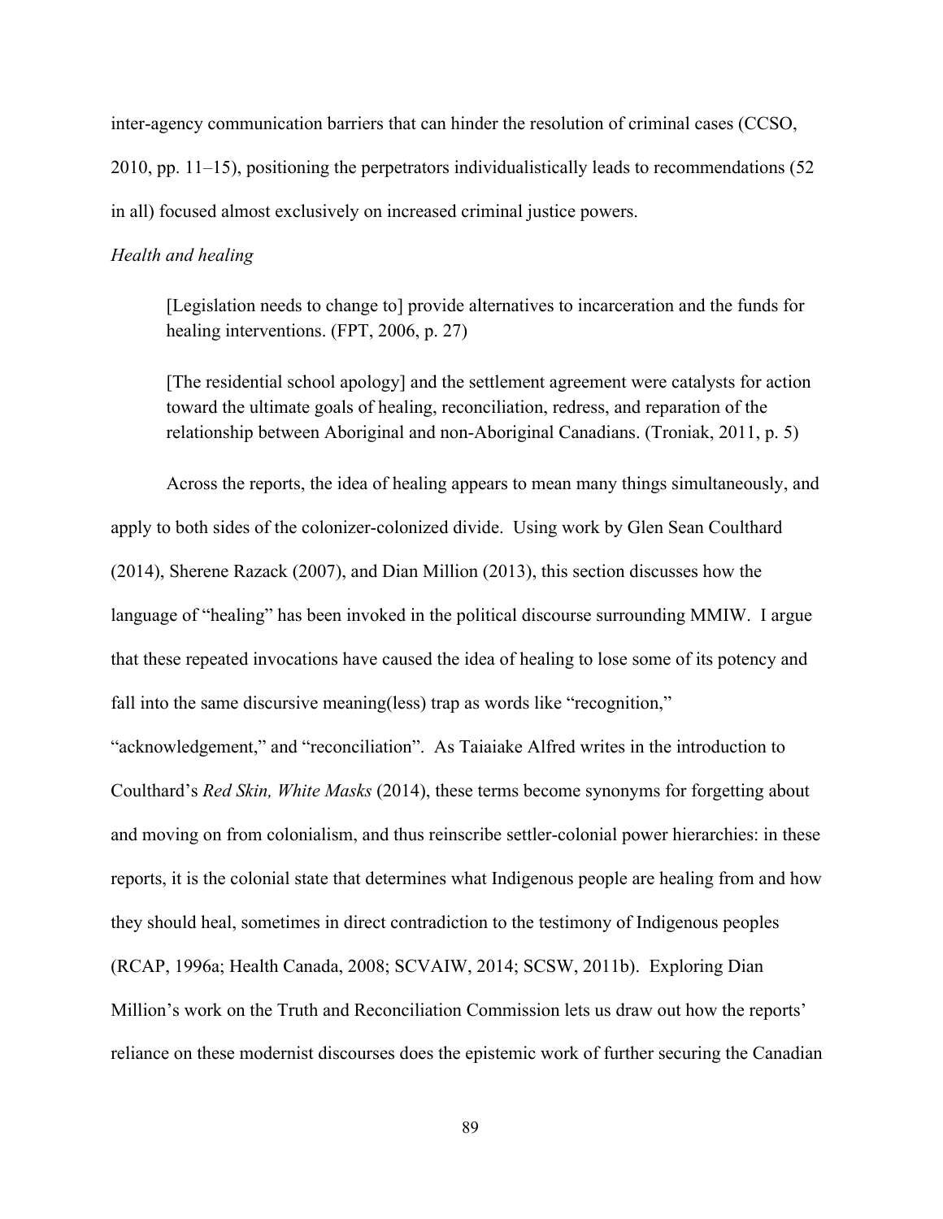inter-agency communication barriers that can hinder the resolution of criminal cases (CCSO, 2010, pp. 11–15), positioning the perpetrators individualistically leads to recommendations (52 in all) focused almost exclusively on increased criminal justice powers.

*Health and healing*

> [Legislation needs to change to] provide alternatives to incarceration and the funds for healing interventions. (FPT, 2006, p. 27)
>
> [The residential school apology] and the settlement agreement were catalysts for action toward the ultimate goals of healing, reconciliation, redress, and reparation of the relationship between Aboriginal and non-Aboriginal Canadians. (Troniak, 2011, p. 5)

Across the reports, the idea of healing appears to mean many things simultaneously, and apply to both sides of the colonizer-colonized divide. Using work by Glen Sean Coulthard (2014), Sherene Razack (2007), and Dian Million (2013), this section discusses how the language of "healing" has been invoked in the political discourse surrounding MMIW. I argue that these repeated invocations have caused the idea of healing to lose some of its potency and fall into the same discursive meaning(less) trap as words like "recognition," "acknowledgement," and "reconciliation". As Taiaiake Alfred writes in the introduction to Coulthard's *Red Skin, White Masks* (2014), these terms become synonyms for forgetting about and moving on from colonialism, and thus reinscribe settler-colonial power hierarchies: in these reports, it is the colonial state that determines what Indigenous people are healing from and how they should heal, sometimes in direct contradiction to the testimony of Indigenous peoples (RCAP, 1996a; Health Canada, 2008; SCVAIW, 2014; SCSW, 2011b). Exploring Dian Million's work on the Truth and Reconciliation Commission lets us draw out how the reports' reliance on these modernist discourses does the epistemic work of further securing the Canadian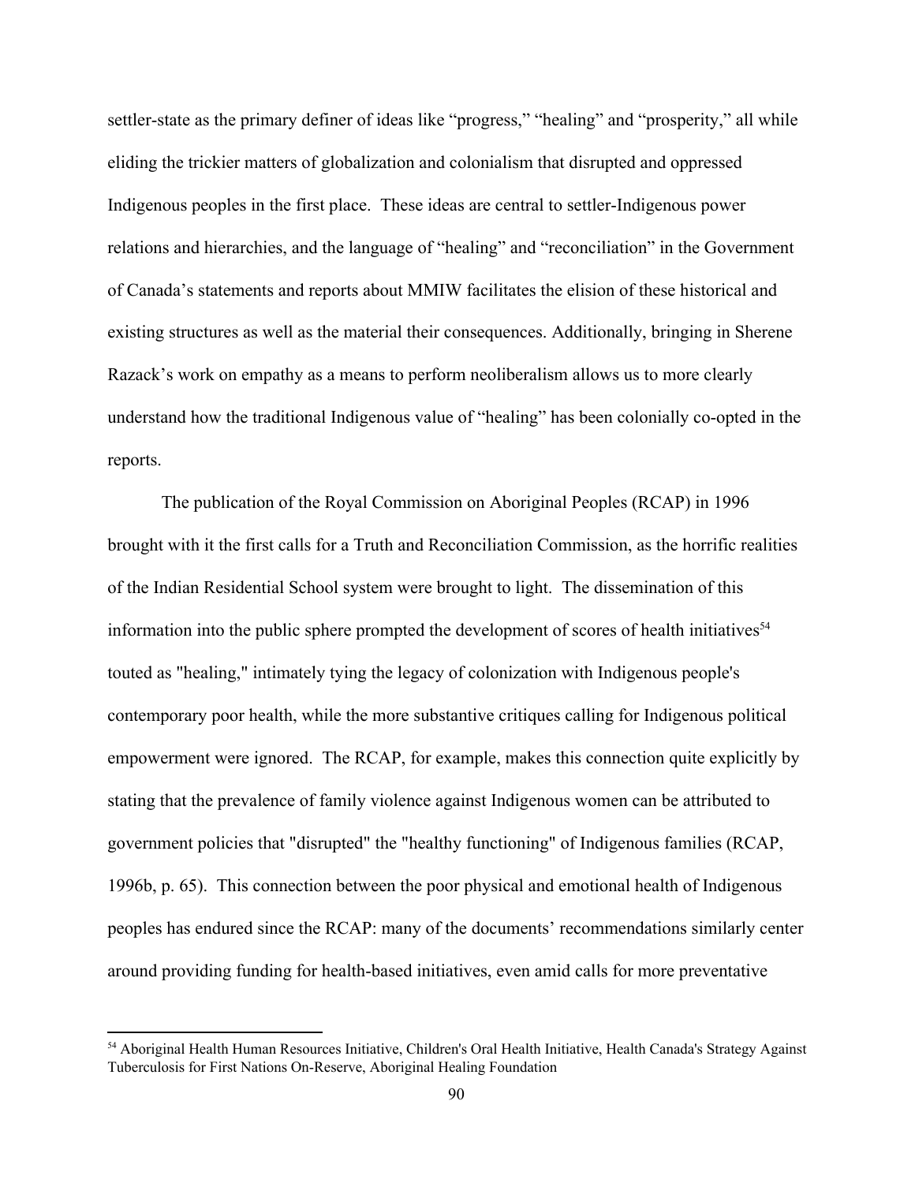settler-state as the primary definer of ideas like "progress," "healing" and "prosperity," all while eliding the trickier matters of globalization and colonialism that disrupted and oppressed Indigenous peoples in the first place. These ideas are central to settler-Indigenous power relations and hierarchies, and the language of "healing" and "reconciliation" in the Government of Canada's statements and reports about MMIW facilitates the elision of these historical and existing structures as well as the material their consequences. Additionally, bringing in Sherene Razack's work on empathy as a means to perform neoliberalism allows us to more clearly understand how the traditional Indigenous value of "healing" has been colonially co-opted in the reports.

The publication of the Royal Commission on Aboriginal Peoples (RCAP) in 1996 brought with it the first calls for a Truth and Reconciliation Commission, as the horrific realities of the Indian Residential School system were brought to light. The dissemination of this information into the public sphere prompted the development of scores of health initiatives[54] touted as "healing," intimately tying the legacy of colonization with Indigenous people's contemporary poor health, while the more substantive critiques calling for Indigenous political empowerment were ignored. The RCAP, for example, makes this connection quite explicitly by stating that the prevalence of family violence against Indigenous women can be attributed to government policies that "disrupted" the "healthy functioning" of Indigenous families (RCAP, 1996b, p. 65). This connection between the poor physical and emotional health of Indigenous peoples has endured since the RCAP: many of the documents' recommendations similarly center around providing funding for health-based initiatives, even amid calls for more preventative

---

[54] Aboriginal Health Human Resources Initiative, Children's Oral Health Initiative, Health Canada's Strategy Against Tuberculosis for First Nations On-Reserve, Aboriginal Healing Foundation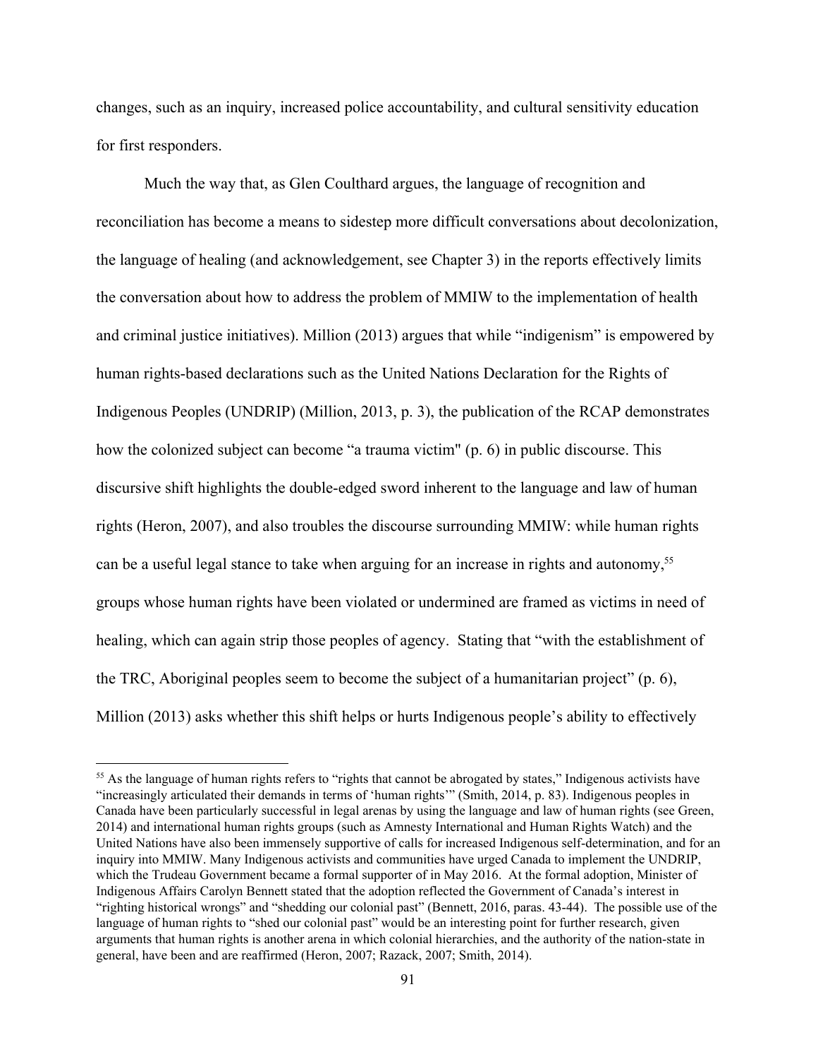changes, such as an inquiry, increased police accountability, and cultural sensitivity education for first responders.

Much the way that, as Glen Coulthard argues, the language of recognition and reconciliation has become a means to sidestep more difficult conversations about decolonization, the language of healing (and acknowledgement, see Chapter 3) in the reports effectively limits the conversation about how to address the problem of MMIW to the implementation of health and criminal justice initiatives). Million (2013) argues that while "indigenism" is empowered by human rights-based declarations such as the United Nations Declaration for the Rights of Indigenous Peoples (UNDRIP) (Million, 2013, p. 3), the publication of the RCAP demonstrates how the colonized subject can become "a trauma victim" (p. 6) in public discourse. This discursive shift highlights the double-edged sword inherent to the language and law of human rights (Heron, 2007), and also troubles the discourse surrounding MMIW: while human rights can be a useful legal stance to take when arguing for an increase in rights and autonomy,[55] groups whose human rights have been violated or undermined are framed as victims in need of healing, which can again strip those peoples of agency. Stating that "with the establishment of the TRC, Aboriginal peoples seem to become the subject of a humanitarian project" (p. 6), Million (2013) asks whether this shift helps or hurts Indigenous people's ability to effectively

---

[55] As the language of human rights refers to "rights that cannot be abrogated by states," Indigenous activists have "increasingly articulated their demands in terms of 'human rights'" (Smith, 2014, p. 83). Indigenous peoples in Canada have been particularly successful in legal arenas by using the language and law of human rights (see Green, 2014) and international human rights groups (such as Amnesty International and Human Rights Watch) and the United Nations have also been immensely supportive of calls for increased Indigenous self-determination, and for an inquiry into MMIW. Many Indigenous activists and communities have urged Canada to implement the UNDRIP, which the Trudeau Government became a formal supporter of in May 2016. At the formal adoption, Minister of Indigenous Affairs Carolyn Bennett stated that the adoption reflected the Government of Canada's interest in "righting historical wrongs" and "shedding our colonial past" (Bennett, 2016, paras. 43-44). The possible use of the language of human rights to "shed our colonial past" would be an interesting point for further research, given arguments that human rights is another arena in which colonial hierarchies, and the authority of the nation-state in general, have been and are reaffirmed (Heron, 2007; Razack, 2007; Smith, 2014).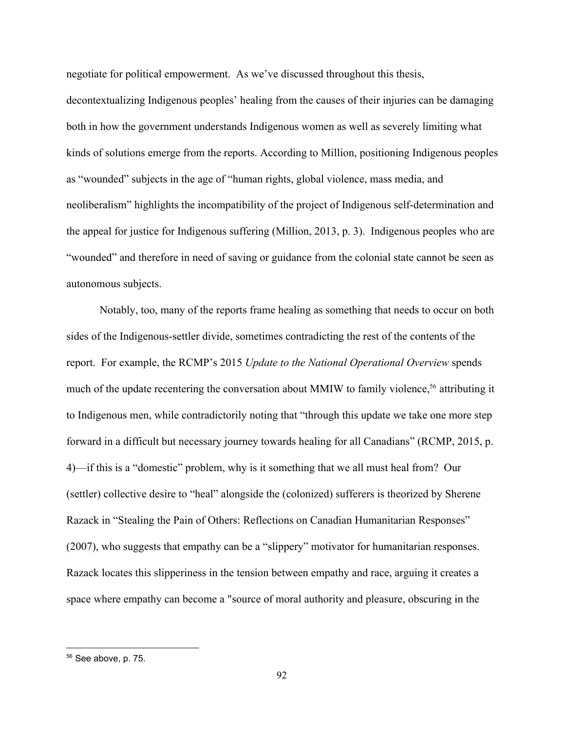negotiate for political empowerment. As we've discussed throughout this thesis, decontextualizing Indigenous peoples' healing from the causes of their injuries can be damaging both in how the government understands Indigenous women as well as severely limiting what kinds of solutions emerge from the reports. According to Million, positioning Indigenous peoples as "wounded" subjects in the age of "human rights, global violence, mass media, and neoliberalism" highlights the incompatibility of the project of Indigenous self-determination and the appeal for justice for Indigenous suffering (Million, 2013, p. 3). Indigenous peoples who are "wounded" and therefore in need of saving or guidance from the colonial state cannot be seen as autonomous subjects.

Notably, too, many of the reports frame healing as something that needs to occur on both sides of the Indigenous-settler divide, sometimes contradicting the rest of the contents of the report. For example, the RCMP's 2015 *Update to the National Operational Overview* spends much of the update recentering the conversation about MMIW to family violence,[56] attributing it to Indigenous men, while contradictorily noting that "through this update we take one more step forward in a difficult but necessary journey towards healing for all Canadians" (RCMP, 2015, p. 4)—if this is a "domestic" problem, why is it something that we all must heal from? Our (settler) collective desire to "heal" alongside the (colonized) sufferers is theorized by Sherene Razack in "Stealing the Pain of Others: Reflections on Canadian Humanitarian Responses" (2007), who suggests that empathy can be a "slippery" motivator for humanitarian responses. Razack locates this slipperiness in the tension between empathy and race, arguing it creates a space where empathy can become a "source of moral authority and pleasure, obscuring in the

---

[56] See above, p. 75.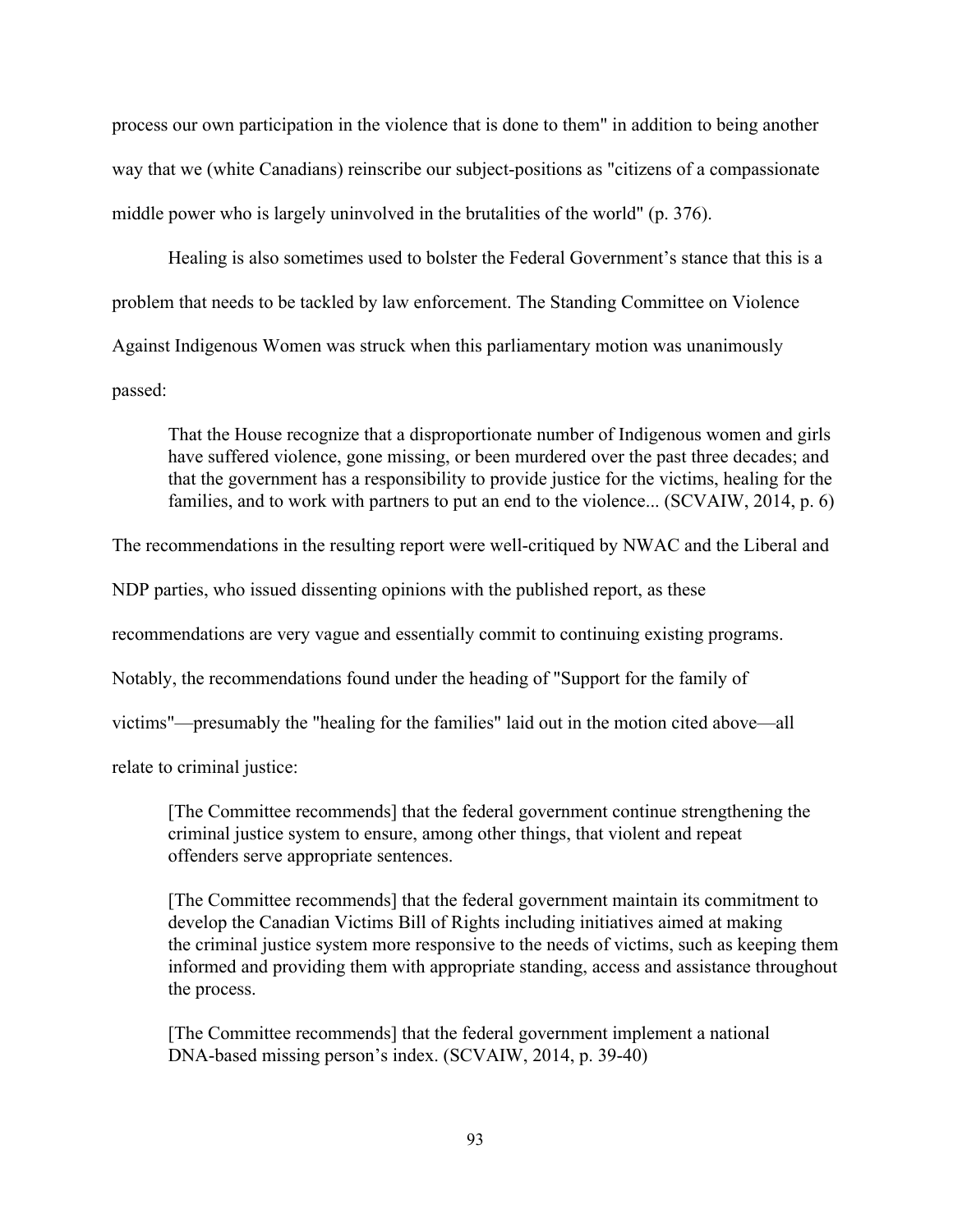process our own participation in the violence that is done to them" in addition to being another way that we (white Canadians) reinscribe our subject-positions as "citizens of a compassionate middle power who is largely uninvolved in the brutalities of the world" (p. 376).

Healing is also sometimes used to bolster the Federal Government's stance that this is a problem that needs to be tackled by law enforcement. The Standing Committee on Violence Against Indigenous Women was struck when this parliamentary motion was unanimously passed:

> That the House recognize that a disproportionate number of Indigenous women and girls have suffered violence, gone missing, or been murdered over the past three decades; and that the government has a responsibility to provide justice for the victims, healing for the families, and to work with partners to put an end to the violence... (SCVAIW, 2014, p. 6)

The recommendations in the resulting report were well-critiqued by NWAC and the Liberal and NDP parties, who issued dissenting opinions with the published report, as these recommendations are very vague and essentially commit to continuing existing programs. Notably, the recommendations found under the heading of "Support for the family of victims"—presumably the "healing for the families" laid out in the motion cited above—all relate to criminal justice:

> [The Committee recommends] that the federal government continue strengthening the criminal justice system to ensure, among other things, that violent and repeat offenders serve appropriate sentences.
>
> [The Committee recommends] that the federal government maintain its commitment to develop the Canadian Victims Bill of Rights including initiatives aimed at making the criminal justice system more responsive to the needs of victims, such as keeping them informed and providing them with appropriate standing, access and assistance throughout the process.
>
> [The Committee recommends] that the federal government implement a national DNA-based missing person's index. (SCVAIW, 2014, p. 39-40)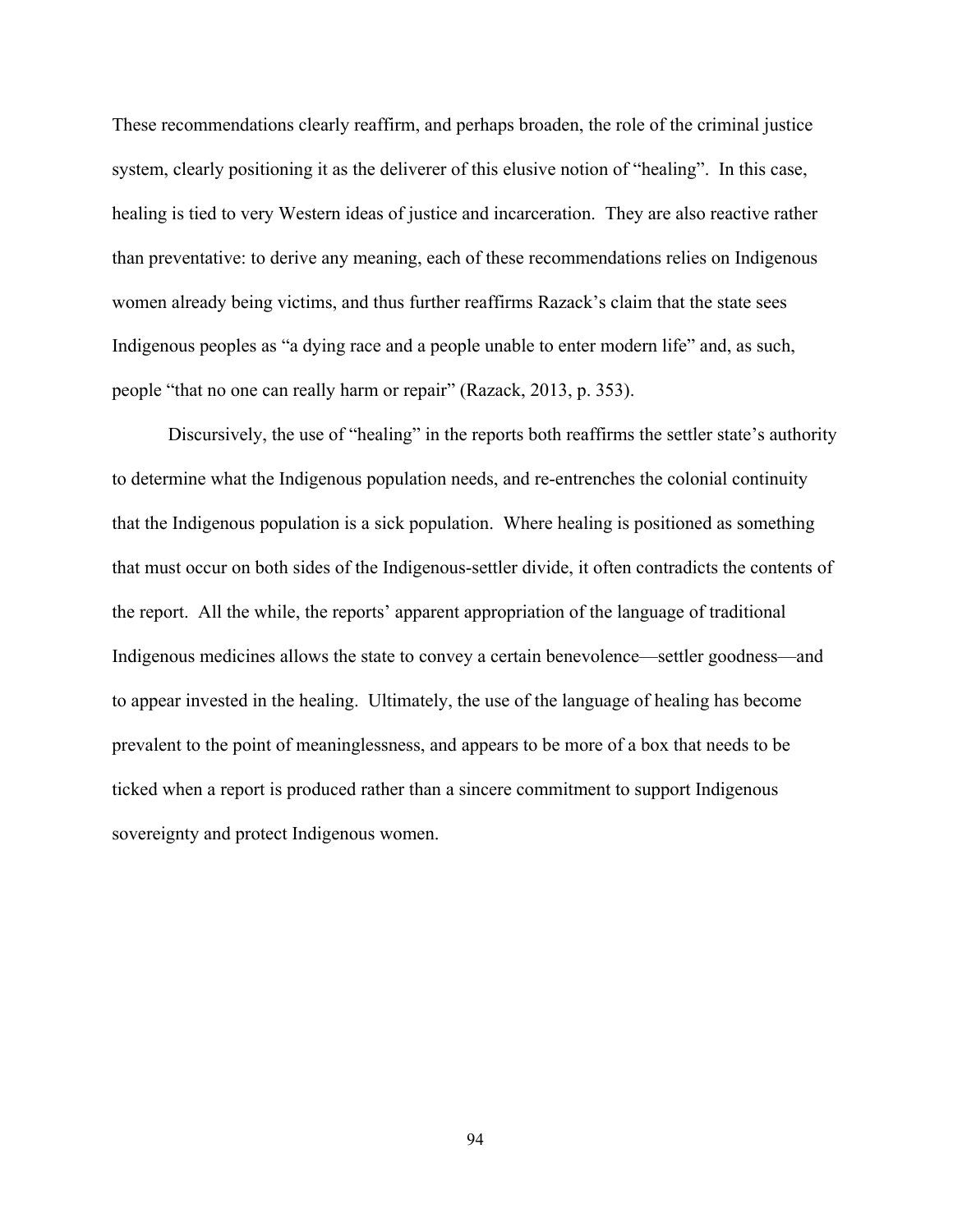These recommendations clearly reaffirm, and perhaps broaden, the role of the criminal justice system, clearly positioning it as the deliverer of this elusive notion of "healing". In this case, healing is tied to very Western ideas of justice and incarceration. They are also reactive rather than preventative: to derive any meaning, each of these recommendations relies on Indigenous women already being victims, and thus further reaffirms Razack's claim that the state sees Indigenous peoples as "a dying race and a people unable to enter modern life" and, as such, people "that no one can really harm or repair" (Razack, 2013, p. 353).

Discursively, the use of "healing" in the reports both reaffirms the settler state's authority to determine what the Indigenous population needs, and re-entrenches the colonial continuity that the Indigenous population is a sick population. Where healing is positioned as something that must occur on both sides of the Indigenous-settler divide, it often contradicts the contents of the report. All the while, the reports' apparent appropriation of the language of traditional Indigenous medicines allows the state to convey a certain benevolence—settler goodness—and to appear invested in the healing. Ultimately, the use of the language of healing has become prevalent to the point of meaninglessness, and appears to be more of a box that needs to be ticked when a report is produced rather than a sincere commitment to support Indigenous sovereignty and protect Indigenous women.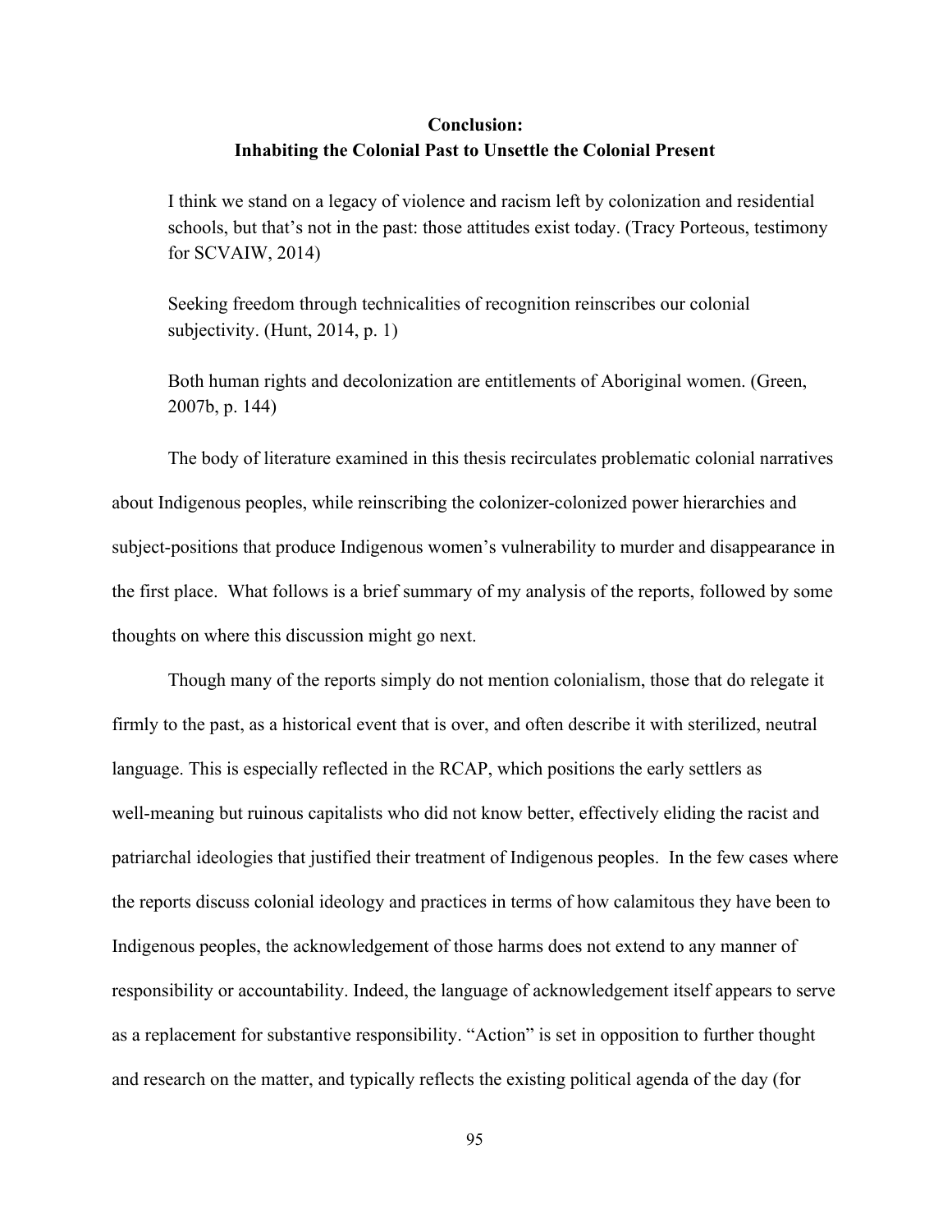## Conclusion:
## Inhabiting the Colonial Past to Unsettle the Colonial Present

> I think we stand on a legacy of violence and racism left by colonization and residential schools, but that's not in the past: those attitudes exist today. (Tracy Porteous, testimony for SCVAIW, 2014)

> Seeking freedom through technicalities of recognition reinscribes our colonial subjectivity. (Hunt, 2014, p. 1)

> Both human rights and decolonization are entitlements of Aboriginal women. (Green, 2007b, p. 144)

The body of literature examined in this thesis recirculates problematic colonial narratives about Indigenous peoples, while reinscribing the colonizer-colonized power hierarchies and subject-positions that produce Indigenous women's vulnerability to murder and disappearance in the first place. What follows is a brief summary of my analysis of the reports, followed by some thoughts on where this discussion might go next.

Though many of the reports simply do not mention colonialism, those that do relegate it firmly to the past, as a historical event that is over, and often describe it with sterilized, neutral language. This is especially reflected in the RCAP, which positions the early settlers as well-meaning but ruinous capitalists who did not know better, effectively eliding the racist and patriarchal ideologies that justified their treatment of Indigenous peoples. In the few cases where the reports discuss colonial ideology and practices in terms of how calamitous they have been to Indigenous peoples, the acknowledgement of those harms does not extend to any manner of responsibility or accountability. Indeed, the language of acknowledgement itself appears to serve as a replacement for substantive responsibility. "Action" is set in opposition to further thought and research on the matter, and typically reflects the existing political agenda of the day (for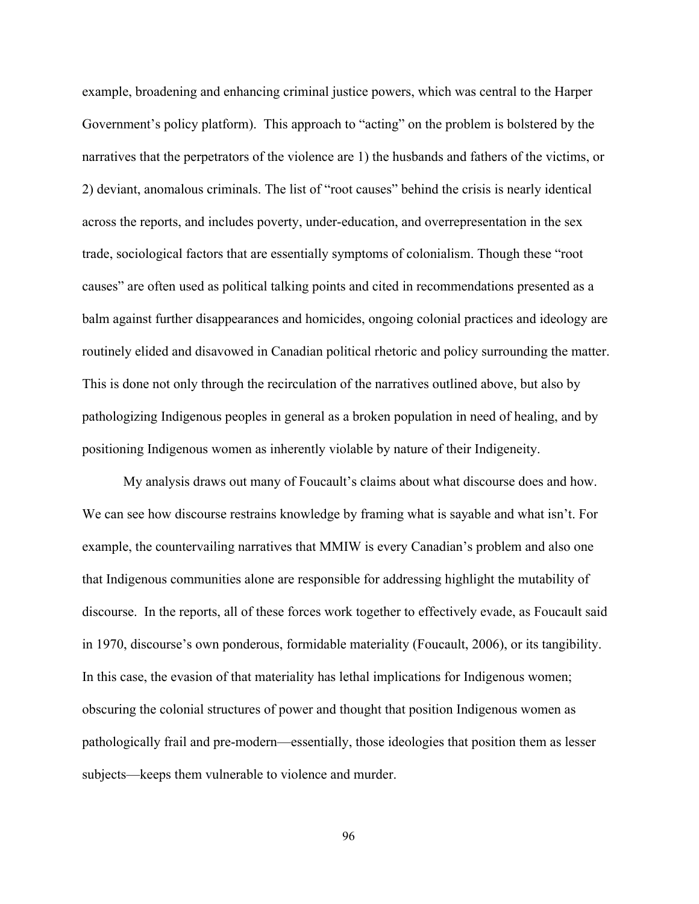example, broadening and enhancing criminal justice powers, which was central to the Harper Government's policy platform). This approach to "acting" on the problem is bolstered by the narratives that the perpetrators of the violence are 1) the husbands and fathers of the victims, or 2) deviant, anomalous criminals. The list of "root causes" behind the crisis is nearly identical across the reports, and includes poverty, under-education, and overrepresentation in the sex trade, sociological factors that are essentially symptoms of colonialism. Though these "root causes" are often used as political talking points and cited in recommendations presented as a balm against further disappearances and homicides, ongoing colonial practices and ideology are routinely elided and disavowed in Canadian political rhetoric and policy surrounding the matter. This is done not only through the recirculation of the narratives outlined above, but also by pathologizing Indigenous peoples in general as a broken population in need of healing, and by positioning Indigenous women as inherently violable by nature of their Indigeneity.

My analysis draws out many of Foucault's claims about what discourse does and how. We can see how discourse restrains knowledge by framing what is sayable and what isn't. For example, the countervailing narratives that MMIW is every Canadian's problem and also one that Indigenous communities alone are responsible for addressing highlight the mutability of discourse. In the reports, all of these forces work together to effectively evade, as Foucault said in 1970, discourse's own ponderous, formidable materiality (Foucault, 2006), or its tangibility. In this case, the evasion of that materiality has lethal implications for Indigenous women; obscuring the colonial structures of power and thought that position Indigenous women as pathologically frail and pre-modern—essentially, those ideologies that position them as lesser subjects—keeps them vulnerable to violence and murder.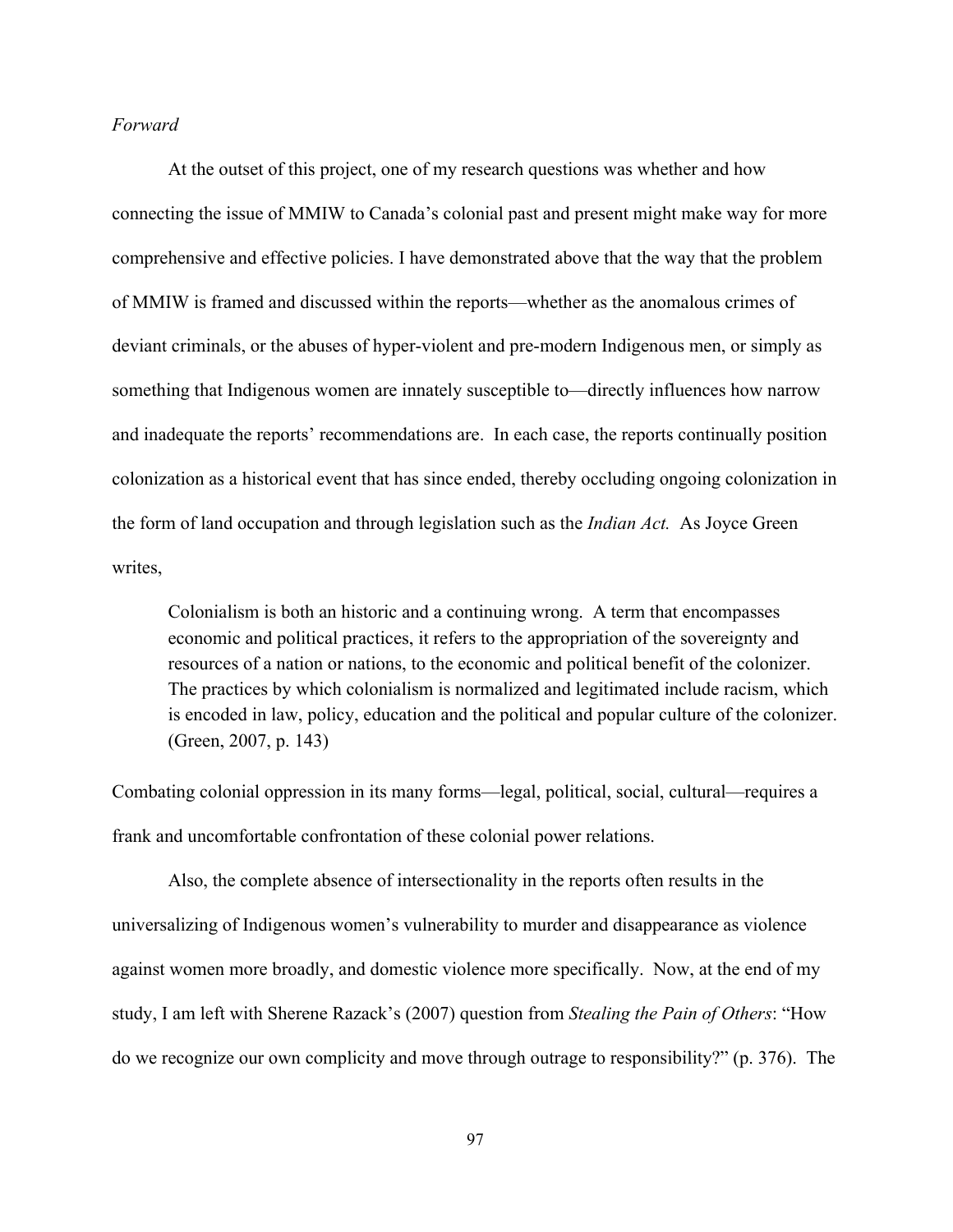*Forward*

At the outset of this project, one of my research questions was whether and how connecting the issue of MMIW to Canada's colonial past and present might make way for more comprehensive and effective policies. I have demonstrated above that the way that the problem of MMIW is framed and discussed within the reports—whether as the anomalous crimes of deviant criminals, or the abuses of hyper-violent and pre-modern Indigenous men, or simply as something that Indigenous women are innately susceptible to—directly influences how narrow and inadequate the reports' recommendations are. In each case, the reports continually position colonization as a historical event that has since ended, thereby occluding ongoing colonization in the form of land occupation and through legislation such as the *Indian Act.* As Joyce Green writes,

> Colonialism is both an historic and a continuing wrong. A term that encompasses economic and political practices, it refers to the appropriation of the sovereignty and resources of a nation or nations, to the economic and political benefit of the colonizer. The practices by which colonialism is normalized and legitimated include racism, which is encoded in law, policy, education and the political and popular culture of the colonizer. (Green, 2007, p. 143)

Combating colonial oppression in its many forms—legal, political, social, cultural—requires a frank and uncomfortable confrontation of these colonial power relations.

Also, the complete absence of intersectionality in the reports often results in the universalizing of Indigenous women's vulnerability to murder and disappearance as violence against women more broadly, and domestic violence more specifically. Now, at the end of my study, I am left with Sherene Razack's (2007) question from *Stealing the Pain of Others*: "How do we recognize our own complicity and move through outrage to responsibility?" (p. 376). The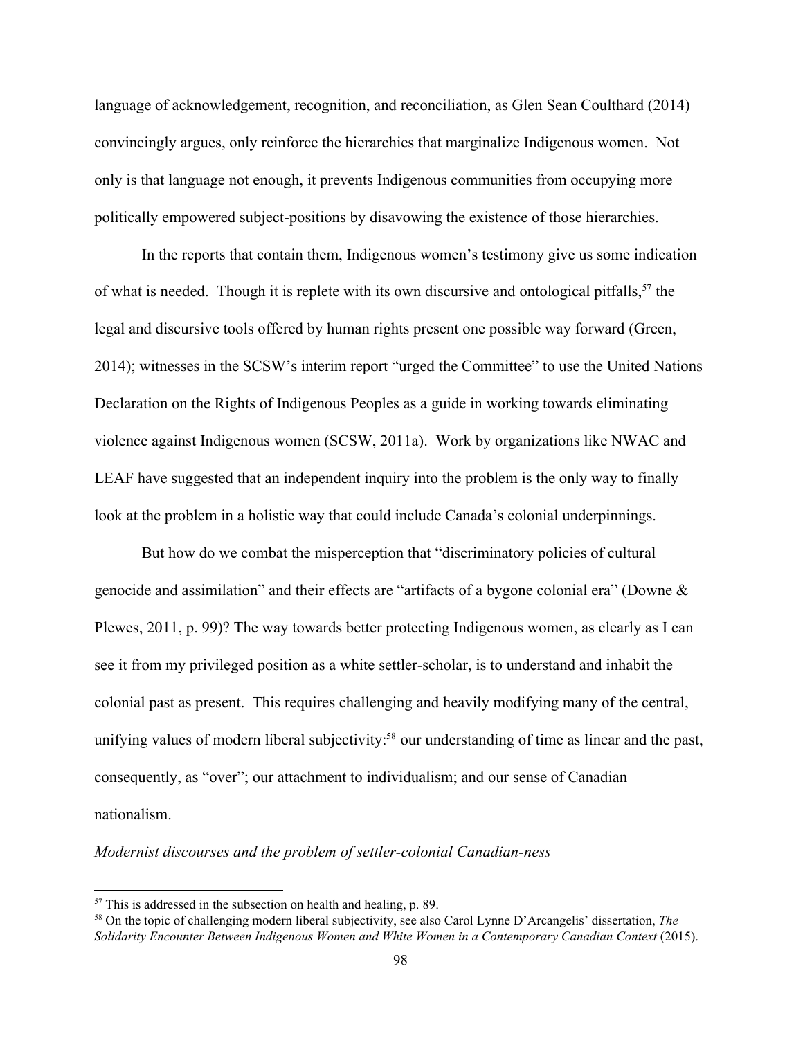language of acknowledgement, recognition, and reconciliation, as Glen Sean Coulthard (2014) convincingly argues, only reinforce the hierarchies that marginalize Indigenous women. Not only is that language not enough, it prevents Indigenous communities from occupying more politically empowered subject-positions by disavowing the existence of those hierarchies.

In the reports that contain them, Indigenous women's testimony give us some indication of what is needed. Though it is replete with its own discursive and ontological pitfalls,[57] the legal and discursive tools offered by human rights present one possible way forward (Green, 2014); witnesses in the SCSW's interim report "urged the Committee" to use the United Nations Declaration on the Rights of Indigenous Peoples as a guide in working towards eliminating violence against Indigenous women (SCSW, 2011a). Work by organizations like NWAC and LEAF have suggested that an independent inquiry into the problem is the only way to finally look at the problem in a holistic way that could include Canada's colonial underpinnings.

But how do we combat the misperception that "discriminatory policies of cultural genocide and assimilation" and their effects are "artifacts of a bygone colonial era" (Downe & Plewes, 2011, p. 99)? The way towards better protecting Indigenous women, as clearly as I can see it from my privileged position as a white settler-scholar, is to understand and inhabit the colonial past as present. This requires challenging and heavily modifying many of the central, unifying values of modern liberal subjectivity:[58] our understanding of time as linear and the past, consequently, as "over"; our attachment to individualism; and our sense of Canadian nationalism.

*Modernist discourses and the problem of settler-colonial Canadian-ness*

---

[57] This is addressed in the subsection on health and healing, p. 89.

[58] On the topic of challenging modern liberal subjectivity, see also Carol Lynne D'Arcangelis' dissertation, *The Solidarity Encounter Between Indigenous Women and White Women in a Contemporary Canadian Context* (2015).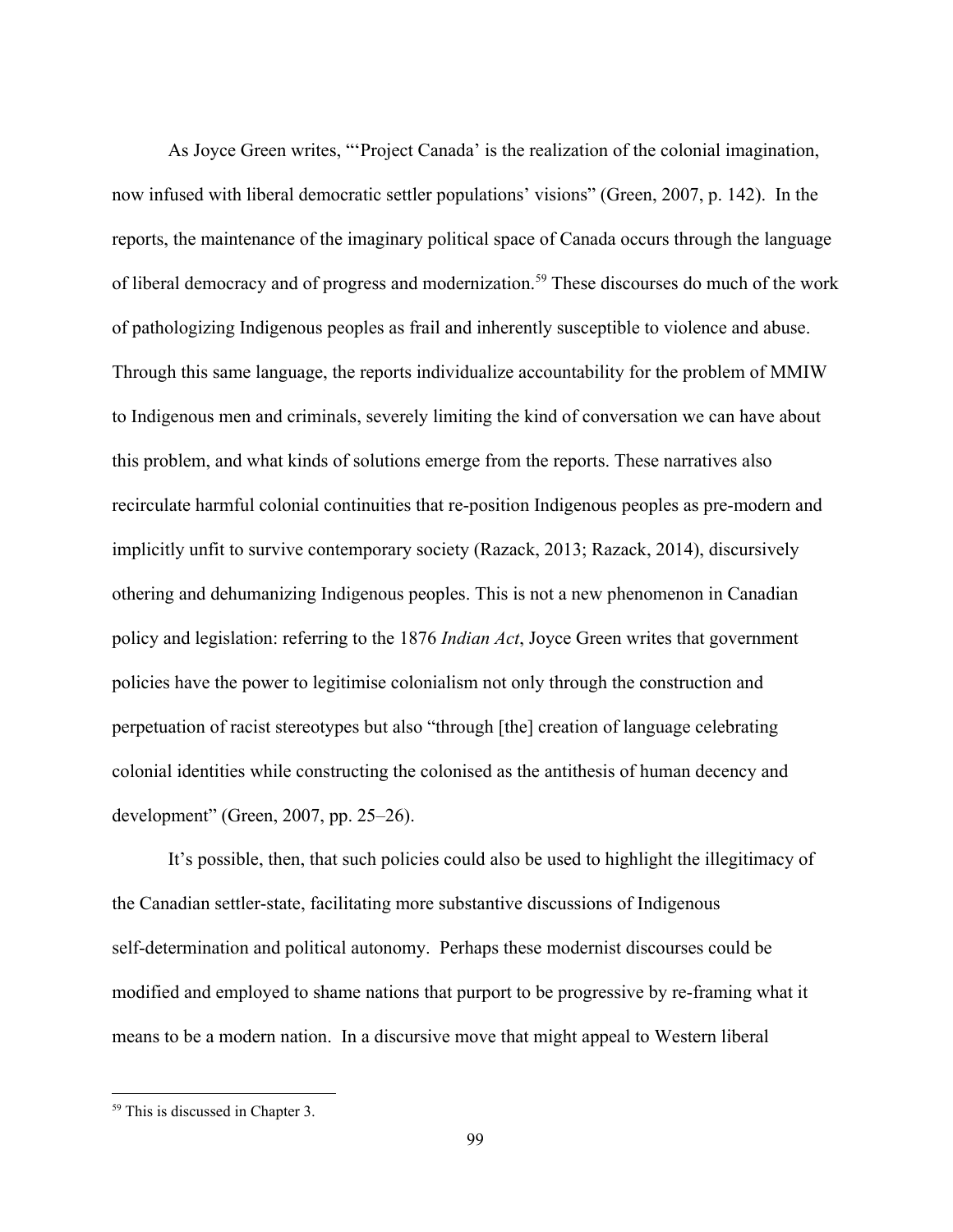As Joyce Green writes, "'Project Canada' is the realization of the colonial imagination, now infused with liberal democratic settler populations' visions" (Green, 2007, p. 142). In the reports, the maintenance of the imaginary political space of Canada occurs through the language of liberal democracy and of progress and modernization.[59] These discourses do much of the work of pathologizing Indigenous peoples as frail and inherently susceptible to violence and abuse. Through this same language, the reports individualize accountability for the problem of MMIW to Indigenous men and criminals, severely limiting the kind of conversation we can have about this problem, and what kinds of solutions emerge from the reports. These narratives also recirculate harmful colonial continuities that re-position Indigenous peoples as pre-modern and implicitly unfit to survive contemporary society (Razack, 2013; Razack, 2014), discursively othering and dehumanizing Indigenous peoples. This is not a new phenomenon in Canadian policy and legislation: referring to the 1876 *Indian Act*, Joyce Green writes that government policies have the power to legitimise colonialism not only through the construction and perpetuation of racist stereotypes but also "through [the] creation of language celebrating colonial identities while constructing the colonised as the antithesis of human decency and development" (Green, 2007, pp. 25–26).

It's possible, then, that such policies could also be used to highlight the illegitimacy of the Canadian settler-state, facilitating more substantive discussions of Indigenous self-determination and political autonomy. Perhaps these modernist discourses could be modified and employed to shame nations that purport to be progressive by re-framing what it means to be a modern nation. In a discursive move that might appeal to Western liberal

[59] This is discussed in Chapter 3.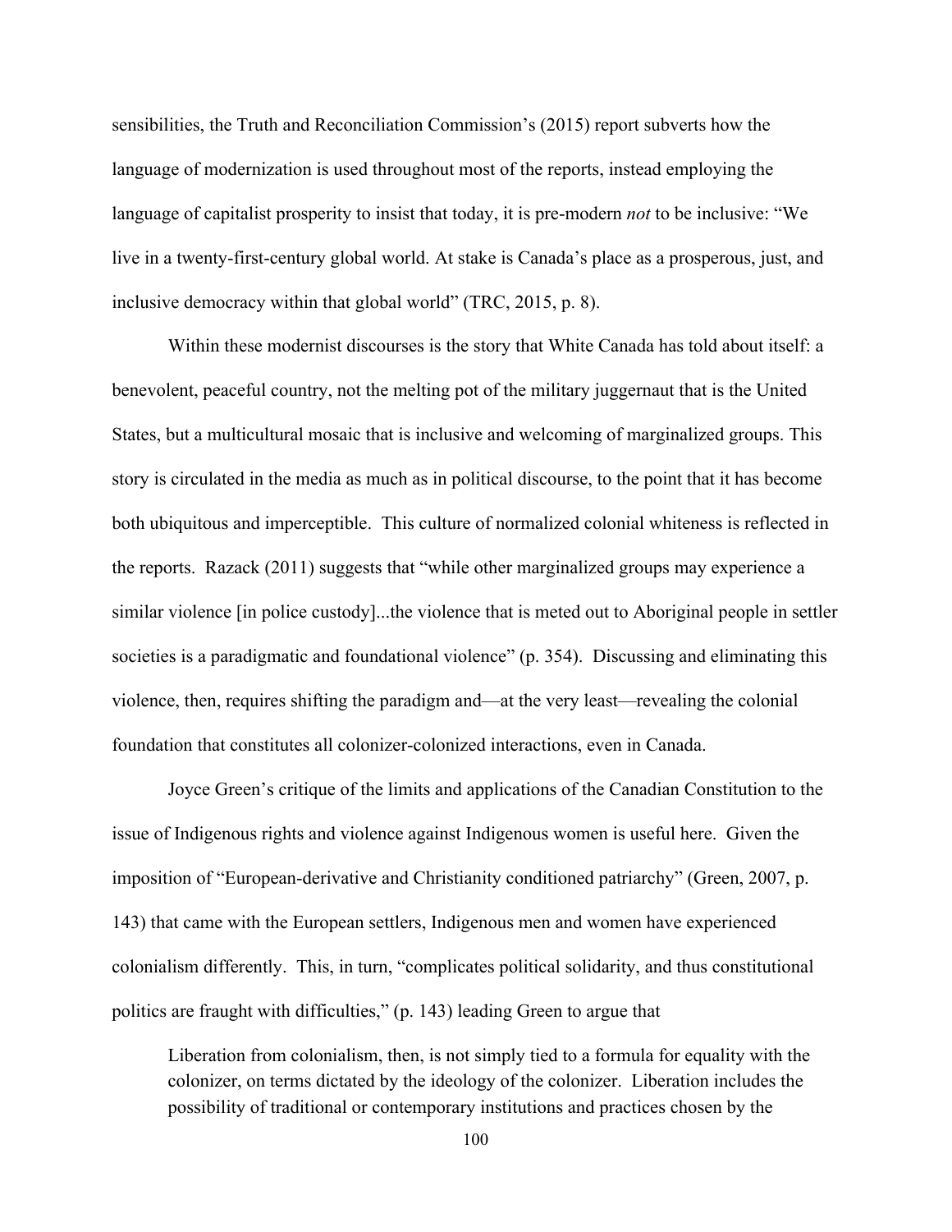sensibilities, the Truth and Reconciliation Commission's (2015) report subverts how the language of modernization is used throughout most of the reports, instead employing the language of capitalist prosperity to insist that today, it is pre-modern *not* to be inclusive: "We live in a twenty-first-century global world. At stake is Canada's place as a prosperous, just, and inclusive democracy within that global world" (TRC, 2015, p. 8).

Within these modernist discourses is the story that White Canada has told about itself: a benevolent, peaceful country, not the melting pot of the military juggernaut that is the United States, but a multicultural mosaic that is inclusive and welcoming of marginalized groups. This story is circulated in the media as much as in political discourse, to the point that it has become both ubiquitous and imperceptible. This culture of normalized colonial whiteness is reflected in the reports. Razack (2011) suggests that "while other marginalized groups may experience a similar violence [in police custody]...the violence that is meted out to Aboriginal people in settler societies is a paradigmatic and foundational violence" (p. 354). Discussing and eliminating this violence, then, requires shifting the paradigm and—at the very least—revealing the colonial foundation that constitutes all colonizer-colonized interactions, even in Canada.

Joyce Green's critique of the limits and applications of the Canadian Constitution to the issue of Indigenous rights and violence against Indigenous women is useful here. Given the imposition of "European-derivative and Christianity conditioned patriarchy" (Green, 2007, p. 143) that came with the European settlers, Indigenous men and women have experienced colonialism differently. This, in turn, "complicates political solidarity, and thus constitutional politics are fraught with difficulties," (p. 143) leading Green to argue that

> Liberation from colonialism, then, is not simply tied to a formula for equality with the colonizer, on terms dictated by the ideology of the colonizer. Liberation includes the possibility of traditional or contemporary institutions and practices chosen by the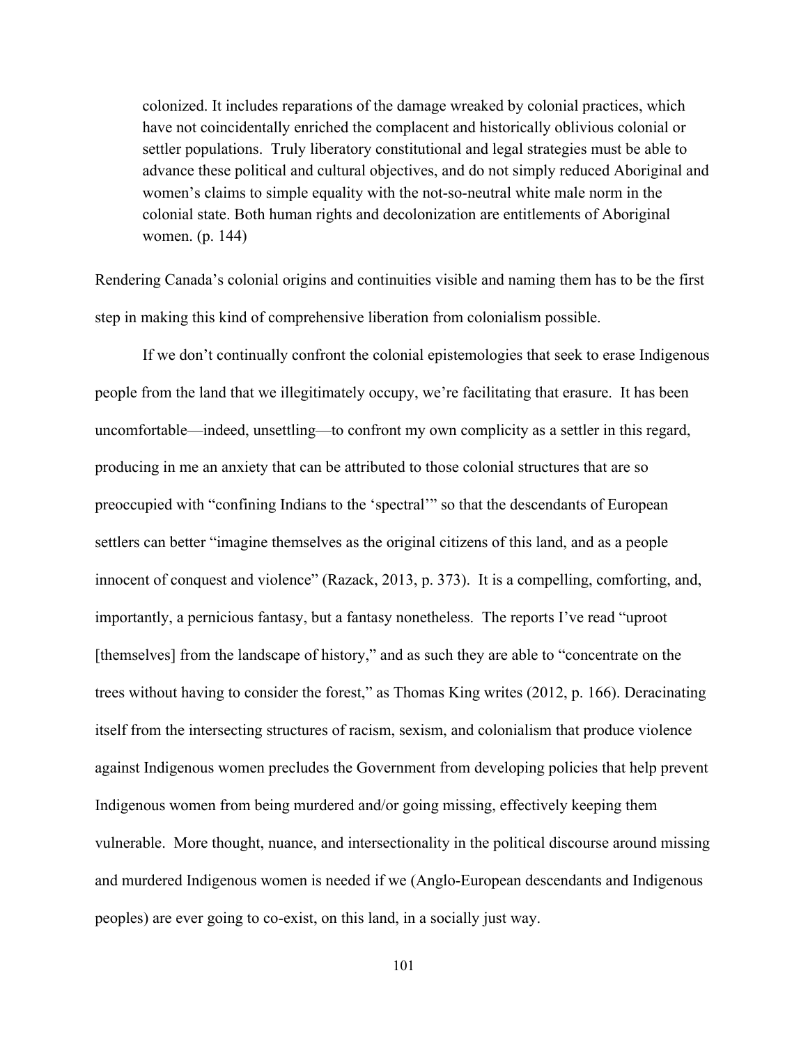> colonized. It includes reparations of the damage wreaked by colonial practices, which have not coincidentally enriched the complacent and historically oblivious colonial or settler populations. Truly liberatory constitutional and legal strategies must be able to advance these political and cultural objectives, and do not simply reduced Aboriginal and women's claims to simple equality with the not-so-neutral white male norm in the colonial state. Both human rights and decolonization are entitlements of Aboriginal women. (p. 144)

Rendering Canada's colonial origins and continuities visible and naming them has to be the first step in making this kind of comprehensive liberation from colonialism possible.

If we don't continually confront the colonial epistemologies that seek to erase Indigenous people from the land that we illegitimately occupy, we're facilitating that erasure. It has been uncomfortable—indeed, unsettling—to confront my own complicity as a settler in this regard, producing in me an anxiety that can be attributed to those colonial structures that are so preoccupied with "confining Indians to the 'spectral'" so that the descendants of European settlers can better "imagine themselves as the original citizens of this land, and as a people innocent of conquest and violence" (Razack, 2013, p. 373). It is a compelling, comforting, and, importantly, a pernicious fantasy, but a fantasy nonetheless. The reports I've read "uproot [themselves] from the landscape of history," and as such they are able to "concentrate on the trees without having to consider the forest," as Thomas King writes (2012, p. 166). Deracinating itself from the intersecting structures of racism, sexism, and colonialism that produce violence against Indigenous women precludes the Government from developing policies that help prevent Indigenous women from being murdered and/or going missing, effectively keeping them vulnerable. More thought, nuance, and intersectionality in the political discourse around missing and murdered Indigenous women is needed if we (Anglo-European descendants and Indigenous peoples) are ever going to co-exist, on this land, in a socially just way.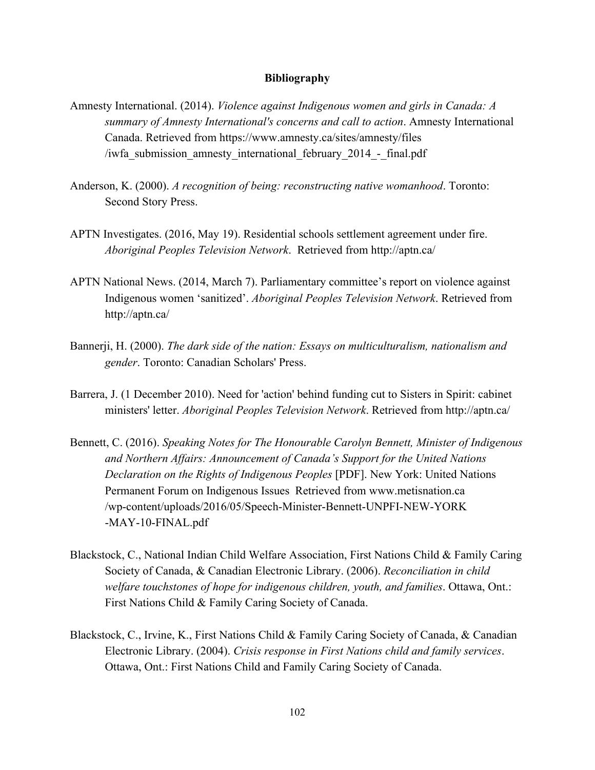**Bibliography**

Amnesty International. (2014). *Violence against Indigenous women and girls in Canada: A summary of Amnesty International's concerns and call to action*. Amnesty International Canada. Retrieved from https://www.amnesty.ca/sites/amnesty/files /iwfa_submission_amnesty_international_february_2014_-_final.pdf

Anderson, K. (2000). *A recognition of being: reconstructing native womanhood*. Toronto: Second Story Press.

APTN Investigates. (2016, May 19). Residential schools settlement agreement under fire. *Aboriginal Peoples Television Network*. Retrieved from http://aptn.ca/

APTN National News. (2014, March 7). Parliamentary committee's report on violence against Indigenous women 'sanitized'. *Aboriginal Peoples Television Network*. Retrieved from http://aptn.ca/

Bannerji, H. (2000). *The dark side of the nation: Essays on multiculturalism, nationalism and gender*. Toronto: Canadian Scholars' Press.

Barrera, J. (1 December 2010). Need for 'action' behind funding cut to Sisters in Spirit: cabinet ministers' letter. *Aboriginal Peoples Television Network*. Retrieved from http://aptn.ca/

Bennett, C. (2016). *Speaking Notes for The Honourable Carolyn Bennett, Minister of Indigenous and Northern Affairs: Announcement of Canada's Support for the United Nations Declaration on the Rights of Indigenous Peoples* [PDF]. New York: United Nations Permanent Forum on Indigenous Issues Retrieved from www.metisnation.ca /wp-content/uploads/2016/05/Speech-Minister-Bennett-UNPFI-NEW-YORK -MAY-10-FINAL.pdf

Blackstock, C., National Indian Child Welfare Association, First Nations Child & Family Caring Society of Canada, & Canadian Electronic Library. (2006). *Reconciliation in child welfare touchstones of hope for indigenous children, youth, and families*. Ottawa, Ont.: First Nations Child & Family Caring Society of Canada.

Blackstock, C., Irvine, K., First Nations Child & Family Caring Society of Canada, & Canadian Electronic Library. (2004). *Crisis response in First Nations child and family services*. Ottawa, Ont.: First Nations Child and Family Caring Society of Canada.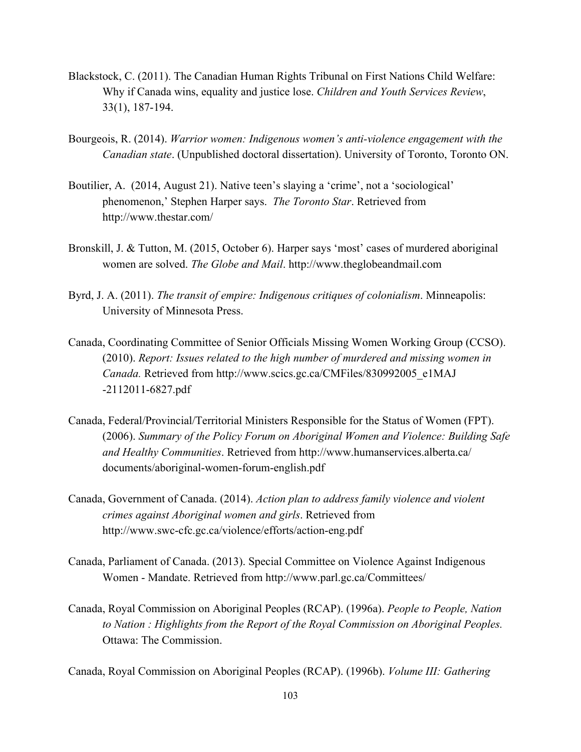Blackstock, C. (2011). The Canadian Human Rights Tribunal on First Nations Child Welfare: Why if Canada wins, equality and justice lose. *Children and Youth Services Review*, 33(1), 187-194.

Bourgeois, R. (2014). *Warrior women: Indigenous women's anti-violence engagement with the Canadian state*. (Unpublished doctoral dissertation). University of Toronto, Toronto ON.

Boutilier, A. (2014, August 21). Native teen's slaying a 'crime', not a 'sociological' phenomenon,' Stephen Harper says. *The Toronto Star*. Retrieved from http://www.thestar.com/

Bronskill, J. & Tutton, M. (2015, October 6). Harper says 'most' cases of murdered aboriginal women are solved. *The Globe and Mail*. http://www.theglobeandmail.com

Byrd, J. A. (2011). *The transit of empire: Indigenous critiques of colonialism*. Minneapolis: University of Minnesota Press.

Canada, Coordinating Committee of Senior Officials Missing Women Working Group (CCSO). (2010). *Report: Issues related to the high number of murdered and missing women in Canada.* Retrieved from http://www.scics.gc.ca/CMFiles/830992005_e1MAJ -2112011-6827.pdf

Canada, Federal/Provincial/Territorial Ministers Responsible for the Status of Women (FPT). (2006). *Summary of the Policy Forum on Aboriginal Women and Violence: Building Safe and Healthy Communities*. Retrieved from http://www.humanservices.alberta.ca/ documents/aboriginal-women-forum-english.pdf

Canada, Government of Canada. (2014). *Action plan to address family violence and violent crimes against Aboriginal women and girls*. Retrieved from http://www.swc-cfc.gc.ca/violence/efforts/action-eng.pdf

Canada, Parliament of Canada. (2013). Special Committee on Violence Against Indigenous Women - Mandate. Retrieved from http://www.parl.gc.ca/Committees/

Canada, Royal Commission on Aboriginal Peoples (RCAP). (1996a). *People to People, Nation to Nation : Highlights from the Report of the Royal Commission on Aboriginal Peoples.* Ottawa: The Commission.

Canada, Royal Commission on Aboriginal Peoples (RCAP). (1996b). *Volume III: Gathering*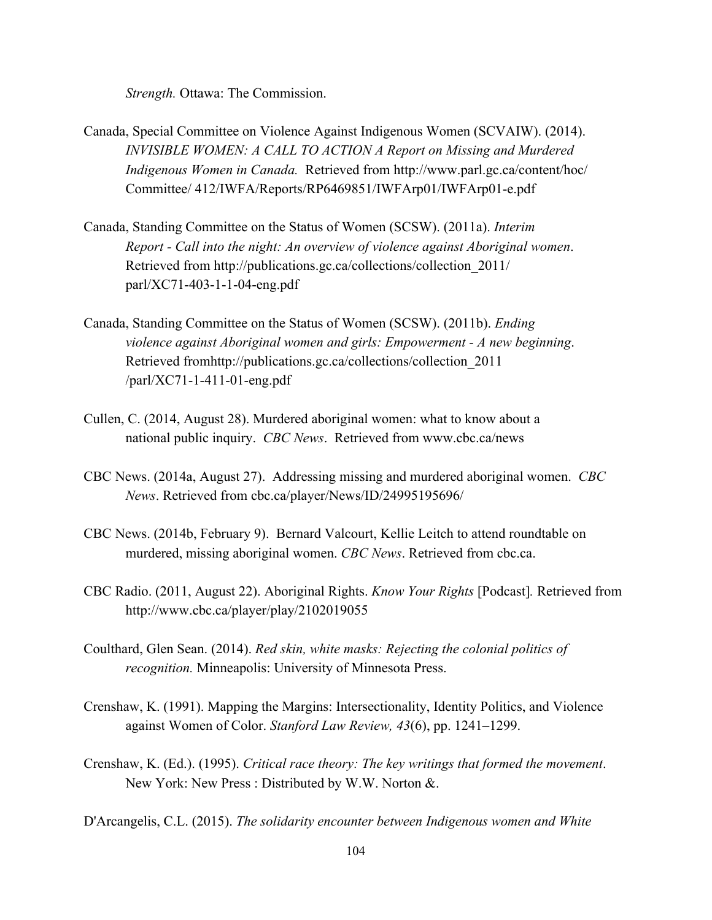*Strength.* Ottawa: The Commission.

Canada, Special Committee on Violence Against Indigenous Women (SCVAIW). (2014). *INVISIBLE WOMEN: A CALL TO ACTION A Report on Missing and Murdered Indigenous Women in Canada.* Retrieved from http://www.parl.gc.ca/content/hoc/Committee/ 412/IWFA/Reports/RP6469851/IWFArp01/IWFArp01-e.pdf

Canada, Standing Committee on the Status of Women (SCSW). (2011a). *Interim Report - Call into the night: An overview of violence against Aboriginal women*. Retrieved from http://publications.gc.ca/collections/collection_2011/parl/XC71-403-1-1-04-eng.pdf

Canada, Standing Committee on the Status of Women (SCSW). (2011b). *Ending violence against Aboriginal women and girls: Empowerment - A new beginning*. Retrieved fromhttp://publications.gc.ca/collections/collection_2011/parl/XC71-1-411-01-eng.pdf

Cullen, C. (2014, August 28). Murdered aboriginal women: what to know about a national public inquiry. *CBC News*. Retrieved from www.cbc.ca/news

CBC News. (2014a, August 27). Addressing missing and murdered aboriginal women. *CBC News*. Retrieved from cbc.ca/player/News/ID/24995195696/

CBC News. (2014b, February 9). Bernard Valcourt, Kellie Leitch to attend roundtable on murdered, missing aboriginal women. *CBC News*. Retrieved from cbc.ca.

CBC Radio. (2011, August 22). Aboriginal Rights. *Know Your Rights* [Podcast]. Retrieved from http://www.cbc.ca/player/play/2102019055

Coulthard, Glen Sean. (2014). *Red skin, white masks: Rejecting the colonial politics of recognition.* Minneapolis: University of Minnesota Press.

Crenshaw, K. (1991). Mapping the Margins: Intersectionality, Identity Politics, and Violence against Women of Color. *Stanford Law Review, 43*(6), pp. 1241–1299.

Crenshaw, K. (Ed.). (1995). *Critical race theory: The key writings that formed the movement*. New York: New Press : Distributed by W.W. Norton &.

D'Arcangelis, C.L. (2015). *The solidarity encounter between Indigenous women and White*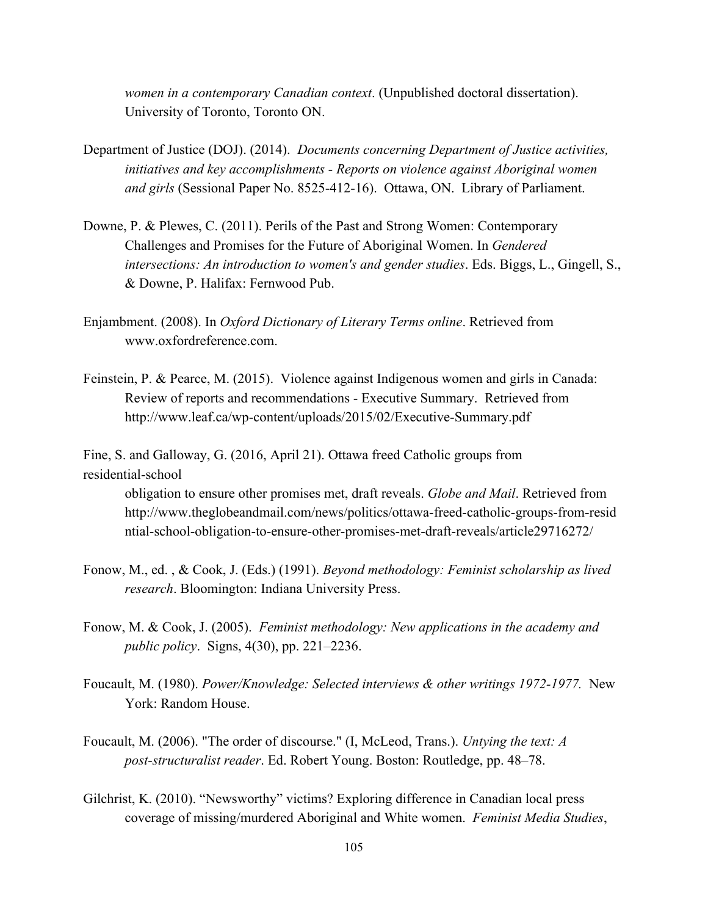*women in a contemporary Canadian context*. (Unpublished doctoral dissertation). University of Toronto, Toronto ON.

Department of Justice (DOJ). (2014). *Documents concerning Department of Justice activities, initiatives and key accomplishments - Reports on violence against Aboriginal women and girls* (Sessional Paper No. 8525-412-16). Ottawa, ON. Library of Parliament.

Downe, P. & Plewes, C. (2011). Perils of the Past and Strong Women: Contemporary Challenges and Promises for the Future of Aboriginal Women. In *Gendered intersections: An introduction to women's and gender studies*. Eds. Biggs, L., Gingell, S., & Downe, P. Halifax: Fernwood Pub.

Enjambment. (2008). In *Oxford Dictionary of Literary Terms online*. Retrieved from www.oxfordreference.com.

Feinstein, P. & Pearce, M. (2015). Violence against Indigenous women and girls in Canada: Review of reports and recommendations - Executive Summary. Retrieved from http://www.leaf.ca/wp-content/uploads/2015/02/Executive-Summary.pdf

Fine, S. and Galloway, G. (2016, April 21). Ottawa freed Catholic groups from residential-school
obligation to ensure other promises met, draft reveals. *Globe and Mail*. Retrieved from http://www.theglobeandmail.com/news/politics/ottawa-freed-catholic-groups-from-residntial-school-obligation-to-ensure-other-promises-met-draft-reveals/article29716272/

Fonow, M., ed. , & Cook, J. (Eds.) (1991). *Beyond methodology: Feminist scholarship as lived research*. Bloomington: Indiana University Press.

Fonow, M. & Cook, J. (2005). *Feminist methodology: New applications in the academy and public policy*. Signs, 4(30), pp. 221–2236.

Foucault, M. (1980). *Power/Knowledge: Selected interviews & other writings 1972-1977.* New York: Random House.

Foucault, M. (2006). "The order of discourse." (I, McLeod, Trans.). *Untying the text: A post-structuralist reader*. Ed. Robert Young. Boston: Routledge, pp. 48–78.

Gilchrist, K. (2010). "Newsworthy" victims? Exploring difference in Canadian local press coverage of missing/murdered Aboriginal and White women. *Feminist Media Studies*,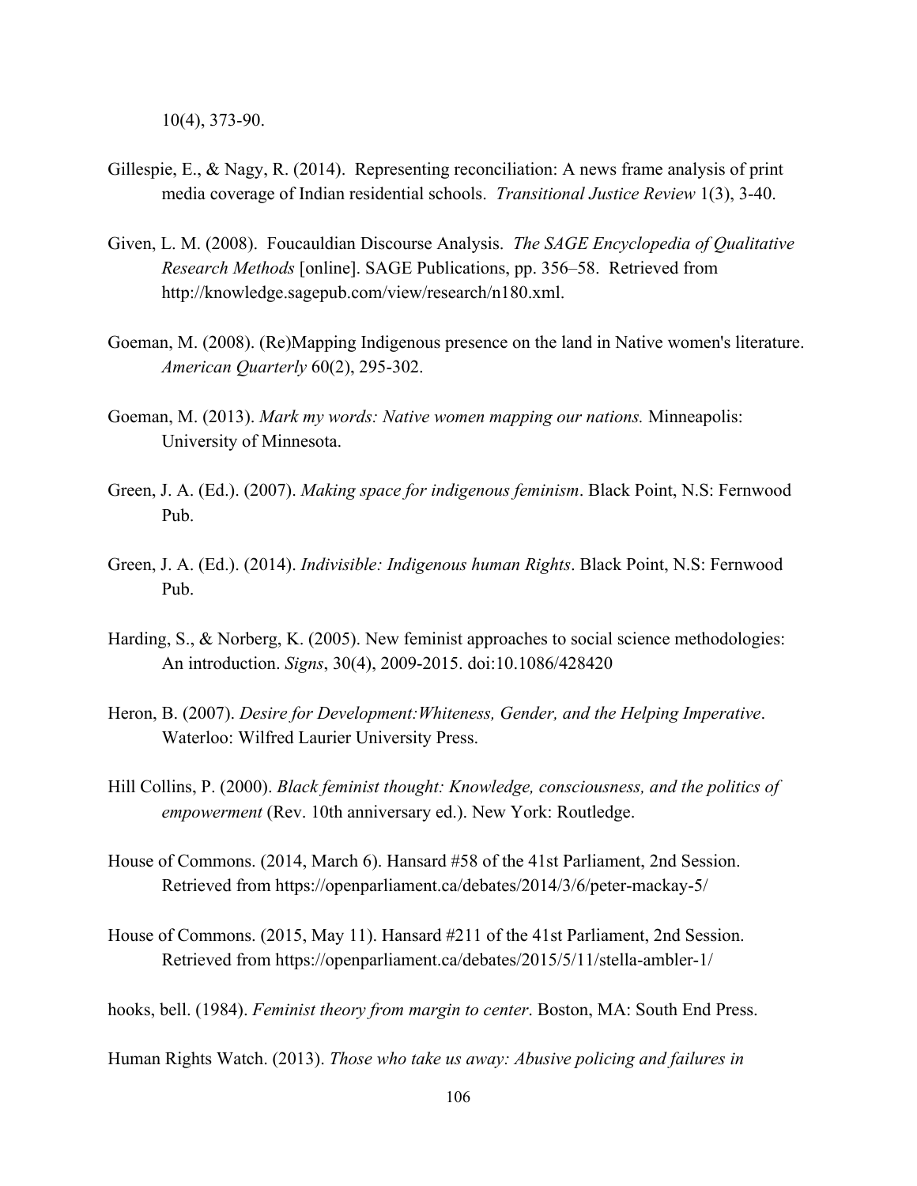10(4), 373-90.

Gillespie, E., & Nagy, R. (2014). Representing reconciliation: A news frame analysis of print media coverage of Indian residential schools. *Transitional Justice Review* 1(3), 3-40.

Given, L. M. (2008). Foucauldian Discourse Analysis. *The SAGE Encyclopedia of Qualitative Research Methods* [online]. SAGE Publications, pp. 356–58. Retrieved from http://knowledge.sagepub.com/view/research/n180.xml.

Goeman, M. (2008). (Re)Mapping Indigenous presence on the land in Native women's literature. *American Quarterly* 60(2), 295-302.

Goeman, M. (2013). *Mark my words: Native women mapping our nations.* Minneapolis: University of Minnesota.

Green, J. A. (Ed.). (2007). *Making space for indigenous feminism*. Black Point, N.S: Fernwood Pub.

Green, J. A. (Ed.). (2014). *Indivisible: Indigenous human Rights*. Black Point, N.S: Fernwood Pub.

Harding, S., & Norberg, K. (2005). New feminist approaches to social science methodologies: An introduction. *Signs*, 30(4), 2009-2015. doi:10.1086/428420

Heron, B. (2007). *Desire for Development:Whiteness, Gender, and the Helping Imperative*. Waterloo: Wilfred Laurier University Press.

Hill Collins, P. (2000). *Black feminist thought: Knowledge, consciousness, and the politics of empowerment* (Rev. 10th anniversary ed.). New York: Routledge.

House of Commons. (2014, March 6). Hansard #58 of the 41st Parliament, 2nd Session. Retrieved from https://openparliament.ca/debates/2014/3/6/peter-mackay-5/

House of Commons. (2015, May 11). Hansard #211 of the 41st Parliament, 2nd Session. Retrieved from https://openparliament.ca/debates/2015/5/11/stella-ambler-1/

hooks, bell. (1984). *Feminist theory from margin to center*. Boston, MA: South End Press.

Human Rights Watch. (2013). *Those who take us away: Abusive policing and failures in*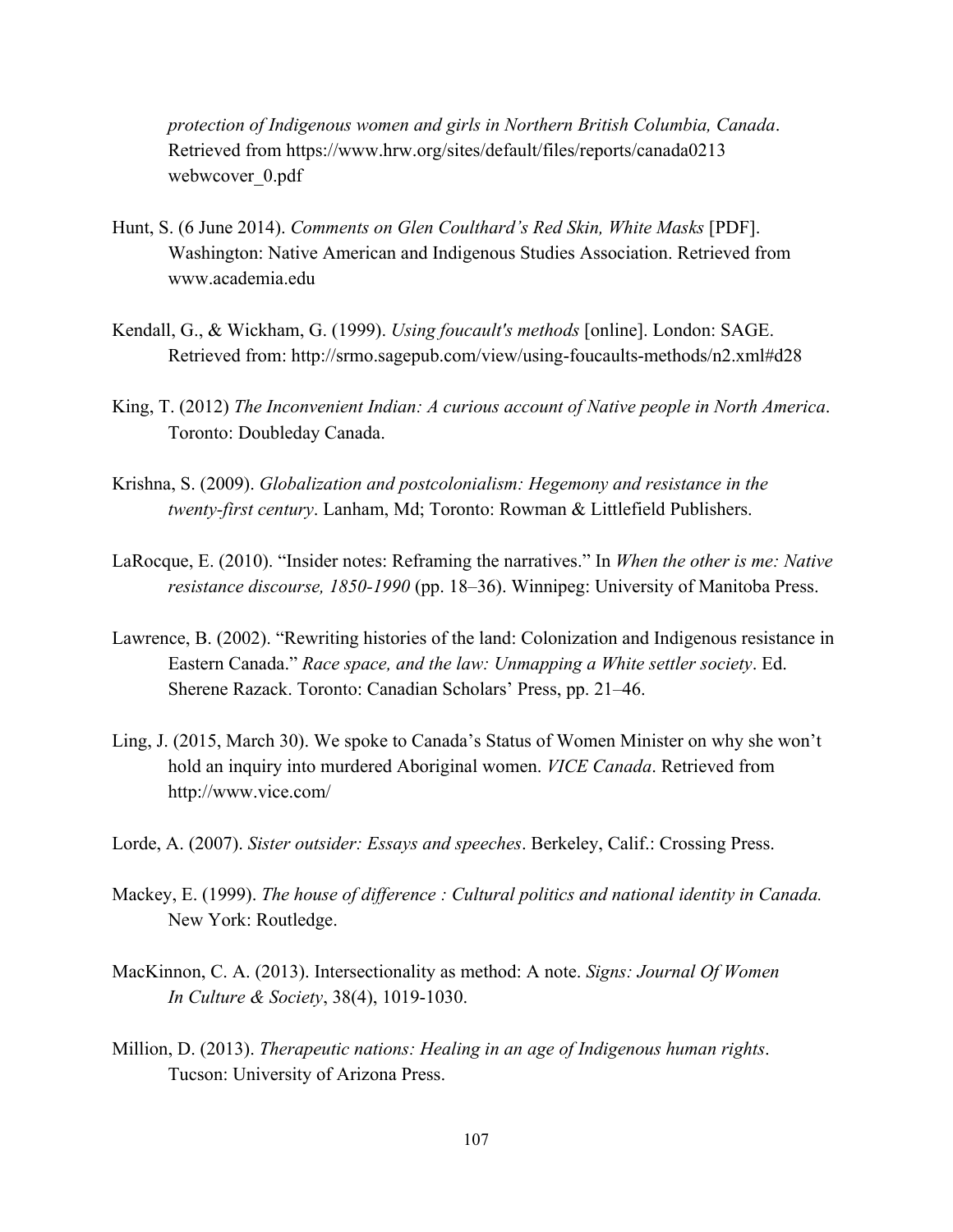*protection of Indigenous women and girls in Northern British Columbia, Canada*. Retrieved from https://www.hrw.org/sites/default/files/reports/canada0213 webwcover_0.pdf

Hunt, S. (6 June 2014). *Comments on Glen Coulthard's Red Skin, White Masks* [PDF]. Washington: Native American and Indigenous Studies Association. Retrieved from www.academia.edu

Kendall, G., & Wickham, G. (1999). *Using foucault's methods* [online]. London: SAGE. Retrieved from: http://srmo.sagepub.com/view/using-foucaults-methods/n2.xml#d28

King, T. (2012) *The Inconvenient Indian: A curious account of Native people in North America*. Toronto: Doubleday Canada.

Krishna, S. (2009). *Globalization and postcolonialism: Hegemony and resistance in the twenty-first century*. Lanham, Md; Toronto: Rowman & Littlefield Publishers.

LaRocque, E. (2010). "Insider notes: Reframing the narratives." In *When the other is me: Native resistance discourse, 1850-1990* (pp. 18–36). Winnipeg: University of Manitoba Press.

Lawrence, B. (2002). "Rewriting histories of the land: Colonization and Indigenous resistance in Eastern Canada." *Race space, and the law: Unmapping a White settler society*. Ed. Sherene Razack. Toronto: Canadian Scholars' Press, pp. 21–46.

Ling, J. (2015, March 30). We spoke to Canada's Status of Women Minister on why she won't hold an inquiry into murdered Aboriginal women. *VICE Canada*. Retrieved from http://www.vice.com/

Lorde, A. (2007). *Sister outsider: Essays and speeches*. Berkeley, Calif.: Crossing Press.

Mackey, E. (1999). *The house of difference : Cultural politics and national identity in Canada.* New York: Routledge.

MacKinnon, C. A. (2013). Intersectionality as method: A note. *Signs: Journal Of Women In Culture & Society*, 38(4), 1019-1030.

Million, D. (2013). *Therapeutic nations: Healing in an age of Indigenous human rights*. Tucson: University of Arizona Press.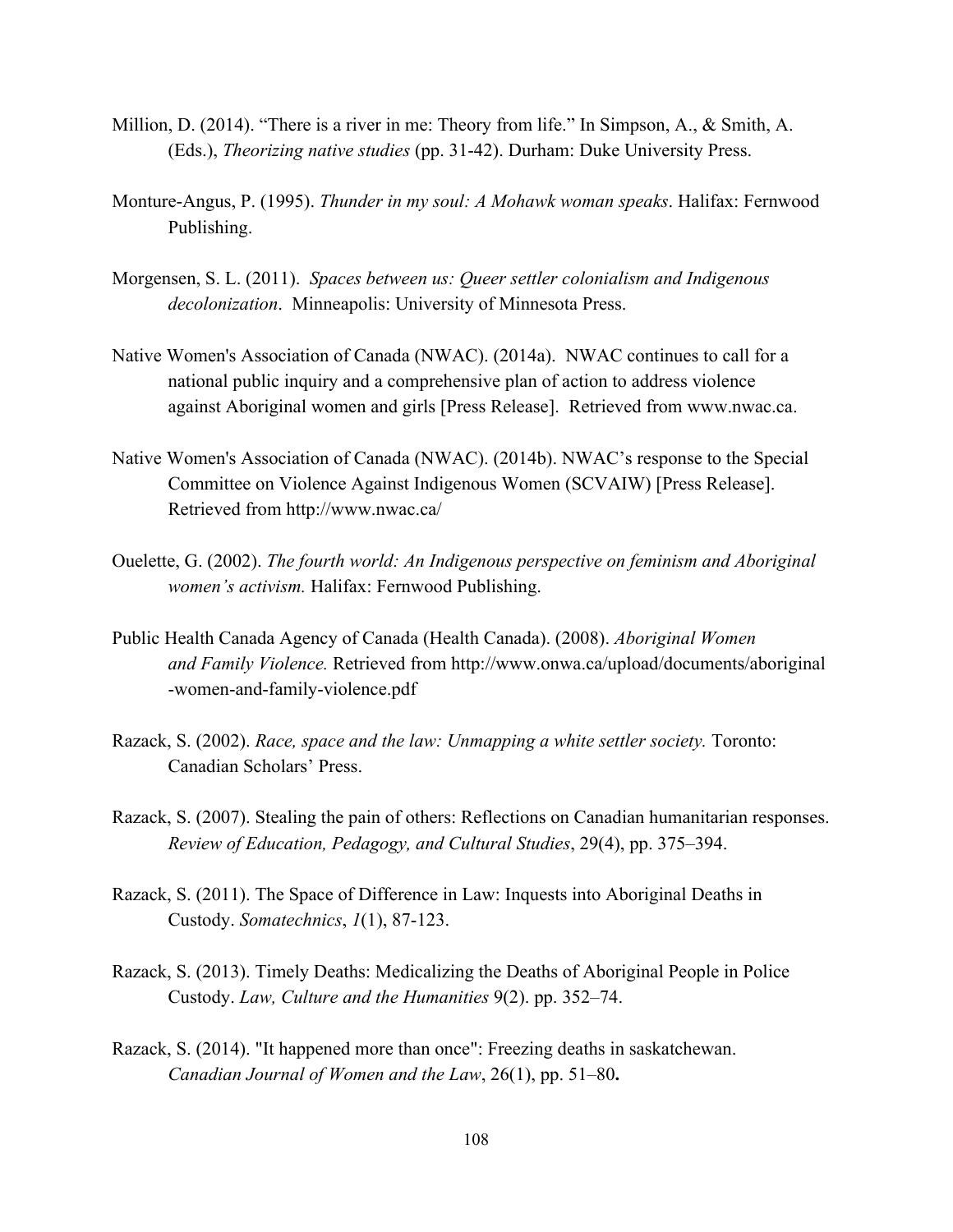Million, D. (2014). "There is a river in me: Theory from life." In Simpson, A., & Smith, A. (Eds.), *Theorizing native studies* (pp. 31-42). Durham: Duke University Press.

Monture-Angus, P. (1995). *Thunder in my soul: A Mohawk woman speaks*. Halifax: Fernwood Publishing.

Morgensen, S. L. (2011). *Spaces between us: Queer settler colonialism and Indigenous decolonization*. Minneapolis: University of Minnesota Press.

Native Women's Association of Canada (NWAC). (2014a). NWAC continues to call for a national public inquiry and a comprehensive plan of action to address violence against Aboriginal women and girls [Press Release]. Retrieved from www.nwac.ca.

Native Women's Association of Canada (NWAC). (2014b). NWAC's response to the Special Committee on Violence Against Indigenous Women (SCVAIW) [Press Release]. Retrieved from http://www.nwac.ca/

Ouelette, G. (2002). *The fourth world: An Indigenous perspective on feminism and Aboriginal women's activism.* Halifax: Fernwood Publishing.

Public Health Canada Agency of Canada (Health Canada). (2008). *Aboriginal Women and Family Violence.* Retrieved from http://www.onwa.ca/upload/documents/aboriginal-women-and-family-violence.pdf

Razack, S. (2002). *Race, space and the law: Unmapping a white settler society.* Toronto: Canadian Scholars' Press.

Razack, S. (2007). Stealing the pain of others: Reflections on Canadian humanitarian responses. *Review of Education, Pedagogy, and Cultural Studies*, 29(4), pp. 375–394.

Razack, S. (2011). The Space of Difference in Law: Inquests into Aboriginal Deaths in Custody. *Somatechnics*, *1*(1), 87-123.

Razack, S. (2013). Timely Deaths: Medicalizing the Deaths of Aboriginal People in Police Custody. *Law, Culture and the Humanities* 9(2). pp. 352–74.

Razack, S. (2014). "It happened more than once": Freezing deaths in saskatchewan. *Canadian Journal of Women and the Law*, 26(1), pp. 51–80**.**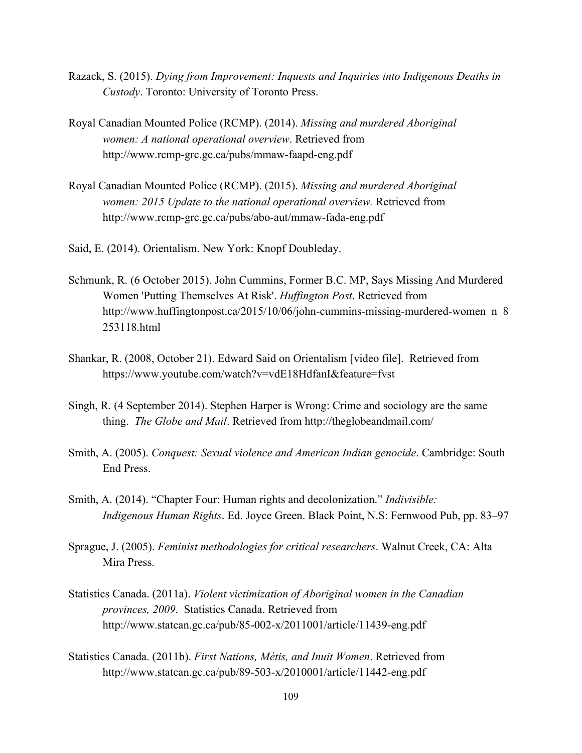Razack, S. (2015). *Dying from Improvement: Inquests and Inquiries into Indigenous Deaths in Custody*. Toronto: University of Toronto Press.

Royal Canadian Mounted Police (RCMP). (2014). *Missing and murdered Aboriginal women: A national operational overview*. Retrieved from http://www.rcmp-grc.gc.ca/pubs/mmaw-faapd-eng.pdf

Royal Canadian Mounted Police (RCMP). (2015). *Missing and murdered Aboriginal women: 2015 Update to the national operational overview.* Retrieved from http://www.rcmp-grc.gc.ca/pubs/abo-aut/mmaw-fada-eng.pdf

Said, E. (2014). Orientalism. New York: Knopf Doubleday.

Schmunk, R. (6 October 2015). John Cummins, Former B.C. MP, Says Missing And Murdered Women 'Putting Themselves At Risk'. *Huffington Post*. Retrieved from http://www.huffingtonpost.ca/2015/10/06/john-cummins-missing-murdered-women_n_8253118.html

Shankar, R. (2008, October 21). Edward Said on Orientalism [video file]. Retrieved from https://www.youtube.com/watch?v=vdE18HdfanI&feature=fvst

Singh, R. (4 September 2014). Stephen Harper is Wrong: Crime and sociology are the same thing. *The Globe and Mail*. Retrieved from http://theglobeandmail.com/

Smith, A. (2005). *Conquest: Sexual violence and American Indian genocide*. Cambridge: South End Press.

Smith, A. (2014). "Chapter Four: Human rights and decolonization." *Indivisible: Indigenous Human Rights*. Ed. Joyce Green. Black Point, N.S: Fernwood Pub, pp. 83–97

Sprague, J. (2005). *Feminist methodologies for critical researchers*. Walnut Creek, CA: Alta Mira Press.

Statistics Canada. (2011a). *Violent victimization of Aboriginal women in the Canadian provinces, 2009*. Statistics Canada. Retrieved from http://www.statcan.gc.ca/pub/85-002-x/2011001/article/11439-eng.pdf

Statistics Canada. (2011b). *First Nations, Métis, and Inuit Women*. Retrieved from http://www.statcan.gc.ca/pub/89-503-x/2010001/article/11442-eng.pdf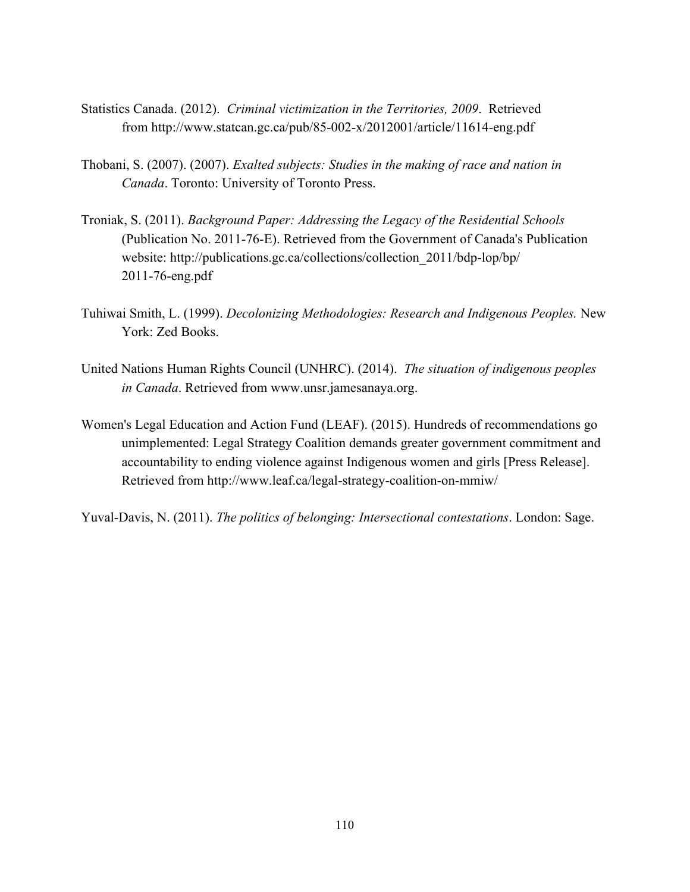Statistics Canada. (2012). *Criminal victimization in the Territories, 2009*. Retrieved from http://www.statcan.gc.ca/pub/85-002-x/2012001/article/11614-eng.pdf

Thobani, S. (2007). (2007). *Exalted subjects: Studies in the making of race and nation in Canada*. Toronto: University of Toronto Press.

Troniak, S. (2011). *Background Paper: Addressing the Legacy of the Residential Schools* (Publication No. 2011-76-E). Retrieved from the Government of Canada's Publication website: http://publications.gc.ca/collections/collection_2011/bdp-lop/bp/2011-76-eng.pdf

Tuhiwai Smith, L. (1999). *Decolonizing Methodologies: Research and Indigenous Peoples.* New York: Zed Books.

United Nations Human Rights Council (UNHRC). (2014). *The situation of indigenous peoples in Canada*. Retrieved from www.unsr.jamesanaya.org.

Women's Legal Education and Action Fund (LEAF). (2015). Hundreds of recommendations go unimplemented: Legal Strategy Coalition demands greater government commitment and accountability to ending violence against Indigenous women and girls [Press Release]. Retrieved from http://www.leaf.ca/legal-strategy-coalition-on-mmiw/

Yuval-Davis, N. (2011). *The politics of belonging: Intersectional contestations*. London: Sage.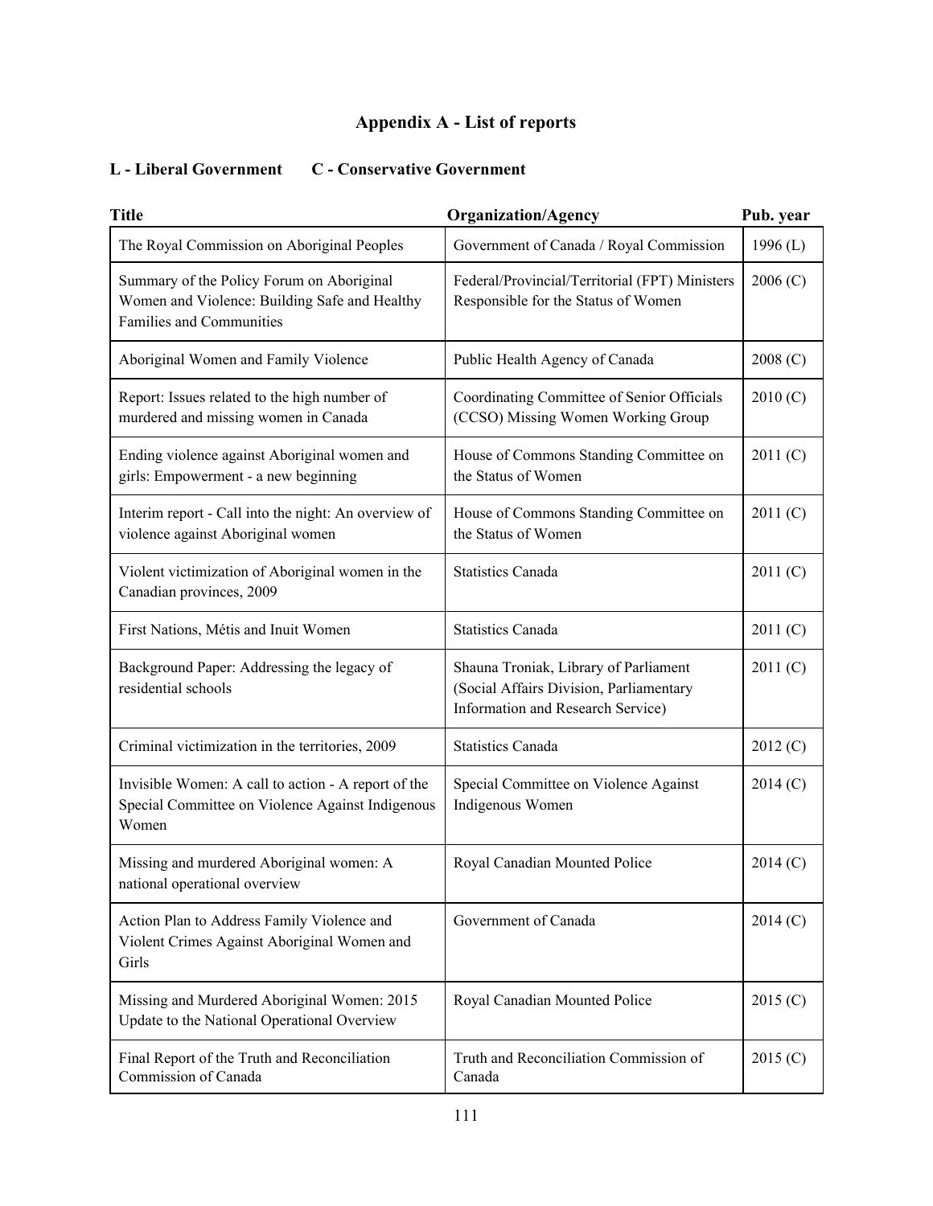# Appendix A - List of reports

**L - Liberal Government C - Conservative Government**

| Title | Organization/Agency | Pub. year |
|---|---|---|
| The Royal Commission on Aboriginal Peoples | Government of Canada / Royal Commission | 1996 (L) |
| Summary of the Policy Forum on Aboriginal Women and Violence: Building Safe and Healthy Families and Communities | Federal/Provincial/Territorial (FPT) Ministers Responsible for the Status of Women | 2006 (C) |
| Aboriginal Women and Family Violence | Public Health Agency of Canada | 2008 (C) |
| Report: Issues related to the high number of murdered and missing women in Canada | Coordinating Committee of Senior Officials (CCSO) Missing Women Working Group | 2010 (C) |
| Ending violence against Aboriginal women and girls: Empowerment - a new beginning | House of Commons Standing Committee on the Status of Women | 2011 (C) |
| Interim report - Call into the night: An overview of violence against Aboriginal women | House of Commons Standing Committee on the Status of Women | 2011 (C) |
| Violent victimization of Aboriginal women in the Canadian provinces, 2009 | Statistics Canada | 2011 (C) |
| First Nations, Métis and Inuit Women | Statistics Canada | 2011 (C) |
| Background Paper: Addressing the legacy of residential schools | Shauna Troniak, Library of Parliament (Social Affairs Division, Parliamentary Information and Research Service) | 2011 (C) |
| Criminal victimization in the territories, 2009 | Statistics Canada | 2012 (C) |
| Invisible Women: A call to action - A report of the Special Committee on Violence Against Indigenous Women | Special Committee on Violence Against Indigenous Women | 2014 (C) |
| Missing and murdered Aboriginal women: A national operational overview | Royal Canadian Mounted Police | 2014 (C) |
| Action Plan to Address Family Violence and Violent Crimes Against Aboriginal Women and Girls | Government of Canada | 2014 (C) |
| Missing and Murdered Aboriginal Women: 2015 Update to the National Operational Overview | Royal Canadian Mounted Police | 2015 (C) |
| Final Report of the Truth and Reconciliation Commission of Canada | Truth and Reconciliation Commission of Canada | 2015 (C) |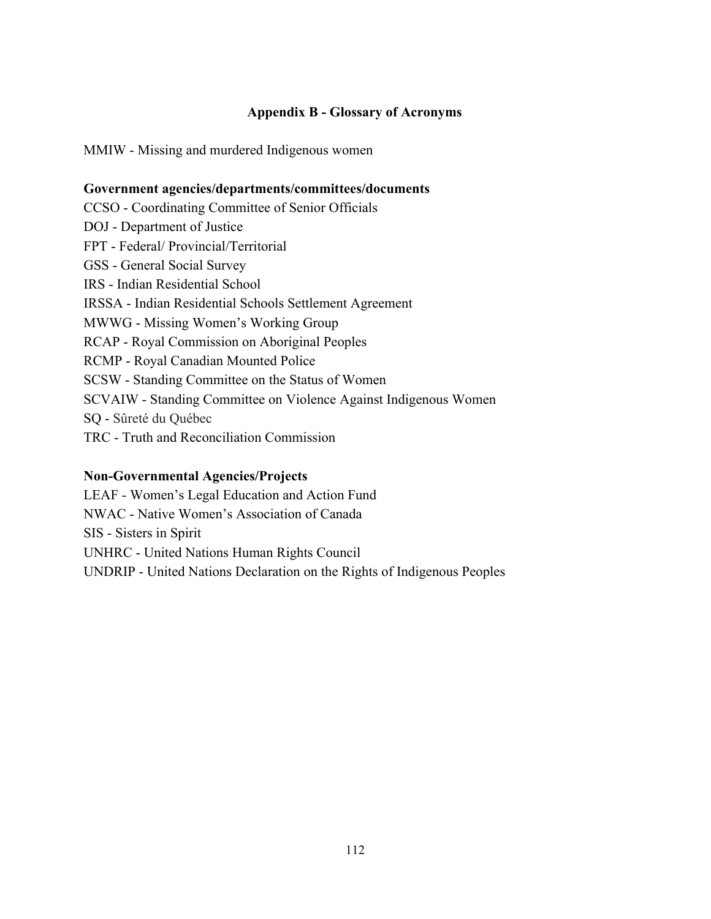## Appendix B - Glossary of Acronyms

MMIW - Missing and murdered Indigenous women

**Government agencies/departments/committees/documents**

CCSO - Coordinating Committee of Senior Officials
DOJ - Department of Justice
FPT - Federal/ Provincial/Territorial
GSS - General Social Survey
IRS - Indian Residential School
IRSSA - Indian Residential Schools Settlement Agreement
MWWG - Missing Women's Working Group
RCAP - Royal Commission on Aboriginal Peoples
RCMP - Royal Canadian Mounted Police
SCSW - Standing Committee on the Status of Women
SCVAIW - Standing Committee on Violence Against Indigenous Women
SQ - Sûreté du Québec
TRC - Truth and Reconciliation Commission

**Non-Governmental Agencies/Projects**

LEAF - Women's Legal Education and Action Fund
NWAC - Native Women's Association of Canada
SIS - Sisters in Spirit
UNHRC - United Nations Human Rights Council
UNDRIP - United Nations Declaration on the Rights of Indigenous Peoples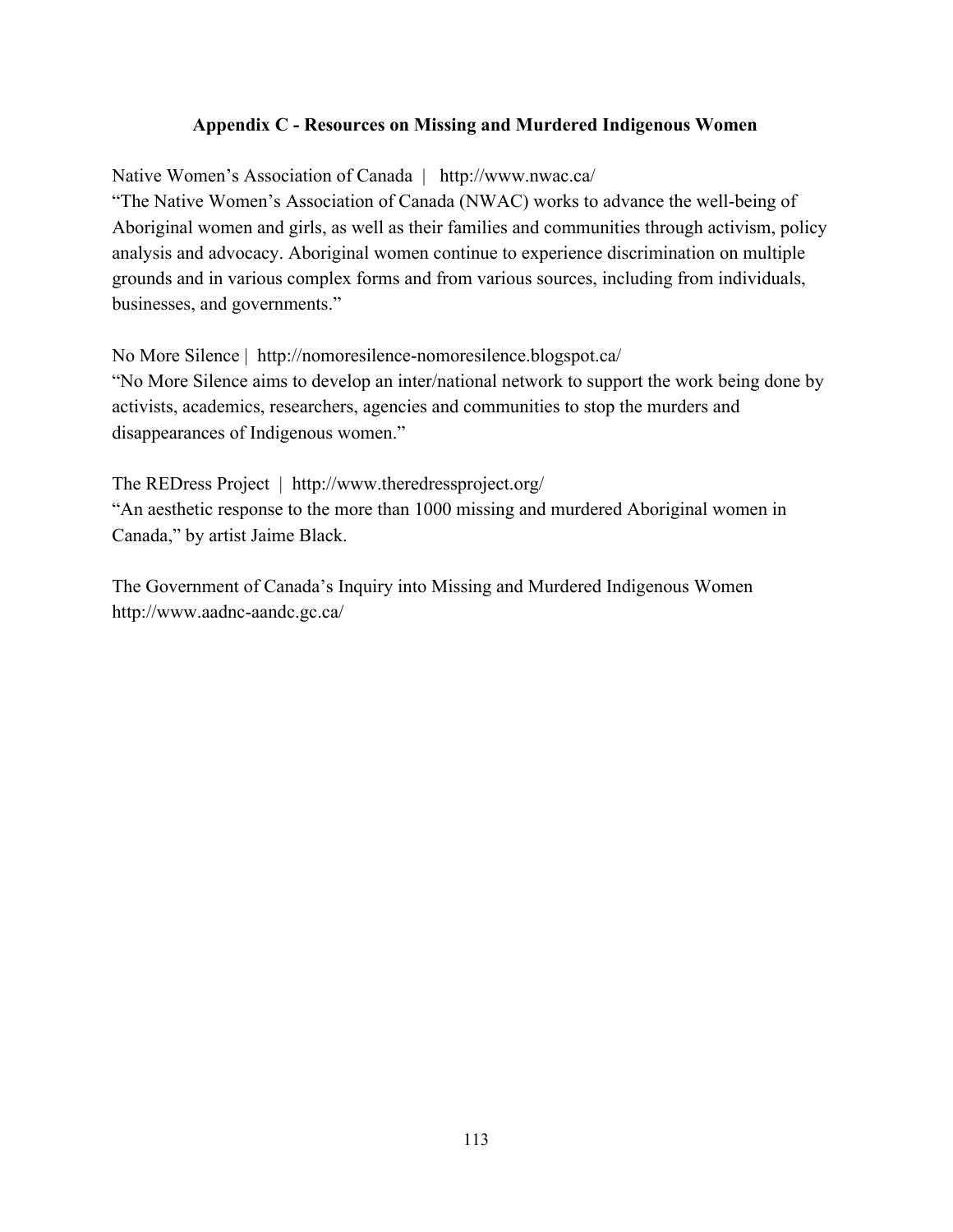## Appendix C - Resources on Missing and Murdered Indigenous Women

Native Women's Association of Canada | http://www.nwac.ca/

"The Native Women's Association of Canada (NWAC) works to advance the well-being of Aboriginal women and girls, as well as their families and communities through activism, policy analysis and advocacy. Aboriginal women continue to experience discrimination on multiple grounds and in various complex forms and from various sources, including from individuals, businesses, and governments."

No More Silence | http://nomoresilence-nomoresilence.blogspot.ca/

"No More Silence aims to develop an inter/national network to support the work being done by activists, academics, researchers, agencies and communities to stop the murders and disappearances of Indigenous women."

The REDress Project | http://www.theredressproject.org/

"An aesthetic response to the more than 1000 missing and murdered Aboriginal women in Canada," by artist Jaime Black.

The Government of Canada's Inquiry into Missing and Murdered Indigenous Women
http://www.aadnc-aandc.gc.ca/